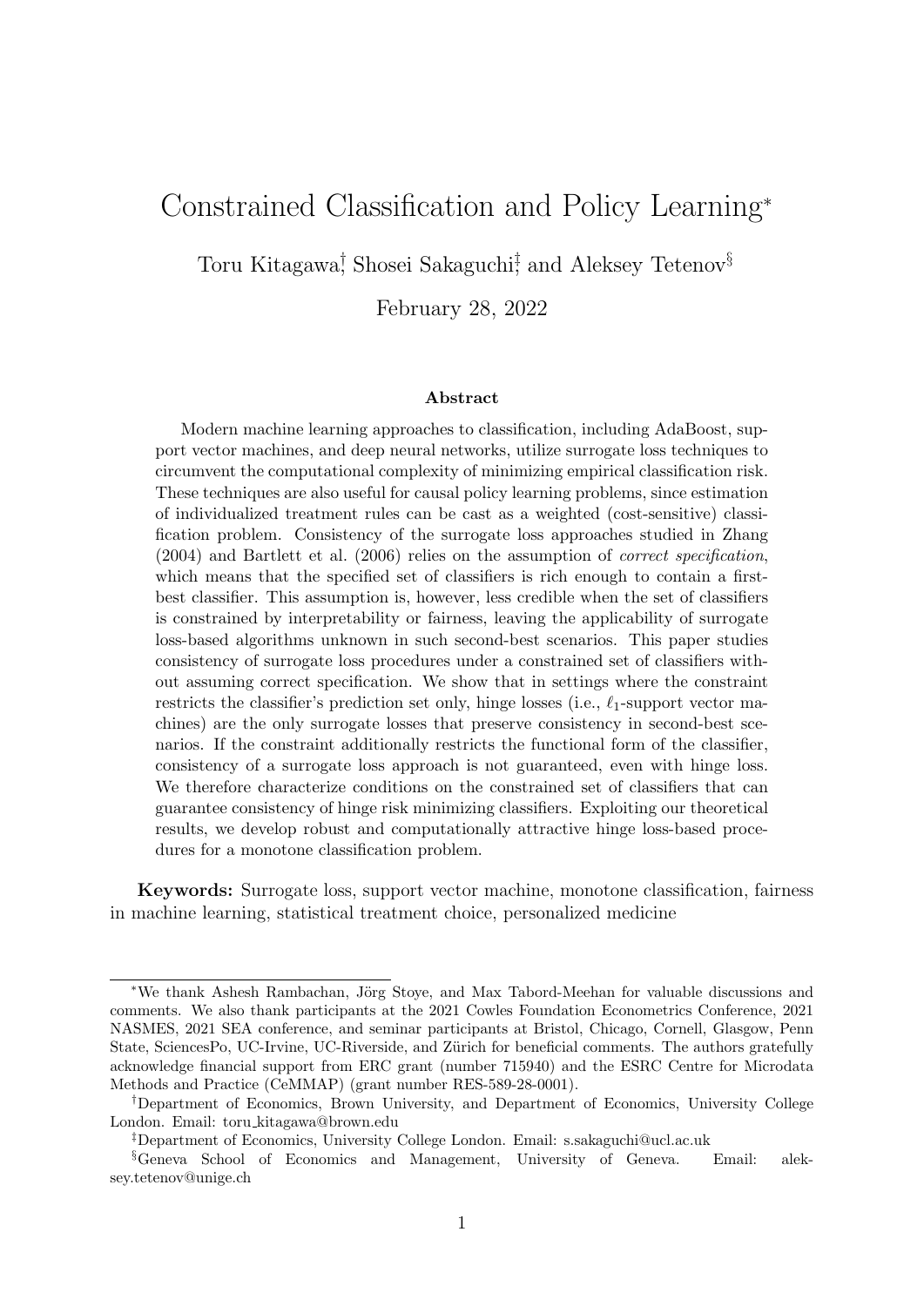# Constrained Classification and Policy Learning[*]

Toru Kitagawa[†], Shosei Sakaguchi[‡], and Aleksey Tetenov[§]

February 28, 2022

## Abstract

Modern machine learning approaches to classification, including AdaBoost, support vector machines, and deep neural networks, utilize surrogate loss techniques to circumvent the computational complexity of minimizing empirical classification risk. These techniques are also useful for causal policy learning problems, since estimation of individualized treatment rules can be cast as a weighted (cost-sensitive) classification problem. Consistency of the surrogate loss approaches studied in Zhang (2004) and Bartlett et al. (2006) relies on the assumption of *correct specification*, which means that the specified set of classifiers is rich enough to contain a first-best classifier. This assumption is, however, less credible when the set of classifiers is constrained by interpretability or fairness, leaving the applicability of surrogate loss-based algorithms unknown in such second-best scenarios. This paper studies consistency of surrogate loss procedures under a constrained set of classifiers without assuming correct specification. We show that in settings where the constraint restricts the classifier's prediction set only, hinge losses (i.e., $\ell_1$-support vector machines) are the only surrogate losses that preserve consistency in second-best scenarios. If the constraint additionally restricts the functional form of the classifier, consistency of a surrogate loss approach is not guaranteed, even with hinge loss. We therefore characterize conditions on the constrained set of classifiers that can guarantee consistency of hinge risk minimizing classifiers. Exploiting our theoretical results, we develop robust and computationally attractive hinge loss-based procedures for a monotone classification problem.

**Keywords:** Surrogate loss, support vector machine, monotone classification, fairness in machine learning, statistical treatment choice, personalized medicine

---

[*] We thank Ashesh Rambachan, Jörg Stoye, and Max Tabord-Meehan for valuable discussions and comments. We also thank participants at the 2021 Cowles Foundation Econometrics Conference, 2021 NASMES, 2021 SEA conference, and seminar participants at Bristol, Chicago, Cornell, Glasgow, Penn State, SciencesPo, UC-Irvine, UC-Riverside, and Zürich for beneficial comments. The authors gratefully acknowledge financial support from ERC grant (number 715940) and the ESRC Centre for Microdata Methods and Practice (CeMMAP) (grant number RES-589-28-0001).

[†] Department of Economics, Brown University, and Department of Economics, University College London. Email: toru_kitagawa@brown.edu

[‡] Department of Economics, University College London. Email: s.sakaguchi@ucl.ac.uk

[§] Geneva School of Economics and Management, University of Geneva. Email: aleksey.tetenov@unige.ch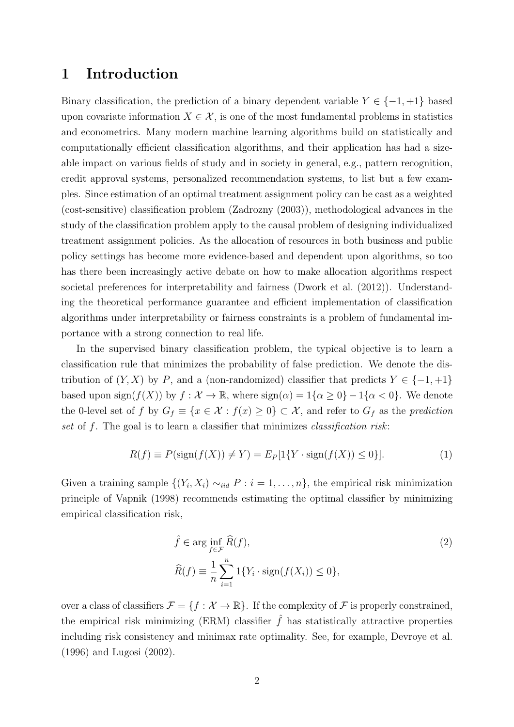# 1 Introduction

Binary classification, the prediction of a binary dependent variable $Y \in \{-1, +1\}$ based upon covariate information $X \in \mathcal{X}$, is one of the most fundamental problems in statistics and econometrics. Many modern machine learning algorithms build on statistically and computationally efficient classification algorithms, and their application has had a sizeable impact on various fields of study and in society in general, e.g., pattern recognition, credit approval systems, personalized recommendation systems, to list but a few examples. Since estimation of an optimal treatment assignment policy can be cast as a weighted (cost-sensitive) classification problem (Zadrozny (2003)), methodological advances in the study of the classification problem apply to the causal problem of designing individualized treatment assignment policies. As the allocation of resources in both business and public policy settings has become more evidence-based and dependent upon algorithms, so too has there been increasingly active debate on how to make allocation algorithms respect societal preferences for interpretability and fairness (Dwork et al. (2012)). Understanding the theoretical performance guarantee and efficient implementation of classification algorithms under interpretability or fairness constraints is a problem of fundamental importance with a strong connection to real life.

In the supervised binary classification problem, the typical objective is to learn a classification rule that minimizes the probability of false prediction. We denote the distribution of $(Y, X)$ by $P$, and a (non-randomized) classifier that predicts $Y \in \{-1, +1\}$ based upon $\text{sign}(f(X))$ by $f : \mathcal{X} \to \mathbb{R}$, where $\text{sign}(\alpha) = 1\{\alpha \geq 0\} - 1\{\alpha < 0\}$. We denote the 0-level set of $f$ by $G_f \equiv \{x \in \mathcal{X} : f(x) \geq 0\} \subset \mathcal{X}$, and refer to $G_f$ as the *prediction set* of $f$. The goal is to learn a classifier that minimizes *classification risk*:

$$R(f) \equiv P(\text{sign}(f(X)) \neq Y) = E_P[1\{Y \cdot \text{sign}(f(X)) \leq 0\}]. \tag{1}$$

Given a training sample $\{(Y_i, X_i) \sim_{iid} P : i = 1, \ldots, n\}$, the empirical risk minimization principle of Vapnik (1998) recommends estimating the optimal classifier by minimizing empirical classification risk,

$$\begin{aligned}
&\hat{f} \in \arg\inf_{f \in \mathcal{F}} \widehat{R}(f), \\
&\widehat{R}(f) \equiv \frac{1}{n} \sum_{i=1}^{n} 1\{Y_i \cdot \text{sign}(f(X_i)) \leq 0\},
\end{aligned} \tag{2}$$

over a class of classifiers $\mathcal{F} = \{f : \mathcal{X} \to \mathbb{R}\}$. If the complexity of $\mathcal{F}$ is properly constrained, the empirical risk minimizing (ERM) classifier $\hat{f}$ has statistically attractive properties including risk consistency and minimax rate optimality. See, for example, Devroye et al. (1996) and Lugosi (2002).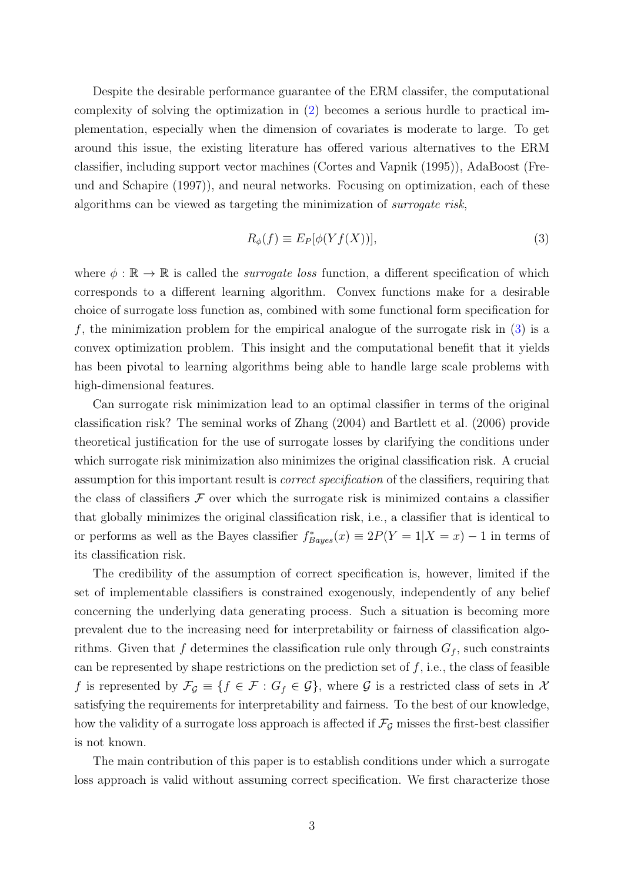Despite the desirable performance guarantee of the ERM classifer, the computational complexity of solving the optimization in (2) becomes a serious hurdle to practical implementation, especially when the dimension of covariates is moderate to large. To get around this issue, the existing literature has offered various alternatives to the ERM classifier, including support vector machines (Cortes and Vapnik (1995)), AdaBoost (Freund and Schapire (1997)), and neural networks. Focusing on optimization, each of these algorithms can be viewed as targeting the minimization of *surrogate risk*,

$$R_\phi(f) \equiv E_P[\phi(Yf(X))], \tag{3}$$

where $\phi : \mathbb{R} \to \mathbb{R}$ is called the *surrogate loss* function, a different specification of which corresponds to a different learning algorithm. Convex functions make for a desirable choice of surrogate loss function as, combined with some functional form specification for $f$, the minimization problem for the empirical analogue of the surrogate risk in (3) is a convex optimization problem. This insight and the computational benefit that it yields has been pivotal to learning algorithms being able to handle large scale problems with high-dimensional features.

Can surrogate risk minimization lead to an optimal classifier in terms of the original classification risk? The seminal works of Zhang (2004) and Bartlett et al. (2006) provide theoretical justification for the use of surrogate losses by clarifying the conditions under which surrogate risk minimization also minimizes the original classification risk. A crucial assumption for this important result is *correct specification* of the classifiers, requiring that the class of classifiers $\mathcal{F}$ over which the surrogate risk is minimized contains a classifier that globally minimizes the original classification risk, i.e., a classifier that is identical to or performs as well as the Bayes classifier $f^*_{Bayes}(x) \equiv 2P(Y = 1|X = x) - 1$ in terms of its classification risk.

The credibility of the assumption of correct specification is, however, limited if the set of implementable classifiers is constrained exogenously, independently of any belief concerning the underlying data generating process. Such a situation is becoming more prevalent due to the increasing need for interpretability or fairness of classification algorithms. Given that $f$ determines the classification rule only through $G_f$, such constraints can be represented by shape restrictions on the prediction set of $f$, i.e., the class of feasible $f$ is represented by $\mathcal{F}_\mathcal{G} \equiv \{f \in \mathcal{F} : G_f \in \mathcal{G}\}$, where $\mathcal{G}$ is a restricted class of sets in $\mathcal{X}$ satisfying the requirements for interpretability and fairness. To the best of our knowledge, how the validity of a surrogate loss approach is affected if $\mathcal{F}_\mathcal{G}$ misses the first-best classifier is not known.

The main contribution of this paper is to establish conditions under which a surrogate loss approach is valid without assuming correct specification. We first characterize those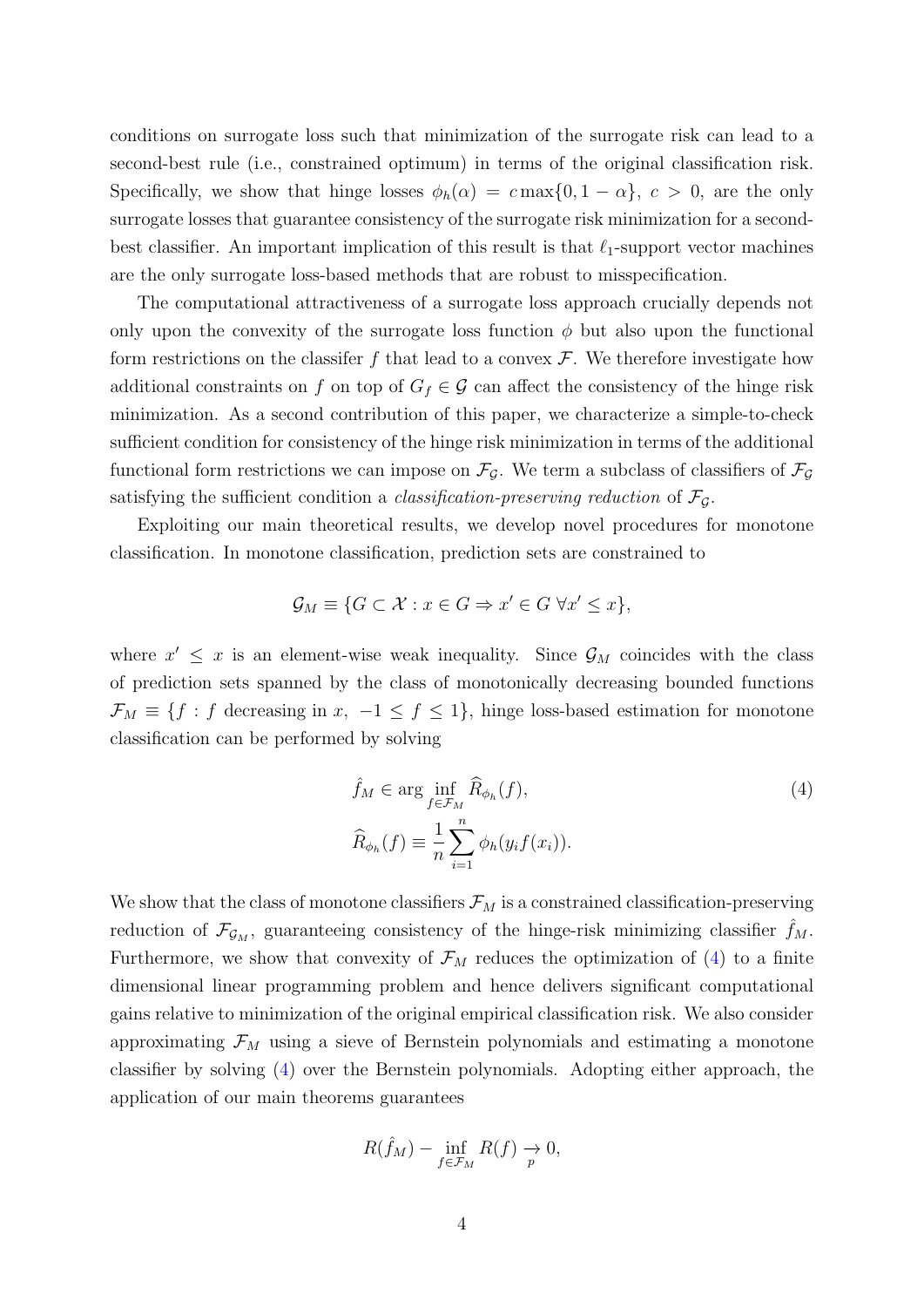conditions on surrogate loss such that minimization of the surrogate risk can lead to a second-best rule (i.e., constrained optimum) in terms of the original classification risk. Specifically, we show that hinge losses $\phi_h(\alpha) = c\max\{0, 1-\alpha\}$, $c > 0$, are the only surrogate losses that guarantee consistency of the surrogate risk minimization for a second-best classifier. An important implication of this result is that $\ell_1$-support vector machines are the only surrogate loss-based methods that are robust to misspecification.

The computational attractiveness of a surrogate loss approach crucially depends not only upon the convexity of the surrogate loss function $\phi$ but also upon the functional form restrictions on the classifer $f$ that lead to a convex $\mathcal{F}$. We therefore investigate how additional constraints on $f$ on top of $G_f \in \mathcal{G}$ can affect the consistency of the hinge risk minimization. As a second contribution of this paper, we characterize a simple-to-check sufficient condition for consistency of the hinge risk minimization in terms of the additional functional form restrictions we can impose on $\mathcal{F}_{\mathcal{G}}$. We term a subclass of classifiers of $\mathcal{F}_{\mathcal{G}}$ satisfying the sufficient condition a *classification-preserving reduction* of $\mathcal{F}_{\mathcal{G}}$.

Exploiting our main theoretical results, we develop novel procedures for monotone classification. In monotone classification, prediction sets are constrained to

$$\mathcal{G}_M \equiv \{G \subset \mathcal{X} : x \in G \Rightarrow x' \in G \; \forall x' \leq x\},$$

where $x' \leq x$ is an element-wise weak inequality. Since $\mathcal{G}_M$ coincides with the class of prediction sets spanned by the class of monotonically decreasing bounded functions $\mathcal{F}_M \equiv \{f : f \text{ decreasing in } x, \; -1 \leq f \leq 1\}$, hinge loss-based estimation for monotone classification can be performed by solving

$$\begin{aligned} \hat{f}_M &\in \arg \inf_{f \in \mathcal{F}_M} \widehat{R}_{\phi_h}(f), \\ \widehat{R}_{\phi_h}(f) &\equiv \frac{1}{n} \sum_{i=1}^{n} \phi_h(y_i f(x_i)). \end{aligned} \tag{4}$$

We show that the class of monotone classifiers $\mathcal{F}_M$ is a constrained classification-preserving reduction of $\mathcal{F}_{\mathcal{G}_M}$, guaranteeing consistency of the hinge-risk minimizing classifier $\hat{f}_M$. Furthermore, we show that convexity of $\mathcal{F}_M$ reduces the optimization of (4) to a finite dimensional linear programming problem and hence delivers significant computational gains relative to minimization of the original empirical classification risk. We also consider approximating $\mathcal{F}_M$ using a sieve of Bernstein polynomials and estimating a monotone classifier by solving (4) over the Bernstein polynomials. Adopting either approach, the application of our main theorems guarantees

$$R(\hat{f}_M) - \inf_{f \in \mathcal{F}_M} R(f) \underset{p}{\rightarrow} 0,$$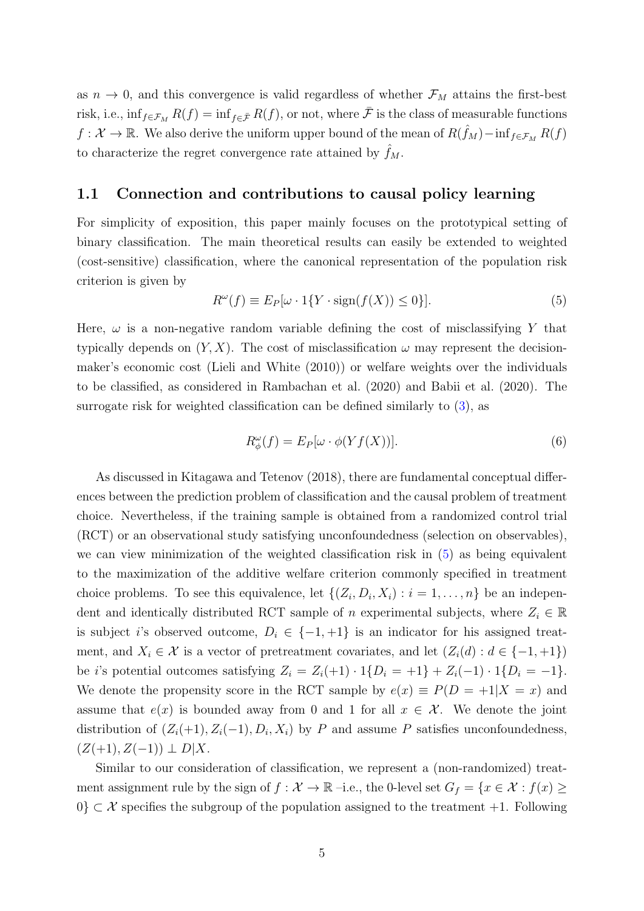as $n \to 0$, and this convergence is valid regardless of whether $\mathcal{F}_M$ attains the first-best risk, i.e., $\inf_{f \in \mathcal{F}_M} R(f) = \inf_{f \in \bar{\mathcal{F}}} R(f)$, or not, where $\bar{\mathcal{F}}$ is the class of measurable functions $f : \mathcal{X} \to \mathbb{R}$. We also derive the uniform upper bound of the mean of $R(\hat{f}_M) - \inf_{f \in \mathcal{F}_M} R(f)$ to characterize the regret convergence rate attained by $\hat{f}_M$.

## 1.1 Connection and contributions to causal policy learning

For simplicity of exposition, this paper mainly focuses on the prototypical setting of binary classification. The main theoretical results can easily be extended to weighted (cost-sensitive) classification, where the canonical representation of the population risk criterion is given by

$$R^{\omega}(f) \equiv E_P[\omega \cdot 1\{Y \cdot \operatorname{sign}(f(X)) \leq 0\}]. \tag{5}$$

Here, $\omega$ is a non-negative random variable defining the cost of misclassifying $Y$ that typically depends on $(Y, X)$. The cost of misclassification $\omega$ may represent the decision-maker's economic cost (Lieli and White (2010)) or welfare weights over the individuals to be classified, as considered in Rambachan et al. (2020) and Babii et al. (2020). The surrogate risk for weighted classification can be defined similarly to (3), as

$$R^{\omega}_{\phi}(f) = E_P[\omega \cdot \phi(Y f(X))]. \tag{6}$$

As discussed in Kitagawa and Tetenov (2018), there are fundamental conceptual differences between the prediction problem of classification and the causal problem of treatment choice. Nevertheless, if the training sample is obtained from a randomized control trial (RCT) or an observational study satisfying unconfoundedness (selection on observables), we can view minimization of the weighted classification risk in (5) as being equivalent to the maximization of the additive welfare criterion commonly specified in treatment choice problems. To see this equivalence, let $\{(Z_i, D_i, X_i) : i = 1, \ldots, n\}$ be an independent and identically distributed RCT sample of $n$ experimental subjects, where $Z_i \in \mathbb{R}$ is subject $i$'s observed outcome, $D_i \in \{-1, +1\}$ is an indicator for his assigned treatment, and $X_i \in \mathcal{X}$ is a vector of pretreatment covariates, and let $(Z_i(d) : d \in \{-1, +1\})$ be $i$'s potential outcomes satisfying $Z_i = Z_i(+1) \cdot 1\{D_i = +1\} + Z_i(-1) \cdot 1\{D_i = -1\}$. We denote the propensity score in the RCT sample by $e(x) \equiv P(D = +1 | X = x)$ and assume that $e(x)$ is bounded away from 0 and 1 for all $x \in \mathcal{X}$. We denote the joint distribution of $(Z_i(+1), Z_i(-1), D_i, X_i)$ by $P$ and assume $P$ satisfies unconfoundedness, $(Z(+1), Z(-1)) \perp D | X$.

Similar to our consideration of classification, we represent a (non-randomized) treatment assignment rule by the sign of $f : \mathcal{X} \to \mathbb{R}$ –i.e., the 0-level set $G_f = \{x \in \mathcal{X} : f(x) \geq 0\} \subset \mathcal{X}$ specifies the subgroup of the population assigned to the treatment $+1$. Following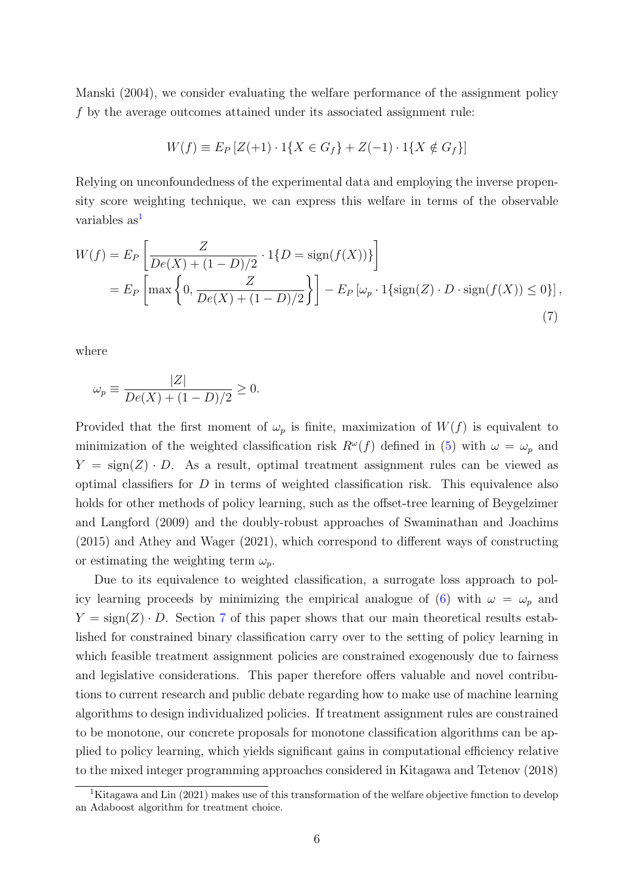Manski (2004), we consider evaluating the welfare performance of the assignment policy $f$ by the average outcomes attained under its associated assignment rule:

$$W(f) \equiv E_P \left[ Z(+1) \cdot 1\{X \in G_f\} + Z(-1) \cdot 1\{X \notin G_f\} \right]$$

Relying on unconfoundedness of the experimental data and employing the inverse propensity score weighting technique, we can express this welfare in terms of the observable variables as[1]

$$\begin{aligned} W(f) &= E_P \left[ \frac{Z}{De(X) + (1-D)/2} \cdot 1\{D = \text{sign}(f(X))\} \right] \\ &= E_P \left[ \max \left\{ 0, \frac{Z}{De(X) + (1-D)/2} \right\} \right] - E_P \left[ \omega_p \cdot 1\{\text{sign}(Z) \cdot D \cdot \text{sign}(f(X)) \leq 0\} \right], \end{aligned} \tag{7}$$

where

$$\omega_p \equiv \frac{|Z|}{De(X) + (1-D)/2} \geq 0.$$

Provided that the first moment of $\omega_p$ is finite, maximization of $W(f)$ is equivalent to minimization of the weighted classification risk $R^{\omega}(f)$ defined in (5) with $\omega = \omega_p$ and $Y = \text{sign}(Z) \cdot D$. As a result, optimal treatment assignment rules can be viewed as optimal classifiers for $D$ in terms of weighted classification risk. This equivalence also holds for other methods of policy learning, such as the offset-tree learning of Beygelzimer and Langford (2009) and the doubly-robust approaches of Swaminathan and Joachims (2015) and Athey and Wager (2021), which correspond to different ways of constructing or estimating the weighting term $\omega_p$.

Due to its equivalence to weighted classification, a surrogate loss approach to policy learning proceeds by minimizing the empirical analogue of (6) with $\omega = \omega_p$ and $Y = \text{sign}(Z) \cdot D$. Section 7 of this paper shows that our main theoretical results established for constrained binary classification carry over to the setting of policy learning in which feasible treatment assignment policies are constrained exogenously due to fairness and legislative considerations. This paper therefore offers valuable and novel contributions to current research and public debate regarding how to make use of machine learning algorithms to design individualized policies. If treatment assignment rules are constrained to be monotone, our concrete proposals for monotone classification algorithms can be applied to policy learning, which yields significant gains in computational efficiency relative to the mixed integer programming approaches considered in Kitagawa and Tetenov (2018)

[1] Kitagawa and Lin (2021) makes use of this transformation of the welfare objective function to develop an Adaboost algorithm for treatment choice.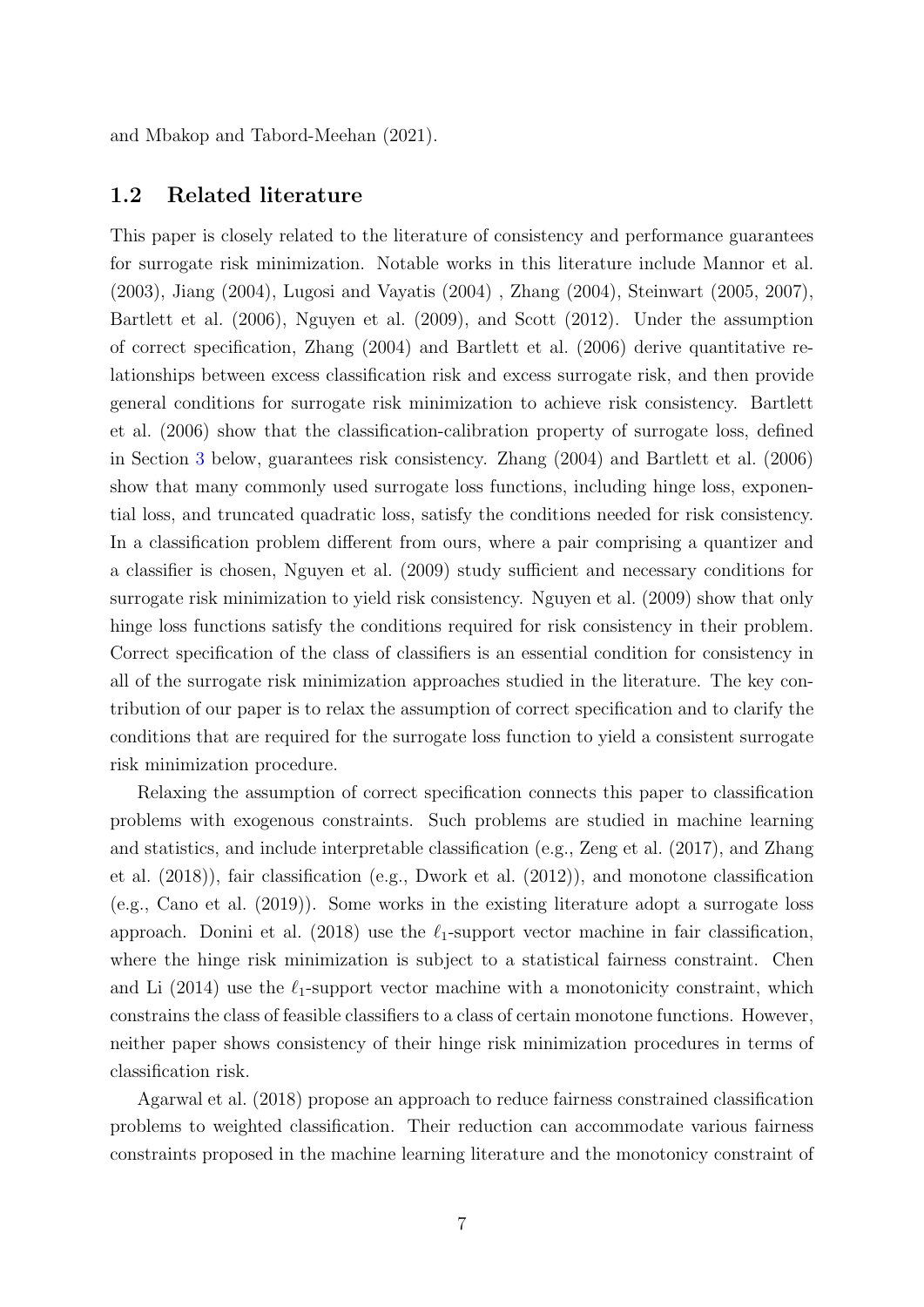and Mbakop and Tabord-Meehan (2021).

## 1.2 Related literature

This paper is closely related to the literature of consistency and performance guarantees for surrogate risk minimization. Notable works in this literature include Mannor et al. (2003), Jiang (2004), Lugosi and Vayatis (2004) , Zhang (2004), Steinwart (2005, 2007), Bartlett et al. (2006), Nguyen et al. (2009), and Scott (2012). Under the assumption of correct specification, Zhang (2004) and Bartlett et al. (2006) derive quantitative relationships between excess classification risk and excess surrogate risk, and then provide general conditions for surrogate risk minimization to achieve risk consistency. Bartlett et al. (2006) show that the classification-calibration property of surrogate loss, defined in Section 3 below, guarantees risk consistency. Zhang (2004) and Bartlett et al. (2006) show that many commonly used surrogate loss functions, including hinge loss, exponential loss, and truncated quadratic loss, satisfy the conditions needed for risk consistency. In a classification problem different from ours, where a pair comprising a quantizer and a classifier is chosen, Nguyen et al. (2009) study sufficient and necessary conditions for surrogate risk minimization to yield risk consistency. Nguyen et al. (2009) show that only hinge loss functions satisfy the conditions required for risk consistency in their problem. Correct specification of the class of classifiers is an essential condition for consistency in all of the surrogate risk minimization approaches studied in the literature. The key contribution of our paper is to relax the assumption of correct specification and to clarify the conditions that are required for the surrogate loss function to yield a consistent surrogate risk minimization procedure.

Relaxing the assumption of correct specification connects this paper to classification problems with exogenous constraints. Such problems are studied in machine learning and statistics, and include interpretable classification (e.g., Zeng et al. (2017), and Zhang et al. (2018)), fair classification (e.g., Dwork et al. (2012)), and monotone classification (e.g., Cano et al. (2019)). Some works in the existing literature adopt a surrogate loss approach. Donini et al. (2018) use the $\ell_1$-support vector machine in fair classification, where the hinge risk minimization is subject to a statistical fairness constraint. Chen and Li (2014) use the $\ell_1$-support vector machine with a monotonicity constraint, which constrains the class of feasible classifiers to a class of certain monotone functions. However, neither paper shows consistency of their hinge risk minimization procedures in terms of classification risk.

Agarwal et al. (2018) propose an approach to reduce fairness constrained classification problems to weighted classification. Their reduction can accommodate various fairness constraints proposed in the machine learning literature and the monotonicy constraint of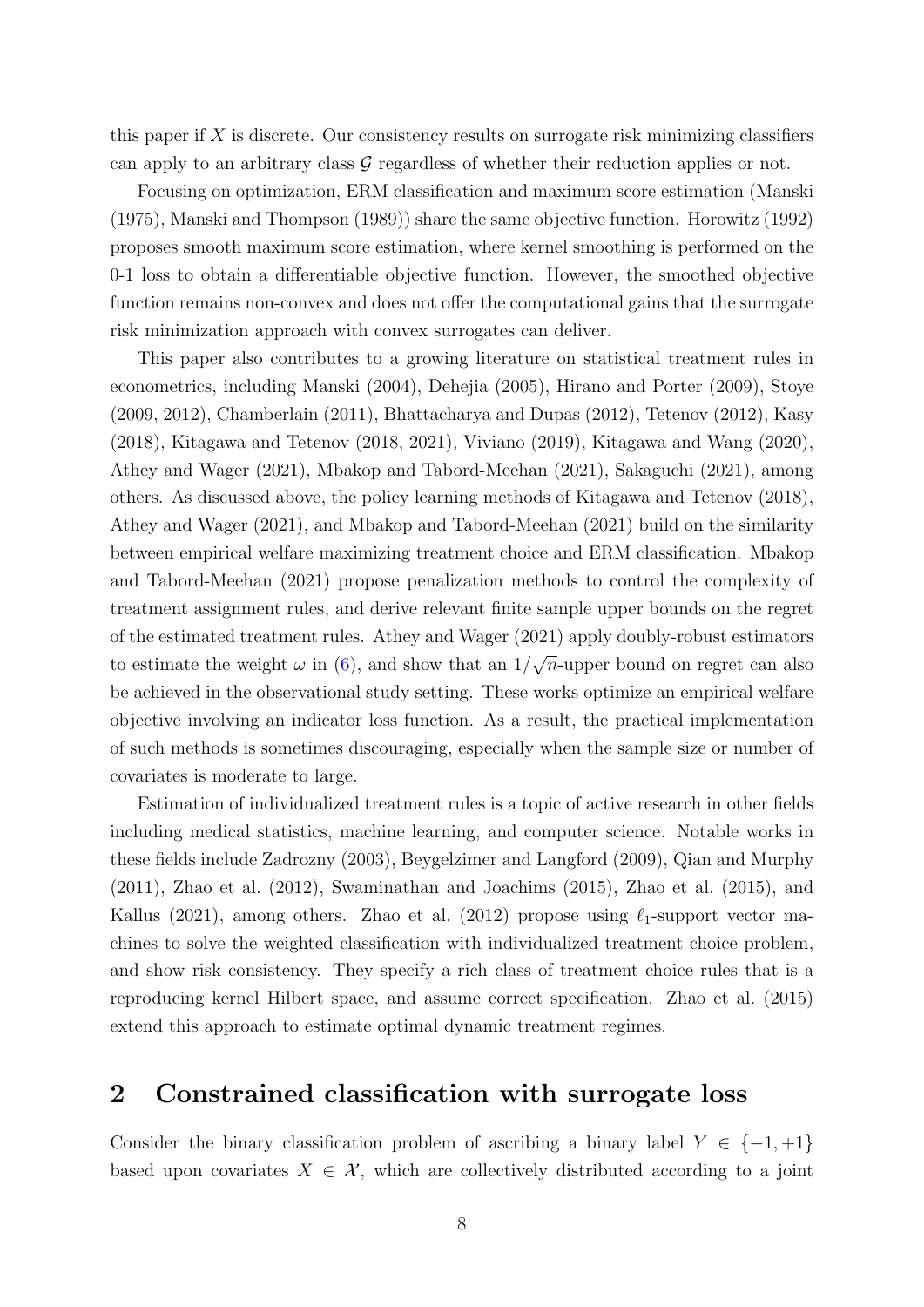this paper if $X$ is discrete. Our consistency results on surrogate risk minimizing classifiers can apply to an arbitrary class $\mathcal{G}$ regardless of whether their reduction applies or not.

Focusing on optimization, ERM classification and maximum score estimation (Manski (1975), Manski and Thompson (1989)) share the same objective function. Horowitz (1992) proposes smooth maximum score estimation, where kernel smoothing is performed on the 0-1 loss to obtain a differentiable objective function. However, the smoothed objective function remains non-convex and does not offer the computational gains that the surrogate risk minimization approach with convex surrogates can deliver.

This paper also contributes to a growing literature on statistical treatment rules in econometrics, including Manski (2004), Dehejia (2005), Hirano and Porter (2009), Stoye (2009, 2012), Chamberlain (2011), Bhattacharya and Dupas (2012), Tetenov (2012), Kasy (2018), Kitagawa and Tetenov (2018, 2021), Viviano (2019), Kitagawa and Wang (2020), Athey and Wager (2021), Mbakop and Tabord-Meehan (2021), Sakaguchi (2021), among others. As discussed above, the policy learning methods of Kitagawa and Tetenov (2018), Athey and Wager (2021), and Mbakop and Tabord-Meehan (2021) build on the similarity between empirical welfare maximizing treatment choice and ERM classification. Mbakop and Tabord-Meehan (2021) propose penalization methods to control the complexity of treatment assignment rules, and derive relevant finite sample upper bounds on the regret of the estimated treatment rules. Athey and Wager (2021) apply doubly-robust estimators to estimate the weight $\omega$ in (6), and show that an $1/\sqrt{n}$-upper bound on regret can also be achieved in the observational study setting. These works optimize an empirical welfare objective involving an indicator loss function. As a result, the practical implementation of such methods is sometimes discouraging, especially when the sample size or number of covariates is moderate to large.

Estimation of individualized treatment rules is a topic of active research in other fields including medical statistics, machine learning, and computer science. Notable works in these fields include Zadrozny (2003), Beygelzimer and Langford (2009), Qian and Murphy (2011), Zhao et al. (2012), Swaminathan and Joachims (2015), Zhao et al. (2015), and Kallus (2021), among others. Zhao et al. (2012) propose using $\ell_1$-support vector machines to solve the weighted classification with individualized treatment choice problem, and show risk consistency. They specify a rich class of treatment choice rules that is a reproducing kernel Hilbert space, and assume correct specification. Zhao et al. (2015) extend this approach to estimate optimal dynamic treatment regimes.

## 2 Constrained classification with surrogate loss

Consider the binary classification problem of ascribing a binary label $Y \in \{-1, +1\}$ based upon covariates $X \in \mathcal{X}$, which are collectively distributed according to a joint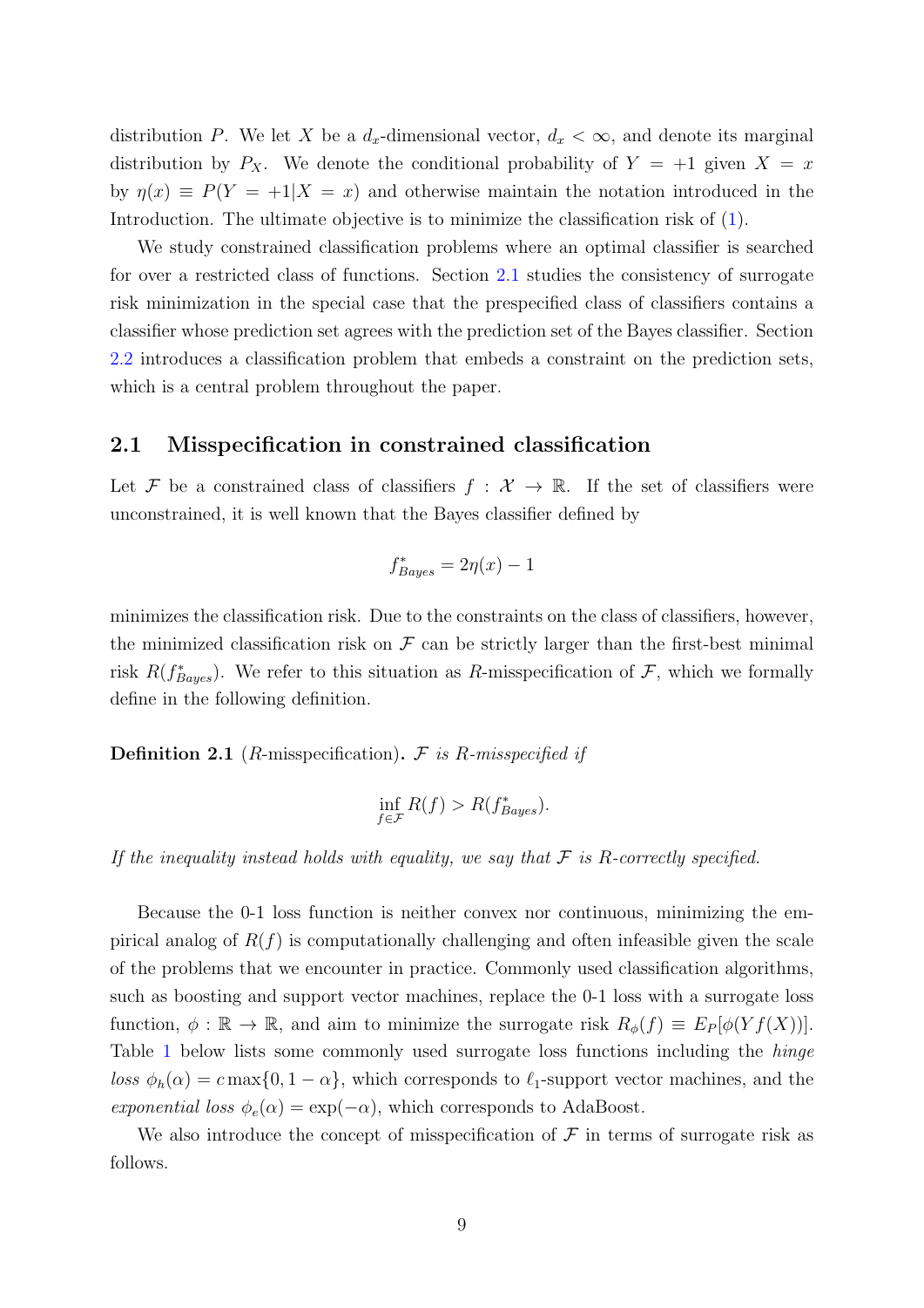distribution $P$. We let $X$ be a $d_x$-dimensional vector, $d_x < \infty$, and denote its marginal distribution by $P_X$. We denote the conditional probability of $Y = +1$ given $X = x$ by $\eta(x) \equiv P(Y = +1|X = x)$ and otherwise maintain the notation introduced in the Introduction. The ultimate objective is to minimize the classification risk of (1).

We study constrained classification problems where an optimal classifier is searched for over a restricted class of functions. Section 2.1 studies the consistency of surrogate risk minimization in the special case that the prespecified class of classifiers contains a classifier whose prediction set agrees with the prediction set of the Bayes classifier. Section 2.2 introduces a classification problem that embeds a constraint on the prediction sets, which is a central problem throughout the paper.

## 2.1 Misspecification in constrained classification

Let $\mathcal{F}$ be a constrained class of classifiers $f : \mathcal{X} \to \mathbb{R}$. If the set of classifiers were unconstrained, it is well known that the Bayes classifier defined by

$$f^*_{Bayes} = 2\eta(x) - 1$$

minimizes the classification risk. Due to the constraints on the class of classifiers, however, the minimized classification risk on $\mathcal{F}$ can be strictly larger than the first-best minimal risk $R(f^*_{Bayes})$. We refer to this situation as $R$-misspecification of $\mathcal{F}$, which we formally define in the following definition.

**Definition 2.1** ($R$-misspecification)**.** *$\mathcal{F}$ is $R$-misspecified if*

$$\inf_{f \in \mathcal{F}} R(f) > R(f^*_{Bayes}).$$

*If the inequality instead holds with equality, we say that $\mathcal{F}$ is $R$-correctly specified.*

Because the 0-1 loss function is neither convex nor continuous, minimizing the empirical analog of $R(f)$ is computationally challenging and often infeasible given the scale of the problems that we encounter in practice. Commonly used classification algorithms, such as boosting and support vector machines, replace the 0-1 loss with a surrogate loss function, $\phi : \mathbb{R} \to \mathbb{R}$, and aim to minimize the surrogate risk $R_\phi(f) \equiv E_P[\phi(Yf(X))]$. Table 1 below lists some commonly used surrogate loss functions including the *hinge loss* $\phi_h(\alpha) = c \max\{0, 1 - \alpha\}$, which corresponds to $\ell_1$-support vector machines, and the *exponential loss* $\phi_e(\alpha) = \exp(-\alpha)$, which corresponds to AdaBoost.

We also introduce the concept of misspecification of $\mathcal{F}$ in terms of surrogate risk as follows.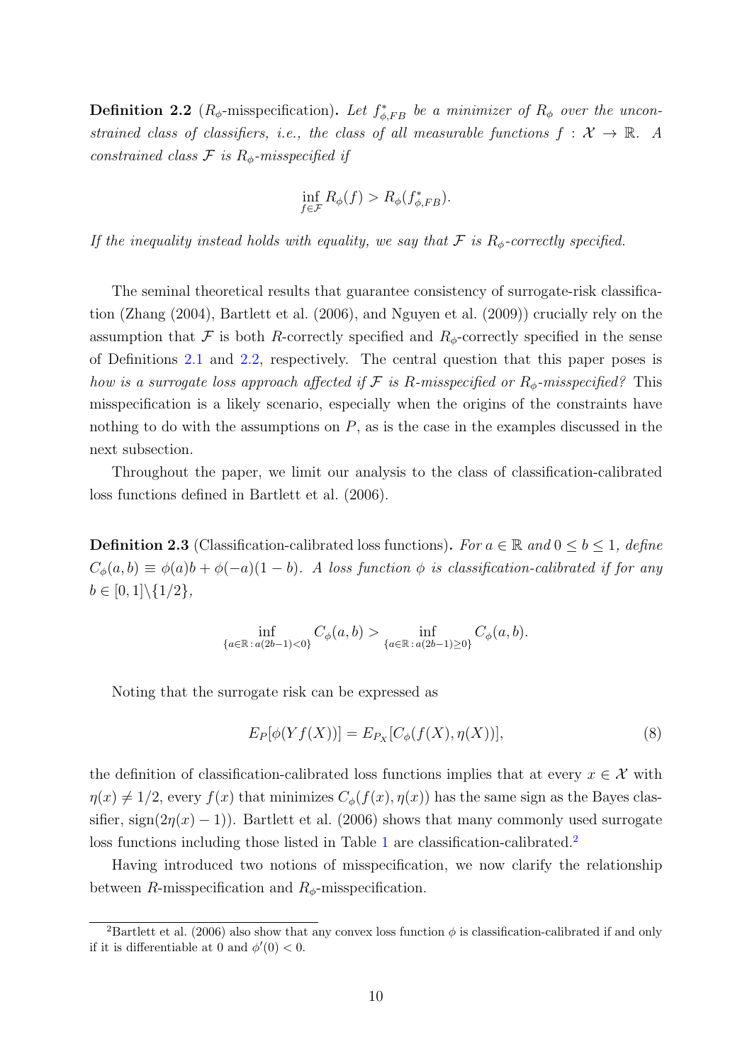**Definition 2.2** ($R_\phi$-misspecification)**.** *Let $f^*_{\phi,FB}$ be a minimizer of $R_\phi$ over the unconstrained class of classifiers, i.e., the class of all measurable functions $f : \mathcal{X} \to \mathbb{R}$. A constrained class $\mathcal{F}$ is $R_\phi$-misspecified if*

$$\inf_{f \in \mathcal{F}} R_\phi(f) > R_\phi(f^*_{\phi,FB}).$$

*If the inequality instead holds with equality, we say that $\mathcal{F}$ is $R_\phi$-correctly specified.*

The seminal theoretical results that guarantee consistency of surrogate-risk classification (Zhang (2004), Bartlett et al. (2006), and Nguyen et al. (2009)) crucially rely on the assumption that $\mathcal{F}$ is both $R$-correctly specified and $R_\phi$-correctly specified in the sense of Definitions 2.1 and 2.2, respectively. The central question that this paper poses is *how is a surrogate loss approach affected if $\mathcal{F}$ is $R$-misspecified or $R_\phi$-misspecified?* This misspecification is a likely scenario, especially when the origins of the constraints have nothing to do with the assumptions on $P$, as is the case in the examples discussed in the next subsection.

Throughout the paper, we limit our analysis to the class of classification-calibrated loss functions defined in Bartlett et al. (2006).

**Definition 2.3** (Classification-calibrated loss functions)**.** *For $a \in \mathbb{R}$ and $0 \le b \le 1$, define $C_\phi(a, b) \equiv \phi(a)b + \phi(-a)(1 - b)$. A loss function $\phi$ is classification-calibrated if for any $b \in [0, 1]\backslash\{1/2\}$,*

$$\inf_{\{a \in \mathbb{R} : a(2b-1) < 0\}} C_\phi(a, b) > \inf_{\{a \in \mathbb{R} : a(2b-1) \ge 0\}} C_\phi(a, b).$$

Noting that the surrogate risk can be expressed as

$$E_P[\phi(Yf(X))] = E_{P_X}[C_\phi(f(X), \eta(X))], \tag{8}$$

the definition of classification-calibrated loss functions implies that at every $x \in \mathcal{X}$ with $\eta(x) \neq 1/2$, every $f(x)$ that minimizes $C_\phi(f(x), \eta(x))$ has the same sign as the Bayes classifier, $\text{sign}(2\eta(x) - 1)$. Bartlett et al. (2006) shows that many commonly used surrogate loss functions including those listed in Table 1 are classification-calibrated.[2]

Having introduced two notions of misspecification, we now clarify the relationship between $R$-misspecification and $R_\phi$-misspecification.

[2]Bartlett et al. (2006) also show that any convex loss function $\phi$ is classification-calibrated if and only if it is differentiable at 0 and $\phi'(0) < 0$.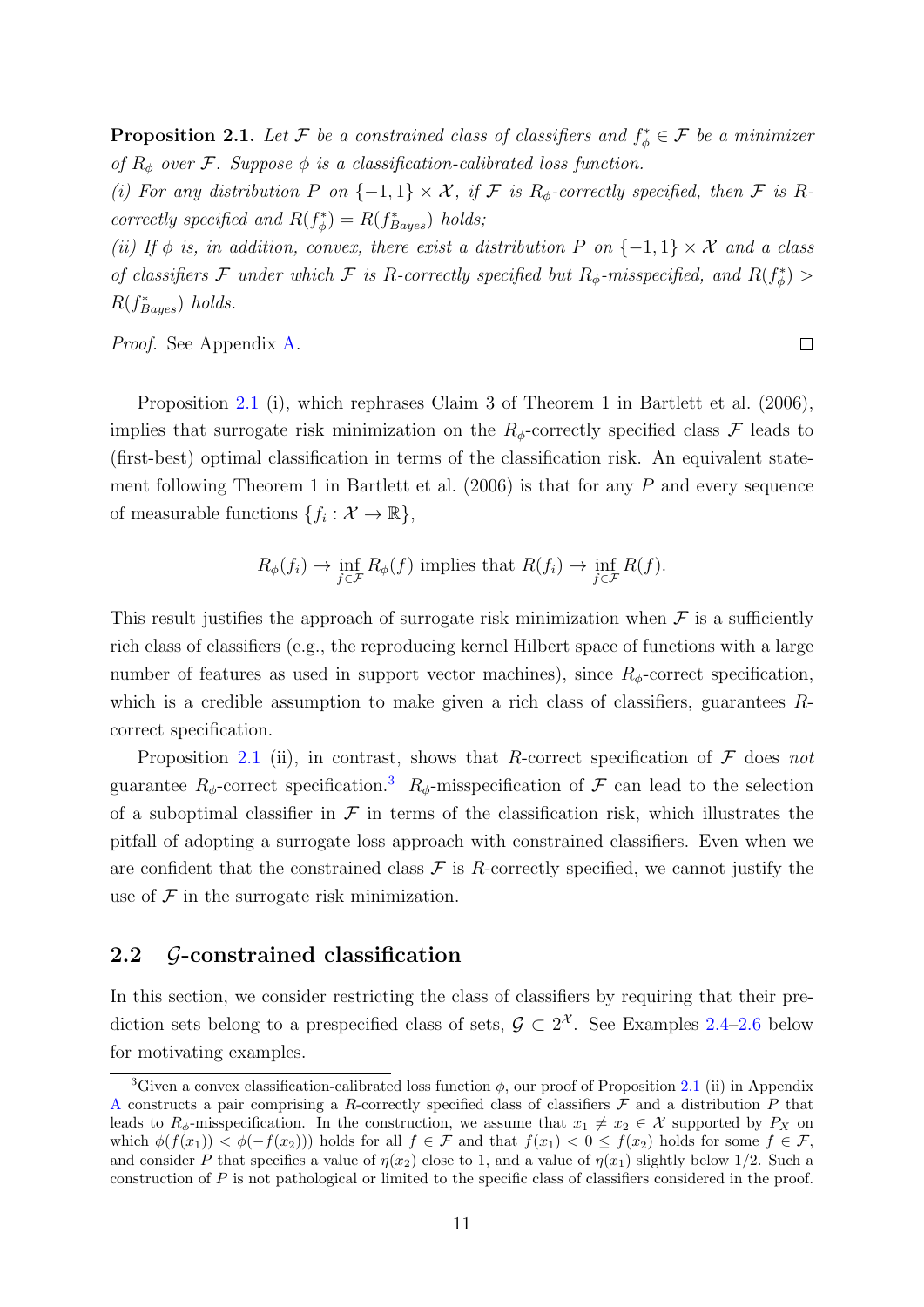**Proposition 2.1.** *Let $\mathcal{F}$ be a constrained class of classifiers and $f_\phi^* \in \mathcal{F}$ be a minimizer of $R_\phi$ over $\mathcal{F}$. Suppose $\phi$ is a classification-calibrated loss function.*

*(i) For any distribution $P$ on $\{-1, 1\} \times \mathcal{X}$, if $\mathcal{F}$ is $R_\phi$-correctly specified, then $\mathcal{F}$ is $R$-correctly specified and $R(f_\phi^*) = R(f_{Bayes}^*)$ holds;*

*(ii) If $\phi$ is, in addition, convex, there exist a distribution $P$ on $\{-1, 1\} \times \mathcal{X}$ and a class of classifiers $\mathcal{F}$ under which $\mathcal{F}$ is $R$-correctly specified but $R_\phi$-misspecified, and $R(f_\phi^*) > R(f_{Bayes}^*)$ holds.*

*Proof.* See Appendix A. □

Proposition 2.1 (i), which rephrases Claim 3 of Theorem 1 in Bartlett et al. (2006), implies that surrogate risk minimization on the $R_\phi$-correctly specified class $\mathcal{F}$ leads to (first-best) optimal classification in terms of the classification risk. An equivalent statement following Theorem 1 in Bartlett et al. (2006) is that for any $P$ and every sequence of measurable functions $\{f_i : \mathcal{X} \to \mathbb{R}\}$,

$$R_\phi(f_i) \to \inf_{f \in \mathcal{F}} R_\phi(f) \text{ implies that } R(f_i) \to \inf_{f \in \mathcal{F}} R(f).$$

This result justifies the approach of surrogate risk minimization when $\mathcal{F}$ is a sufficiently rich class of classifiers (e.g., the reproducing kernel Hilbert space of functions with a large number of features as used in support vector machines), since $R_\phi$-correct specification, which is a credible assumption to make given a rich class of classifiers, guarantees $R$-correct specification.

Proposition 2.1 (ii), in contrast, shows that $R$-correct specification of $\mathcal{F}$ does *not* guarantee $R_\phi$-correct specification.[3] $R_\phi$-misspecification of $\mathcal{F}$ can lead to the selection of a suboptimal classifier in $\mathcal{F}$ in terms of the classification risk, which illustrates the pitfall of adopting a surrogate loss approach with constrained classifiers. Even when we are confident that the constrained class $\mathcal{F}$ is $R$-correctly specified, we cannot justify the use of $\mathcal{F}$ in the surrogate risk minimization.

## 2.2 $\mathcal{G}$-constrained classification

In this section, we consider restricting the class of classifiers by requiring that their prediction sets belong to a prespecified class of sets, $\mathcal{G} \subset 2^{\mathcal{X}}$. See Examples 2.4–2.6 below for motivating examples.

[3] Given a convex classification-calibrated loss function $\phi$, our proof of Proposition 2.1 (ii) in Appendix A constructs a pair comprising a $R$-correctly specified class of classifiers $\mathcal{F}$ and a distribution $P$ that leads to $R_\phi$-misspecification. In the construction, we assume that $x_1 \neq x_2 \in \mathcal{X}$ supported by $P_X$ on which $\phi(f(x_1)) < \phi(-f(x_2))$ holds for all $f \in \mathcal{F}$ and that $f(x_1) < 0 \leq f(x_2)$ holds for some $f \in \mathcal{F}$, and consider $P$ that specifies a value of $\eta(x_2)$ close to 1, and a value of $\eta(x_1)$ slightly below 1/2. Such a construction of $P$ is not pathological or limited to the specific class of classifiers considered in the proof.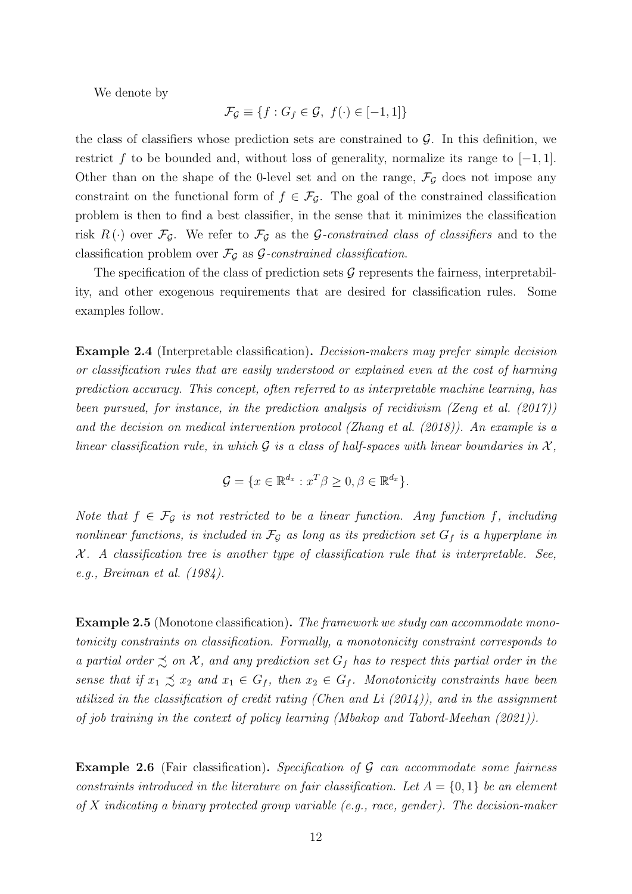We denote by

$$\mathcal{F}_{\mathcal{G}} \equiv \{f : G_f \in \mathcal{G},\ f(\cdot) \in [-1, 1]\}$$

the class of classifiers whose prediction sets are constrained to $\mathcal{G}$. In this definition, we restrict $f$ to be bounded and, without loss of generality, normalize its range to $[-1, 1]$. Other than on the shape of the 0-level set and on the range, $\mathcal{F}_{\mathcal{G}}$ does not impose any constraint on the functional form of $f \in \mathcal{F}_{\mathcal{G}}$. The goal of the constrained classification problem is then to find a best classifier, in the sense that it minimizes the classification risk $R(\cdot)$ over $\mathcal{F}_{\mathcal{G}}$. We refer to $\mathcal{F}_{\mathcal{G}}$ as the *$\mathcal{G}$-constrained class of classifiers* and to the classification problem over $\mathcal{F}_{\mathcal{G}}$ as *$\mathcal{G}$-constrained classification.*

The specification of the class of prediction sets $\mathcal{G}$ represents the fairness, interpretability, and other exogenous requirements that are desired for classification rules. Some examples follow.

**Example 2.4** (Interpretable classification)**.** *Decision-makers may prefer simple decision or classification rules that are easily understood or explained even at the cost of harming prediction accuracy. This concept, often referred to as interpretable machine learning, has been pursued, for instance, in the prediction analysis of recidivism (Zeng et al. (2017)) and the decision on medical intervention protocol (Zhang et al. (2018)). An example is a linear classification rule, in which $\mathcal{G}$ is a class of half-spaces with linear boundaries in $\mathcal{X}$,*

$$\mathcal{G} = \{x \in \mathbb{R}^{d_x} : x^T\beta \geq 0, \beta \in \mathbb{R}^{d_x}\}.$$

*Note that $f \in \mathcal{F}_{\mathcal{G}}$ is not restricted to be a linear function. Any function $f$, including nonlinear functions, is included in $\mathcal{F}_{\mathcal{G}}$ as long as its prediction set $G_f$ is a hyperplane in $\mathcal{X}$. A classification tree is another type of classification rule that is interpretable. See, e.g., Breiman et al. (1984).*

**Example 2.5** (Monotone classification)**.** *The framework we study can accommodate monotonicity constraints on classification. Formally, a monotonicity constraint corresponds to a partial order $\precsim$ on $\mathcal{X}$, and any prediction set $G_f$ has to respect this partial order in the sense that if $x_1 \precsim x_2$ and $x_1 \in G_f$, then $x_2 \in G_f$. Monotonicity constraints have been utilized in the classification of credit rating (Chen and Li (2014)), and in the assignment of job training in the context of policy learning (Mbakop and Tabord-Meehan (2021)).*

**Example 2.6** (Fair classification)**.** *Specification of $\mathcal{G}$ can accommodate some fairness constraints introduced in the literature on fair classification. Let $A = \{0, 1\}$ be an element of $X$ indicating a binary protected group variable (e.g., race, gender). The decision-maker*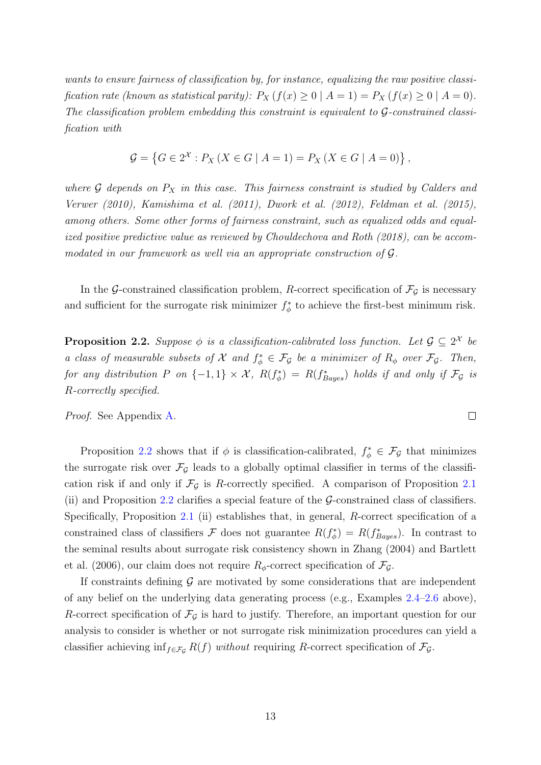*wants to ensure fairness of classification by, for instance, equalizing the raw positive classification rate (known as statistical parity): $P_X(f(x) \geq 0 \mid A = 1) = P_X(f(x) \geq 0 \mid A = 0)$. The classification problem embedding this constraint is equivalent to $\mathcal{G}$-constrained classification with*

$$\mathcal{G} = \left\{ G \in 2^{\mathcal{X}} : P_X(X \in G \mid A = 1) = P_X(X \in G \mid A = 0) \right\},$$

*where $\mathcal{G}$ depends on $P_X$ in this case. This fairness constraint is studied by Calders and Verwer (2010), Kamishima et al. (2011), Dwork et al. (2012), Feldman et al. (2015), among others. Some other forms of fairness constraint, such as equalized odds and equalized positive predictive value as reviewed by Chouldechova and Roth (2018), can be accommodated in our framework as well via an appropriate construction of $\mathcal{G}$.*

In the $\mathcal{G}$-constrained classification problem, $R$-correct specification of $\mathcal{F}_{\mathcal{G}}$ is necessary and sufficient for the surrogate risk minimizer $f_\phi^*$ to achieve the first-best minimum risk.

**Proposition 2.2.** *Suppose $\phi$ is a classification-calibrated loss function. Let $\mathcal{G} \subseteq 2^{\mathcal{X}}$ be a class of measurable subsets of $\mathcal{X}$ and $f_\phi^* \in \mathcal{F}_{\mathcal{G}}$ be a minimizer of $R_\phi$ over $\mathcal{F}_{\mathcal{G}}$. Then, for any distribution $P$ on $\{-1, 1\} \times \mathcal{X}$, $R(f_\phi^*) = R(f_{Bayes}^*)$ holds if and only if $\mathcal{F}_{\mathcal{G}}$ is $R$-correctly specified.*

*Proof.* See Appendix A. ∎

Proposition 2.2 shows that if $\phi$ is classification-calibrated, $f_\phi^* \in \mathcal{F}_{\mathcal{G}}$ that minimizes the surrogate risk over $\mathcal{F}_{\mathcal{G}}$ leads to a globally optimal classifier in terms of the classification risk if and only if $\mathcal{F}_{\mathcal{G}}$ is $R$-correctly specified. A comparison of Proposition 2.1 (ii) and Proposition 2.2 clarifies a special feature of the $\mathcal{G}$-constrained class of classifiers. Specifically, Proposition 2.1 (ii) establishes that, in general, $R$-correct specification of a constrained class of classifiers $\mathcal{F}$ does not guarantee $R(f_\phi^*) = R(f_{Bayes}^*)$. In contrast to the seminal results about surrogate risk consistency shown in Zhang (2004) and Bartlett et al. (2006), our claim does not require $R_\phi$-correct specification of $\mathcal{F}_{\mathcal{G}}$.

If constraints defining $\mathcal{G}$ are motivated by some considerations that are independent of any belief on the underlying data generating process (e.g., Examples 2.4–2.6 above), $R$-correct specification of $\mathcal{F}_{\mathcal{G}}$ is hard to justify. Therefore, an important question for our analysis to consider is whether or not surrogate risk minimization procedures can yield a classifier achieving $\inf_{f \in \mathcal{F}_{\mathcal{G}}} R(f)$ *without* requiring $R$-correct specification of $\mathcal{F}_{\mathcal{G}}$.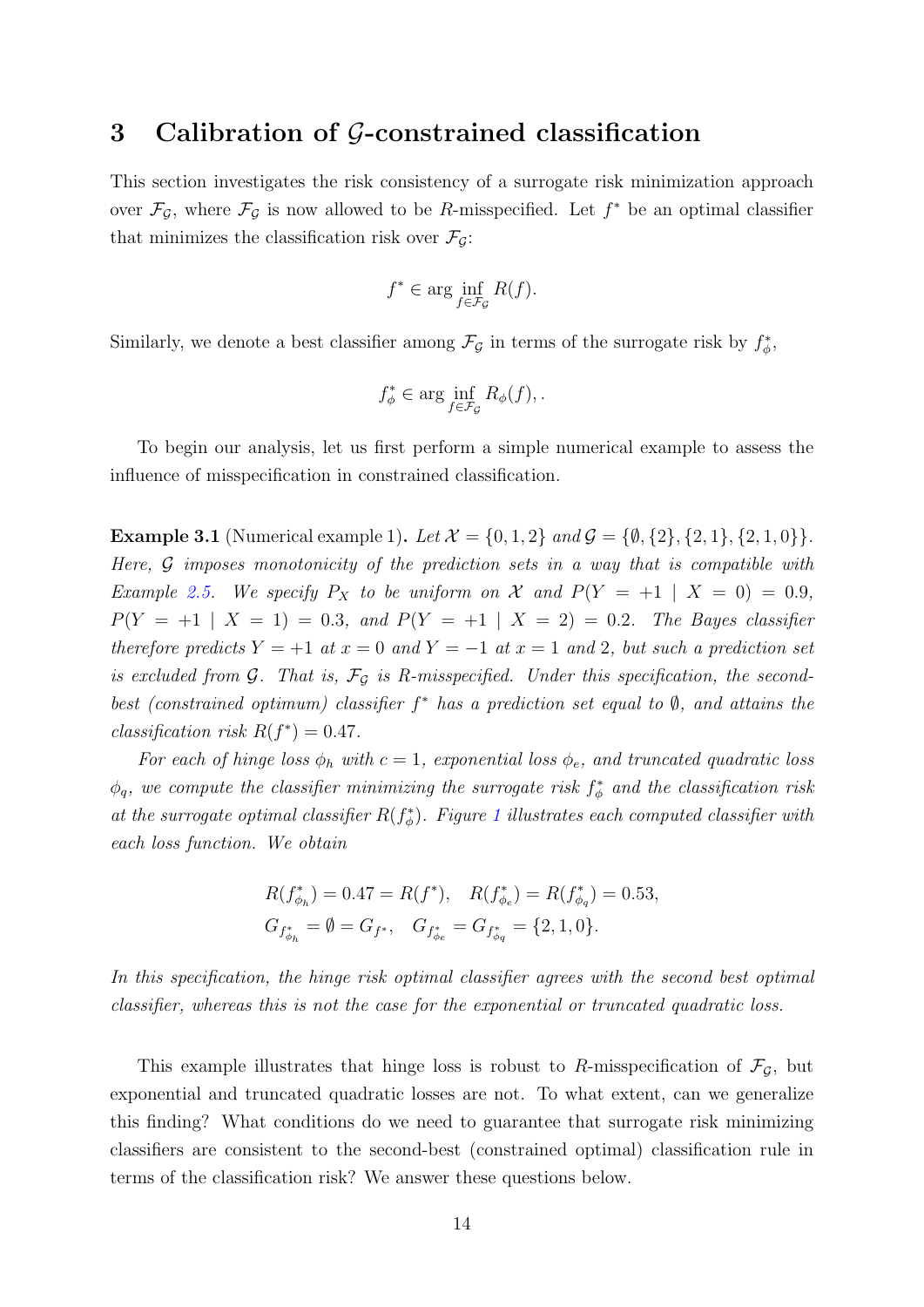## 3 Calibration of $\mathcal{G}$-constrained classification

This section investigates the risk consistency of a surrogate risk minimization approach over $\mathcal{F}_{\mathcal{G}}$, where $\mathcal{F}_{\mathcal{G}}$ is now allowed to be $R$-misspecified. Let $f^*$ be an optimal classifier that minimizes the classification risk over $\mathcal{F}_{\mathcal{G}}$:

$$f^* \in \arg\inf_{f \in \mathcal{F}_{\mathcal{G}}} R(f).$$

Similarly, we denote a best classifier among $\mathcal{F}_{\mathcal{G}}$ in terms of the surrogate risk by $f_\phi^*$,

$$f_\phi^* \in \arg\inf_{f \in \mathcal{F}_{\mathcal{G}}} R_\phi(f), .$$

To begin our analysis, let us first perform a simple numerical example to assess the influence of misspecification in constrained classification.

**Example 3.1** (Numerical example 1)**.** *Let $\mathcal{X} = \{0, 1, 2\}$ and $\mathcal{G} = \{\emptyset, \{2\}, \{2, 1\}, \{2, 1, 0\}\}$. Here, $\mathcal{G}$ imposes monotonicity of the prediction sets in a way that is compatible with Example 2.5. We specify $P_X$ to be uniform on $\mathcal{X}$ and $P(Y = +1 \mid X = 0) = 0.9$, $P(Y = +1 \mid X = 1) = 0.3$, and $P(Y = +1 \mid X = 2) = 0.2$. The Bayes classifier therefore predicts $Y = +1$ at $x = 0$ and $Y = -1$ at $x = 1$ and $2$, but such a prediction set is excluded from $\mathcal{G}$. That is, $\mathcal{F}_{\mathcal{G}}$ is $R$-misspecified. Under this specification, the second-best (constrained optimum) classifier $f^*$ has a prediction set equal to $\emptyset$, and attains the classification risk $R(f^*) = 0.47$.*

*For each of hinge loss $\phi_h$ with $c = 1$, exponential loss $\phi_e$, and truncated quadratic loss $\phi_q$, we compute the classifier minimizing the surrogate risk $f_\phi^*$ and the classification risk at the surrogate optimal classifier $R(f_\phi^*)$. Figure 1 illustrates each computed classifier with each loss function. We obtain*

$$R(f_{\phi_h}^*) = 0.47 = R(f^*), \quad R(f_{\phi_e}^*) = R(f_{\phi_q}^*) = 0.53,$$
$$G_{f_{\phi_h}^*} = \emptyset = G_{f^*}, \quad G_{f_{\phi_e}^*} = G_{f_{\phi_q}^*} = \{2, 1, 0\}.$$

*In this specification, the hinge risk optimal classifier agrees with the second best optimal classifier, whereas this is not the case for the exponential or truncated quadratic loss.*

This example illustrates that hinge loss is robust to $R$-misspecification of $\mathcal{F}_{\mathcal{G}}$, but exponential and truncated quadratic losses are not. To what extent, can we generalize this finding? What conditions do we need to guarantee that surrogate risk minimizing classifiers are consistent to the second-best (constrained optimal) classification rule in terms of the classification risk? We answer these questions below.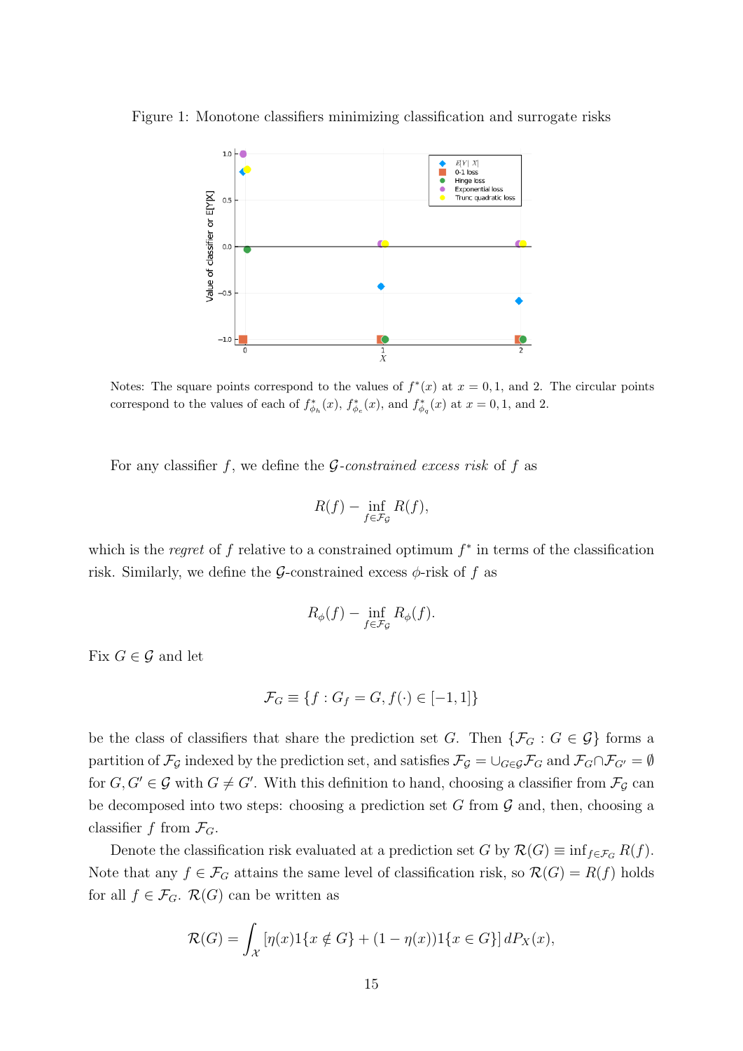Figure 1: Monotone classifiers minimizing classification and surrogate risks

Notes: The square points correspond to the values of $f^*(x)$ at $x = 0, 1$, and 2. The circular points correspond to the values of each of $f^*_{\phi_h}(x)$, $f^*_{\phi_e}(x)$, and $f^*_{\phi_q}(x)$ at $x = 0, 1$, and 2.

For any classifier $f$, we define the $\mathcal{G}$*-constrained excess risk* of $f$ as

$$R(f) - \inf_{f \in \mathcal{F}_\mathcal{G}} R(f),$$

which is the *regret* of $f$ relative to a constrained optimum $f^*$ in terms of the classification risk. Similarly, we define the $\mathcal{G}$-constrained excess $\phi$-risk of $f$ as

$$R_\phi(f) - \inf_{f \in \mathcal{F}_\mathcal{G}} R_\phi(f).$$

Fix $G \in \mathcal{G}$ and let

$$\mathcal{F}_G \equiv \{f : G_f = G, f(\cdot) \in [-1, 1]\}$$

be the class of classifiers that share the prediction set $G$. Then $\{\mathcal{F}_G : G \in \mathcal{G}\}$ forms a partition of $\mathcal{F}_\mathcal{G}$ indexed by the prediction set, and satisfies $\mathcal{F}_\mathcal{G} = \cup_{G \in \mathcal{G}} \mathcal{F}_G$ and $\mathcal{F}_G \cap \mathcal{F}_{G'} = \emptyset$ for $G, G' \in \mathcal{G}$ with $G \neq G'$. With this definition to hand, choosing a classifier from $\mathcal{F}_\mathcal{G}$ can be decomposed into two steps: choosing a prediction set $G$ from $\mathcal{G}$ and, then, choosing a classifier $f$ from $\mathcal{F}_G$.

Denote the classification risk evaluated at a prediction set $G$ by $\mathcal{R}(G) \equiv \inf_{f \in \mathcal{F}_G} R(f)$. Note that any $f \in \mathcal{F}_G$ attains the same level of classification risk, so $\mathcal{R}(G) = R(f)$ holds for all $f \in \mathcal{F}_G$. $\mathcal{R}(G)$ can be written as

$$\mathcal{R}(G) = \int_\mathcal{X} [\eta(x) 1\{x \notin G\} + (1 - \eta(x)) 1\{x \in G\}] \, dP_X(x),$$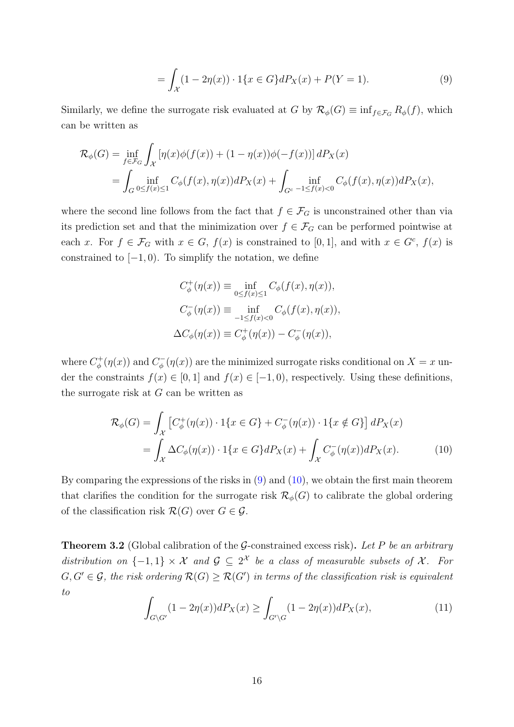$$
= \int_{\mathcal{X}} (1 - 2\eta(x)) \cdot 1\{x \in G\} dP_X(x) + P(Y = 1). \tag{9}
$$

Similarly, we define the surrogate risk evaluated at $G$ by $\mathcal{R}_\phi(G) \equiv \inf_{f \in \mathcal{F}_G} R_\phi(f)$, which can be written as

$$
\begin{aligned}
\mathcal{R}_\phi(G) &= \inf_{f \in \mathcal{F}_G} \int_{\mathcal{X}} \left[\eta(x)\phi(f(x)) + (1 - \eta(x))\phi(-f(x))\right] dP_X(x) \\
&= \int_G \inf_{0 \le f(x) \le 1} C_\phi(f(x), \eta(x)) dP_X(x) + \int_{G^c} \inf_{-1 \le f(x) < 0} C_\phi(f(x), \eta(x)) dP_X(x),
\end{aligned}
$$

where the second line follows from the fact that $f \in \mathcal{F}_G$ is unconstrained other than via its prediction set and that the minimization over $f \in \mathcal{F}_G$ can be performed pointwise at each $x$. For $f \in \mathcal{F}_G$ with $x \in G$, $f(x)$ is constrained to $[0, 1]$, and with $x \in G^c$, $f(x)$ is constrained to $[-1, 0)$. To simplify the notation, we define

$$
\begin{aligned}
C_\phi^+(\eta(x)) &\equiv \inf_{0 \le f(x) \le 1} C_\phi(f(x), \eta(x)), \\
C_\phi^-(\eta(x)) &\equiv \inf_{-1 \le f(x) < 0} C_\phi(f(x), \eta(x)), \\
\Delta C_\phi(\eta(x)) &\equiv C_\phi^+(\eta(x)) - C_\phi^-(\eta(x)),
\end{aligned}
$$

where $C_\phi^+(\eta(x))$ and $C_\phi^-(\eta(x))$ are the minimized surrogate risks conditional on $X = x$ under the constraints $f(x) \in [0, 1]$ and $f(x) \in [-1, 0)$, respectively. Using these definitions, the surrogate risk at $G$ can be written as

$$
\begin{aligned}
\mathcal{R}_\phi(G) &= \int_{\mathcal{X}} \left[C_\phi^+(\eta(x)) \cdot 1\{x \in G\} + C_\phi^-(\eta(x)) \cdot 1\{x \notin G\}\right] dP_X(x) \\
&= \int_{\mathcal{X}} \Delta C_\phi(\eta(x)) \cdot 1\{x \in G\} dP_X(x) + \int_{\mathcal{X}} C_\phi^-(\eta(x)) dP_X(x).
\end{aligned} \tag{10}
$$

By comparing the expressions of the risks in (9) and (10), we obtain the first main theorem that clarifies the condition for the surrogate risk $\mathcal{R}_\phi(G)$ to calibrate the global ordering of the classification risk $\mathcal{R}(G)$ over $G \in \mathcal{G}$.

**Theorem 3.2** (Global calibration of the $\mathcal{G}$-constrained excess risk)**.** *Let $P$ be an arbitrary distribution on $\{-1, 1\} \times \mathcal{X}$ and $\mathcal{G} \subseteq 2^{\mathcal{X}}$ be a class of measurable subsets of $\mathcal{X}$. For $G, G' \in \mathcal{G}$, the risk ordering $\mathcal{R}(G) \ge \mathcal{R}(G')$ in terms of the classification risk is equivalent to*

$$
\int_{G \setminus G'} (1 - 2\eta(x)) dP_X(x) \ge \int_{G' \setminus G} (1 - 2\eta(x)) dP_X(x), \tag{11}
$$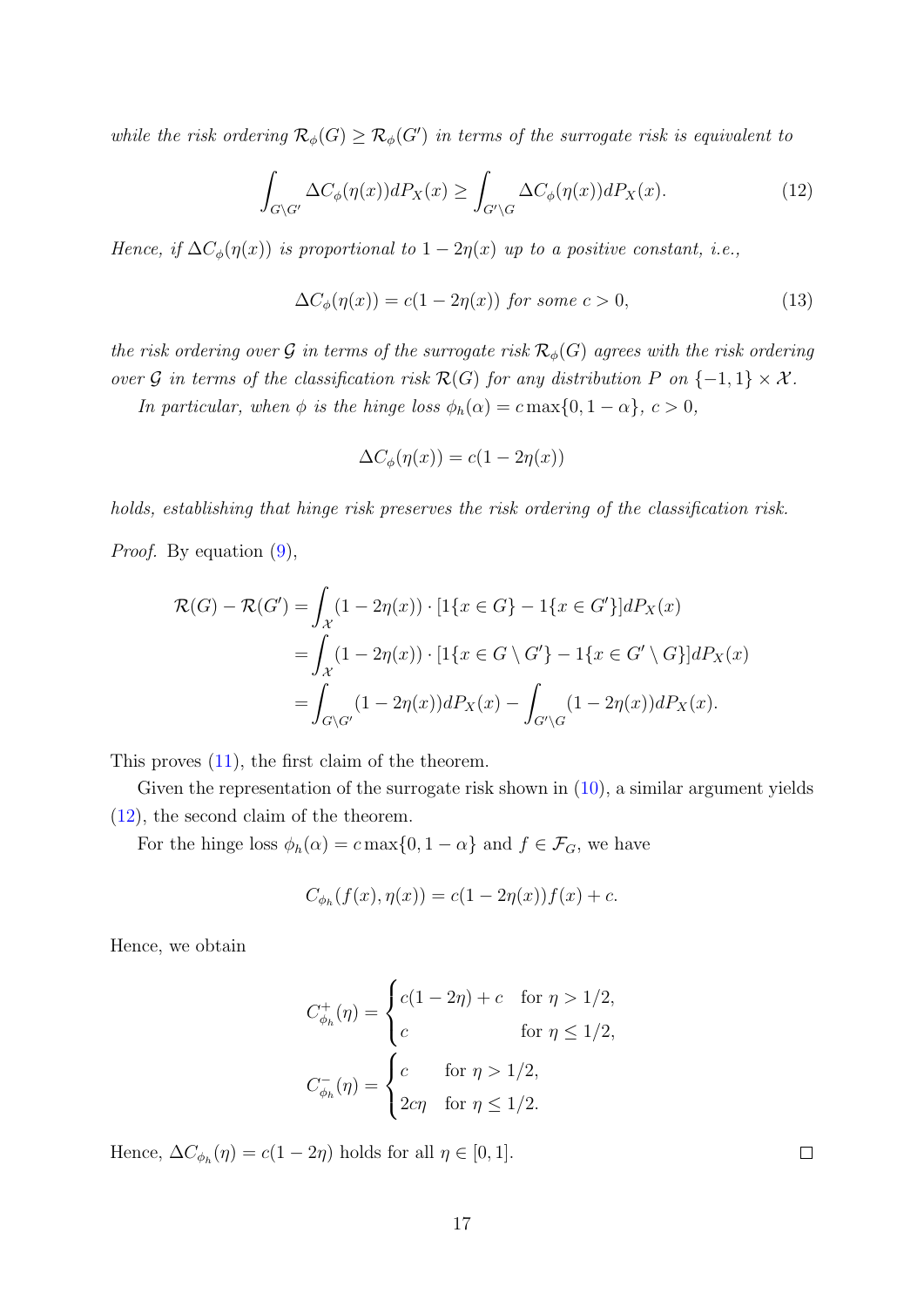*while the risk ordering $\mathcal{R}_\phi(G) \geq \mathcal{R}_\phi(G')$ in terms of the surrogate risk is equivalent to*

$$\int_{G\setminus G'} \Delta C_\phi(\eta(x))dP_X(x) \geq \int_{G'\setminus G} \Delta C_\phi(\eta(x))dP_X(x). \tag{12}$$

*Hence, if $\Delta C_\phi(\eta(x))$ is proportional to $1-2\eta(x)$ up to a positive constant, i.e.,*

$$\Delta C_\phi(\eta(x)) = c(1-2\eta(x)) \text{ for some } c > 0, \tag{13}$$

*the risk ordering over $\mathcal{G}$ in terms of the surrogate risk $\mathcal{R}_\phi(G)$ agrees with the risk ordering over $\mathcal{G}$ in terms of the classification risk $\mathcal{R}(G)$ for any distribution $P$ on $\{-1,1\} \times \mathcal{X}$.*

*In particular, when $\phi$ is the hinge loss $\phi_h(\alpha) = c\max\{0, 1-\alpha\}$, $c > 0$,*

$$\Delta C_\phi(\eta(x)) = c(1-2\eta(x))$$

*holds, establishing that hinge risk preserves the risk ordering of the classification risk.*

*Proof.* By equation (9),

$$\begin{aligned}
\mathcal{R}(G) - \mathcal{R}(G') &= \int_{\mathcal{X}} (1-2\eta(x)) \cdot [1\{x \in G\} - 1\{x \in G'\}]dP_X(x) \\
&= \int_{\mathcal{X}} (1-2\eta(x)) \cdot [1\{x \in G \setminus G'\} - 1\{x \in G' \setminus G\}]dP_X(x) \\
&= \int_{G\setminus G'} (1-2\eta(x))dP_X(x) - \int_{G'\setminus G} (1-2\eta(x))dP_X(x).
\end{aligned}$$

This proves (11), the first claim of the theorem.

Given the representation of the surrogate risk shown in (10), a similar argument yields (12), the second claim of the theorem.

For the hinge loss $\phi_h(\alpha) = c\max\{0, 1-\alpha\}$ and $f \in \mathcal{F}_G$, we have

$$C_{\phi_h}(f(x), \eta(x)) = c(1-2\eta(x))f(x) + c.$$

Hence, we obtain

$$C^+_{\phi_h}(\eta) = \begin{cases} c(1-2\eta) + c & \text{for } \eta > 1/2, \\ c & \text{for } \eta \leq 1/2, \end{cases}$$

$$C^-_{\phi_h}(\eta) = \begin{cases} c & \text{for } \eta > 1/2, \\ 2c\eta & \text{for } \eta \leq 1/2. \end{cases}$$

Hence, $\Delta C_{\phi_h}(\eta) = c(1-2\eta)$ holds for all $\eta \in [0,1]$. $\square$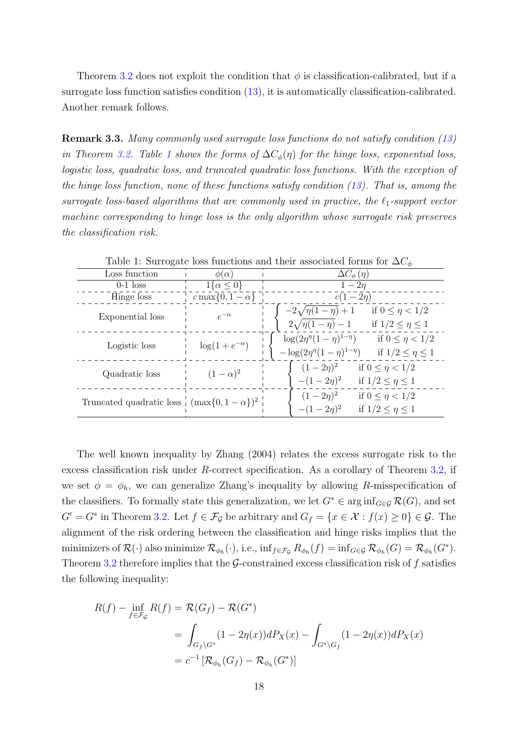Theorem 3.2 does not exploit the condition that $\phi$ is classification-calibrated, but if a surrogate loss function satisfies condition (13), it is automatically classification-calibrated. Another remark follows.

**Remark 3.3.** *Many commonly used surrogate loss functions do not satisfy condition (13) in Theorem 3.2. Table 1 shows the forms of $\Delta C_\phi(\eta)$ for the hinge loss, exponential loss, logistic loss, quadratic loss, and truncated quadratic loss functions. With the exception of the hinge loss function, none of these functions satisfy condition (13). That is, among the surrogate loss-based algorithms that are commonly used in practice, the $\ell_1$-support vector machine corresponding to hinge loss is the only algorithm whose surrogate risk preserves the classification risk.*

Table 1: Surrogate loss functions and their associated forms for $\Delta C_\phi$

| Loss function | $\phi(\alpha)$ | $\Delta C_\phi(\eta)$ |
|---|---|---|
| 0-1 loss | $1\{\alpha \leq 0\}$ | $1 - 2\eta$ |
| Hinge loss | $c\max\{0, 1-\alpha\}$ | $c(1-2\eta)$ |
| Exponential loss | $e^{-\alpha}$ | $\begin{cases} -2\sqrt{\eta(1-\eta)}+1 & \text{if } 0 \leq \eta < 1/2 \\ 2\sqrt{\eta(1-\eta)}-1 & \text{if } 1/2 \leq \eta \leq 1 \end{cases}$ |
| Logistic loss | $\log(1+e^{-\alpha})$ | $\begin{cases} \log(2\eta^\eta(1-\eta)^{1-\eta}) & \text{if } 0 \leq \eta < 1/2 \\ -\log(2\eta^\eta(1-\eta)^{1-\eta}) & \text{if } 1/2 \leq \eta \leq 1 \end{cases}$ |
| Quadratic loss | $(1-\alpha)^2$ | $\begin{cases} (1-2\eta)^2 & \text{if } 0 \leq \eta < 1/2 \\ -(1-2\eta)^2 & \text{if } 1/2 \leq \eta \leq 1 \end{cases}$ |
| Truncated quadratic loss | $(\max\{0, 1-\alpha\})^2$ | $\begin{cases} (1-2\eta)^2 & \text{if } 0 \leq \eta < 1/2 \\ -(1-2\eta)^2 & \text{if } 1/2 \leq \eta \leq 1 \end{cases}$ |

The well known inequality by Zhang (2004) relates the excess surrogate risk to the excess classification risk under $R$-correct specification. As a corollary of Theorem 3.2, if we set $\phi = \phi_h$, we can generalize Zhang's inequality by allowing $R$-misspecification of the classifiers. To formally state this generalization, we let $G^* \in \arg\inf_{G\in\mathcal{G}} \mathcal{R}(G)$, and set $G' = G^*$ in Theorem 3.2. Let $f \in \mathcal{F}_\mathcal{G}$ be arbitrary and $G_f = \{x \in \mathcal{X} : f(x) \geq 0\} \in \mathcal{G}$. The alignment of the risk ordering between the classification and hinge risks implies that the minimizers of $\mathcal{R}(\cdot)$ also minimize $\mathcal{R}_{\phi_h}(\cdot)$, i.e., $\inf_{f\in\mathcal{F}_\mathcal{G}} R_{\phi_h}(f) = \inf_{G\in\mathcal{G}} \mathcal{R}_{\phi_h}(G) = \mathcal{R}_{\phi_h}(G^*)$. Theorem 3.2 therefore implies that the $\mathcal{G}$-constrained excess classification risk of $f$ satisfies the following inequality:

$$
\begin{aligned}
R(f) - \inf_{f\in\mathcal{F}_\mathcal{G}} R(f) &= \mathcal{R}(G_f) - \mathcal{R}(G^*) \\
&= \int_{G_f\setminus G^*} (1-2\eta(x))dP_X(x) - \int_{G^*\setminus G_f} (1-2\eta(x))dP_X(x) \\
&= c^{-1}\left[\mathcal{R}_{\phi_h}(G_f) - \mathcal{R}_{\phi_h}(G^*)\right]
\end{aligned}
$$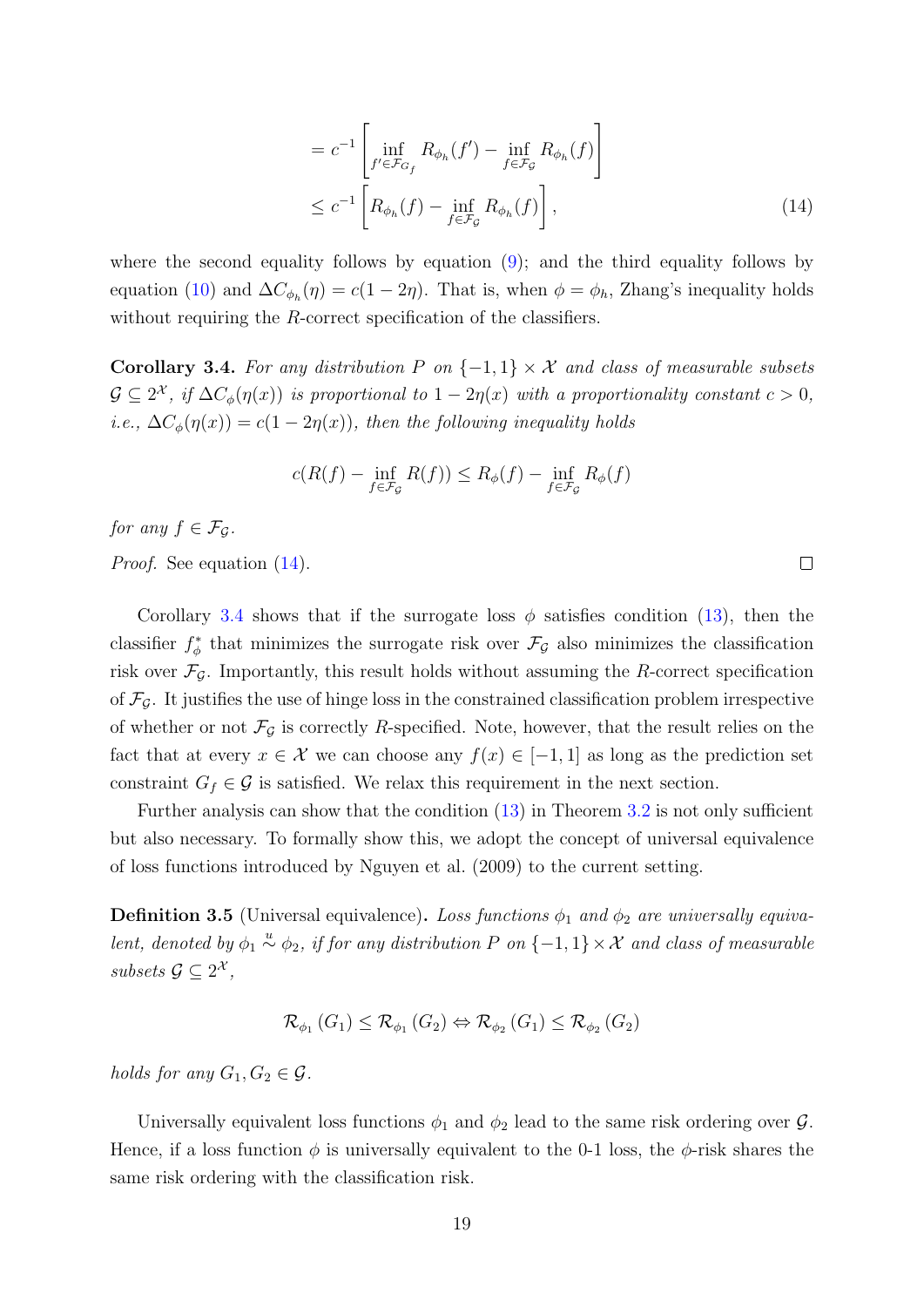$$
\begin{aligned}
&= c^{-1}\left[\inf_{f' \in \mathcal{F}_{G_f}} R_{\phi_h}(f') - \inf_{f \in \mathcal{F}_{\mathcal{G}}} R_{\phi_h}(f)\right] \\
&\leq c^{-1}\left[R_{\phi_h}(f) - \inf_{f \in \mathcal{F}_{\mathcal{G}}} R_{\phi_h}(f)\right], \qquad (14)
\end{aligned}
$$

where the second equality follows by equation (9); and the third equality follows by equation (10) and $\Delta C_{\phi_h}(\eta) = c(1-2\eta)$. That is, when $\phi = \phi_h$, Zhang's inequality holds without requiring the $R$-correct specification of the classifiers.

**Corollary 3.4.** *For any distribution $P$ on $\{-1,1\} \times \mathcal{X}$ and class of measurable subsets $\mathcal{G} \subseteq 2^{\mathcal{X}}$, if $\Delta C_{\phi}(\eta(x))$ is proportional to $1-2\eta(x)$ with a proportionality constant $c > 0$, i.e., $\Delta C_{\phi}(\eta(x)) = c(1-2\eta(x))$, then the following inequality holds*

$$
c(R(f) - \inf_{f \in \mathcal{F}_{\mathcal{G}}} R(f)) \leq R_{\phi}(f) - \inf_{f \in \mathcal{F}_{\mathcal{G}}} R_{\phi}(f)
$$

*for any $f \in \mathcal{F}_{\mathcal{G}}$.*

*Proof.* See equation (14). ∎

Corollary 3.4 shows that if the surrogate loss $\phi$ satisfies condition (13), then the classifier $f_{\phi}^*$ that minimizes the surrogate risk over $\mathcal{F}_{\mathcal{G}}$ also minimizes the classification risk over $\mathcal{F}_{\mathcal{G}}$. Importantly, this result holds without assuming the $R$-correct specification of $\mathcal{F}_{\mathcal{G}}$. It justifies the use of hinge loss in the constrained classification problem irrespective of whether or not $\mathcal{F}_{\mathcal{G}}$ is correctly $R$-specified. Note, however, that the result relies on the fact that at every $x \in \mathcal{X}$ we can choose any $f(x) \in [-1,1]$ as long as the prediction set constraint $G_f \in \mathcal{G}$ is satisfied. We relax this requirement in the next section.

Further analysis can show that the condition (13) in Theorem 3.2 is not only sufficient but also necessary. To formally show this, we adopt the concept of universal equivalence of loss functions introduced by Nguyen et al. (2009) to the current setting.

**Definition 3.5** (Universal equivalence)**.** *Loss functions $\phi_1$ and $\phi_2$ are universally equivalent, denoted by $\phi_1 \overset{u}{\sim} \phi_2$, if for any distribution $P$ on $\{-1,1\} \times \mathcal{X}$ and class of measurable subsets $\mathcal{G} \subseteq 2^{\mathcal{X}}$,*

$$
\mathcal{R}_{\phi_1}(G_1) \leq \mathcal{R}_{\phi_1}(G_2) \Leftrightarrow \mathcal{R}_{\phi_2}(G_1) \leq \mathcal{R}_{\phi_2}(G_2)
$$

*holds for any $G_1, G_2 \in \mathcal{G}$.*

Universally equivalent loss functions $\phi_1$ and $\phi_2$ lead to the same risk ordering over $\mathcal{G}$. Hence, if a loss function $\phi$ is universally equivalent to the 0-1 loss, the $\phi$-risk shares the same risk ordering with the classification risk.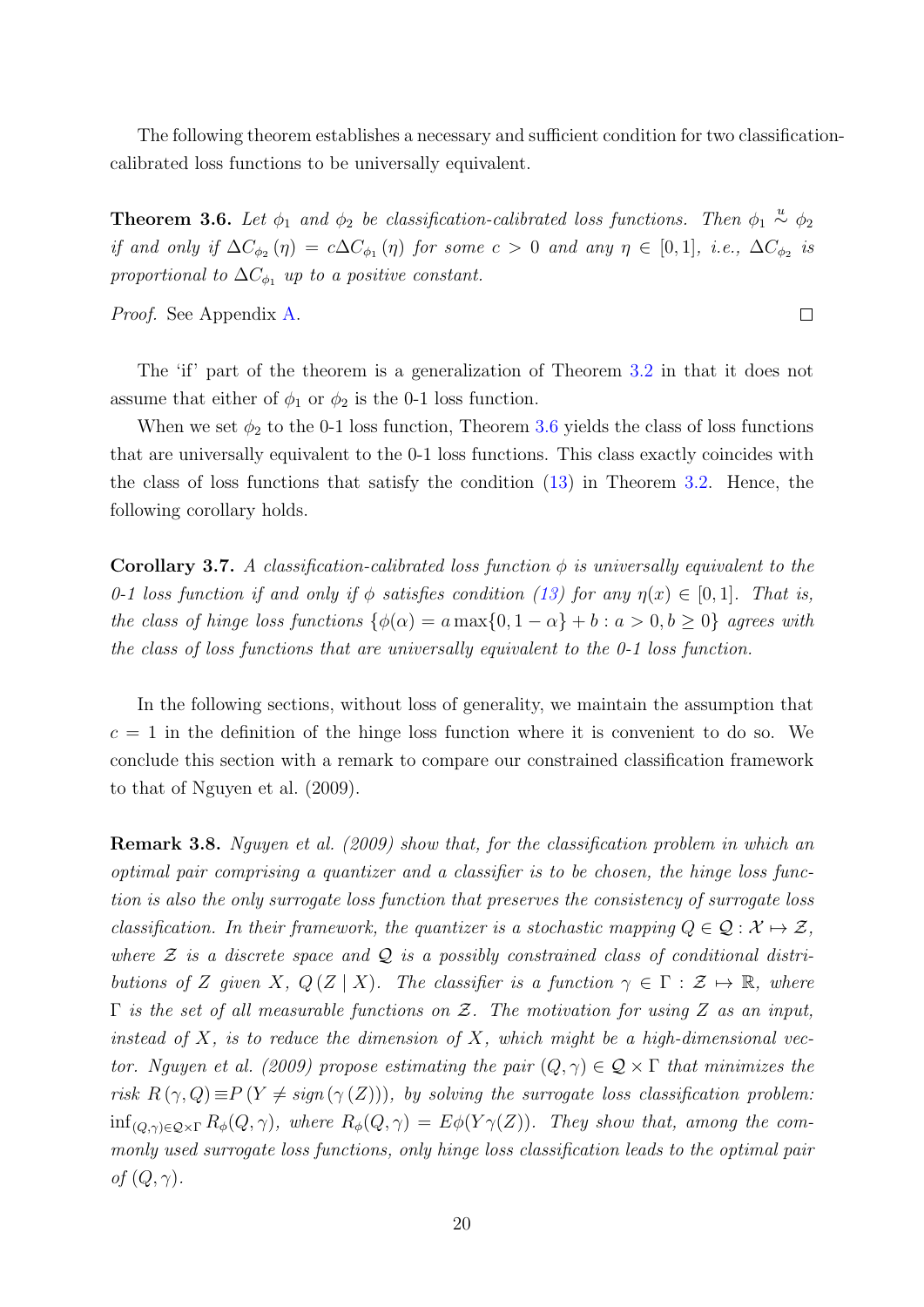The following theorem establishes a necessary and sufficient condition for two classification-calibrated loss functions to be universally equivalent.

**Theorem 3.6.** *Let $\phi_1$ and $\phi_2$ be classification-calibrated loss functions. Then $\phi_1 \overset{u}{\sim} \phi_2$ if and only if $\Delta C_{\phi_2}(\eta) = c\Delta C_{\phi_1}(\eta)$ for some $c > 0$ and any $\eta \in [0, 1]$, i.e., $\Delta C_{\phi_2}$ is proportional to $\Delta C_{\phi_1}$ up to a positive constant.*

*Proof.* See Appendix A. □

The 'if' part of the theorem is a generalization of Theorem 3.2 in that it does not assume that either of $\phi_1$ or $\phi_2$ is the 0-1 loss function.

When we set $\phi_2$ to the 0-1 loss function, Theorem 3.6 yields the class of loss functions that are universally equivalent to the 0-1 loss functions. This class exactly coincides with the class of loss functions that satisfy the condition (13) in Theorem 3.2. Hence, the following corollary holds.

**Corollary 3.7.** *A classification-calibrated loss function $\phi$ is universally equivalent to the 0-1 loss function if and only if $\phi$ satisfies condition (13) for any $\eta(x) \in [0, 1]$. That is, the class of hinge loss functions $\{\phi(\alpha) = a \max\{0, 1 - \alpha\} + b : a > 0, b \geq 0\}$ agrees with the class of loss functions that are universally equivalent to the 0-1 loss function.*

In the following sections, without loss of generality, we maintain the assumption that $c = 1$ in the definition of the hinge loss function where it is convenient to do so. We conclude this section with a remark to compare our constrained classification framework to that of Nguyen et al. (2009).

**Remark 3.8.** *Nguyen et al. (2009) show that, for the classification problem in which an optimal pair comprising a quantizer and a classifier is to be chosen, the hinge loss function is also the only surrogate loss function that preserves the consistency of surrogate loss classification. In their framework, the quantizer is a stochastic mapping $Q \in \mathcal{Q} : \mathcal{X} \mapsto \mathcal{Z}$, where $\mathcal{Z}$ is a discrete space and $\mathcal{Q}$ is a possibly constrained class of conditional distributions of $Z$ given $X$, $Q(Z \mid X)$. The classifier is a function $\gamma \in \Gamma : \mathcal{Z} \mapsto \mathbb{R}$, where $\Gamma$ is the set of all measurable functions on $\mathcal{Z}$. The motivation for using $Z$ as an input, instead of $X$, is to reduce the dimension of $X$, which might be a high-dimensional vector. Nguyen et al. (2009) propose estimating the pair $(Q, \gamma) \in \mathcal{Q} \times \Gamma$ that minimizes the risk $R(\gamma, Q) \equiv P(Y \neq sign(\gamma(Z)))$, by solving the surrogate loss classification problem: $\inf_{(Q,\gamma) \in \mathcal{Q} \times \Gamma} R_\phi(Q, \gamma)$, where $R_\phi(Q, \gamma) = E\phi(Y\gamma(Z))$. They show that, among the commonly used surrogate loss functions, only hinge loss classification leads to the optimal pair of $(Q, \gamma)$.*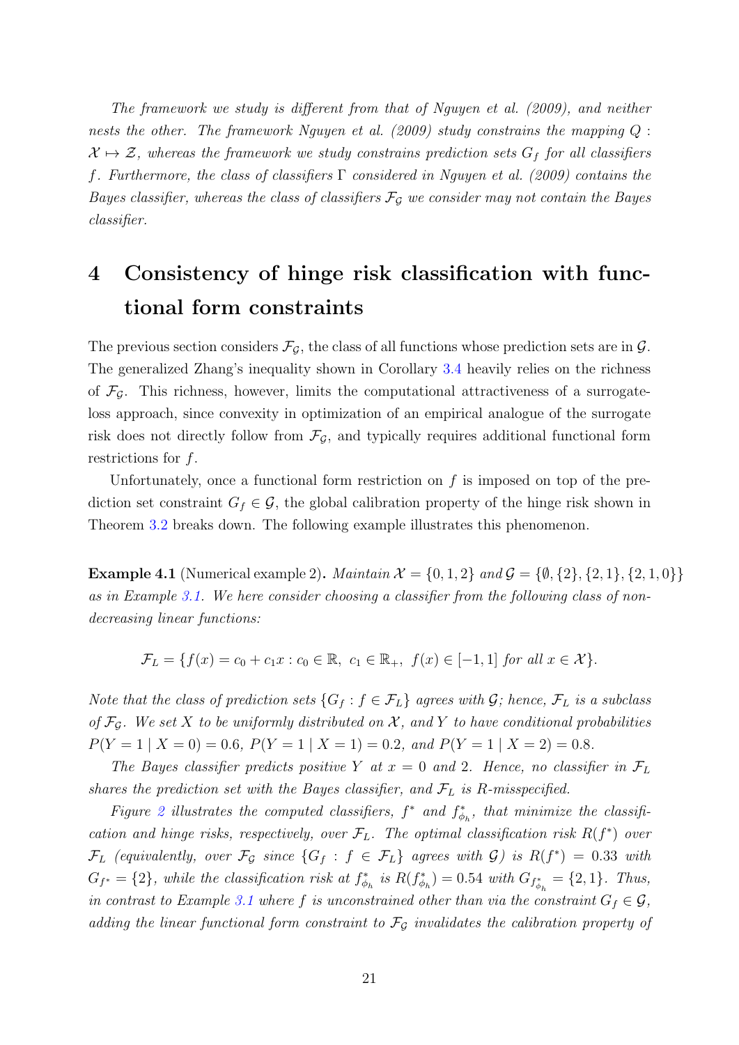*The framework we study is different from that of Nguyen et al. (2009), and neither nests the other. The framework Nguyen et al. (2009) study constrains the mapping $Q : \mathcal{X} \mapsto \mathcal{Z}$, whereas the framework we study constrains prediction sets $G_f$ for all classifiers $f$. Furthermore, the class of classifiers $\Gamma$ considered in Nguyen et al. (2009) contains the Bayes classifier, whereas the class of classifiers $\mathcal{F}_\mathcal{G}$ we consider may not contain the Bayes classifier.*

# 4 Consistency of hinge risk classification with functional form constraints

The previous section considers $\mathcal{F}_\mathcal{G}$, the class of all functions whose prediction sets are in $\mathcal{G}$. The generalized Zhang's inequality shown in Corollary 3.4 heavily relies on the richness of $\mathcal{F}_\mathcal{G}$. This richness, however, limits the computational attractiveness of a surrogate-loss approach, since convexity in optimization of an empirical analogue of the surrogate risk does not directly follow from $\mathcal{F}_\mathcal{G}$, and typically requires additional functional form restrictions for $f$.

Unfortunately, once a functional form restriction on $f$ is imposed on top of the prediction set constraint $G_f \in \mathcal{G}$, the global calibration property of the hinge risk shown in Theorem 3.2 breaks down. The following example illustrates this phenomenon.

**Example 4.1** (Numerical example 2)**.** *Maintain $\mathcal{X} = \{0, 1, 2\}$ and $\mathcal{G} = \{\emptyset, \{2\}, \{2, 1\}, \{2, 1, 0\}\}$ as in Example 3.1. We here consider choosing a classifier from the following class of non-decreasing linear functions:*

$$\mathcal{F}_L = \{f(x) = c_0 + c_1 x : c_0 \in \mathbb{R},\ c_1 \in \mathbb{R}_+,\ f(x) \in [-1, 1] \text{ for all } x \in \mathcal{X}\}.$$

*Note that the class of prediction sets $\{G_f : f \in \mathcal{F}_L\}$ agrees with $\mathcal{G}$; hence, $\mathcal{F}_L$ is a subclass of $\mathcal{F}_\mathcal{G}$. We set $X$ to be uniformly distributed on $\mathcal{X}$, and $Y$ to have conditional probabilities $P(Y = 1 \mid X = 0) = 0.6$, $P(Y = 1 \mid X = 1) = 0.2$, and $P(Y = 1 \mid X = 2) = 0.8$.*

*The Bayes classifier predicts positive $Y$ at $x = 0$ and 2. Hence, no classifier in $\mathcal{F}_L$ shares the prediction set with the Bayes classifier, and $\mathcal{F}_L$ is R-misspecified.*

*Figure 2 illustrates the computed classifiers, $f^*$ and $f^*_{\phi_h}$, that minimize the classification and hinge risks, respectively, over $\mathcal{F}_L$. The optimal classification risk $R(f^*)$ over $\mathcal{F}_L$ (equivalently, over $\mathcal{F}_\mathcal{G}$ since $\{G_f : f \in \mathcal{F}_L\}$ agrees with $\mathcal{G}$) is $R(f^*) = 0.33$ with $G_{f^*} = \{2\}$, while the classification risk at $f^*_{\phi_h}$ is $R(f^*_{\phi_h}) = 0.54$ with $G_{f^*_{\phi_h}} = \{2, 1\}$. Thus, in contrast to Example 3.1 where $f$ is unconstrained other than via the constraint $G_f \in \mathcal{G}$, adding the linear functional form constraint to $\mathcal{F}_\mathcal{G}$ invalidates the calibration property of*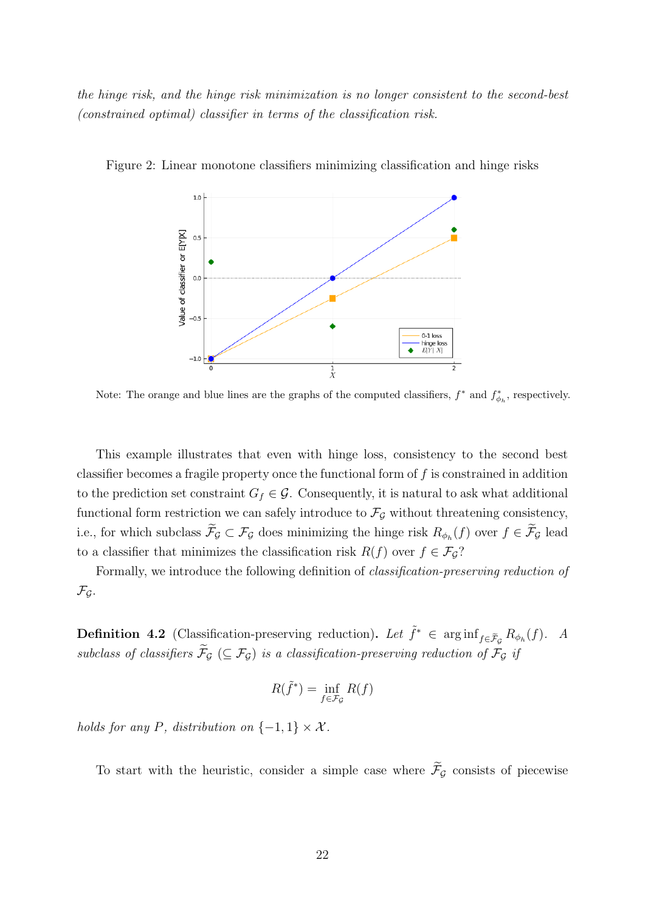*the hinge risk, and the hinge risk minimization is no longer consistent to the second-best (constrained optimal) classifier in terms of the classification risk.*

Figure 2: Linear monotone classifiers minimizing classification and hinge risks

Note: The orange and blue lines are the graphs of the computed classifiers, $f^*$ and $f^*_{\phi_h}$, respectively.

This example illustrates that even with hinge loss, consistency to the second best classifier becomes a fragile property once the functional form of $f$ is constrained in addition to the prediction set constraint $G_f \in \mathcal{G}$. Consequently, it is natural to ask what additional functional form restriction we can safely introduce to $\mathcal{F}_{\mathcal{G}}$ without threatening consistency, i.e., for which subclass $\widetilde{\mathcal{F}}_{\mathcal{G}} \subset \mathcal{F}_{\mathcal{G}}$ does minimizing the hinge risk $R_{\phi_h}(f)$ over $f \in \widetilde{\mathcal{F}}_{\mathcal{G}}$ lead to a classifier that minimizes the classification risk $R(f)$ over $f \in \mathcal{F}_{\mathcal{G}}$?

Formally, we introduce the following definition of *classification-preserving reduction of* $\mathcal{F}_{\mathcal{G}}$.

**Definition 4.2** (Classification-preserving reduction)**.** *Let $\tilde{f}^* \in \arg\inf_{f \in \widetilde{\mathcal{F}}_{\mathcal{G}}} R_{\phi_h}(f)$. A subclass of classifiers $\widetilde{\mathcal{F}}_{\mathcal{G}}$ ($\subseteq \mathcal{F}_{\mathcal{G}}$) is a classification-preserving reduction of $\mathcal{F}_{\mathcal{G}}$ if*

$$R(\tilde{f}^*) = \inf_{f \in \mathcal{F}_{\mathcal{G}}} R(f)$$

*holds for any $P$, distribution on $\{-1, 1\} \times \mathcal{X}$.*

To start with the heuristic, consider a simple case where $\widetilde{\mathcal{F}}_{\mathcal{G}}$ consists of piecewise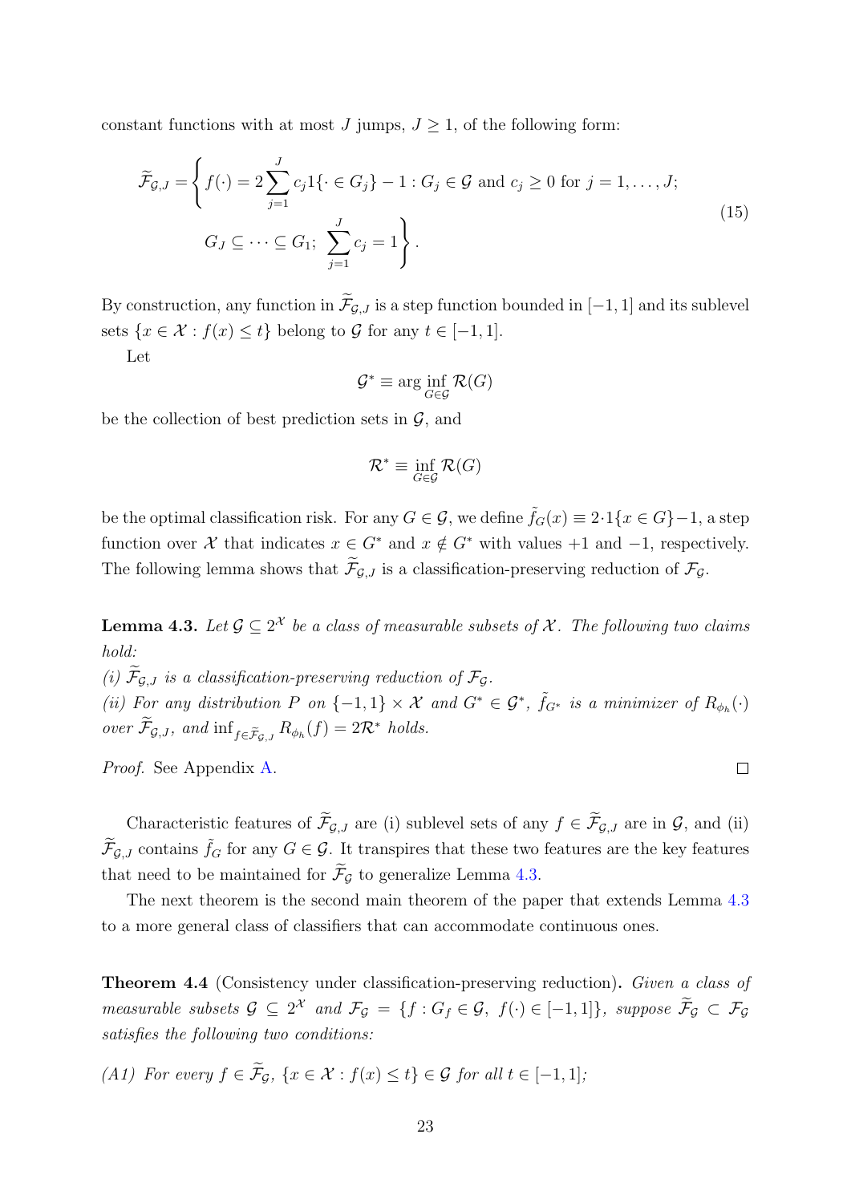constant functions with at most $J$ jumps, $J \geq 1$, of the following form:

$$
\begin{aligned}
\widetilde{\mathcal{F}}_{\mathcal{G},J} = \Bigg\{ & f(\cdot) = 2\sum_{j=1}^{J} c_j 1\{\cdot \in G_j\} - 1 : G_j \in \mathcal{G} \text{ and } c_j \geq 0 \text{ for } j = 1, \ldots, J; \\
& G_J \subseteq \cdots \subseteq G_1;\ \sum_{j=1}^{J} c_j = 1 \Bigg\}.
\end{aligned} \tag{15}
$$

By construction, any function in $\widetilde{\mathcal{F}}_{\mathcal{G},J}$ is a step function bounded in $[-1, 1]$ and its sublevel sets $\{x \in \mathcal{X} : f(x) \leq t\}$ belong to $\mathcal{G}$ for any $t \in [-1, 1]$.

Let

$$
\mathcal{G}^* \equiv \arg \inf_{G \in \mathcal{G}} \mathcal{R}(G)
$$

be the collection of best prediction sets in $\mathcal{G}$, and

$$
\mathcal{R}^* \equiv \inf_{G \in \mathcal{G}} \mathcal{R}(G)
$$

be the optimal classification risk. For any $G \in \mathcal{G}$, we define $\tilde{f}_G(x) \equiv 2 \cdot 1\{x \in G\} - 1$, a step function over $\mathcal{X}$ that indicates $x \in G^*$ and $x \notin G^*$ with values $+1$ and $-1$, respectively. The following lemma shows that $\widetilde{\mathcal{F}}_{\mathcal{G},J}$ is a classification-preserving reduction of $\mathcal{F}_{\mathcal{G}}$.

**Lemma 4.3.** *Let $\mathcal{G} \subseteq 2^{\mathcal{X}}$ be a class of measurable subsets of $\mathcal{X}$. The following two claims hold:*
*(i) $\widetilde{\mathcal{F}}_{\mathcal{G},J}$ is a classification-preserving reduction of $\mathcal{F}_{\mathcal{G}}$.*
*(ii) For any distribution $P$ on $\{-1, 1\} \times \mathcal{X}$ and $G^* \in \mathcal{G}^*$, $\tilde{f}_{G^*}$ is a minimizer of $R_{\phi_h}(\cdot)$ over $\widetilde{\mathcal{F}}_{\mathcal{G},J}$, and $\inf_{f \in \widetilde{\mathcal{F}}_{\mathcal{G},J}} R_{\phi_h}(f) = 2\mathcal{R}^*$ holds.*

*Proof.* See Appendix A. ∎

Characteristic features of $\widetilde{\mathcal{F}}_{\mathcal{G},J}$ are (i) sublevel sets of any $f \in \widetilde{\mathcal{F}}_{\mathcal{G},J}$ are in $\mathcal{G}$, and (ii) $\widetilde{\mathcal{F}}_{\mathcal{G},J}$ contains $\tilde{f}_G$ for any $G \in \mathcal{G}$. It transpires that these two features are the key features that need to be maintained for $\widetilde{\mathcal{F}}_{\mathcal{G}}$ to generalize Lemma 4.3.

The next theorem is the second main theorem of the paper that extends Lemma 4.3 to a more general class of classifiers that can accommodate continuous ones.

**Theorem 4.4** (Consistency under classification-preserving reduction)**.** *Given a class of measurable subsets $\mathcal{G} \subseteq 2^{\mathcal{X}}$ and $\mathcal{F}_{\mathcal{G}} = \{f : G_f \in \mathcal{G},\ f(\cdot) \in [-1, 1]\}$, suppose $\widetilde{\mathcal{F}}_{\mathcal{G}} \subset \mathcal{F}_{\mathcal{G}}$ satisfies the following two conditions:*

*(A1) For every $f \in \widetilde{\mathcal{F}}_{\mathcal{G}}$, $\{x \in \mathcal{X} : f(x) \leq t\} \in \mathcal{G}$ for all $t \in [-1, 1]$;*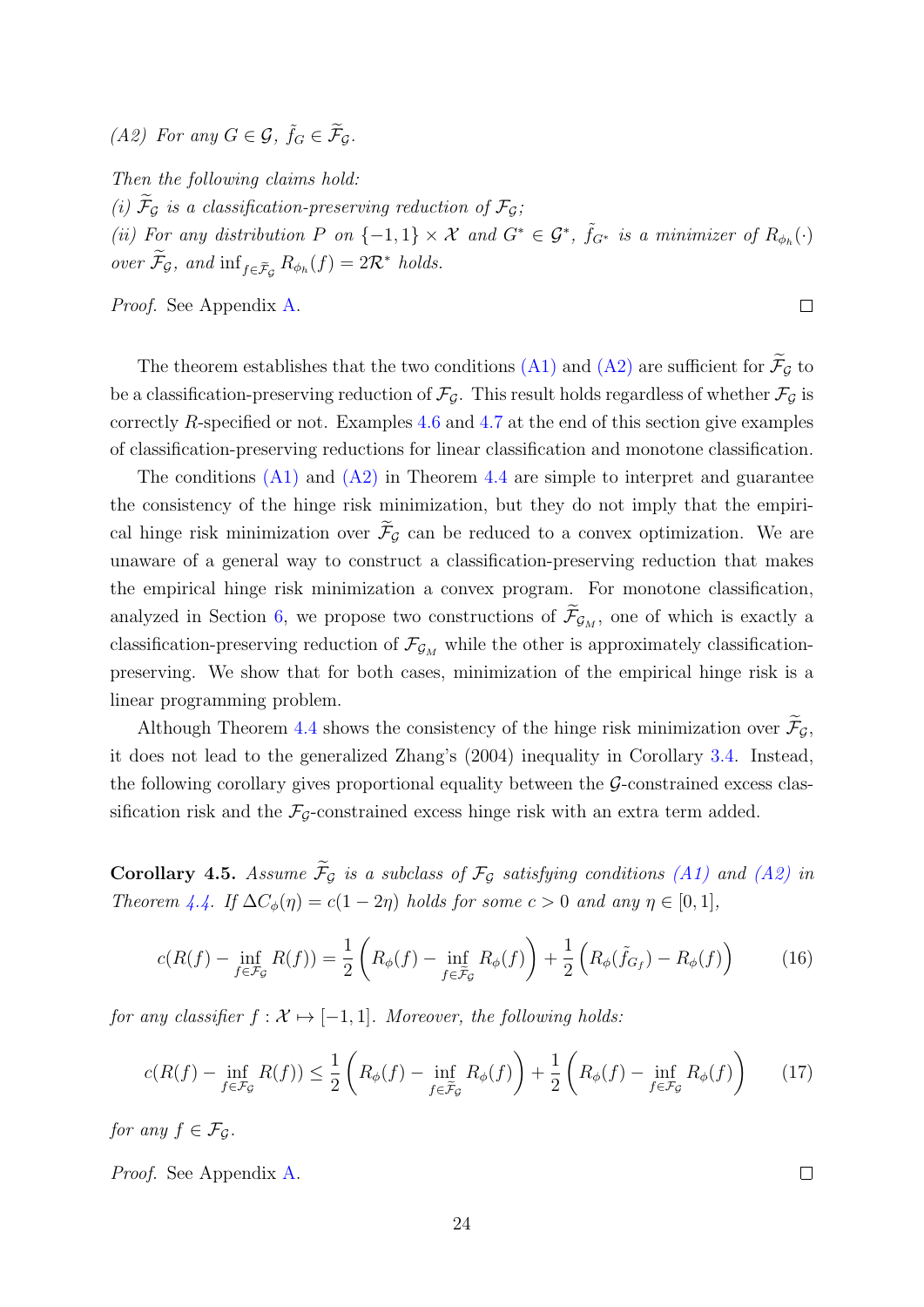*(A2) For any $G \in \mathcal{G}$, $\tilde{f}_G \in \widetilde{\mathcal{F}}_{\mathcal{G}}$.*

*Then the following claims hold:*

*(i) $\widetilde{\mathcal{F}}_{\mathcal{G}}$ is a classification-preserving reduction of $\mathcal{F}_{\mathcal{G}}$;*

*(ii) For any distribution $P$ on $\{-1,1\} \times \mathcal{X}$ and $G^* \in \mathcal{G}^*$, $\tilde{f}_{G^*}$ is a minimizer of $R_{\phi_h}(\cdot)$ over $\widetilde{\mathcal{F}}_{\mathcal{G}}$, and $\inf_{f \in \widetilde{\mathcal{F}}_{\mathcal{G}}} R_{\phi_h}(f) = 2\mathcal{R}^*$ holds.*

*Proof.* See Appendix A. □

The theorem establishes that the two conditions (A1) and (A2) are sufficient for $\widetilde{\mathcal{F}}_{\mathcal{G}}$ to be a classification-preserving reduction of $\mathcal{F}_{\mathcal{G}}$. This result holds regardless of whether $\mathcal{F}_{\mathcal{G}}$ is correctly $R$-specified or not. Examples 4.6 and 4.7 at the end of this section give examples of classification-preserving reductions for linear classification and monotone classification.

The conditions (A1) and (A2) in Theorem 4.4 are simple to interpret and guarantee the consistency of the hinge risk minimization, but they do not imply that the empirical hinge risk minimization over $\widetilde{\mathcal{F}}_{\mathcal{G}}$ can be reduced to a convex optimization. We are unaware of a general way to construct a classification-preserving reduction that makes the empirical hinge risk minimization a convex program. For monotone classification, analyzed in Section 6, we propose two constructions of $\widetilde{\mathcal{F}}_{\mathcal{G}_M}$, one of which is exactly a classification-preserving reduction of $\mathcal{F}_{\mathcal{G}_M}$ while the other is approximately classification-preserving. We show that for both cases, minimization of the empirical hinge risk is a linear programming problem.

Although Theorem 4.4 shows the consistency of the hinge risk minimization over $\widetilde{\mathcal{F}}_{\mathcal{G}}$, it does not lead to the generalized Zhang's (2004) inequality in Corollary 3.4. Instead, the following corollary gives proportional equality between the $\mathcal{G}$-constrained excess classification risk and the $\mathcal{F}_{\mathcal{G}}$-constrained excess hinge risk with an extra term added.

**Corollary 4.5.** *Assume $\widetilde{\mathcal{F}}_{\mathcal{G}}$ is a subclass of $\mathcal{F}_{\mathcal{G}}$ satisfying conditions (A1) and (A2) in Theorem 4.4. If $\Delta C_\phi(\eta) = c(1-2\eta)$ holds for some $c > 0$ and any $\eta \in [0,1]$,*

$$c\left(R(f) - \inf_{f \in \mathcal{F}_{\mathcal{G}}} R(f)\right) = \frac{1}{2}\left(R_\phi(f) - \inf_{f \in \widetilde{\mathcal{F}}_{\mathcal{G}}} R_\phi(f)\right) + \frac{1}{2}\left(R_\phi(\tilde{f}_{G_f}) - R_\phi(f)\right) \tag{16}$$

*for any classifier $f : \mathcal{X} \mapsto [-1,1]$. Moreover, the following holds:*

$$c\left(R(f) - \inf_{f \in \mathcal{F}_{\mathcal{G}}} R(f)\right) \leq \frac{1}{2}\left(R_\phi(f) - \inf_{f \in \widetilde{\mathcal{F}}_{\mathcal{G}}} R_\phi(f)\right) + \frac{1}{2}\left(R_\phi(f) - \inf_{f \in \mathcal{F}_{\mathcal{G}}} R_\phi(f)\right) \tag{17}$$

*for any $f \in \mathcal{F}_{\mathcal{G}}$.*

*Proof.* See Appendix A. □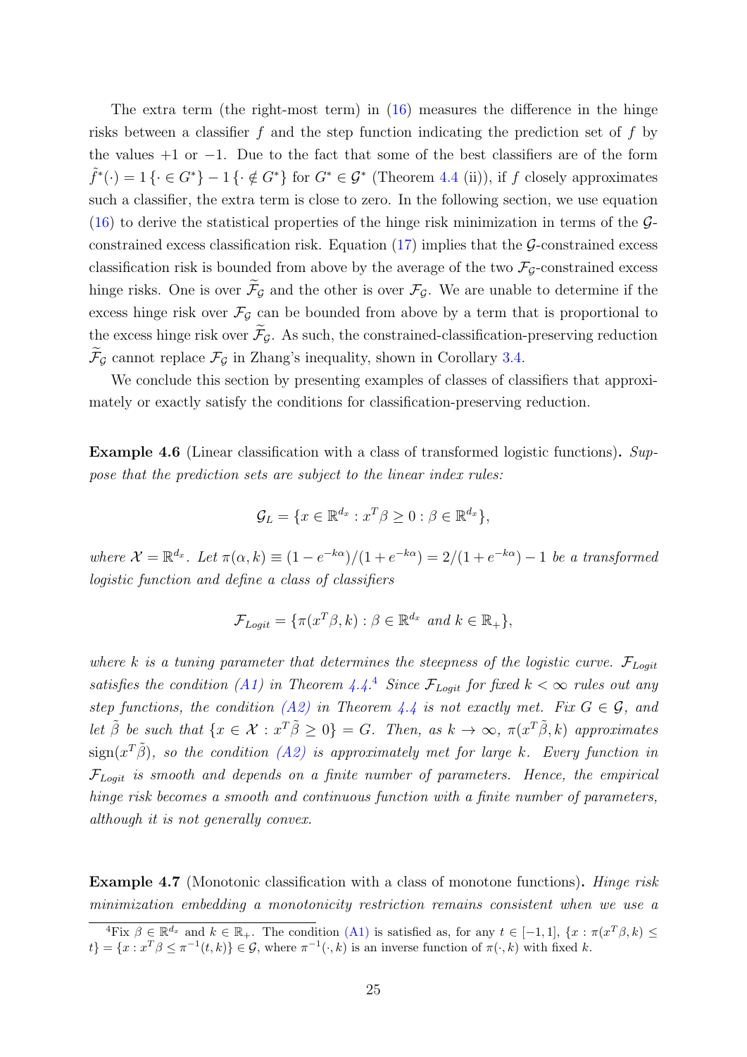The extra term (the right-most term) in (16) measures the difference in the hinge risks between a classifier $f$ and the step function indicating the prediction set of $f$ by the values $+1$ or $-1$. Due to the fact that some of the best classifiers are of the form $\tilde{f}^*(\cdot) = 1\{\cdot \in G^*\} - 1\{\cdot \notin G^*\}$ for $G^* \in \mathcal{G}^*$ (Theorem 4.4 (ii)), if $f$ closely approximates such a classifier, the extra term is close to zero. In the following section, we use equation (16) to derive the statistical properties of the hinge risk minimization in terms of the $\mathcal{G}$-constrained excess classification risk. Equation (17) implies that the $\mathcal{G}$-constrained excess classification risk is bounded from above by the average of the two $\mathcal{F}_{\mathcal{G}}$-constrained excess hinge risks. One is over $\widetilde{\mathcal{F}}_{\mathcal{G}}$ and the other is over $\mathcal{F}_{\mathcal{G}}$. We are unable to determine if the excess hinge risk over $\mathcal{F}_{\mathcal{G}}$ can be bounded from above by a term that is proportional to the excess hinge risk over $\widetilde{\mathcal{F}}_{\mathcal{G}}$. As such, the constrained-classification-preserving reduction $\widetilde{\mathcal{F}}_{\mathcal{G}}$ cannot replace $\mathcal{F}_{\mathcal{G}}$ in Zhang's inequality, shown in Corollary 3.4.

We conclude this section by presenting examples of classes of classifiers that approximately or exactly satisfy the conditions for classification-preserving reduction.

**Example 4.6** (Linear classification with a class of transformed logistic functions)**.** *Suppose that the prediction sets are subject to the linear index rules:*

$$\mathcal{G}_L = \{x \in \mathbb{R}^{d_x} : x^T\beta \geq 0 : \beta \in \mathbb{R}^{d_x}\},$$

*where $\mathcal{X} = \mathbb{R}^{d_x}$. Let $\pi(\alpha, k) \equiv (1 - e^{-k\alpha})/(1 + e^{-k\alpha}) = 2/(1 + e^{-k\alpha}) - 1$ be a transformed logistic function and define a class of classifiers*

$$\mathcal{F}_{Logit} = \{\pi(x^T\beta, k) : \beta \in \mathbb{R}^{d_x} \text{ and } k \in \mathbb{R}_+\},$$

*where $k$ is a tuning parameter that determines the steepness of the logistic curve. $\mathcal{F}_{Logit}$ satisfies the condition (A1) in Theorem 4.4.*[4] *Since $\mathcal{F}_{Logit}$ for fixed $k < \infty$ rules out any step functions, the condition (A2) in Theorem 4.4 is not exactly met. Fix $G \in \mathcal{G}$, and let $\tilde{\beta}$ be such that $\{x \in \mathcal{X} : x^T\tilde{\beta} \geq 0\} = G$. Then, as $k \to \infty$, $\pi(x^T\tilde{\beta}, k)$ approximates $\operatorname{sign}(x^T\tilde{\beta})$, so the condition (A2) is approximately met for large $k$. Every function in $\mathcal{F}_{Logit}$ is smooth and depends on a finite number of parameters. Hence, the empirical hinge risk becomes a smooth and continuous function with a finite number of parameters, although it is not generally convex.*

**Example 4.7** (Monotonic classification with a class of monotone functions)**.** *Hinge risk minimization embedding a monotonicity restriction remains consistent when we use a*

[4] Fix $\beta \in \mathbb{R}^{d_x}$ and $k \in \mathbb{R}_+$. The condition (A1) is satisfied as, for any $t \in [-1, 1]$, $\{x : \pi(x^T\beta, k) \leq t\} = \{x : x^T\beta \leq \pi^{-1}(t, k)\} \in \mathcal{G}$, where $\pi^{-1}(\cdot, k)$ is an inverse function of $\pi(\cdot, k)$ with fixed $k$.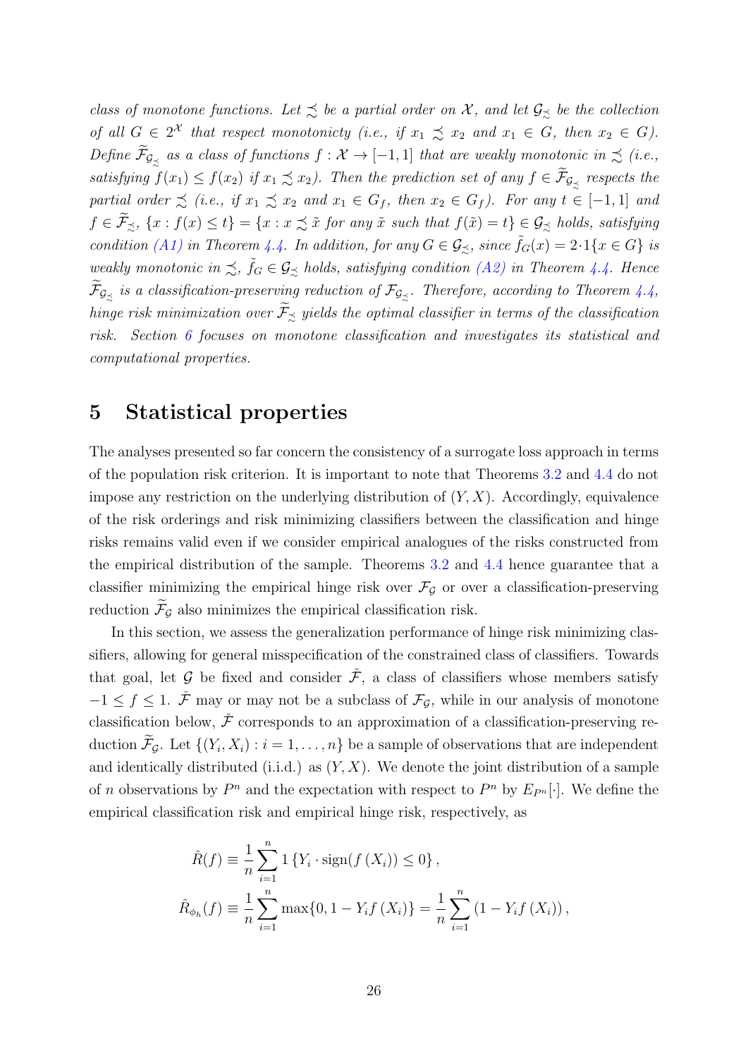*class of monotone functions. Let $\precsim$ be a partial order on $\mathcal{X}$, and let $\mathcal{G}_{\precsim}$ be the collection of all $G \in 2^{\mathcal{X}}$ that respect monotonicty (i.e., if $x_1 \precsim x_2$ and $x_1 \in G$, then $x_2 \in G$). Define $\widetilde{\mathcal{F}}_{\mathcal{G}_{\precsim}}$ as a class of functions $f : \mathcal{X} \to [-1, 1]$ that are weakly monotonic in $\precsim$ (i.e., satisfying $f(x_1) \leq f(x_2)$ if $x_1 \precsim x_2$). Then the prediction set of any $f \in \widetilde{\mathcal{F}}_{\mathcal{G}_{\precsim}}$ respects the partial order $\precsim$ (i.e., if $x_1 \precsim x_2$ and $x_1 \in G_f$, then $x_2 \in G_f$). For any $t \in [-1, 1]$ and $f \in \widetilde{\mathcal{F}}_{\precsim}$, $\{x : f(x) \leq t\} = \{x : x \precsim \tilde{x}$ for any $\tilde{x}$ such that $f(\tilde{x}) = t\} \in \mathcal{G}_{\precsim}$ holds, satisfying condition (A1) in Theorem 4.4. In addition, for any $G \in \mathcal{G}_{\precsim}$, since $\tilde{f}_G(x) = 2 \cdot 1\{x \in G\}$ is weakly monotonic in $\precsim$, $\tilde{f}_G \in \mathcal{G}_{\precsim}$ holds, satisfying condition (A2) in Theorem 4.4. Hence $\widetilde{\mathcal{F}}_{\mathcal{G}_{\precsim}}$ is a classification-preserving reduction of $\mathcal{F}_{\mathcal{G}_{\precsim}}$. Therefore, according to Theorem 4.4, hinge risk minimization over $\widetilde{\mathcal{F}}_{\precsim}$ yields the optimal classifier in terms of the classification risk. Section 6 focuses on monotone classification and investigates its statistical and computational properties.*

## 5 Statistical properties

The analyses presented so far concern the consistency of a surrogate loss approach in terms of the population risk criterion. It is important to note that Theorems 3.2 and 4.4 do not impose any restriction on the underlying distribution of $(Y, X)$. Accordingly, equivalence of the risk orderings and risk minimizing classifiers between the classification and hinge risks remains valid even if we consider empirical analogues of the risks constructed from the empirical distribution of the sample. Theorems 3.2 and 4.4 hence guarantee that a classifier minimizing the empirical hinge risk over $\mathcal{F}_{\mathcal{G}}$ or over a classification-preserving reduction $\widetilde{\mathcal{F}}_{\mathcal{G}}$ also minimizes the empirical classification risk.

In this section, we assess the generalization performance of hinge risk minimizing classifiers, allowing for general misspecification of the constrained class of classifiers. Towards that goal, let $\mathcal{G}$ be fixed and consider $\check{\mathcal{F}}$, a class of classifiers whose members satisfy $-1 \leq f \leq 1$. $\check{\mathcal{F}}$ may or may not be a subclass of $\mathcal{F}_{\mathcal{G}}$, while in our analysis of monotone classification below, $\check{\mathcal{F}}$ corresponds to an approximation of a classification-preserving reduction $\widetilde{\mathcal{F}}_{\mathcal{G}}$. Let $\{(Y_i, X_i) : i = 1, \ldots, n\}$ be a sample of observations that are independent and identically distributed (i.i.d.) as $(Y, X)$. We denote the joint distribution of a sample of $n$ observations by $P^n$ and the expectation with respect to $P^n$ by $E_{P^n}[\cdot]$. We define the empirical classification risk and empirical hinge risk, respectively, as

$$
\hat{R}(f) \equiv \frac{1}{n} \sum_{i=1}^{n} 1\left\{Y_i \cdot \operatorname{sign}(f(X_i)) \leq 0\right\},
$$

$$
\hat{R}_{\phi_h}(f) \equiv \frac{1}{n} \sum_{i=1}^{n} \max\{0, 1 - Y_i f(X_i)\} = \frac{1}{n} \sum_{i=1}^{n} \left(1 - Y_i f(X_i)\right),
$$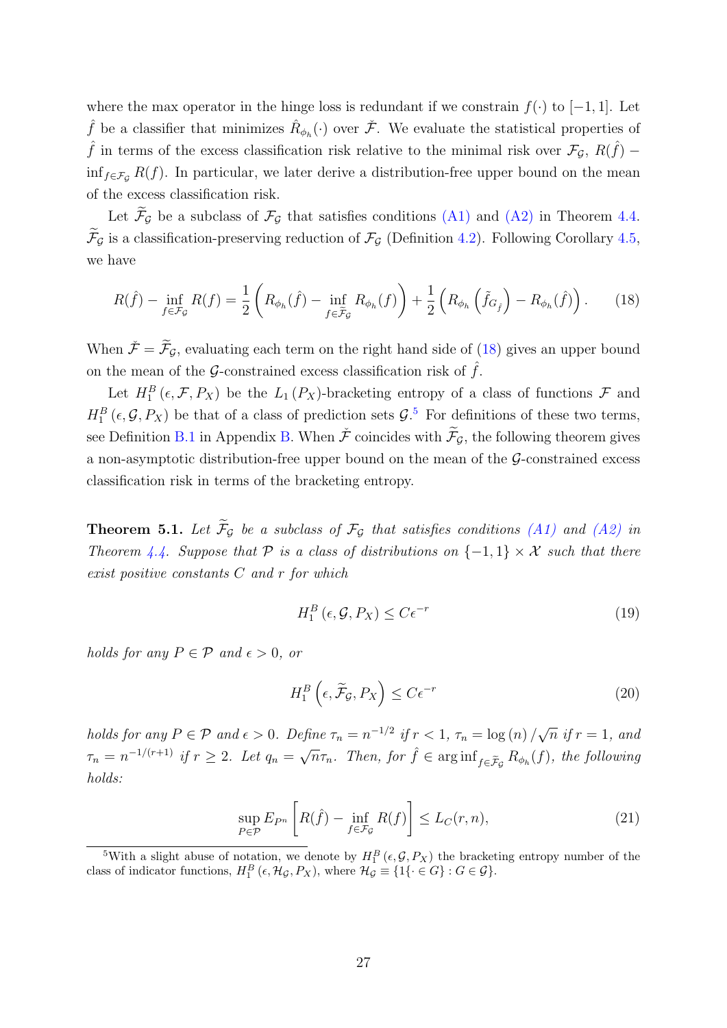where the max operator in the hinge loss is redundant if we constrain $f(\cdot)$ to $[-1, 1]$. Let $\hat{f}$ be a classifier that minimizes $\hat{R}_{\phi_h}(\cdot)$ over $\check{\mathcal{F}}$. We evaluate the statistical properties of $\hat{f}$ in terms of the excess classification risk relative to the minimal risk over $\mathcal{F}_{\mathcal{G}}$, $R(\hat{f}) - \inf_{f \in \mathcal{F}_{\mathcal{G}}} R(f)$. In particular, we later derive a distribution-free upper bound on the mean of the excess classification risk.

Let $\widetilde{\mathcal{F}}_{\mathcal{G}}$ be a subclass of $\mathcal{F}_{\mathcal{G}}$ that satisfies conditions (A1) and (A2) in Theorem 4.4. $\widetilde{\mathcal{F}}_{\mathcal{G}}$ is a classification-preserving reduction of $\mathcal{F}_{\mathcal{G}}$ (Definition 4.2). Following Corollary 4.5, we have

$$R(\hat{f}) - \inf_{f \in \mathcal{F}_{\mathcal{G}}} R(f) = \frac{1}{2}\left(R_{\phi_h}(\hat{f}) - \inf_{f \in \tilde{\mathcal{F}}_{\mathcal{G}}} R_{\phi_h}(f)\right) + \frac{1}{2}\left(R_{\phi_h}\left(\tilde{f}_{G_{\hat{f}}}\right) - R_{\phi_h}(\hat{f})\right). \tag{18}$$

When $\check{\mathcal{F}} = \widetilde{\mathcal{F}}_{\mathcal{G}}$, evaluating each term on the right hand side of (18) gives an upper bound on the mean of the $\mathcal{G}$-constrained excess classification risk of $\hat{f}$.

Let $H_1^B(\epsilon, \mathcal{F}, P_X)$ be the $L_1(P_X)$-bracketing entropy of a class of functions $\mathcal{F}$ and $H_1^B(\epsilon, \mathcal{G}, P_X)$ be that of a class of prediction sets $\mathcal{G}$.[5] For definitions of these two terms, see Definition B.1 in Appendix B. When $\check{\mathcal{F}}$ coincides with $\widetilde{\mathcal{F}}_{\mathcal{G}}$, the following theorem gives a non-asymptotic distribution-free upper bound on the mean of the $\mathcal{G}$-constrained excess classification risk in terms of the bracketing entropy.

**Theorem 5.1.** *Let $\widetilde{\mathcal{F}}_{\mathcal{G}}$ be a subclass of $\mathcal{F}_{\mathcal{G}}$ that satisfies conditions (A1) and (A2) in Theorem 4.4. Suppose that $\mathcal{P}$ is a class of distributions on $\{-1, 1\} \times \mathcal{X}$ such that there exist positive constants $C$ and $r$ for which*

$$H_1^B(\epsilon, \mathcal{G}, P_X) \leq C\epsilon^{-r} \tag{19}$$

*holds for any $P \in \mathcal{P}$ and $\epsilon > 0$, or*

$$H_1^B\left(\epsilon, \widetilde{\mathcal{F}}_{\mathcal{G}}, P_X\right) \leq C\epsilon^{-r} \tag{20}$$

*holds for any $P \in \mathcal{P}$ and $\epsilon > 0$. Define $\tau_n = n^{-1/2}$ if $r < 1$, $\tau_n = \log(n)/\sqrt{n}$ if $r = 1$, and $\tau_n = n^{-1/(r+1)}$ if $r \geq 2$. Let $q_n = \sqrt{n}\tau_n$. Then, for $\hat{f} \in \arg\inf_{f \in \widetilde{\mathcal{F}}_{\mathcal{G}}} R_{\phi_h}(f)$, the following holds:*

$$\sup_{P \in \mathcal{P}} E_{P^n}\left[R(\hat{f}) - \inf_{f \in \mathcal{F}_{\mathcal{G}}} R(f)\right] \leq L_C(r, n), \tag{21}$$

---

[5] With a slight abuse of notation, we denote by $H_1^B(\epsilon, \mathcal{G}, P_X)$ the bracketing entropy number of the class of indicator functions, $H_1^B(\epsilon, \mathcal{H}_{\mathcal{G}}, P_X)$, where $\mathcal{H}_{\mathcal{G}} \equiv \{1\{\cdot \in G\} : G \in \mathcal{G}\}$.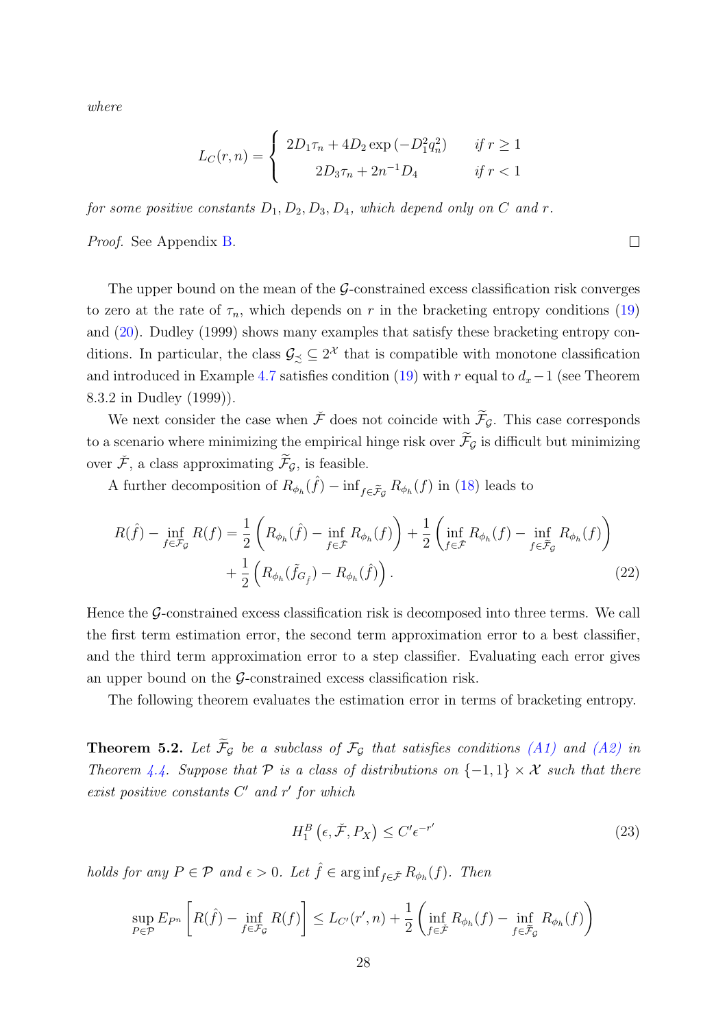*where*

$$L_C(r,n) = \begin{cases} 2D_1\tau_n + 4D_2 \exp\left(-D_1^2 q_n^2\right) & \text{if } r \geq 1 \\ 2D_3\tau_n + 2n^{-1}D_4 & \text{if } r < 1 \end{cases}$$

*for some positive constants $D_1, D_2, D_3, D_4$, which depend only on $C$ and $r$.*

*Proof.* See Appendix B. ∎

The upper bound on the mean of the $\mathcal{G}$-constrained excess classification risk converges to zero at the rate of $\tau_n$, which depends on $r$ in the bracketing entropy conditions (19) and (20). Dudley (1999) shows many examples that satisfy these bracketing entropy conditions. In particular, the class $\mathcal{G}_{\precsim} \subseteq 2^{\mathcal{X}}$ that is compatible with monotone classification and introduced in Example 4.7 satisfies condition (19) with $r$ equal to $d_x - 1$ (see Theorem 8.3.2 in Dudley (1999)).

We next consider the case when $\check{\mathcal{F}}$ does not coincide with $\widetilde{\mathcal{F}}_{\mathcal{G}}$. This case corresponds to a scenario where minimizing the empirical hinge risk over $\widetilde{\mathcal{F}}_{\mathcal{G}}$ is difficult but minimizing over $\check{\mathcal{F}}$, a class approximating $\widetilde{\mathcal{F}}_{\mathcal{G}}$, is feasible.

A further decomposition of $R_{\phi_h}(\hat{f}) - \inf_{f \in \widetilde{\mathcal{F}}_{\mathcal{G}}} R_{\phi_h}(f)$ in (18) leads to

$$\begin{aligned} R(\hat{f}) - \inf_{f \in \mathcal{F}_{\mathcal{G}}} R(f) = & \frac{1}{2}\left(R_{\phi_h}(\hat{f}) - \inf_{f \in \check{\mathcal{F}}} R_{\phi_h}(f)\right) + \frac{1}{2}\left(\inf_{f \in \check{\mathcal{F}}} R_{\phi_h}(f) - \inf_{f \in \widetilde{\mathcal{F}}_{\mathcal{G}}} R_{\phi_h}(f)\right) \\ & + \frac{1}{2}\left(R_{\phi_h}(\tilde{f}_{G_{\hat{f}}}) - R_{\phi_h}(\hat{f})\right). \end{aligned} \tag{22}$$

Hence the $\mathcal{G}$-constrained excess classification risk is decomposed into three terms. We call the first term estimation error, the second term approximation error to a best classifier, and the third term approximation error to a step classifier. Evaluating each error gives an upper bound on the $\mathcal{G}$-constrained excess classification risk.

The following theorem evaluates the estimation error in terms of bracketing entropy.

**Theorem 5.2.** *Let $\widetilde{\mathcal{F}}_{\mathcal{G}}$ be a subclass of $\mathcal{F}_{\mathcal{G}}$ that satisfies conditions (A1) and (A2) in Theorem 4.4. Suppose that $\mathcal{P}$ is a class of distributions on $\{-1,1\} \times \mathcal{X}$ such that there exist positive constants $C'$ and $r'$ for which*

$$H_1^B\left(\epsilon, \check{\mathcal{F}}, P_X\right) \leq C'\epsilon^{-r'} \tag{23}$$

*holds for any $P \in \mathcal{P}$ and $\epsilon > 0$. Let $\hat{f} \in \arg\inf_{f \in \check{\mathcal{F}}} R_{\phi_h}(f)$. Then*

$$\sup_{P \in \mathcal{P}} E_{P^n}\left[R(\hat{f}) - \inf_{f \in \mathcal{F}_{\mathcal{G}}} R(f)\right] \leq L_{C'}(r', n) + \frac{1}{2}\left(\inf_{f \in \check{\mathcal{F}}} R_{\phi_h}(f) - \inf_{f \in \widetilde{\mathcal{F}}_{\mathcal{G}}} R_{\phi_h}(f)\right)$$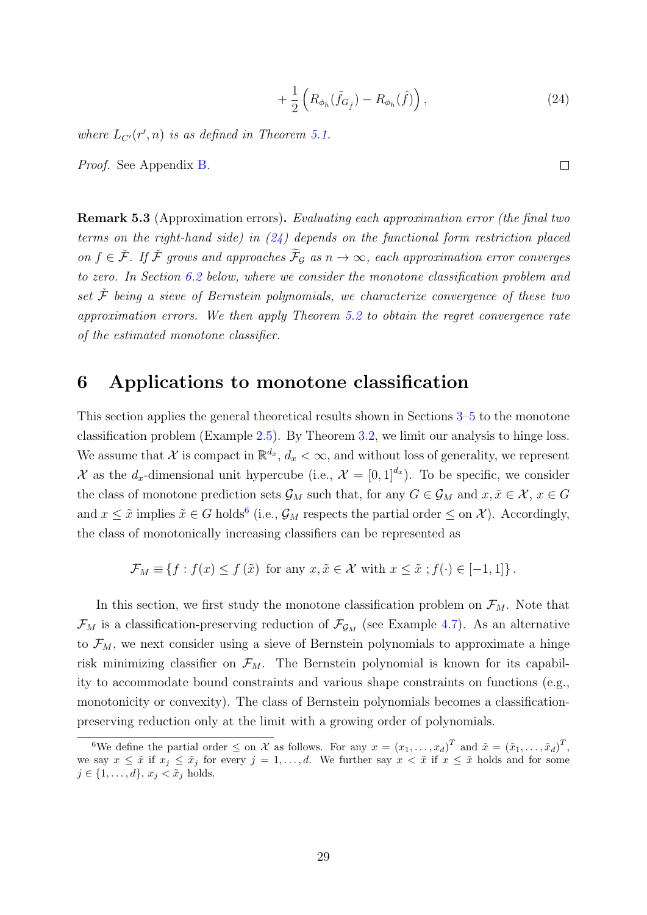$$+\frac{1}{2}\left(R_{\phi_h}(\tilde{f}_{G_{\hat{f}}}) - R_{\phi_h}(\hat{f})\right), \tag{24}$$

*where $L_{C'}(r', n)$ is as defined in Theorem 5.1.*

*Proof.* See Appendix B. □

**Remark 5.3** (Approximation errors)**.** *Evaluating each approximation error (the final two terms on the right-hand side) in (24) depends on the functional form restriction placed on $f \in \check{\mathcal{F}}$. If $\check{\mathcal{F}}$ grows and approaches $\widetilde{\mathcal{F}}_{\mathcal{G}}$ as $n \to \infty$, each approximation error converges to zero. In Section 6.2 below, where we consider the monotone classification problem and set $\check{\mathcal{F}}$ being a sieve of Bernstein polynomials, we characterize convergence of these two approximation errors. We then apply Theorem 5.2 to obtain the regret convergence rate of the estimated monotone classifier.*

# 6 Applications to monotone classification

This section applies the general theoretical results shown in Sections 3–5 to the monotone classification problem (Example 2.5). By Theorem 3.2, we limit our analysis to hinge loss. We assume that $\mathcal{X}$ is compact in $\mathbb{R}^{d_x}$, $d_x < \infty$, and without loss of generality, we represent $\mathcal{X}$ as the $d_x$-dimensional unit hypercube (i.e., $\mathcal{X} = [0,1]^{d_x}$). To be specific, we consider the class of monotone prediction sets $\mathcal{G}_M$ such that, for any $G \in \mathcal{G}_M$ and $x, \tilde{x} \in \mathcal{X}$, $x \in G$ and $x \leq \tilde{x}$ implies $\tilde{x} \in G$ holds[6] (i.e., $\mathcal{G}_M$ respects the partial order $\leq$ on $\mathcal{X}$). Accordingly, the class of monotonically increasing classifiers can be represented as

$$\mathcal{F}_M \equiv \{f : f(x) \leq f(\tilde{x}) \text{ for any } x, \tilde{x} \in \mathcal{X} \text{ with } x \leq \tilde{x}\ ; f(\cdot) \in [-1,1]\}.$$

In this section, we first study the monotone classification problem on $\mathcal{F}_M$. Note that $\mathcal{F}_M$ is a classification-preserving reduction of $\mathcal{F}_{\mathcal{G}_M}$ (see Example 4.7). As an alternative to $\mathcal{F}_M$, we next consider using a sieve of Bernstein polynomials to approximate a hinge risk minimizing classifier on $\mathcal{F}_M$. The Bernstein polynomial is known for its capability to accommodate bound constraints and various shape constraints on functions (e.g., monotonicity or convexity). The class of Bernstein polynomials becomes a classification-preserving reduction only at the limit with a growing order of polynomials.

[6] We define the partial order $\leq$ on $\mathcal{X}$ as follows. For any $x = (x_1, \ldots, x_d)^T$ and $\tilde{x} = (\tilde{x}_1, \ldots, \tilde{x}_d)^T$, we say $x \leq \tilde{x}$ if $x_j \leq \tilde{x}_j$ for every $j = 1, \ldots, d$. We further say $x < \tilde{x}$ if $x \leq \tilde{x}$ holds and for some $j \in \{1, \ldots, d\}$, $x_j < \tilde{x}_j$ holds.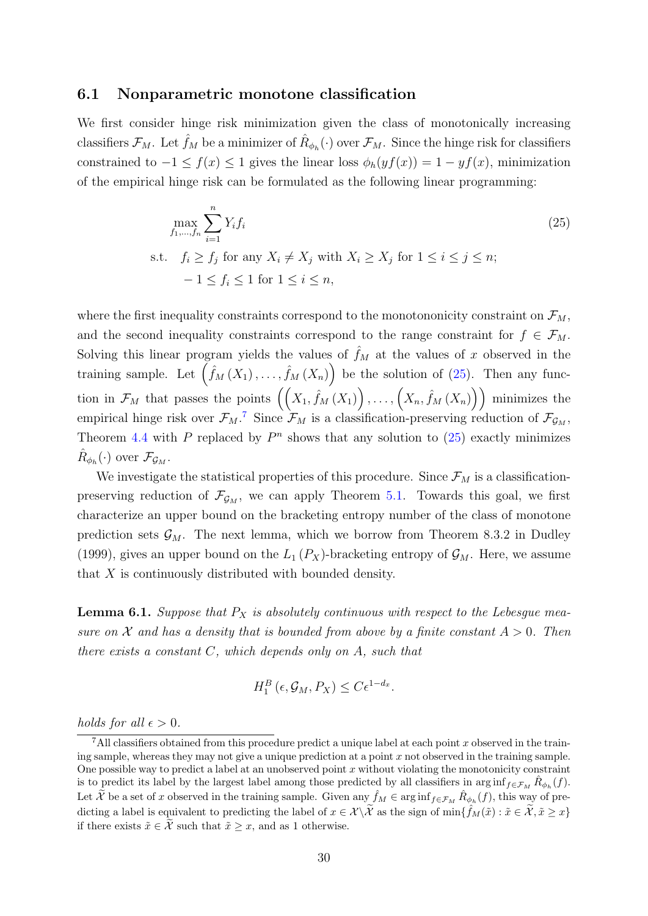### 6.1 Nonparametric monotone classification

We first consider hinge risk minimization given the class of monotonically increasing classifiers $\mathcal{F}_M$. Let $\hat{f}_M$ be a minimizer of $\hat{R}_{\phi_h}(\cdot)$ over $\mathcal{F}_M$. Since the hinge risk for classifiers constrained to $-1 \leq f(x) \leq 1$ gives the linear loss $\phi_h(yf(x)) = 1 - yf(x)$, minimization of the empirical hinge risk can be formulated as the following linear programming:

$$
\begin{aligned}
&\max_{f_1,\ldots,f_n} \sum_{i=1}^{n} Y_i f_i && (25)\\
&\text{s.t.} \quad f_i \geq f_j \text{ for any } X_i \neq X_j \text{ with } X_i \geq X_j \text{ for } 1 \leq i \leq j \leq n;\\
&\qquad -1 \leq f_i \leq 1 \text{ for } 1 \leq i \leq n,
\end{aligned}
$$

where the first inequality constraints correspond to the monotononicity constraint on $\mathcal{F}_M$, and the second inequality constraints correspond to the range constraint for $f \in \mathcal{F}_M$. Solving this linear program yields the values of $\hat{f}_M$ at the values of $x$ observed in the training sample. Let $\left(\hat{f}_M(X_1), \ldots, \hat{f}_M(X_n)\right)$ be the solution of (25). Then any function in $\mathcal{F}_M$ that passes the points $\left(\left(X_1, \hat{f}_M(X_1)\right), \ldots, \left(X_n, \hat{f}_M(X_n)\right)\right)$ minimizes the empirical hinge risk over $\mathcal{F}_M$.[7] Since $\mathcal{F}_M$ is a classification-preserving reduction of $\mathcal{F}_{\mathcal{G}_M}$, Theorem 4.4 with $P$ replaced by $P^n$ shows that any solution to (25) exactly minimizes $\hat{R}_{\phi_h}(\cdot)$ over $\mathcal{F}_{\mathcal{G}_M}$.

We investigate the statistical properties of this procedure. Since $\mathcal{F}_M$ is a classification-preserving reduction of $\mathcal{F}_{\mathcal{G}_M}$, we can apply Theorem 5.1. Towards this goal, we first characterize an upper bound on the bracketing entropy number of the class of monotone prediction sets $\mathcal{G}_M$. The next lemma, which we borrow from Theorem 8.3.2 in Dudley (1999), gives an upper bound on the $L_1(P_X)$-bracketing entropy of $\mathcal{G}_M$. Here, we assume that $X$ is continuously distributed with bounded density.

**Lemma 6.1.** *Suppose that $P_X$ is absolutely continuous with respect to the Lebesgue measure on $\mathcal{X}$ and has a density that is bounded from above by a finite constant $A > 0$. Then there exists a constant $C$, which depends only on $A$, such that*

$$
H_1^B(\epsilon, \mathcal{G}_M, P_X) \leq C\epsilon^{1-d_x}.
$$

*holds for all $\epsilon > 0$.*

[7] All classifiers obtained from this procedure predict a unique label at each point $x$ observed in the training sample, whereas they may not give a unique prediction at a point $x$ not observed in the training sample. One possible way to predict a label at an unobserved point $x$ without violating the monotonicity constraint is to predict its label by the largest label among those predicted by all classifiers in $\arg\inf_{f\in\mathcal{F}_M} \hat{R}_{\phi_h}(f)$. Let $\widetilde{\mathcal{X}}$ be a set of $x$ observed in the training sample. Given any $\hat{f}_M \in \arg\inf_{f\in\mathcal{F}_M} \hat{R}_{\phi_h}(f)$, this way of predicting a label is equivalent to predicting the label of $x \in \mathcal{X}\backslash\widetilde{\mathcal{X}}$ as the sign of $\min\{\hat{f}_M(\tilde{x}) : \tilde{x} \in \widetilde{\mathcal{X}}, \tilde{x} \geq x\}$ if there exists $\tilde{x} \in \widetilde{\mathcal{X}}$ such that $\tilde{x} \geq x$, and as 1 otherwise.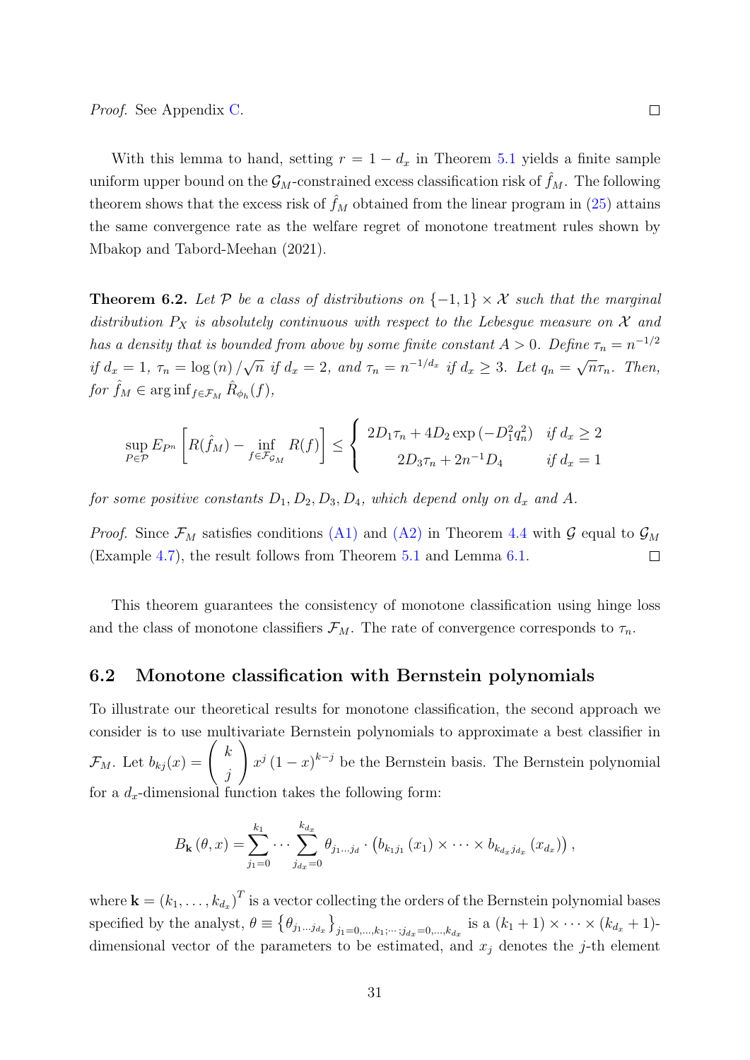*Proof.* See Appendix C. ∎

With this lemma to hand, setting $r = 1 - d_x$ in Theorem 5.1 yields a finite sample uniform upper bound on the $\mathcal{G}_M$-constrained excess classification risk of $\hat{f}_M$. The following theorem shows that the excess risk of $\hat{f}_M$ obtained from the linear program in (25) attains the same convergence rate as the welfare regret of monotone treatment rules shown by Mbakop and Tabord-Meehan (2021).

**Theorem 6.2.** *Let $\mathcal{P}$ be a class of distributions on $\{-1, 1\} \times \mathcal{X}$ such that the marginal distribution $P_X$ is absolutely continuous with respect to the Lebesgue measure on $\mathcal{X}$ and has a density that is bounded from above by some finite constant $A > 0$. Define $\tau_n = n^{-1/2}$ if $d_x = 1$, $\tau_n = \log(n)/\sqrt{n}$ if $d_x = 2$, and $\tau_n = n^{-1/d_x}$ if $d_x \geq 3$. Let $q_n = \sqrt{n}\tau_n$. Then, for $\hat{f}_M \in \arg\inf_{f \in \mathcal{F}_M} \hat{R}_{\phi_h}(f)$,*

$$
\sup_{P \in \mathcal{P}} E_{P^n}\left[R(\hat{f}_M) - \inf_{f \in \mathcal{F}_{\mathcal{G}_M}} R(f)\right] \leq \begin{cases} 2D_1\tau_n + 4D_2 \exp\left(-D_1^2 q_n^2\right) & \text{if } d_x \geq 2 \\ 2D_3\tau_n + 2n^{-1}D_4 & \text{if } d_x = 1 \end{cases}
$$

*for some positive constants $D_1, D_2, D_3, D_4$, which depend only on $d_x$ and $A$.*

*Proof.* Since $\mathcal{F}_M$ satisfies conditions (A1) and (A2) in Theorem 4.4 with $\mathcal{G}$ equal to $\mathcal{G}_M$ (Example 4.7), the result follows from Theorem 5.1 and Lemma 6.1. ∎

This theorem guarantees the consistency of monotone classification using hinge loss and the class of monotone classifiers $\mathcal{F}_M$. The rate of convergence corresponds to $\tau_n$.

## 6.2 Monotone classification with Bernstein polynomials

To illustrate our theoretical results for monotone classification, the second approach we consider is to use multivariate Bernstein polynomials to approximate a best classifier in $\mathcal{F}_M$. Let $b_{kj}(x) = \begin{pmatrix} k \\ j \end{pmatrix} x^j (1-x)^{k-j}$ be the Bernstein basis. The Bernstein polynomial for a $d_x$-dimensional function takes the following form:

$$
B_{\mathbf{k}}(\theta, x) = \sum_{j_1=0}^{k_1} \cdots \sum_{j_{d_x}=0}^{k_{d_x}} \theta_{j_1 \ldots j_d} \cdot \left(b_{k_1 j_1}(x_1) \times \cdots \times b_{k_{d_x} j_{d_x}}(x_{d_x})\right),
$$

where $\mathbf{k} = (k_1, \ldots, k_{d_x})^T$ is a vector collecting the orders of the Bernstein polynomial bases specified by the analyst, $\theta \equiv \left\{\theta_{j_1 \ldots j_{d_x}}\right\}_{j_1=0,\ldots,k_1;\cdots;j_{d_x}=0,\ldots,k_{d_x}}$ is a $(k_1 + 1) \times \cdots \times (k_{d_x} + 1)$-dimensional vector of the parameters to be estimated, and $x_j$ denotes the $j$-th element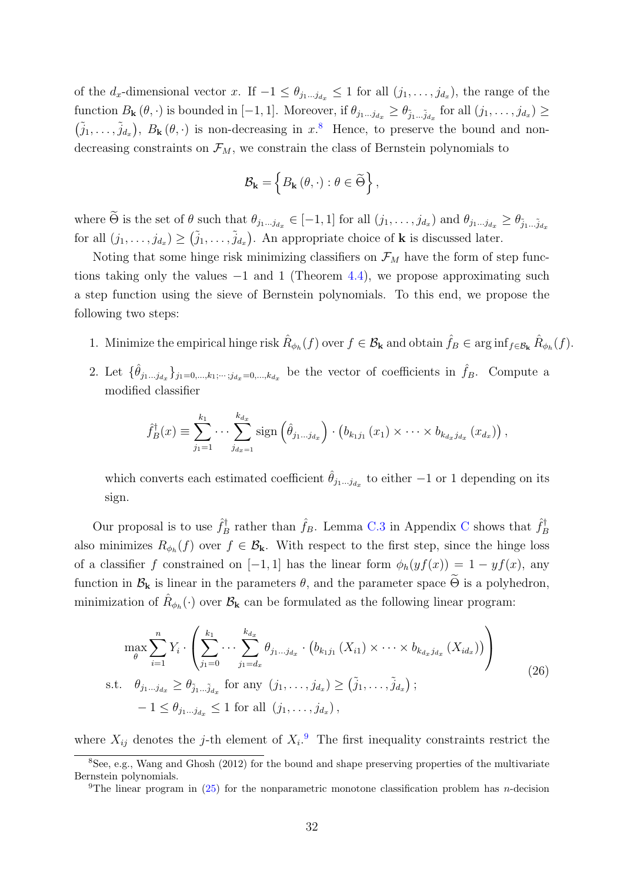of the $d_x$-dimensional vector $x$. If $-1 \leq \theta_{j_1 \dots j_{d_x}} \leq 1$ for all $(j_1, \dots, j_{d_x})$, the range of the function $B_{\mathbf{k}}(\theta, \cdot)$ is bounded in $[-1, 1]$. Moreover, if $\theta_{j_1 \dots j_{d_x}} \geq \theta_{\tilde{j}_1 \dots \tilde{j}_{d_x}}$ for all $(j_1, \dots, j_{d_x}) \geq (\tilde{j}_1, \dots, \tilde{j}_{d_x})$, $B_{\mathbf{k}}(\theta, \cdot)$ is non-decreasing in $x$.[8] Hence, to preserve the bound and non-decreasing constraints on $\mathcal{F}_M$, we constrain the class of Bernstein polynomials to

$$\mathcal{B}_{\mathbf{k}} = \left\{ B_{\mathbf{k}}(\theta, \cdot) : \theta \in \widetilde{\Theta} \right\},$$

where $\widetilde{\Theta}$ is the set of $\theta$ such that $\theta_{j_1 \dots j_{d_x}} \in [-1, 1]$ for all $(j_1, \dots, j_{d_x})$ and $\theta_{j_1 \dots j_{d_x}} \geq \theta_{\tilde{j}_1 \dots \tilde{j}_{d_x}}$ for all $(j_1, \dots, j_{d_x}) \geq (\tilde{j}_1, \dots, \tilde{j}_{d_x})$. An appropriate choice of $\mathbf{k}$ is discussed later.

Noting that some hinge risk minimizing classifiers on $\mathcal{F}_M$ have the form of step functions taking only the values $-1$ and $1$ (Theorem 4.4), we propose approximating such a step function using the sieve of Bernstein polynomials. To this end, we propose the following two steps:

1. Minimize the empirical hinge risk $\hat{R}_{\phi_h}(f)$ over $f \in \mathcal{B}_{\mathbf{k}}$ and obtain $\hat{f}_B \in \arg\inf_{f \in \mathcal{B}_{\mathbf{k}}} \hat{R}_{\phi_h}(f)$.

2. Let $\{\hat{\theta}_{j_1 \dots j_{d_x}}\}_{j_1 = 0, \dots, k_1; \cdots; j_{d_x} = 0, \dots, k_{d_x}}$ be the vector of coefficients in $\hat{f}_B$. Compute a modified classifier

$$\hat{f}_B^{\dagger}(x) \equiv \sum_{j_1 = 1}^{k_1} \cdots \sum_{j_{d_x} = 1}^{k_{d_x}} \operatorname{sign}\left(\hat{\theta}_{j_1 \dots j_{d_x}}\right) \cdot \left(b_{k_1 j_1}(x_1) \times \cdots \times b_{k_{d_x} j_{d_x}}(x_{d_x})\right),$$

which converts each estimated coefficient $\hat{\theta}_{j_1 \dots j_{d_x}}$ to either $-1$ or $1$ depending on its sign.

Our proposal is to use $\hat{f}_B^{\dagger}$ rather than $\hat{f}_B$. Lemma C.3 in Appendix C shows that $\hat{f}_B^{\dagger}$ also minimizes $R_{\phi_h}(f)$ over $f \in \mathcal{B}_{\mathbf{k}}$. With respect to the first step, since the hinge loss of a classifier $f$ constrained on $[-1, 1]$ has the linear form $\phi_h(yf(x)) = 1 - yf(x)$, any function in $\mathcal{B}_{\mathbf{k}}$ is linear in the parameters $\theta$, and the parameter space $\widetilde{\Theta}$ is a polyhedron, minimization of $\hat{R}_{\phi_h}(\cdot)$ over $\mathcal{B}_{\mathbf{k}}$ can be formulated as the following linear program:

$$\begin{aligned}
&\max_{\theta} \sum_{i=1}^{n} Y_i \cdot \left( \sum_{j_1 = 0}^{k_1} \cdots \sum_{j_1 = d_x}^{k_{d_x}} \theta_{j_1 \dots j_{d_x}} \cdot \left(b_{k_1 j_1}(X_{i1}) \times \cdots \times b_{k_{d_x} j_{d_x}}(X_{i d_x})\right) \right) \\
&\text{s.t.} \quad \theta_{j_1 \dots j_{d_x}} \geq \theta_{\tilde{j}_1 \dots \tilde{j}_{d_x}} \text{ for any } (j_1, \dots, j_{d_x}) \geq (\tilde{j}_1, \dots, \tilde{j}_{d_x}); \\
&\quad -1 \leq \theta_{j_1 \dots j_{d_x}} \leq 1 \text{ for all } (j_1, \dots, j_{d_x}),
\end{aligned} \tag{26}$$

where $X_{ij}$ denotes the $j$-th element of $X_i$.[9] The first inequality constraints restrict the

---

[8] See, e.g., Wang and Ghosh (2012) for the bound and shape preserving properties of the multivariate Bernstein polynomials.

[9] The linear program in (25) for the nonparametric monotone classification problem has $n$-decision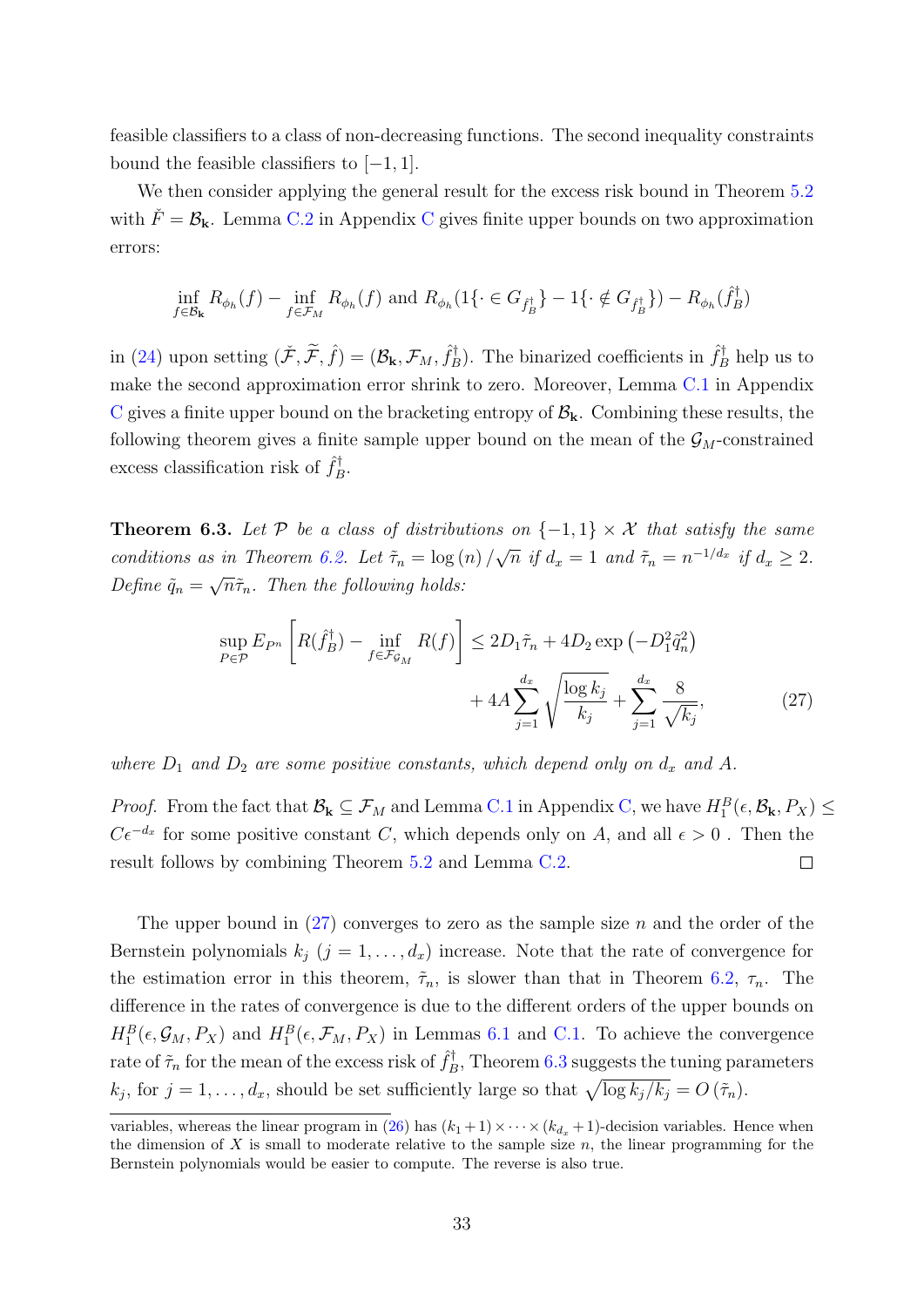feasible classifiers to a class of non-decreasing functions. The second inequality constraints bound the feasible classifiers to $[-1, 1]$.

We then consider applying the general result for the excess risk bound in Theorem 5.2 with $\check{F} = \mathcal{B}_{\mathbf{k}}$. Lemma C.2 in Appendix C gives finite upper bounds on two approximation errors:

$$\inf_{f \in \mathcal{B}_{\mathbf{k}}} R_{\phi_h}(f) - \inf_{f \in \mathcal{F}_M} R_{\phi_h}(f) \text{ and } R_{\phi_h}(1\{\cdot \in G_{\hat{f}_B^\dagger}\} - 1\{\cdot \notin G_{\hat{f}_B^\dagger}\}) - R_{\phi_h}(\hat{f}_B^\dagger)$$

in (24) upon setting $(\check{\mathcal{F}}, \widetilde{\mathcal{F}}, \hat{f}) = (\mathcal{B}_{\mathbf{k}}, \mathcal{F}_M, \hat{f}_B^\dagger)$. The binarized coefficients in $\hat{f}_B^\dagger$ help us to make the second approximation error shrink to zero. Moreover, Lemma C.1 in Appendix C gives a finite upper bound on the bracketing entropy of $\mathcal{B}_{\mathbf{k}}$. Combining these results, the following theorem gives a finite sample upper bound on the mean of the $\mathcal{G}_M$-constrained excess classification risk of $\hat{f}_B^\dagger$.

**Theorem 6.3.** *Let $\mathcal{P}$ be a class of distributions on $\{-1, 1\} \times \mathcal{X}$ that satisfy the same conditions as in Theorem 6.2. Let $\tilde{\tau}_n = \log(n)/\sqrt{n}$ if $d_x = 1$ and $\tilde{\tau}_n = n^{-1/d_x}$ if $d_x \geq 2$. Define $\tilde{q}_n = \sqrt{n}\tilde{\tau}_n$. Then the following holds:*

$$\sup_{P \in \mathcal{P}} E_{P^n}\left[R(\hat{f}_B^\dagger) - \inf_{f \in \mathcal{F}_{\mathcal{G}_M}} R(f)\right] \leq 2D_1\tilde{\tau}_n + 4D_2 \exp\left(-D_1^2\tilde{q}_n^2\right) + 4A\sum_{j=1}^{d_x}\sqrt{\frac{\log k_j}{k_j}} + \sum_{j=1}^{d_x}\frac{8}{\sqrt{k_j}}, \tag{27}$$

*where $D_1$ and $D_2$ are some positive constants, which depend only on $d_x$ and $A$.*

*Proof.* From the fact that $\mathcal{B}_{\mathbf{k}} \subseteq \mathcal{F}_M$ and Lemma C.1 in Appendix C, we have $H_1^B(\epsilon, \mathcal{B}_{\mathbf{k}}, P_X) \leq C\epsilon^{-d_x}$ for some positive constant $C$, which depends only on $A$, and all $\epsilon > 0$ . Then the result follows by combining Theorem 5.2 and Lemma C.2. $\square$

The upper bound in (27) converges to zero as the sample size $n$ and the order of the Bernstein polynomials $k_j$ ($j = 1, \ldots, d_x$) increase. Note that the rate of convergence for the estimation error in this theorem, $\tilde{\tau}_n$, is slower than that in Theorem 6.2, $\tau_n$. The difference in the rates of convergence is due to the different orders of the upper bounds on $H_1^B(\epsilon, \mathcal{G}_M, P_X)$ and $H_1^B(\epsilon, \mathcal{F}_M, P_X)$ in Lemmas 6.1 and C.1. To achieve the convergence rate of $\tilde{\tau}_n$ for the mean of the excess risk of $\hat{f}_B^\dagger$, Theorem 6.3 suggests the tuning parameters $k_j$, for $j = 1, \ldots, d_x$, should be set sufficiently large so that $\sqrt{\log k_j / k_j} = O(\tilde{\tau}_n)$.

variables, whereas the linear program in (26) has $(k_1 + 1) \times \cdots \times (k_{d_x} + 1)$-decision variables. Hence when the dimension of $X$ is small to moderate relative to the sample size $n$, the linear programming for the Bernstein polynomials would be easier to compute. The reverse is also true.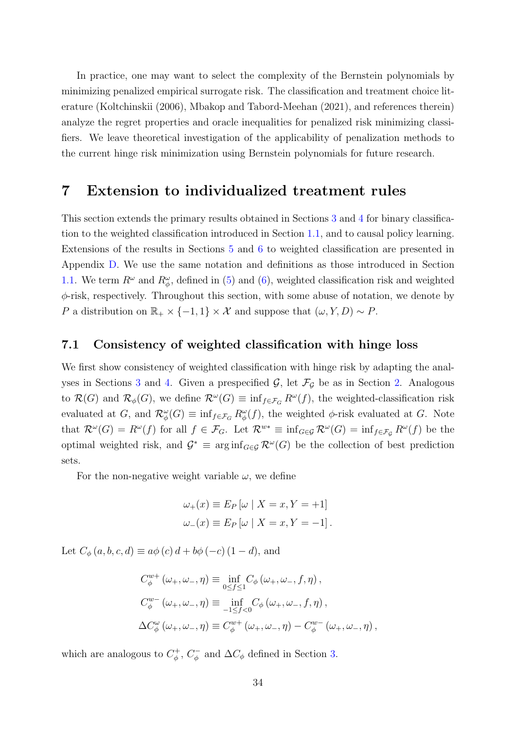In practice, one may want to select the complexity of the Bernstein polynomials by minimizing penalized empirical surrogate risk. The classification and treatment choice literature (Koltchinskii (2006), Mbakop and Tabord-Meehan (2021), and references therein) analyze the regret properties and oracle inequalities for penalized risk minimizing classifiers. We leave theoretical investigation of the applicability of penalization methods to the current hinge risk minimization using Bernstein polynomials for future research.

# 7 Extension to individualized treatment rules

This section extends the primary results obtained in Sections 3 and 4 for binary classification to the weighted classification introduced in Section 1.1, and to causal policy learning. Extensions of the results in Sections 5 and 6 to weighted classification are presented in Appendix D. We use the same notation and definitions as those introduced in Section 1.1. We term $R^{\omega}$ and $R^{\omega}_{\phi}$, defined in (5) and (6), weighted classification risk and weighted $\phi$-risk, respectively. Throughout this section, with some abuse of notation, we denote by $P$ a distribution on $\mathbb{R}_{+} \times \{-1, 1\} \times \mathcal{X}$ and suppose that $(\omega, Y, D) \sim P$.

## 7.1 Consistency of weighted classification with hinge loss

We first show consistency of weighted classification with hinge risk by adapting the analyses in Sections 3 and 4. Given a prespecified $\mathcal{G}$, let $\mathcal{F}_{\mathcal{G}}$ be as in Section 2. Analogous to $\mathcal{R}(G)$ and $\mathcal{R}_{\phi}(G)$, we define $\mathcal{R}^{\omega}(G) \equiv \inf_{f \in \mathcal{F}_G} R^{\omega}(f)$, the weighted-classification risk evaluated at $G$, and $\mathcal{R}^{\omega}_{\phi}(G) \equiv \inf_{f \in \mathcal{F}_G} R^{\omega}_{\phi}(f)$, the weighted $\phi$-risk evaluated at $G$. Note that $\mathcal{R}^{\omega}(G) = R^{\omega}(f)$ for all $f \in \mathcal{F}_G$. Let $\mathcal{R}^{w*} \equiv \inf_{G \in \mathcal{G}} \mathcal{R}^{\omega}(G) = \inf_{f \in \mathcal{F}_{\mathcal{G}}} R^{\omega}(f)$ be the optimal weighted risk, and $\mathcal{G}^{*} \equiv \arg\inf_{G \in \mathcal{G}} \mathcal{R}^{\omega}(G)$ be the collection of best prediction sets.

For the non-negative weight variable $\omega$, we define

$$
\begin{aligned}
\omega_{+}(x) &\equiv E_P\left[\omega \mid X = x, Y = +1\right] \\
\omega_{-}(x) &\equiv E_P\left[\omega \mid X = x, Y = -1\right].
\end{aligned}
$$

Let $C_{\phi}\left(a, b, c, d\right) \equiv a\phi\left(c\right)d + b\phi\left(-c\right)\left(1 - d\right)$, and

$$
\begin{aligned}
C^{w+}_{\phi}\left(\omega_{+}, \omega_{-}, \eta\right) &\equiv \inf_{0 \leq f \leq 1} C_{\phi}\left(\omega_{+}, \omega_{-}, f, \eta\right), \\
C^{w-}_{\phi}\left(\omega_{+}, \omega_{-}, \eta\right) &\equiv \inf_{-1 \leq f < 0} C_{\phi}\left(\omega_{+}, \omega_{-}, f, \eta\right), \\
\Delta C^{\omega}_{\phi}\left(\omega_{+}, \omega_{-}, \eta\right) &\equiv C^{w+}_{\phi}\left(\omega_{+}, \omega_{-}, \eta\right) - C^{w-}_{\phi}\left(\omega_{+}, \omega_{-}, \eta\right),
\end{aligned}
$$

which are analogous to $C^{+}_{\phi}$, $C^{-}_{\phi}$ and $\Delta C_{\phi}$ defined in Section 3.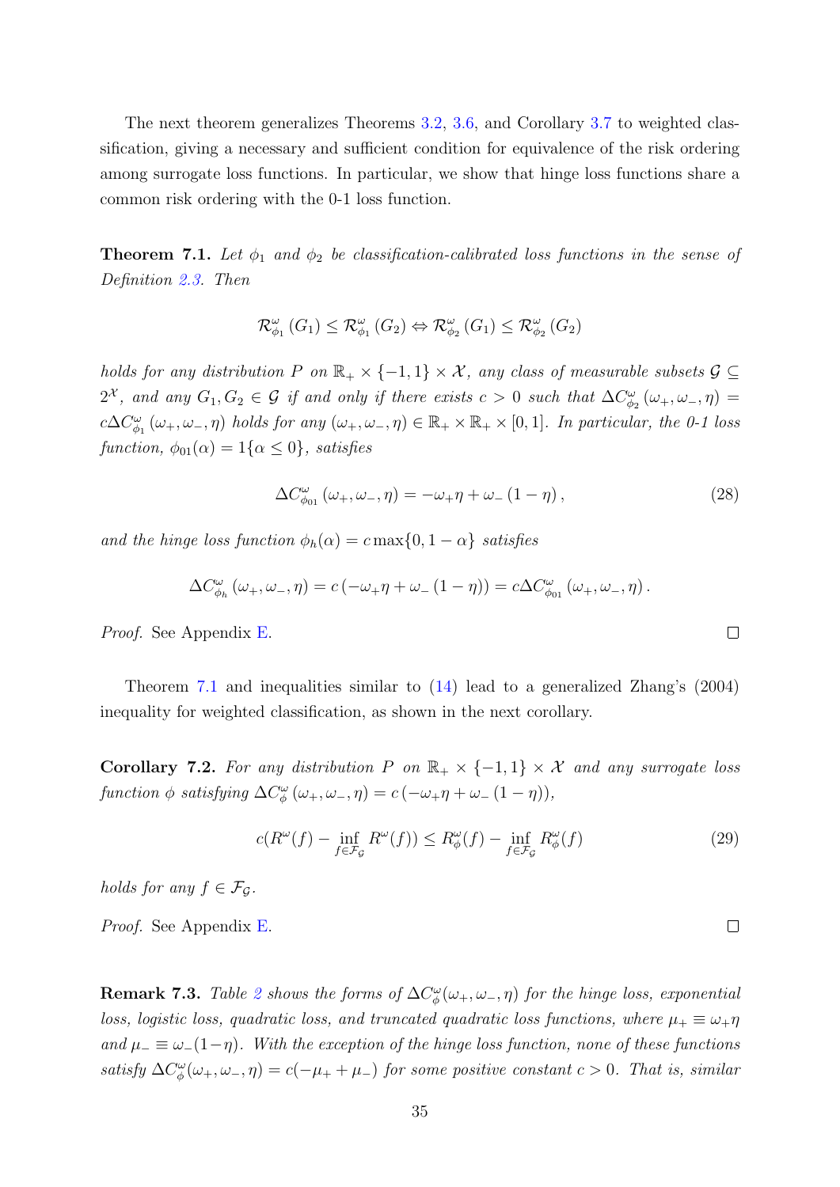The next theorem generalizes Theorems 3.2, 3.6, and Corollary 3.7 to weighted classification, giving a necessary and sufficient condition for equivalence of the risk ordering among surrogate loss functions. In particular, we show that hinge loss functions share a common risk ordering with the 0-1 loss function.

**Theorem 7.1.** *Let $\phi_1$ and $\phi_2$ be classification-calibrated loss functions in the sense of Definition 2.3. Then*

$$\mathcal{R}^{\omega}_{\phi_1}(G_1) \leq \mathcal{R}^{\omega}_{\phi_1}(G_2) \Leftrightarrow \mathcal{R}^{\omega}_{\phi_2}(G_1) \leq \mathcal{R}^{\omega}_{\phi_2}(G_2)$$

*holds for any distribution $P$ on $\mathbb{R}_+ \times \{-1,1\} \times \mathcal{X}$, any class of measurable subsets $\mathcal{G} \subseteq 2^{\mathcal{X}}$, and any $G_1, G_2 \in \mathcal{G}$ if and only if there exists $c > 0$ such that $\Delta C^{\omega}_{\phi_2}(\omega_+, \omega_-, \eta) = c\Delta C^{\omega}_{\phi_1}(\omega_+, \omega_-, \eta)$ holds for any $(\omega_+, \omega_-, \eta) \in \mathbb{R}_+ \times \mathbb{R}_+ \times [0,1]$. In particular, the 0-1 loss function, $\phi_{01}(\alpha) = 1\{\alpha \leq 0\}$, satisfies*

$$\Delta C^{\omega}_{\phi_{01}}(\omega_+, \omega_-, \eta) = -\omega_+\eta + \omega_-(1-\eta), \tag{28}$$

*and the hinge loss function $\phi_h(\alpha) = c\max\{0, 1-\alpha\}$ satisfies*

$$\Delta C^{\omega}_{\phi_h}(\omega_+, \omega_-, \eta) = c\left(-\omega_+\eta + \omega_-(1-\eta)\right) = c\Delta C^{\omega}_{\phi_{01}}(\omega_+, \omega_-, \eta).$$

*Proof.* See Appendix E. ∎

Theorem 7.1 and inequalities similar to (14) lead to a generalized Zhang's (2004) inequality for weighted classification, as shown in the next corollary.

**Corollary 7.2.** *For any distribution $P$ on $\mathbb{R}_+ \times \{-1,1\} \times \mathcal{X}$ and any surrogate loss function $\phi$ satisfying $\Delta C^{\omega}_{\phi}(\omega_+, \omega_-, \eta) = c\left(-\omega_+\eta + \omega_-(1-\eta)\right)$,*

$$c(R^{\omega}(f) - \inf_{f\in\mathcal{F}_{\mathcal{G}}} R^{\omega}(f)) \leq R^{\omega}_{\phi}(f) - \inf_{f\in\mathcal{F}_{\mathcal{G}}} R^{\omega}_{\phi}(f) \tag{29}$$

*holds for any $f \in \mathcal{F}_{\mathcal{G}}$.*

*Proof.* See Appendix E. ∎

**Remark 7.3.** *Table 2 shows the forms of $\Delta C^{\omega}_{\phi}(\omega_+, \omega_-, \eta)$ for the hinge loss, exponential loss, logistic loss, quadratic loss, and truncated quadratic loss functions, where $\mu_+ \equiv \omega_+\eta$ and $\mu_- \equiv \omega_-(1-\eta)$. With the exception of the hinge loss function, none of these functions satisfy $\Delta C^{\omega}_{\phi}(\omega_+, \omega_-, \eta) = c(-\mu_+ + \mu_-)$ for some positive constant $c > 0$. That is, similar*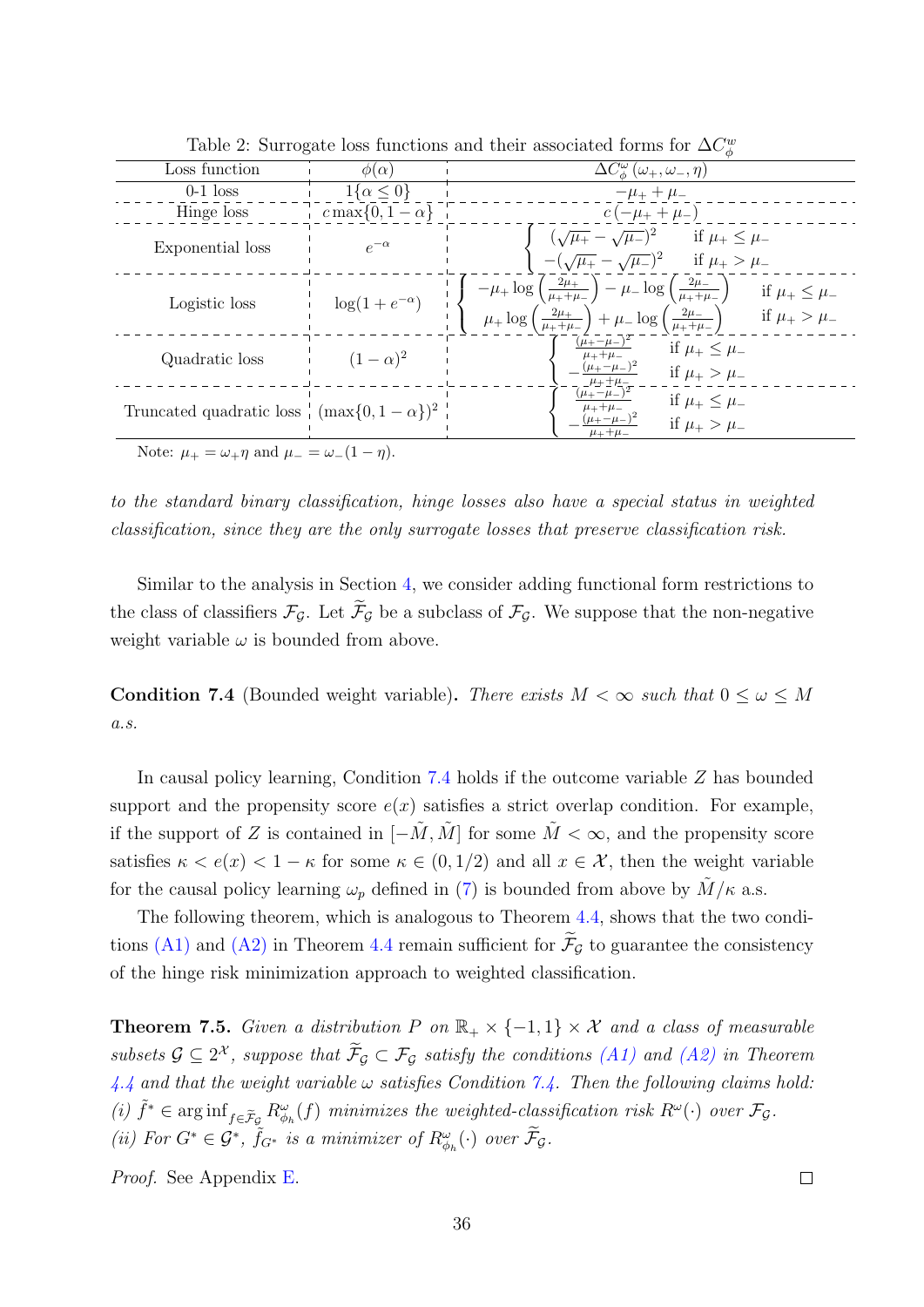Table 2: Surrogate loss functions and their associated forms for $\Delta C_\phi^w$

| Loss function | $\phi(\alpha)$ | $\Delta C_\phi^\omega(\omega_+, \omega_-, \eta)$ |
|---|---|---|
| 0-1 loss | $1\{\alpha \leq 0\}$ | $-\mu_+ + \mu_-$ |
| Hinge loss | $c \max\{0, 1-\alpha\}$ | $c\left(-\mu_+ + \mu_-\right)$ |
| Exponential loss | $e^{-\alpha}$ | $\begin{cases} (\sqrt{\mu_+} - \sqrt{\mu_-})^2 & \text{if } \mu_+ \leq \mu_- \\ -(\sqrt{\mu_+} - \sqrt{\mu_-})^2 & \text{if } \mu_+ > \mu_- \end{cases}$ |
| Logistic loss | $\log(1+e^{-\alpha})$ | $\begin{cases} -\mu_+ \log\left(\frac{2\mu_+}{\mu_+ + \mu_-}\right) - \mu_- \log\left(\frac{2\mu_-}{\mu_+ + \mu_-}\right) & \text{if } \mu_+ \leq \mu_- \\ \mu_+ \log\left(\frac{2\mu_+}{\mu_+ + \mu_-}\right) + \mu_- \log\left(\frac{2\mu_-}{\mu_+ + \mu_-}\right) & \text{if } \mu_+ > \mu_- \end{cases}$ |
| Quadratic loss | $(1-\alpha)^2$ | $\begin{cases} \frac{(\mu_+ - \mu_-)^2}{\mu_+ + \mu_-} & \text{if } \mu_+ \leq \mu_- \\ -\frac{(\mu_+ - \mu_-)^2}{\mu_+ + \mu_-} & \text{if } \mu_+ > \mu_- \end{cases}$ |
| Truncated quadratic loss | $(\max\{0, 1-\alpha\})^2$ | $\begin{cases} \frac{(\mu_+ - \mu_-)^2}{\mu_+ + \mu_-} & \text{if } \mu_+ \leq \mu_- \\ -\frac{(\mu_+ - \mu_-)^2}{\mu_+ + \mu_-} & \text{if } \mu_+ > \mu_- \end{cases}$ |

Note: $\mu_+ = \omega_+ \eta$ and $\mu_- = \omega_-(1-\eta)$.

*to the standard binary classification, hinge losses also have a special status in weighted classification, since they are the only surrogate losses that preserve classification risk.*

Similar to the analysis in Section 4, we consider adding functional form restrictions to the class of classifiers $\mathcal{F}_\mathcal{G}$. Let $\widetilde{\mathcal{F}}_\mathcal{G}$ be a subclass of $\mathcal{F}_\mathcal{G}$. We suppose that the non-negative weight variable $\omega$ is bounded from above.

**Condition 7.4** (Bounded weight variable)**.** *There exists $M < \infty$ such that $0 \leq \omega \leq M$ a.s.*

In causal policy learning, Condition 7.4 holds if the outcome variable $Z$ has bounded support and the propensity score $e(x)$ satisfies a strict overlap condition. For example, if the support of $Z$ is contained in $[-\tilde{M}, \tilde{M}]$ for some $\tilde{M} < \infty$, and the propensity score satisfies $\kappa < e(x) < 1 - \kappa$ for some $\kappa \in (0, 1/2)$ and all $x \in \mathcal{X}$, then the weight variable for the causal policy learning $\omega_p$ defined in (7) is bounded from above by $\tilde{M}/\kappa$ a.s.

The following theorem, which is analogous to Theorem 4.4, shows that the two conditions (A1) and (A2) in Theorem 4.4 remain sufficient for $\widetilde{\mathcal{F}}_\mathcal{G}$ to guarantee the consistency of the hinge risk minimization approach to weighted classification.

**Theorem 7.5.** *Given a distribution $P$ on $\mathbb{R}_+ \times \{-1, 1\} \times \mathcal{X}$ and a class of measurable subsets $\mathcal{G} \subseteq 2^\mathcal{X}$, suppose that $\widetilde{\mathcal{F}}_\mathcal{G} \subset \mathcal{F}_\mathcal{G}$ satisfy the conditions (A1) and (A2) in Theorem 4.4 and that the weight variable $\omega$ satisfies Condition 7.4. Then the following claims hold:*
*(i) $\tilde{f}^* \in \arg\inf_{f \in \widetilde{\mathcal{F}}_\mathcal{G}} R^\omega_{\phi_h}(f)$ minimizes the weighted-classification risk $R^\omega(\cdot)$ over $\mathcal{F}_\mathcal{G}$.*
*(ii) For $G^* \in \mathcal{G}^*$, $\tilde{f}_{G^*}$ is a minimizer of $R^\omega_{\phi_h}(\cdot)$ over $\widetilde{\mathcal{F}}_\mathcal{G}$.*

*Proof.* See Appendix E. ◻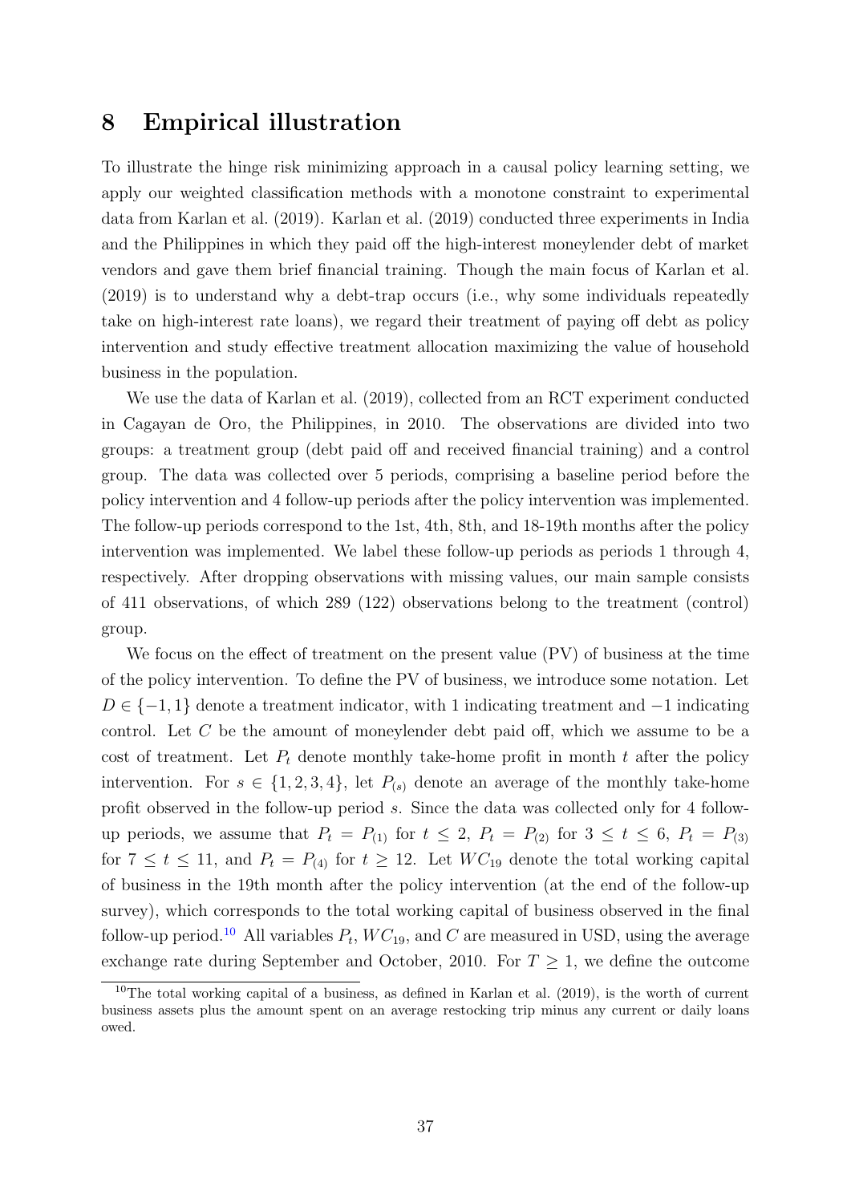# 8 Empirical illustration

To illustrate the hinge risk minimizing approach in a causal policy learning setting, we apply our weighted classification methods with a monotone constraint to experimental data from Karlan et al. (2019). Karlan et al. (2019) conducted three experiments in India and the Philippines in which they paid off the high-interest moneylender debt of market vendors and gave them brief financial training. Though the main focus of Karlan et al. (2019) is to understand why a debt-trap occurs (i.e., why some individuals repeatedly take on high-interest rate loans), we regard their treatment of paying off debt as policy intervention and study effective treatment allocation maximizing the value of household business in the population.

We use the data of Karlan et al. (2019), collected from an RCT experiment conducted in Cagayan de Oro, the Philippines, in 2010. The observations are divided into two groups: a treatment group (debt paid off and received financial training) and a control group. The data was collected over 5 periods, comprising a baseline period before the policy intervention and 4 follow-up periods after the policy intervention was implemented. The follow-up periods correspond to the 1st, 4th, 8th, and 18-19th months after the policy intervention was implemented. We label these follow-up periods as periods 1 through 4, respectively. After dropping observations with missing values, our main sample consists of 411 observations, of which 289 (122) observations belong to the treatment (control) group.

We focus on the effect of treatment on the present value (PV) of business at the time of the policy intervention. To define the PV of business, we introduce some notation. Let $D \in \{-1, 1\}$ denote a treatment indicator, with 1 indicating treatment and $-1$ indicating control. Let $C$ be the amount of moneylender debt paid off, which we assume to be a cost of treatment. Let $P_t$ denote monthly take-home profit in month $t$ after the policy intervention. For $s \in \{1, 2, 3, 4\}$, let $P_{(s)}$ denote an average of the monthly take-home profit observed in the follow-up period $s$. Since the data was collected only for 4 follow-up periods, we assume that $P_t = P_{(1)}$ for $t \leq 2$, $P_t = P_{(2)}$ for $3 \leq t \leq 6$, $P_t = P_{(3)}$ for $7 \leq t \leq 11$, and $P_t = P_{(4)}$ for $t \geq 12$. Let $WC_{19}$ denote the total working capital of business in the 19th month after the policy intervention (at the end of the follow-up survey), which corresponds to the total working capital of business observed in the final follow-up period.[10] All variables $P_t$, $WC_{19}$, and $C$ are measured in USD, using the average exchange rate during September and October, 2010. For $T \geq 1$, we define the outcome

[10] The total working capital of a business, as defined in Karlan et al. (2019), is the worth of current business assets plus the amount spent on an average restocking trip minus any current or daily loans owed.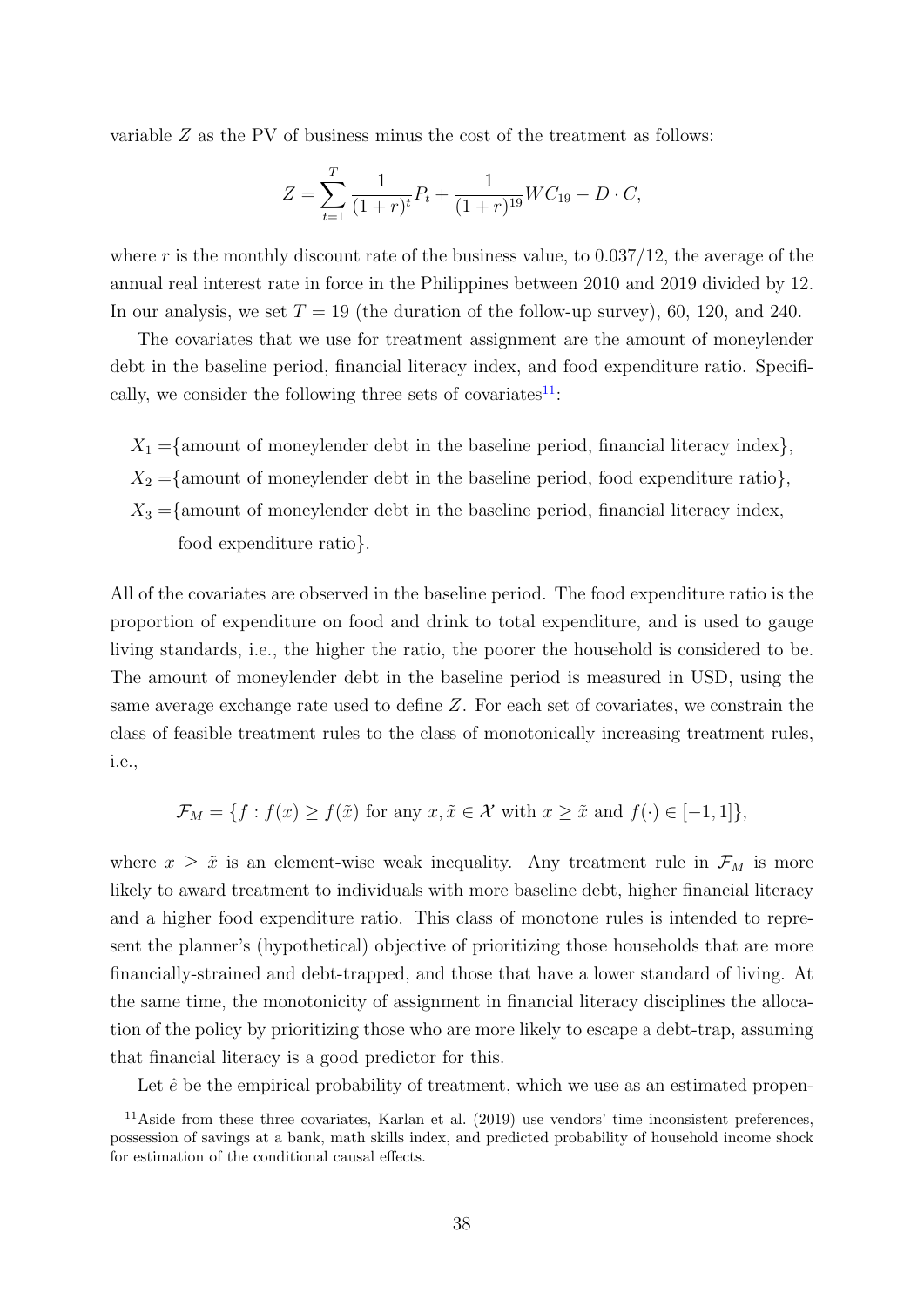variable $Z$ as the PV of business minus the cost of the treatment as follows:

$$Z = \sum_{t=1}^{T} \frac{1}{(1+r)^t} P_t + \frac{1}{(1+r)^{19}} WC_{19} - D \cdot C,$$

where $r$ is the monthly discount rate of the business value, to $0.037/12$, the average of the annual real interest rate in force in the Philippines between 2010 and 2019 divided by 12. In our analysis, we set $T = 19$ (the duration of the follow-up survey), 60, 120, and 240.

The covariates that we use for treatment assignment are the amount of moneylender debt in the baseline period, financial literacy index, and food expenditure ratio. Specifically, we consider the following three sets of covariates[11]:

$X_1 =$ {amount of moneylender debt in the baseline period, financial literacy index},

$X_2 =$ {amount of moneylender debt in the baseline period, food expenditure ratio},

$X_3 =$ {amount of moneylender debt in the baseline period, financial literacy index, food expenditure ratio}.

All of the covariates are observed in the baseline period. The food expenditure ratio is the proportion of expenditure on food and drink to total expenditure, and is used to gauge living standards, i.e., the higher the ratio, the poorer the household is considered to be. The amount of moneylender debt in the baseline period is measured in USD, using the same average exchange rate used to define $Z$. For each set of covariates, we constrain the class of feasible treatment rules to the class of monotonically increasing treatment rules, i.e.,

$$\mathcal{F}_M = \{f : f(x) \geq f(\tilde{x}) \text{ for any } x, \tilde{x} \in \mathcal{X} \text{ with } x \geq \tilde{x} \text{ and } f(\cdot) \in [-1, 1]\},$$

where $x \geq \tilde{x}$ is an element-wise weak inequality. Any treatment rule in $\mathcal{F}_M$ is more likely to award treatment to individuals with more baseline debt, higher financial literacy and a higher food expenditure ratio. This class of monotone rules is intended to represent the planner's (hypothetical) objective of prioritizing those households that are more financially-strained and debt-trapped, and those that have a lower standard of living. At the same time, the monotonicity of assignment in financial literacy disciplines the allocation of the policy by prioritizing those who are more likely to escape a debt-trap, assuming that financial literacy is a good predictor for this.

Let $\hat{e}$ be the empirical probability of treatment, which we use as an estimated propen-

[11] Aside from these three covariates, Karlan et al. (2019) use vendors' time inconsistent preferences, possession of savings at a bank, math skills index, and predicted probability of household income shock for estimation of the conditional causal effects.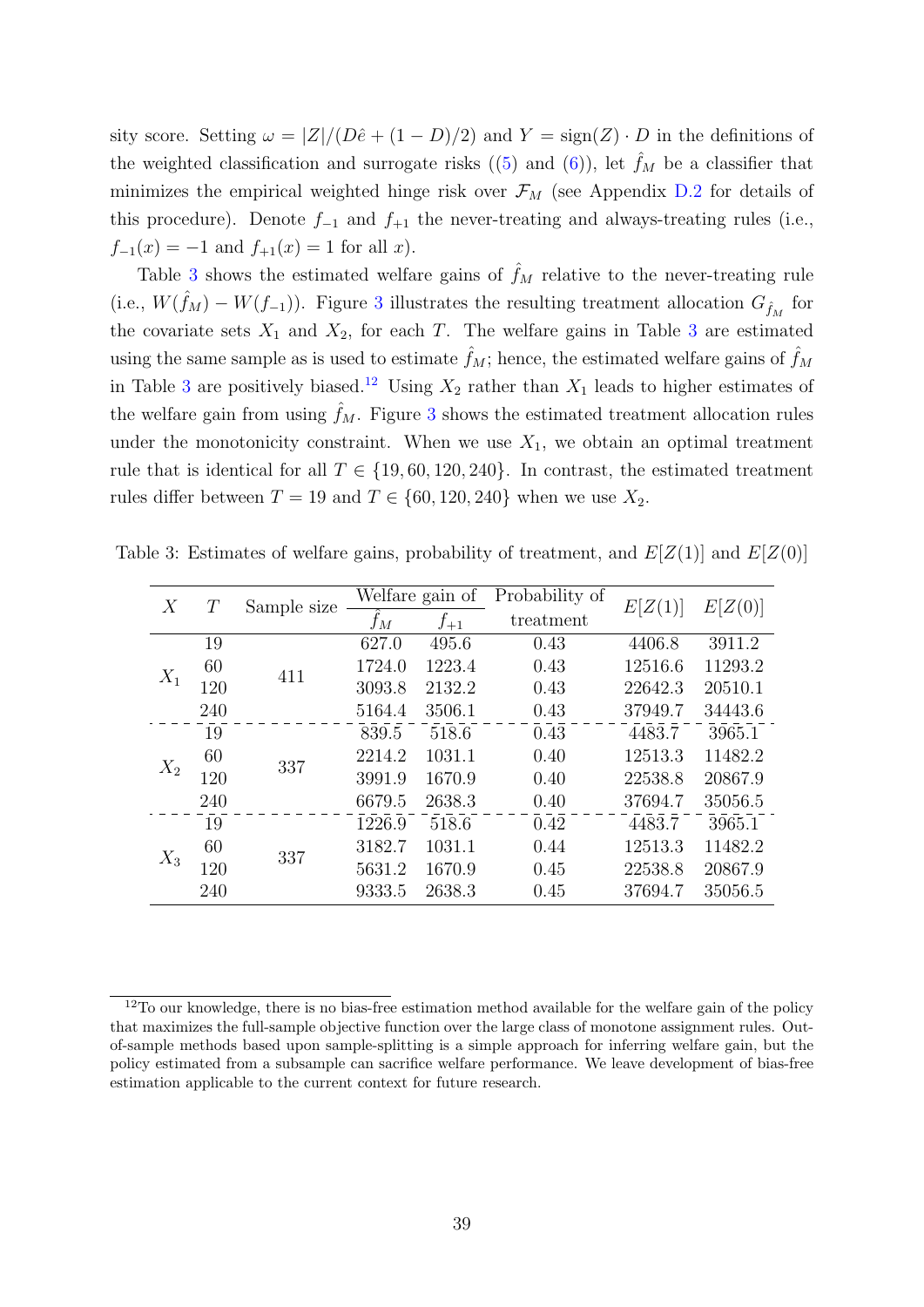sity score. Setting $\omega = |Z|/(D\hat{e} + (1-D)/2)$ and $Y = \text{sign}(Z) \cdot D$ in the definitions of the weighted classification and surrogate risks ((5) and (6)), let $\hat{f}_M$ be a classifier that minimizes the empirical weighted hinge risk over $\mathcal{F}_M$ (see Appendix D.2 for details of this procedure). Denote $f_{-1}$ and $f_{+1}$ the never-treating and always-treating rules (i.e., $f_{-1}(x) = -1$ and $f_{+1}(x) = 1$ for all $x$).

Table 3 shows the estimated welfare gains of $\hat{f}_M$ relative to the never-treating rule (i.e., $W(\hat{f}_M) - W(f_{-1})$). Figure 3 illustrates the resulting treatment allocation $G_{\hat{f}_M}$ for the covariate sets $X_1$ and $X_2$, for each $T$. The welfare gains in Table 3 are estimated using the same sample as is used to estimate $\hat{f}_M$; hence, the estimated welfare gains of $\hat{f}_M$ in Table 3 are positively biased.[12] Using $X_2$ rather than $X_1$ leads to higher estimates of the welfare gain from using $\hat{f}_M$. Figure 3 shows the estimated treatment allocation rules under the monotonicity constraint. When we use $X_1$, we obtain an optimal treatment rule that is identical for all $T \in \{19, 60, 120, 240\}$. In contrast, the estimated treatment rules differ between $T = 19$ and $T \in \{60, 120, 240\}$ when we use $X_2$.

Table 3: Estimates of welfare gains, probability of treatment, and $E[Z(1)]$ and $E[Z(0)]$

| $X$ | $T$ | Sample size | Welfare gain of | | Probability of treatment | $E[Z(1)]$ | $E[Z(0)]$ |
|---|---|---|---|---|---|---|---|
| | | | $\hat{f}_M$ | $f_{+1}$ | | | |
| $X_1$ | 19 | 411 | 627.0 | 495.6 | 0.43 | 4406.8 | 3911.2 |
| | 60 | | 1724.0 | 1223.4 | 0.43 | 12516.6 | 11293.2 |
| | 120 | | 3093.8 | 2132.2 | 0.43 | 22642.3 | 20510.1 |
| | 240 | | 5164.4 | 3506.1 | 0.43 | 37949.7 | 34443.6 |
| $X_2$ | 19 | 337 | 839.5 | 518.6 | 0.43 | 4483.7 | 3965.1 |
| | 60 | | 2214.2 | 1031.1 | 0.40 | 12513.3 | 11482.2 |
| | 120 | | 3991.9 | 1670.9 | 0.40 | 22538.8 | 20867.9 |
| | 240 | | 6679.5 | 2638.3 | 0.40 | 37694.7 | 35056.5 |
| $X_3$ | 19 | 337 | 1226.9 | 518.6 | 0.42 | 4483.7 | 3965.1 |
| | 60 | | 3182.7 | 1031.1 | 0.44 | 12513.3 | 11482.2 |
| | 120 | | 5631.2 | 1670.9 | 0.45 | 22538.8 | 20867.9 |
| | 240 | | 9333.5 | 2638.3 | 0.45 | 37694.7 | 35056.5 |

[12] To our knowledge, there is no bias-free estimation method available for the welfare gain of the policy that maximizes the full-sample objective function over the large class of monotone assignment rules. Out-of-sample methods based upon sample-splitting is a simple approach for inferring welfare gain, but the policy estimated from a subsample can sacrifice welfare performance. We leave development of bias-free estimation applicable to the current context for future research.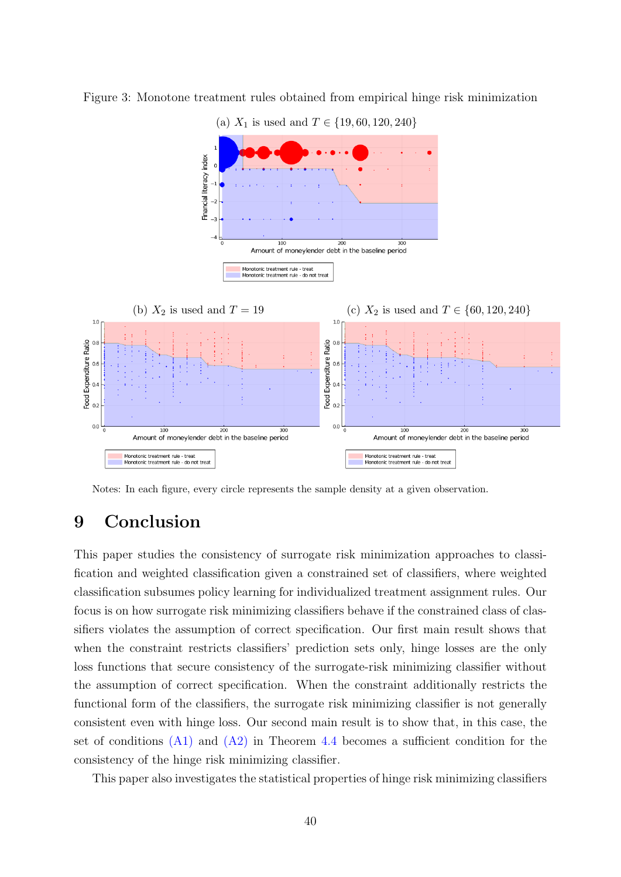Figure 3: Monotone treatment rules obtained from empirical hinge risk minimization

(a) $X_1$ is used and $T \in \{19, 60, 120, 240\}$

(b) $X_2$ is used and $T = 19$

(c) $X_2$ is used and $T \in \{60, 120, 240\}$

Notes: In each figure, every circle represents the sample density at a given observation.

# 9 Conclusion

This paper studies the consistency of surrogate risk minimization approaches to classification and weighted classification given a constrained set of classifiers, where weighted classification subsumes policy learning for individualized treatment assignment rules. Our focus is on how surrogate risk minimizing classifiers behave if the constrained class of classifiers violates the assumption of correct specification. Our first main result shows that when the constraint restricts classifiers' prediction sets only, hinge losses are the only loss functions that secure consistency of the surrogate-risk minimizing classifier without the assumption of correct specification. When the constraint additionally restricts the functional form of the classifiers, the surrogate risk minimizing classifier is not generally consistent even with hinge loss. Our second main result is to show that, in this case, the set of conditions (A1) and (A2) in Theorem 4.4 becomes a sufficient condition for the consistency of the hinge risk minimizing classifier.

This paper also investigates the statistical properties of hinge risk minimizing classifiers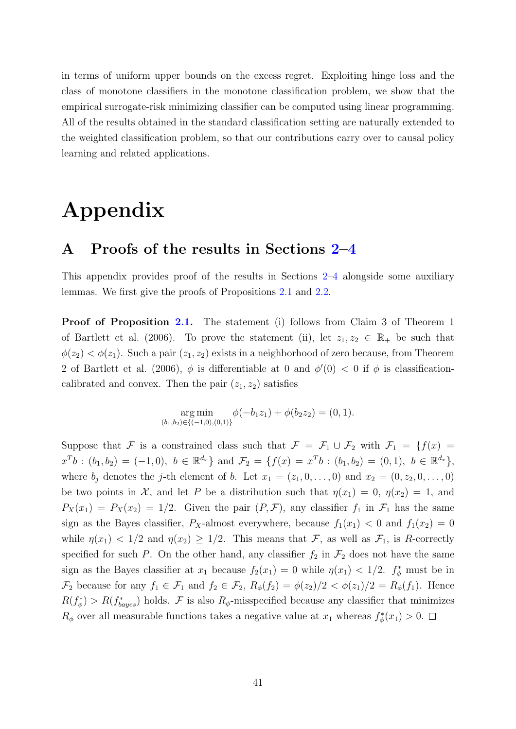in terms of uniform upper bounds on the excess regret. Exploiting hinge loss and the class of monotone classifiers in the monotone classification problem, we show that the empirical surrogate-risk minimizing classifier can be computed using linear programming. All of the results obtained in the standard classification setting are naturally extended to the weighted classification problem, so that our contributions carry over to causal policy learning and related applications.

# Appendix

## A Proofs of the results in Sections 2–4

This appendix provides proof of the results in Sections 2–4 alongside some auxiliary lemmas. We first give the proofs of Propositions 2.1 and 2.2.

**Proof of Proposition 2.1.** The statement (i) follows from Claim 3 of Theorem 1 of Bartlett et al. (2006). To prove the statement (ii), let $z_1, z_2 \in \mathbb{R}_+$ be such that $\phi(z_2) < \phi(z_1)$. Such a pair $(z_1, z_2)$ exists in a neighborhood of zero because, from Theorem 2 of Bartlett et al. (2006), $\phi$ is differentiable at 0 and $\phi'(0) < 0$ if $\phi$ is classification-calibrated and convex. Then the pair $(z_1, z_2)$ satisfies

$$\underset{(b_1,b_2)\in\{(-1,0),(0,1)\}}{\arg\min}\ \phi(-b_1 z_1) + \phi(b_2 z_2) = (0,1).$$

Suppose that $\mathcal{F}$ is a constrained class such that $\mathcal{F} = \mathcal{F}_1 \cup \mathcal{F}_2$ with $\mathcal{F}_1 = \{f(x) = x^T b : (b_1, b_2) = (-1, 0),\ b \in \mathbb{R}^{d_x}\}$ and $\mathcal{F}_2 = \{f(x) = x^T b : (b_1, b_2) = (0, 1),\ b \in \mathbb{R}^{d_x}\}$, where $b_j$ denotes the $j$-th element of $b$. Let $x_1 = (z_1, 0, \ldots, 0)$ and $x_2 = (0, z_2, 0, \ldots, 0)$ be two points in $\mathcal{X}$, and let $P$ be a distribution such that $\eta(x_1) = 0$, $\eta(x_2) = 1$, and $P_X(x_1) = P_X(x_2) = 1/2$. Given the pair $(P, \mathcal{F})$, any classifier $f_1$ in $\mathcal{F}_1$ has the same sign as the Bayes classifier, $P_X$-almost everywhere, because $f_1(x_1) < 0$ and $f_1(x_2) = 0$ while $\eta(x_1) < 1/2$ and $\eta(x_2) \geq 1/2$. This means that $\mathcal{F}$, as well as $\mathcal{F}_1$, is $R$-correctly specified for such $P$. On the other hand, any classifier $f_2$ in $\mathcal{F}_2$ does not have the same sign as the Bayes classifier at $x_1$ because $f_2(x_1) = 0$ while $\eta(x_1) < 1/2$. $f_\phi^*$ must be in $\mathcal{F}_2$ because for any $f_1 \in \mathcal{F}_1$ and $f_2 \in \mathcal{F}_2$, $R_\phi(f_2) = \phi(z_2)/2 < \phi(z_1)/2 = R_\phi(f_1)$. Hence $R(f_\phi^*) > R(f_{bayes}^*)$ holds. $\mathcal{F}$ is also $R_\phi$-misspecified because any classifier that minimizes $R_\phi$ over all measurable functions takes a negative value at $x_1$ whereas $f_\phi^*(x_1) > 0$. $\square$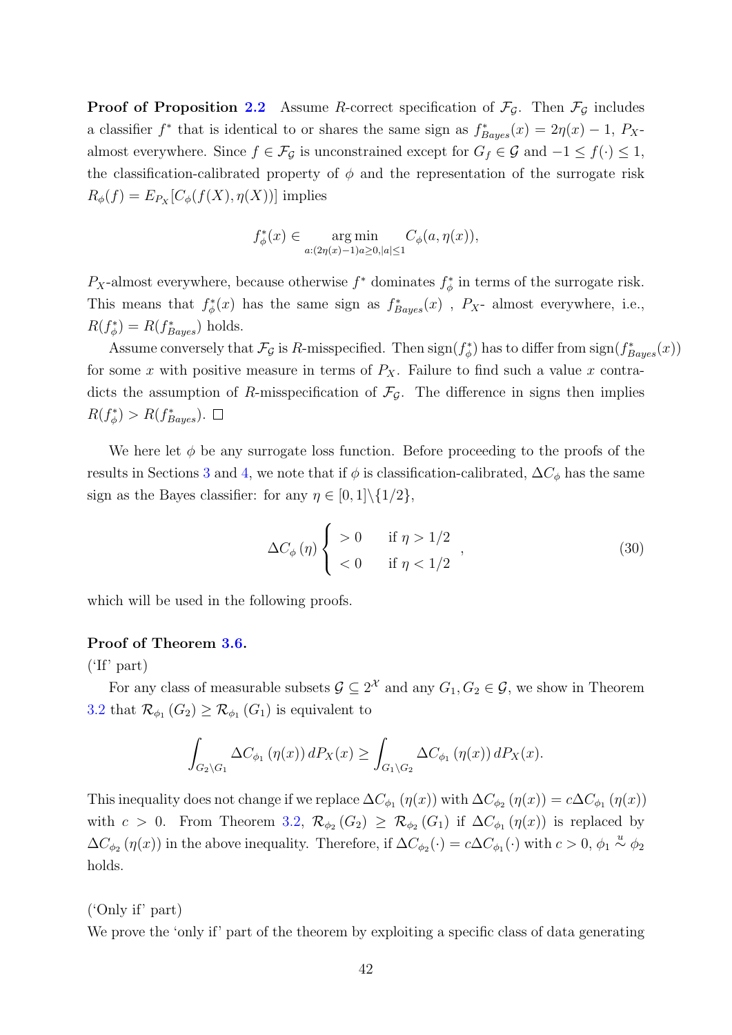**Proof of Proposition 2.2** Assume $R$-correct specification of $\mathcal{F}_{\mathcal{G}}$. Then $\mathcal{F}_{\mathcal{G}}$ includes a classifier $f^*$ that is identical to or shares the same sign as $f^*_{Bayes}(x) = 2\eta(x) - 1$, $P_X$-almost everywhere. Since $f \in \mathcal{F}_{\mathcal{G}}$ is unconstrained except for $G_f \in \mathcal{G}$ and $-1 \leq f(\cdot) \leq 1$, the classification-calibrated property of $\phi$ and the representation of the surrogate risk $R_\phi(f) = E_{P_X}[C_\phi(f(X), \eta(X))]$ implies

$$f^*_\phi(x) \in \operatorname*{arg\,min}_{a:(2\eta(x)-1)a \geq 0, |a| \leq 1} C_\phi(a, \eta(x)),$$

$P_X$-almost everywhere, because otherwise $f^*$ dominates $f^*_\phi$ in terms of the surrogate risk. This means that $f^*_\phi(x)$ has the same sign as $f^*_{Bayes}(x)$ , $P_X$- almost everywhere, i.e., $R(f^*_\phi) = R(f^*_{Bayes})$ holds.

Assume conversely that $\mathcal{F}_{\mathcal{G}}$ is $R$-misspecified. Then $\text{sign}(f^*_\phi)$ has to differ from $\text{sign}(f^*_{Bayes}(x))$ for some $x$ with positive measure in terms of $P_X$. Failure to find such a value $x$ contradicts the assumption of $R$-misspecification of $\mathcal{F}_{\mathcal{G}}$. The difference in signs then implies $R(f^*_\phi) > R(f^*_{Bayes})$. □

We here let $\phi$ be any surrogate loss function. Before proceeding to the proofs of the results in Sections 3 and 4, we note that if $\phi$ is classification-calibrated, $\Delta C_\phi$ has the same sign as the Bayes classifier: for any $\eta \in [0,1] \backslash \{1/2\}$,

$$\Delta C_\phi(\eta) \begin{cases} > 0 & \text{if } \eta > 1/2 \\ < 0 & \text{if } \eta < 1/2 \end{cases}, \tag{30}$$

which will be used in the following proofs.

**Proof of Theorem 3.6.**

('If' part)

For any class of measurable subsets $\mathcal{G} \subseteq 2^{\mathcal{X}}$ and any $G_1, G_2 \in \mathcal{G}$, we show in Theorem 3.2 that $\mathcal{R}_{\phi_1}(G_2) \geq \mathcal{R}_{\phi_1}(G_1)$ is equivalent to

$$\int_{G_2 \backslash G_1} \Delta C_{\phi_1}(\eta(x))\, dP_X(x) \geq \int_{G_1 \backslash G_2} \Delta C_{\phi_1}(\eta(x))\, dP_X(x).$$

This inequality does not change if we replace $\Delta C_{\phi_1}(\eta(x))$ with $\Delta C_{\phi_2}(\eta(x)) = c\Delta C_{\phi_1}(\eta(x))$ with $c > 0$. From Theorem 3.2, $\mathcal{R}_{\phi_2}(G_2) \geq \mathcal{R}_{\phi_2}(G_1)$ if $\Delta C_{\phi_1}(\eta(x))$ is replaced by $\Delta C_{\phi_2}(\eta(x))$ in the above inequality. Therefore, if $\Delta C_{\phi_2}(\cdot) = c\Delta C_{\phi_1}(\cdot)$ with $c > 0$, $\phi_1 \overset{u}{\sim} \phi_2$ holds.

('Only if' part)

We prove the 'only if' part of the theorem by exploiting a specific class of data generating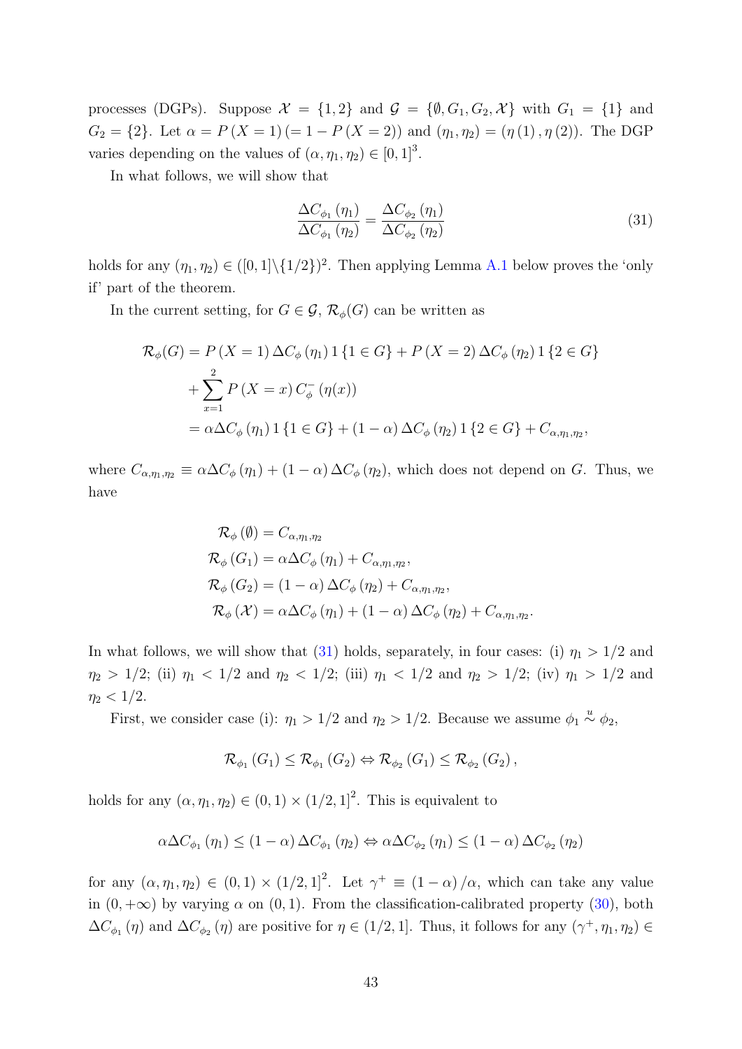processes (DGPs). Suppose $\mathcal{X} = \{1, 2\}$ and $\mathcal{G} = \{\emptyset, G_1, G_2, \mathcal{X}\}$ with $G_1 = \{1\}$ and $G_2 = \{2\}$. Let $\alpha = P(X = 1) (= 1 - P(X = 2))$ and $(\eta_1, \eta_2) = (\eta(1), \eta(2))$. The DGP varies depending on the values of $(\alpha, \eta_1, \eta_2) \in [0, 1]^3$.

In what follows, we will show that

$$\frac{\Delta C_{\phi_1}(\eta_1)}{\Delta C_{\phi_1}(\eta_2)} = \frac{\Delta C_{\phi_2}(\eta_1)}{\Delta C_{\phi_2}(\eta_2)} \tag{31}$$

holds for any $(\eta_1, \eta_2) \in ([0, 1]\backslash\{1/2\})^2$. Then applying Lemma A.1 below proves the 'only if' part of the theorem.

In the current setting, for $G \in \mathcal{G}$, $\mathcal{R}_\phi(G)$ can be written as

$$\begin{aligned}
\mathcal{R}_\phi(G) &= P(X = 1) \Delta C_\phi(\eta_1) 1\{1 \in G\} + P(X = 2) \Delta C_\phi(\eta_2) 1\{2 \in G\} \\
&\quad + \sum_{x=1}^{2} P(X = x) C_\phi^-(\eta(x)) \\
&= \alpha \Delta C_\phi(\eta_1) 1\{1 \in G\} + (1 - \alpha) \Delta C_\phi(\eta_2) 1\{2 \in G\} + C_{\alpha, \eta_1, \eta_2},
\end{aligned}$$

where $C_{\alpha, \eta_1, \eta_2} \equiv \alpha \Delta C_\phi(\eta_1) + (1 - \alpha) \Delta C_\phi(\eta_2)$, which does not depend on $G$. Thus, we have

$$\begin{aligned}
\mathcal{R}_\phi(\emptyset) &= C_{\alpha, \eta_1, \eta_2} \\
\mathcal{R}_\phi(G_1) &= \alpha \Delta C_\phi(\eta_1) + C_{\alpha, \eta_1, \eta_2}, \\
\mathcal{R}_\phi(G_2) &= (1 - \alpha) \Delta C_\phi(\eta_2) + C_{\alpha, \eta_1, \eta_2}, \\
\mathcal{R}_\phi(\mathcal{X}) &= \alpha \Delta C_\phi(\eta_1) + (1 - \alpha) \Delta C_\phi(\eta_2) + C_{\alpha, \eta_1, \eta_2}.
\end{aligned}$$

In what follows, we will show that (31) holds, separately, in four cases: (i) $\eta_1 > 1/2$ and $\eta_2 > 1/2$; (ii) $\eta_1 < 1/2$ and $\eta_2 < 1/2$; (iii) $\eta_1 < 1/2$ and $\eta_2 > 1/2$; (iv) $\eta_1 > 1/2$ and $\eta_2 < 1/2$.

First, we consider case (i): $\eta_1 > 1/2$ and $\eta_2 > 1/2$. Because we assume $\phi_1 \overset{u}{\sim} \phi_2$,

$$\mathcal{R}_{\phi_1}(G_1) \leq \mathcal{R}_{\phi_1}(G_2) \Leftrightarrow \mathcal{R}_{\phi_2}(G_1) \leq \mathcal{R}_{\phi_2}(G_2),$$

holds for any $(\alpha, \eta_1, \eta_2) \in (0, 1) \times (1/2, 1]^2$. This is equivalent to

$$\alpha \Delta C_{\phi_1}(\eta_1) \leq (1 - \alpha) \Delta C_{\phi_1}(\eta_2) \Leftrightarrow \alpha \Delta C_{\phi_2}(\eta_1) \leq (1 - \alpha) \Delta C_{\phi_2}(\eta_2)$$

for any $(\alpha, \eta_1, \eta_2) \in (0, 1) \times (1/2, 1]^2$. Let $\gamma^+ \equiv (1 - \alpha)/\alpha$, which can take any value in $(0, +\infty)$ by varying $\alpha$ on $(0, 1)$. From the classification-calibrated property (30), both $\Delta C_{\phi_1}(\eta)$ and $\Delta C_{\phi_2}(\eta)$ are positive for $\eta \in (1/2, 1]$. Thus, it follows for any $(\gamma^+, \eta_1, \eta_2) \in$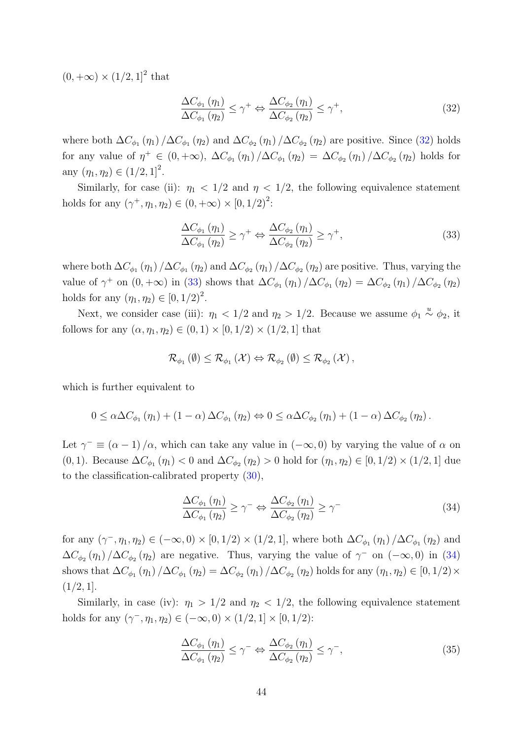$(0, +\infty) \times (1/2, 1]^2$ that

$$\frac{\Delta C_{\phi_1}(\eta_1)}{\Delta C_{\phi_1}(\eta_2)} \leq \gamma^+ \Leftrightarrow \frac{\Delta C_{\phi_2}(\eta_1)}{\Delta C_{\phi_2}(\eta_2)} \leq \gamma^+, \tag{32}$$

where both $\Delta C_{\phi_1}(\eta_1) / \Delta C_{\phi_1}(\eta_2)$ and $\Delta C_{\phi_2}(\eta_1) / \Delta C_{\phi_2}(\eta_2)$ are positive. Since (32) holds for any value of $\eta^+ \in (0, +\infty)$, $\Delta C_{\phi_1}(\eta_1) / \Delta C_{\phi_1}(\eta_2) = \Delta C_{\phi_2}(\eta_1) / \Delta C_{\phi_2}(\eta_2)$ holds for any $(\eta_1, \eta_2) \in (1/2, 1]^2$.

Similarly, for case (ii): $\eta_1 < 1/2$ and $\eta < 1/2$, the following equivalence statement holds for any $(\gamma^+, \eta_1, \eta_2) \in (0, +\infty) \times [0, 1/2)^2$:

$$\frac{\Delta C_{\phi_1}(\eta_1)}{\Delta C_{\phi_1}(\eta_2)} \geq \gamma^+ \Leftrightarrow \frac{\Delta C_{\phi_2}(\eta_1)}{\Delta C_{\phi_2}(\eta_2)} \geq \gamma^+, \tag{33}$$

where both $\Delta C_{\phi_1}(\eta_1) / \Delta C_{\phi_1}(\eta_2)$ and $\Delta C_{\phi_2}(\eta_1) / \Delta C_{\phi_2}(\eta_2)$ are positive. Thus, varying the value of $\gamma^+$ on $(0, +\infty)$ in (33) shows that $\Delta C_{\phi_1}(\eta_1) / \Delta C_{\phi_1}(\eta_2) = \Delta C_{\phi_2}(\eta_1) / \Delta C_{\phi_2}(\eta_2)$ holds for any $(\eta_1, \eta_2) \in [0, 1/2)^2$.

Next, we consider case (iii): $\eta_1 < 1/2$ and $\eta_2 > 1/2$. Because we assume $\phi_1 \overset{u}{\sim} \phi_2$, it follows for any $(\alpha, \eta_1, \eta_2) \in (0, 1) \times [0, 1/2) \times (1/2, 1]$ that

$$\mathcal{R}_{\phi_1}(\emptyset) \leq \mathcal{R}_{\phi_1}(\mathcal{X}) \Leftrightarrow \mathcal{R}_{\phi_2}(\emptyset) \leq \mathcal{R}_{\phi_2}(\mathcal{X}),$$

which is further equivalent to

$$0 \leq \alpha \Delta C_{\phi_1}(\eta_1) + (1 - \alpha) \Delta C_{\phi_1}(\eta_2) \Leftrightarrow 0 \leq \alpha \Delta C_{\phi_2}(\eta_1) + (1 - \alpha) \Delta C_{\phi_2}(\eta_2).$$

Let $\gamma^- \equiv (\alpha - 1)/\alpha$, which can take any value in $(-\infty, 0)$ by varying the value of $\alpha$ on $(0, 1)$. Because $\Delta C_{\phi_1}(\eta_1) < 0$ and $\Delta C_{\phi_2}(\eta_2) > 0$ hold for $(\eta_1, \eta_2) \in [0, 1/2) \times (1/2, 1]$ due to the classification-calibrated property (30),

$$\frac{\Delta C_{\phi_1}(\eta_1)}{\Delta C_{\phi_1}(\eta_2)} \geq \gamma^- \Leftrightarrow \frac{\Delta C_{\phi_2}(\eta_1)}{\Delta C_{\phi_2}(\eta_2)} \geq \gamma^- \tag{34}$$

for any $(\gamma^-, \eta_1, \eta_2) \in (-\infty, 0) \times [0, 1/2) \times (1/2, 1]$, where both $\Delta C_{\phi_1}(\eta_1) / \Delta C_{\phi_1}(\eta_2)$ and $\Delta C_{\phi_2}(\eta_1) / \Delta C_{\phi_2}(\eta_2)$ are negative. Thus, varying the value of $\gamma^-$ on $(-\infty, 0)$ in (34) shows that $\Delta C_{\phi_1}(\eta_1) / \Delta C_{\phi_1}(\eta_2) = \Delta C_{\phi_2}(\eta_1) / \Delta C_{\phi_2}(\eta_2)$ holds for any $(\eta_1, \eta_2) \in [0, 1/2) \times (1/2, 1]$.

Similarly, in case (iv): $\eta_1 > 1/2$ and $\eta_2 < 1/2$, the following equivalence statement holds for any $(\gamma^-, \eta_1, \eta_2) \in (-\infty, 0) \times (1/2, 1] \times [0, 1/2)$:

$$\frac{\Delta C_{\phi_1}(\eta_1)}{\Delta C_{\phi_1}(\eta_2)} \leq \gamma^- \Leftrightarrow \frac{\Delta C_{\phi_2}(\eta_1)}{\Delta C_{\phi_2}(\eta_2)} \leq \gamma^-, \tag{35}$$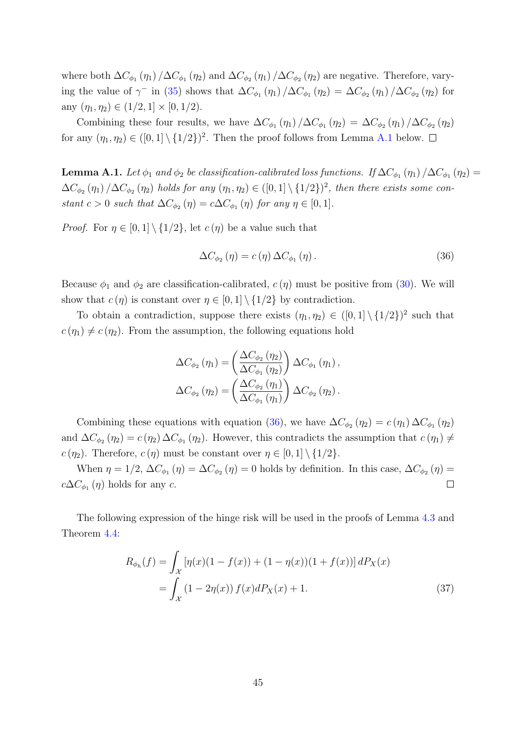where both $\Delta C_{\phi_1}(\eta_1)/\Delta C_{\phi_1}(\eta_2)$ and $\Delta C_{\phi_2}(\eta_1)/\Delta C_{\phi_2}(\eta_2)$ are negative. Therefore, varying the value of $\gamma^-$ in (35) shows that $\Delta C_{\phi_1}(\eta_1)/\Delta C_{\phi_1}(\eta_2) = \Delta C_{\phi_2}(\eta_1)/\Delta C_{\phi_2}(\eta_2)$ for any $(\eta_1, \eta_2) \in (1/2, 1] \times [0, 1/2)$.

Combining these four results, we have $\Delta C_{\phi_1}(\eta_1)/\Delta C_{\phi_1}(\eta_2) = \Delta C_{\phi_2}(\eta_1)/\Delta C_{\phi_2}(\eta_2)$ for any $(\eta_1, \eta_2) \in ([0, 1] \setminus \{1/2\})^2$. Then the proof follows from Lemma A.1 below. $\square$

**Lemma A.1.** *Let $\phi_1$ and $\phi_2$ be classification-calibrated loss functions. If $\Delta C_{\phi_1}(\eta_1)/\Delta C_{\phi_1}(\eta_2) = \Delta C_{\phi_2}(\eta_1)/\Delta C_{\phi_2}(\eta_2)$ holds for any $(\eta_1, \eta_2) \in ([0, 1] \setminus \{1/2\})^2$, then there exists some constant $c > 0$ such that $\Delta C_{\phi_2}(\eta) = c\Delta C_{\phi_1}(\eta)$ for any $\eta \in [0, 1]$.*

*Proof.* For $\eta \in [0, 1] \setminus \{1/2\}$, let $c(\eta)$ be a value such that

$$\Delta C_{\phi_2}(\eta) = c(\eta)\, \Delta C_{\phi_1}(\eta). \tag{36}$$

Because $\phi_1$ and $\phi_2$ are classification-calibrated, $c(\eta)$ must be positive from (30). We will show that $c(\eta)$ is constant over $\eta \in [0, 1] \setminus \{1/2\}$ by contradiction.

To obtain a contradiction, suppose there exists $(\eta_1, \eta_2) \in ([0, 1] \setminus \{1/2\})^2$ such that $c(\eta_1) \neq c(\eta_2)$. From the assumption, the following equations hold

$$\Delta C_{\phi_2}(\eta_1) = \left( \frac{\Delta C_{\phi_2}(\eta_2)}{\Delta C_{\phi_1}(\eta_2)} \right) \Delta C_{\phi_1}(\eta_1),$$

$$\Delta C_{\phi_2}(\eta_2) = \left( \frac{\Delta C_{\phi_2}(\eta_1)}{\Delta C_{\phi_1}(\eta_1)} \right) \Delta C_{\phi_2}(\eta_2).$$

Combining these equations with equation (36), we have $\Delta C_{\phi_2}(\eta_2) = c(\eta_1)\, \Delta C_{\phi_1}(\eta_2)$ and $\Delta C_{\phi_2}(\eta_2) = c(\eta_2)\, \Delta C_{\phi_1}(\eta_2)$. However, this contradicts the assumption that $c(\eta_1) \neq c(\eta_2)$. Therefore, $c(\eta)$ must be constant over $\eta \in [0, 1] \setminus \{1/2\}$.

When $\eta = 1/2$, $\Delta C_{\phi_1}(\eta) = \Delta C_{\phi_2}(\eta) = 0$ holds by definition. In this case, $\Delta C_{\phi_2}(\eta) = c\Delta C_{\phi_1}(\eta)$ holds for any $c$. $\square$

The following expression of the hinge risk will be used in the proofs of Lemma 4.3 and Theorem 4.4:

$$\begin{aligned} R_{\phi_h}(f) &= \int_{\mathcal{X}} \left[ \eta(x)(1 - f(x)) + (1 - \eta(x))(1 + f(x)) \right] dP_X(x) \\ &= \int_{\mathcal{X}} (1 - 2\eta(x))\, f(x) dP_X(x) + 1. \end{aligned} \tag{37}$$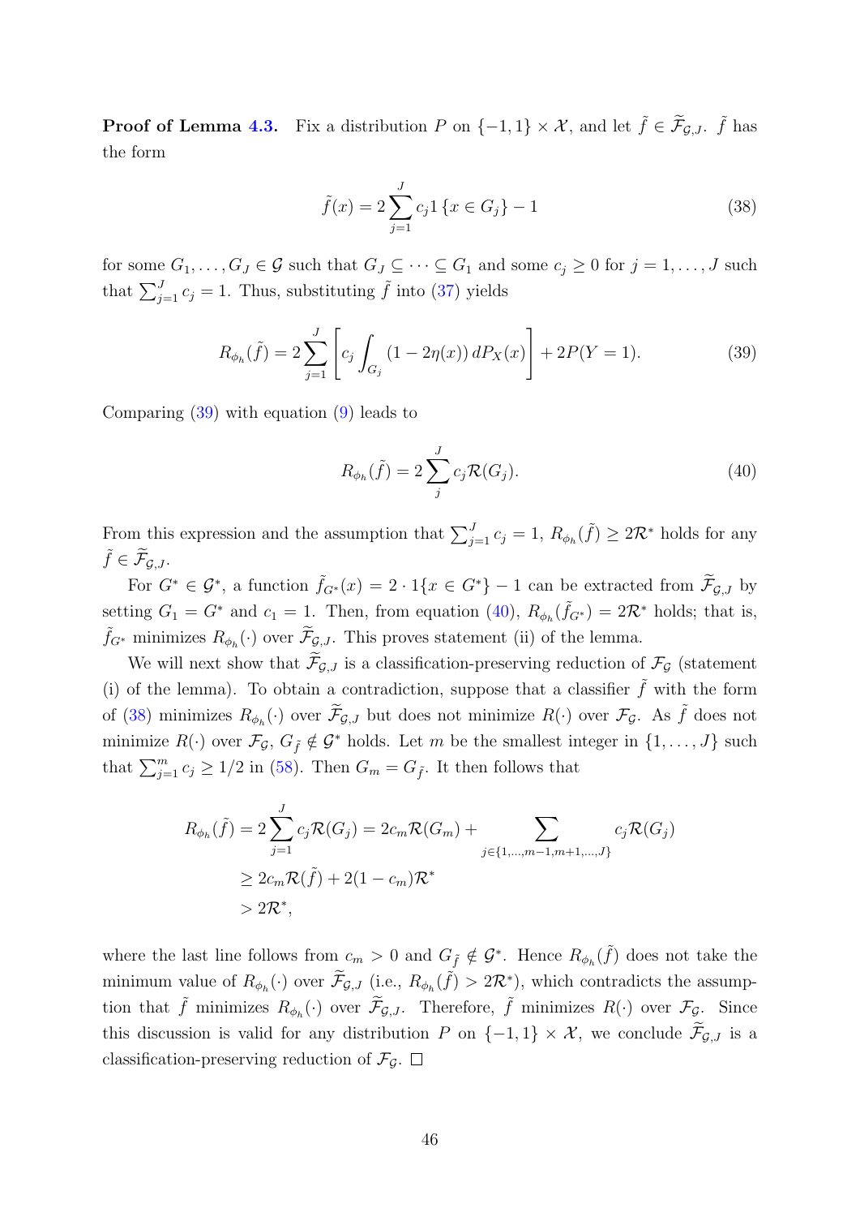**Proof of Lemma 4.3.** Fix a distribution $P$ on $\{-1, 1\} \times \mathcal{X}$, and let $\tilde{f} \in \widetilde{\mathcal{F}}_{\mathcal{G},J}$. $\tilde{f}$ has the form

$$\tilde{f}(x) = 2\sum_{j=1}^{J} c_j 1\{x \in G_j\} - 1 \tag{38}$$

for some $G_1, \ldots, G_J \in \mathcal{G}$ such that $G_J \subseteq \cdots \subseteq G_1$ and some $c_j \geq 0$ for $j = 1, \ldots, J$ such that $\sum_{j=1}^{J} c_j = 1$. Thus, substituting $\tilde{f}$ into (37) yields

$$R_{\phi_h}(\tilde{f}) = 2\sum_{j=1}^{J}\left[c_j \int_{G_j} (1 - 2\eta(x))\, dP_X(x)\right] + 2P(Y = 1). \tag{39}$$

Comparing (39) with equation (9) leads to

$$R_{\phi_h}(\tilde{f}) = 2\sum_{j}^{J} c_j \mathcal{R}(G_j). \tag{40}$$

From this expression and the assumption that $\sum_{j=1}^{J} c_j = 1$, $R_{\phi_h}(\tilde{f}) \geq 2\mathcal{R}^*$ holds for any $\tilde{f} \in \widetilde{\mathcal{F}}_{\mathcal{G},J}$.

For $G^* \in \mathcal{G}^*$, a function $\tilde{f}_{G^*}(x) = 2 \cdot 1\{x \in G^*\} - 1$ can be extracted from $\widetilde{\mathcal{F}}_{\mathcal{G},J}$ by setting $G_1 = G^*$ and $c_1 = 1$. Then, from equation (40), $R_{\phi_h}(\tilde{f}_{G^*}) = 2\mathcal{R}^*$ holds; that is, $\tilde{f}_{G^*}$ minimizes $R_{\phi_h}(\cdot)$ over $\widetilde{\mathcal{F}}_{\mathcal{G},J}$. This proves statement (ii) of the lemma.

We will next show that $\widetilde{\mathcal{F}}_{\mathcal{G},J}$ is a classification-preserving reduction of $\mathcal{F}_{\mathcal{G}}$ (statement (i) of the lemma). To obtain a contradiction, suppose that a classifier $\tilde{f}$ with the form of (38) minimizes $R_{\phi_h}(\cdot)$ over $\widetilde{\mathcal{F}}_{\mathcal{G},J}$ but does not minimize $R(\cdot)$ over $\mathcal{F}_{\mathcal{G}}$. As $\tilde{f}$ does not minimize $R(\cdot)$ over $\mathcal{F}_{\mathcal{G}}$, $G_{\tilde{f}} \notin \mathcal{G}^*$ holds. Let $m$ be the smallest integer in $\{1, \ldots, J\}$ such that $\sum_{j=1}^{m} c_j \geq 1/2$ in (58). Then $G_m = G_{\tilde{f}}$. It then follows that

$$\begin{aligned}
R_{\phi_h}(\tilde{f}) = 2\sum_{j=1}^{J} c_j \mathcal{R}(G_j) &= 2c_m \mathcal{R}(G_m) + \sum_{j \in \{1,\ldots,m-1,m+1,\ldots,J\}} c_j \mathcal{R}(G_j) \\
&\geq 2c_m \mathcal{R}(\tilde{f}) + 2(1 - c_m)\mathcal{R}^* \\
&> 2\mathcal{R}^*,
\end{aligned}$$

where the last line follows from $c_m > 0$ and $G_{\tilde{f}} \notin \mathcal{G}^*$. Hence $R_{\phi_h}(\tilde{f})$ does not take the minimum value of $R_{\phi_h}(\cdot)$ over $\widetilde{\mathcal{F}}_{\mathcal{G},J}$ (i.e., $R_{\phi_h}(\tilde{f}) > 2\mathcal{R}^*$), which contradicts the assumption that $\tilde{f}$ minimizes $R_{\phi_h}(\cdot)$ over $\widetilde{\mathcal{F}}_{\mathcal{G},J}$. Therefore, $\tilde{f}$ minimizes $R(\cdot)$ over $\mathcal{F}_{\mathcal{G}}$. Since this discussion is valid for any distribution $P$ on $\{-1, 1\} \times \mathcal{X}$, we conclude $\widetilde{\mathcal{F}}_{\mathcal{G},J}$ is a classification-preserving reduction of $\mathcal{F}_{\mathcal{G}}$. $\square$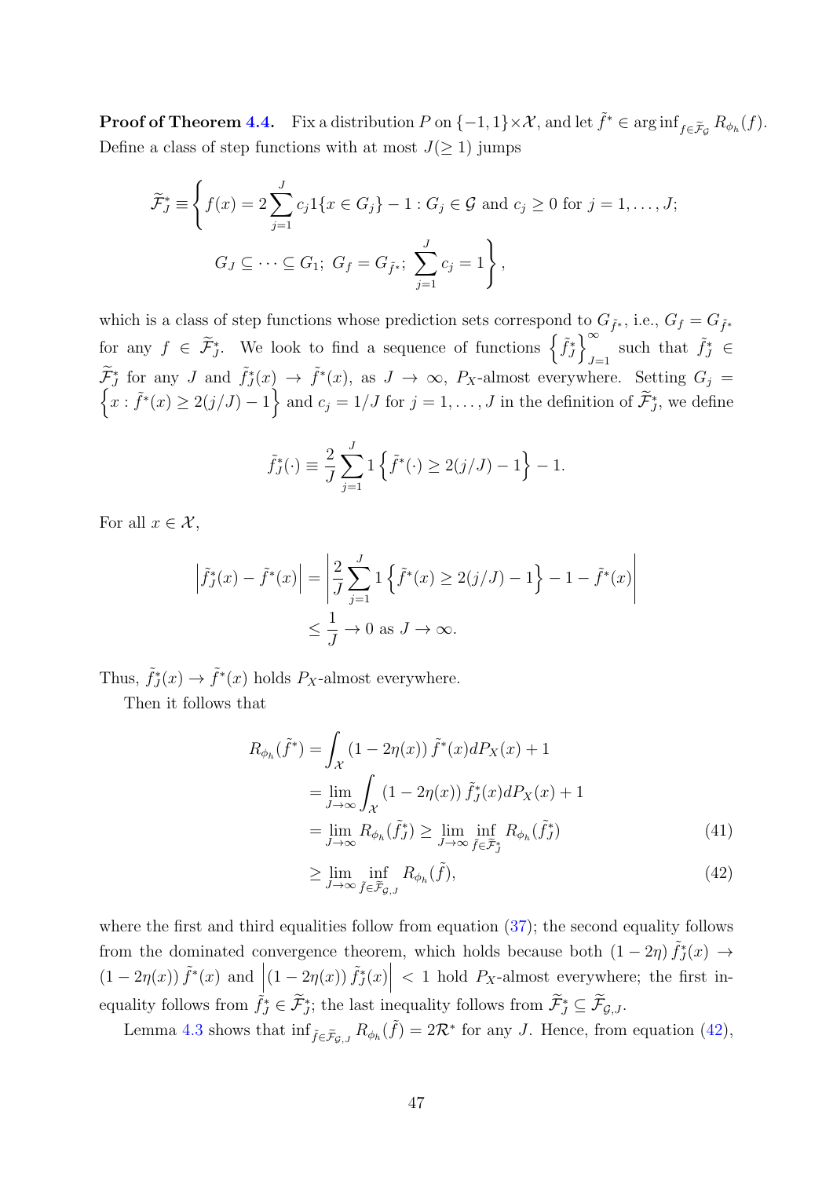**Proof of Theorem 4.4.** Fix a distribution $P$ on $\{-1,1\}\times\mathcal{X}$, and let $\tilde{f}^* \in \arg\inf_{f\in\widetilde{\mathcal{F}}_{\mathcal{G}}} R_{\phi_h}(f)$. Define a class of step functions with at most $J(\geq 1)$ jumps

$$
\begin{aligned}
\widetilde{\mathcal{F}}_J^* \equiv \Bigg\{ & f(x) = 2\sum_{j=1}^{J} c_j 1\{x\in G_j\} - 1 : G_j \in \mathcal{G} \text{ and } c_j \geq 0 \text{ for } j=1,\ldots,J; \\
& G_J \subseteq \cdots \subseteq G_1;\ G_f = G_{\tilde{f}^*};\ \sum_{j=1}^{J} c_j = 1 \Bigg\},
\end{aligned}
$$

which is a class of step functions whose prediction sets correspond to $G_{\tilde{f}^*}$, i.e., $G_f = G_{\tilde{f}^*}$ for any $f \in \widetilde{\mathcal{F}}_J^*$. We look to find a sequence of functions $\left\{\tilde{f}_J^*\right\}_{J=1}^{\infty}$ such that $\tilde{f}_J^* \in \widetilde{\mathcal{F}}_J^*$ for any $J$ and $\tilde{f}_J^*(x) \to \tilde{f}^*(x)$, as $J\to\infty$, $P_X$-almost everywhere. Setting $G_j = \left\{x : \tilde{f}^*(x) \geq 2(j/J) - 1\right\}$ and $c_j = 1/J$ for $j=1,\ldots,J$ in the definition of $\widetilde{\mathcal{F}}_J^*$, we define

$$
\tilde{f}_J^*(\cdot) \equiv \frac{2}{J}\sum_{j=1}^{J} 1\left\{\tilde{f}^*(\cdot) \geq 2(j/J) - 1\right\} - 1.
$$

For all $x\in\mathcal{X}$,

$$
\begin{aligned}
\left|\tilde{f}_J^*(x) - \tilde{f}^*(x)\right| &= \left|\frac{2}{J}\sum_{j=1}^{J} 1\left\{\tilde{f}^*(x) \geq 2(j/J) - 1\right\} - 1 - \tilde{f}^*(x)\right| \\
&\leq \frac{1}{J} \to 0 \text{ as } J\to\infty.
\end{aligned}
$$

Thus, $\tilde{f}_J^*(x) \to \tilde{f}^*(x)$ holds $P_X$-almost everywhere.

Then it follows that

$$
\begin{aligned}
R_{\phi_h}(\tilde{f}^*) &= \int_{\mathcal{X}} (1-2\eta(x))\,\tilde{f}^*(x)dP_X(x) + 1 \\
&= \lim_{J\to\infty}\int_{\mathcal{X}} (1-2\eta(x))\,\tilde{f}_J^*(x)dP_X(x) + 1 \\
&= \lim_{J\to\infty} R_{\phi_h}(\tilde{f}_J^*) \geq \lim_{J\to\infty}\inf_{\tilde{f}\in\widetilde{\mathcal{F}}_J^*} R_{\phi_h}(\tilde{f}_J^*) \qquad (41)\\
&\geq \lim_{J\to\infty}\inf_{\tilde{f}\in\widetilde{\mathcal{F}}_{\mathcal{G},J}} R_{\phi_h}(\tilde{f}), \qquad (42)
\end{aligned}
$$

where the first and third equalities follow from equation (37); the second equality follows from the dominated convergence theorem, which holds because both $(1-2\eta)\,\tilde{f}_J^*(x) \to (1-2\eta(x))\,\tilde{f}^*(x)$ and $\left|(1-2\eta(x))\,\tilde{f}_J^*(x)\right| < 1$ hold $P_X$-almost everywhere; the first inequality follows from $\tilde{f}_J^* \in \widetilde{\mathcal{F}}_J^*$; the last inequality follows from $\widetilde{\mathcal{F}}_J^* \subseteq \widetilde{\mathcal{F}}_{\mathcal{G},J}$.

Lemma 4.3 shows that $\inf_{\tilde{f}\in\widetilde{\mathcal{F}}_{\mathcal{G},J}} R_{\phi_h}(\tilde{f}) = 2\mathcal{R}^*$ for any $J$. Hence, from equation (42),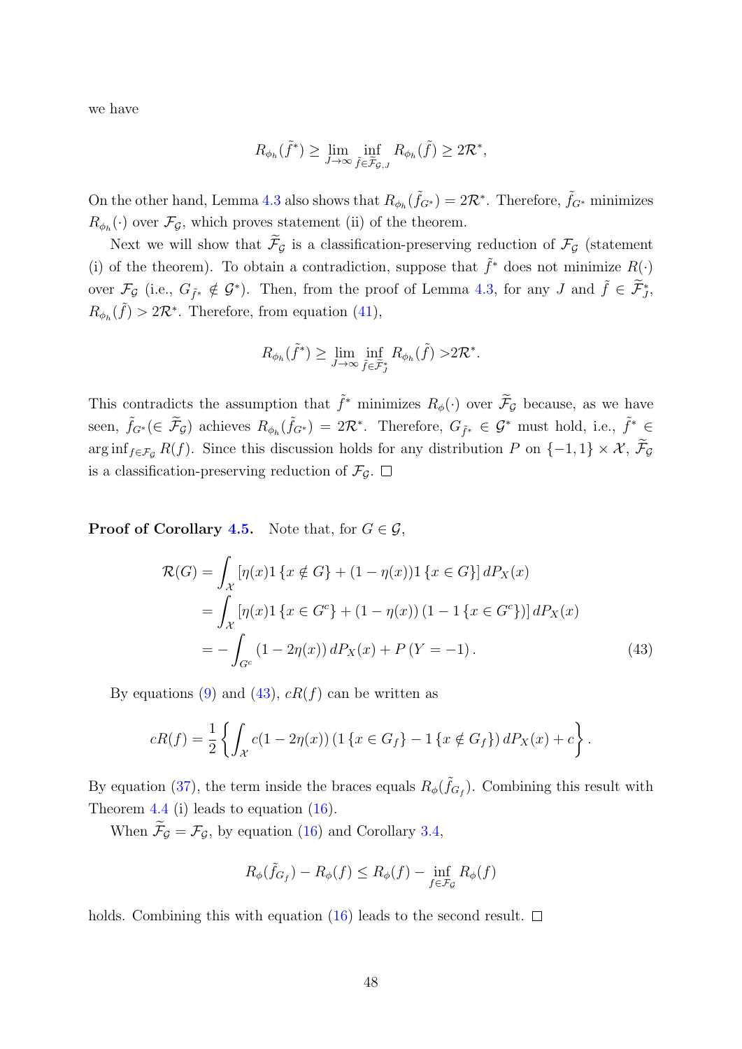we have

$$R_{\phi_h}(\tilde{f}^*) \geq \lim_{J\to\infty} \inf_{\tilde{f}\in\tilde{\mathcal{F}}_{\mathcal{G},J}} R_{\phi_h}(\tilde{f}) \geq 2\mathcal{R}^*,$$

On the other hand, Lemma 4.3 also shows that $R_{\phi_h}(\tilde{f}_{G^*}) = 2\mathcal{R}^*$. Therefore, $\tilde{f}_{G^*}$ minimizes $R_{\phi_h}(\cdot)$ over $\mathcal{F}_{\mathcal{G}}$, which proves statement (ii) of the theorem.

Next we will show that $\widetilde{\mathcal{F}}_{\mathcal{G}}$ is a classification-preserving reduction of $\mathcal{F}_{\mathcal{G}}$ (statement (i) of the theorem). To obtain a contradiction, suppose that $\tilde{f}^*$ does not minimize $R(\cdot)$ over $\mathcal{F}_{\mathcal{G}}$ (i.e., $G_{\tilde{f}^*} \notin \mathcal{G}^*$). Then, from the proof of Lemma 4.3, for any $J$ and $\tilde{f} \in \widetilde{\mathcal{F}}^*_J$, $R_{\phi_h}(\tilde{f}) > 2\mathcal{R}^*$. Therefore, from equation (41),

$$R_{\phi_h}(\tilde{f}^*) \geq \lim_{J\to\infty} \inf_{\tilde{f}\in\widetilde{\mathcal{F}}^*_J} R_{\phi_h}(\tilde{f}) > 2\mathcal{R}^*.$$

This contradicts the assumption that $\tilde{f}^*$ minimizes $R_\phi(\cdot)$ over $\widetilde{\mathcal{F}}_{\mathcal{G}}$ because, as we have seen, $\tilde{f}_{G^*} (\in \widetilde{\mathcal{F}}_{\mathcal{G}})$ achieves $R_{\phi_h}(\tilde{f}_{G^*}) = 2\mathcal{R}^*$. Therefore, $G_{\tilde{f}^*} \in \mathcal{G}^*$ must hold, i.e., $\tilde{f}^* \in \arg\inf_{f\in\mathcal{F}_{\mathcal{G}}} R(f)$. Since this discussion holds for any distribution $P$ on $\{-1,1\}\times\mathcal{X}$, $\widetilde{\mathcal{F}}_{\mathcal{G}}$ is a classification-preserving reduction of $\mathcal{F}_{\mathcal{G}}$. $\square$

**Proof of Corollary 4.5.** Note that, for $G \in \mathcal{G}$,

$$\begin{aligned}
\mathcal{R}(G) &= \int_{\mathcal{X}} [\eta(x)1\{x \notin G\} + (1-\eta(x))1\{x \in G\}]\, dP_X(x) \\
&= \int_{\mathcal{X}} [\eta(x)1\{x \in G^c\} + (1-\eta(x))(1 - 1\{x\in G^c\})]\, dP_X(x) \\
&= -\int_{G^c} (1-2\eta(x))\, dP_X(x) + P(Y=-1). \qquad (43)
\end{aligned}$$

By equations (9) and (43), $cR(f)$ can be written as

$$cR(f) = \frac{1}{2}\left\{\int_{\mathcal{X}} c(1-2\eta(x))\left(1\{x\in G_f\} - 1\{x \notin G_f\}\right) dP_X(x) + c\right\}.$$

By equation (37), the term inside the braces equals $R_\phi(\tilde{f}_{G_f})$. Combining this result with Theorem 4.4 (i) leads to equation (16).

When $\widetilde{\mathcal{F}}_{\mathcal{G}} = \mathcal{F}_{\mathcal{G}}$, by equation (16) and Corollary 3.4,

$$R_\phi(\tilde{f}_{G_f}) - R_\phi(f) \leq R_\phi(f) - \inf_{f\in\mathcal{F}_{\mathcal{G}}} R_\phi(f)$$

holds. Combining this with equation (16) leads to the second result. $\square$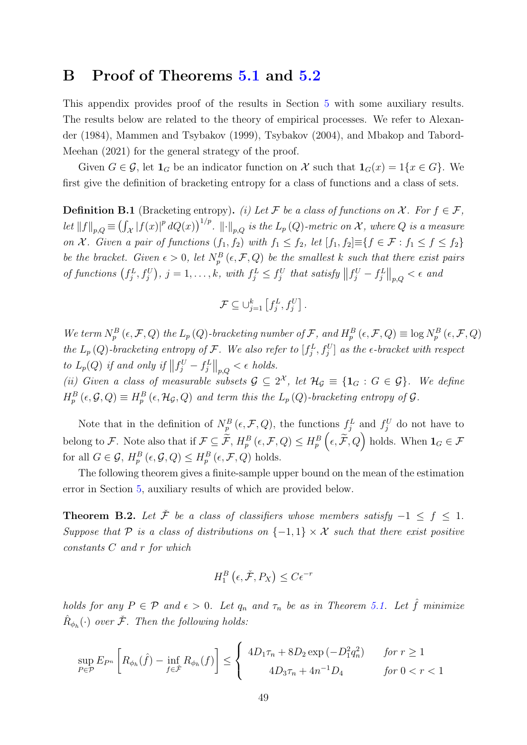## B Proof of Theorems 5.1 and 5.2

This appendix provides proof of the results in Section 5 with some auxiliary results. The results below are related to the theory of empirical processes. We refer to Alexander (1984), Mammen and Tsybakov (1999), Tsybakov (2004), and Mbakop and Tabord-Meehan (2021) for the general strategy of the proof.

Given $G \in \mathcal{G}$, let $\mathbf{1}_G$ be an indicator function on $\mathcal{X}$ such that $\mathbf{1}_G(x) = 1\{x \in G\}$. We first give the definition of bracketing entropy for a class of functions and a class of sets.

**Definition B.1** (Bracketing entropy)**.** *(i) Let $\mathcal{F}$ be a class of functions on $\mathcal{X}$. For $f \in \mathcal{F}$, let $\|f\|_{p,Q} \equiv \left(\int_{\mathcal{X}} |f(x)|^p dQ(x)\right)^{1/p}$. $\|\cdot\|_{p,Q}$ is the $L_p(Q)$-metric on $\mathcal{X}$, where $Q$ is a measure on $\mathcal{X}$. Given a pair of functions $(f_1, f_2)$ with $f_1 \leq f_2$, let $[f_1, f_2] \equiv \{f \in \mathcal{F} : f_1 \leq f \leq f_2\}$ be the bracket. Given $\epsilon > 0$, let $N_p^B(\epsilon, \mathcal{F}, Q)$ be the smallest $k$ such that there exist pairs of functions $\left(f_j^L, f_j^U\right)$, $j = 1, \ldots, k$, with $f_j^L \leq f_j^U$ that satisfy $\left\|f_j^U - f_j^L\right\|_{p,Q} < \epsilon$ and*

$$\mathcal{F} \subseteq \cup_{j=1}^k \left[f_j^L, f_j^U\right].$$

*We term $N_p^B(\epsilon, \mathcal{F}, Q)$ the $L_p(Q)$-bracketing number of $\mathcal{F}$, and $H_p^B(\epsilon, \mathcal{F}, Q) \equiv \log N_p^B(\epsilon, \mathcal{F}, Q)$ the $L_p(Q)$-bracketing entropy of $\mathcal{F}$. We also refer to $[f_j^L, f_j^U]$ as the $\epsilon$-bracket with respect to $L_p(Q)$ if and only if $\left\|f_j^U - f_j^L\right\|_{p,Q} < \epsilon$ holds.*
*(ii) Given a class of measurable subsets $\mathcal{G} \subseteq 2^{\mathcal{X}}$, let $\mathcal{H}_{\mathcal{G}} \equiv \{\mathbf{1}_G : G \in \mathcal{G}\}$. We define $H_p^B(\epsilon, \mathcal{G}, Q) \equiv H_p^B(\epsilon, \mathcal{H}_{\mathcal{G}}, Q)$ and term this the $L_p(Q)$-bracketing entropy of $\mathcal{G}$.*

Note that in the definition of $N_p^B(\epsilon, \mathcal{F}, Q)$, the functions $f_j^L$ and $f_j^U$ do not have to belong to $\mathcal{F}$. Note also that if $\mathcal{F} \subseteq \widetilde{\mathcal{F}}$, $H_p^B(\epsilon, \mathcal{F}, Q) \leq H_p^B\left(\epsilon, \widetilde{\mathcal{F}}, Q\right)$ holds. When $\mathbf{1}_G \in \mathcal{F}$ for all $G \in \mathcal{G}$, $H_p^B(\epsilon, \mathcal{G}, Q) \leq H_p^B(\epsilon, \mathcal{F}, Q)$ holds.

The following theorem gives a finite-sample upper bound on the mean of the estimation error in Section 5, auxiliary results of which are provided below.

**Theorem B.2.** *Let $\check{\mathcal{F}}$ be a class of classifiers whose members satisfy $-1 \leq f \leq 1$. Suppose that $\mathcal{P}$ is a class of distributions on $\{-1, 1\} \times \mathcal{X}$ such that there exist positive constants $C$ and $r$ for which*

$$H_1^B\left(\epsilon, \check{\mathcal{F}}, P_X\right) \leq C\epsilon^{-r}$$

*holds for any $P \in \mathcal{P}$ and $\epsilon > 0$. Let $q_n$ and $\tau_n$ be as in Theorem 5.1. Let $\hat{f}$ minimize $\hat{R}_{\phi_h}(\cdot)$ over $\check{\mathcal{F}}$. Then the following holds:*

$$\sup_{P \in \mathcal{P}} E_{P^n}\left[R_{\phi_h}(\hat{f}) - \inf_{f \in \check{\mathcal{F}}} R_{\phi_h}(f)\right] \leq \begin{cases} 4D_1\tau_n + 8D_2 \exp\left(-D_1^2 q_n^2\right) & \text{for } r \geq 1 \\ 4D_3\tau_n + 4n^{-1}D_4 & \text{for } 0 < r < 1 \end{cases}$$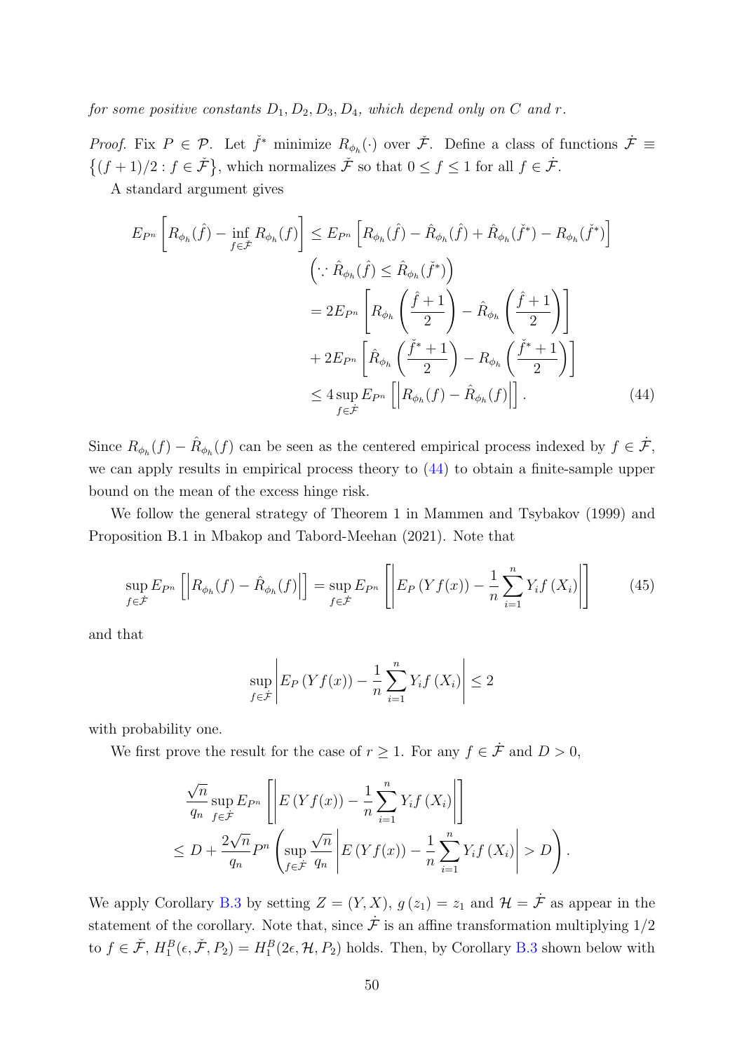*for some positive constants $D_1, D_2, D_3, D_4$, which depend only on $C$ and $r$.*

*Proof.* Fix $P \in \mathcal{P}$. Let $\check{f}^*$ minimize $R_{\phi_h}(\cdot)$ over $\check{\mathcal{F}}$. Define a class of functions $\dot{\mathcal{F}} \equiv \left\{(f+1)/2 : f \in \check{\mathcal{F}}\right\}$, which normalizes $\check{\mathcal{F}}$ so that $0 \leq f \leq 1$ for all $f \in \dot{\mathcal{F}}$.

A standard argument gives

$$
\begin{aligned}
E_{P^n}\left[R_{\phi_h}(\hat{f}) - \inf_{f\in\check{\mathcal{F}}} R_{\phi_h}(f)\right] &\leq E_{P^n}\left[R_{\phi_h}(\hat{f}) - \hat{R}_{\phi_h}(\hat{f}) + \hat{R}_{\phi_h}(\check{f}^*) - R_{\phi_h}(\check{f}^*)\right] \\
&\quad \left(\because \hat{R}_{\phi_h}(\hat{f}) \leq \hat{R}_{\phi_h}(\check{f}^*)\right) \\
&= 2E_{P^n}\left[R_{\phi_h}\left(\frac{\hat{f}+1}{2}\right) - \hat{R}_{\phi_h}\left(\frac{\hat{f}+1}{2}\right)\right] \\
&\quad + 2E_{P^n}\left[\hat{R}_{\phi_h}\left(\frac{\check{f}^*+1}{2}\right) - R_{\phi_h}\left(\frac{\check{f}^*+1}{2}\right)\right] \\
&\leq 4\sup_{f\in\dot{\mathcal{F}}} E_{P^n}\left[\left|R_{\phi_h}(f) - \hat{R}_{\phi_h}(f)\right|\right]. \qquad (44)
\end{aligned}
$$

Since $R_{\phi_h}(f) - \hat{R}_{\phi_h}(f)$ can be seen as the centered empirical process indexed by $f \in \dot{\mathcal{F}}$, we can apply results in empirical process theory to (44) to obtain a finite-sample upper bound on the mean of the excess hinge risk.

We follow the general strategy of Theorem 1 in Mammen and Tsybakov (1999) and Proposition B.1 in Mbakop and Tabord-Meehan (2021). Note that

$$
\sup_{f\in\dot{\mathcal{F}}} E_{P^n}\left[\left|R_{\phi_h}(f) - \hat{R}_{\phi_h}(f)\right|\right] = \sup_{f\in\dot{\mathcal{F}}} E_{P^n}\left[\left|E_P\left(Yf(x)\right) - \frac{1}{n}\sum_{i=1}^{n} Y_i f\left(X_i\right)\right|\right] \qquad (45)
$$

and that

$$
\sup_{f\in\dot{\mathcal{F}}}\left|E_P\left(Yf(x)\right) - \frac{1}{n}\sum_{i=1}^{n} Y_i f\left(X_i\right)\right| \leq 2
$$

with probability one.

We first prove the result for the case of $r \geq 1$. For any $f \in \dot{\mathcal{F}}$ and $D > 0$,

$$
\begin{aligned}
&\frac{\sqrt{n}}{q_n}\sup_{f\in\dot{\mathcal{F}}} E_{P^n}\left[\left|E\left(Yf(x)\right) - \frac{1}{n}\sum_{i=1}^{n} Y_i f\left(X_i\right)\right|\right] \\
&\leq D + \frac{2\sqrt{n}}{q_n} P^n\left(\sup_{f\in\dot{\mathcal{F}}}\frac{\sqrt{n}}{q_n}\left|E\left(Yf(x)\right) - \frac{1}{n}\sum_{i=1}^{n} Y_i f\left(X_i\right)\right| > D\right).
\end{aligned}
$$

We apply Corollary B.3 by setting $Z = (Y, X)$, $g(z_1) = z_1$ and $\mathcal{H} = \dot{\mathcal{F}}$ as appear in the statement of the corollary. Note that, since $\dot{\mathcal{F}}$ is an affine transformation multiplying $1/2$ to $f \in \check{\mathcal{F}}$, $H_1^B(\epsilon, \check{\mathcal{F}}, P_2) = H_1^B(2\epsilon, \mathcal{H}, P_2)$ holds. Then, by Corollary B.3 shown below with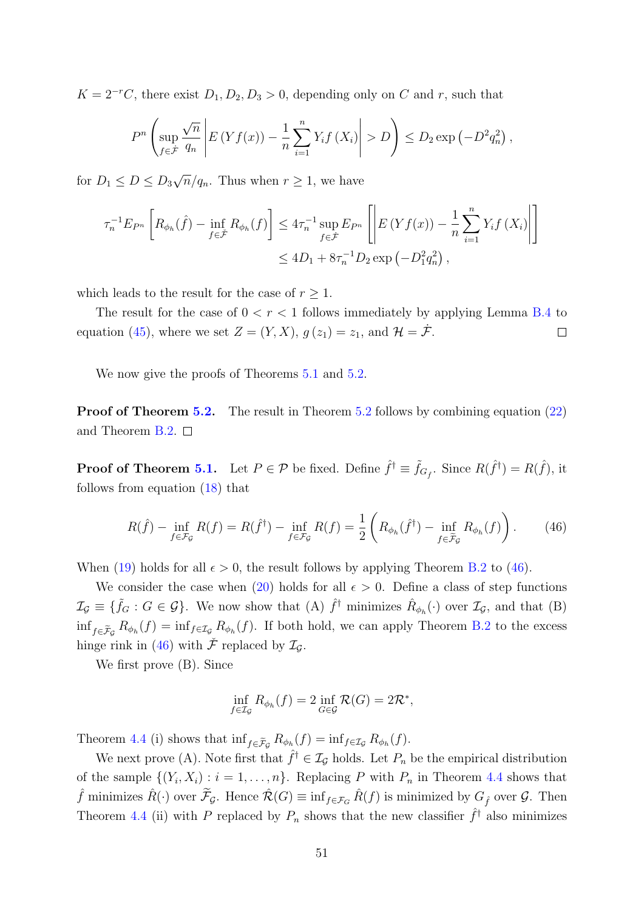$K = 2^{-r}C$, there exist $D_1, D_2, D_3 > 0$, depending only on $C$ and $r$, such that

$$P^n \left( \sup_{f \in \check{\mathcal{F}}} \frac{\sqrt{n}}{q_n} \left| E\left(Y f(x)\right) - \frac{1}{n} \sum_{i=1}^{n} Y_i f\left(X_i\right) \right| > D \right) \leq D_2 \exp\left(-D^2 q_n^2\right),$$

for $D_1 \leq D \leq D_3 \sqrt{n}/q_n$. Thus when $r \geq 1$, we have

$$\begin{aligned}
\tau_n^{-1} E_{P^n} \left[ R_{\phi_h}(\hat{f}) - \inf_{f \in \check{\mathcal{F}}} R_{\phi_h}(f) \right] &\leq 4\tau_n^{-1} \sup_{f \in \check{\mathcal{F}}} E_{P^n} \left[ \left| E\left(Y f(x)\right) - \frac{1}{n} \sum_{i=1}^{n} Y_i f\left(X_i\right) \right| \right] \\
&\leq 4D_1 + 8\tau_n^{-1} D_2 \exp\left(-D_1^2 q_n^2\right),
\end{aligned}$$

which leads to the result for the case of $r \geq 1$.

The result for the case of $0 < r < 1$ follows immediately by applying Lemma B.4 to equation (45), where we set $Z = (Y, X)$, $g\left(z_1\right) = z_1$, and $\mathcal{H} = \check{\mathcal{F}}$. □

We now give the proofs of Theorems 5.1 and 5.2.

**Proof of Theorem 5.2.** The result in Theorem 5.2 follows by combining equation (22) and Theorem B.2. □

**Proof of Theorem 5.1.** Let $P \in \mathcal{P}$ be fixed. Define $\hat{f}^\dagger \equiv \tilde{f}_{G_{\hat{f}}}$. Since $R(\hat{f}^\dagger) = R(\hat{f})$, it follows from equation (18) that

$$R(\hat{f}) - \inf_{f \in \mathcal{F}_\mathcal{G}} R(f) = R(\hat{f}^\dagger) - \inf_{f \in \mathcal{F}_\mathcal{G}} R(f) = \frac{1}{2} \left( R_{\phi_h}(\hat{f}^\dagger) - \inf_{f \in \tilde{\mathcal{F}}_\mathcal{G}} R_{\phi_h}(f) \right). \tag{46}$$

When (19) holds for all $\epsilon > 0$, the result follows by applying Theorem B.2 to (46).

We consider the case when (20) holds for all $\epsilon > 0$. Define a class of step functions $\mathcal{I}_\mathcal{G} \equiv \{\tilde{f}_G : G \in \mathcal{G}\}$. We now show that (A) $\hat{f}^\dagger$ minimizes $\hat{R}_{\phi_h}(\cdot)$ over $\mathcal{I}_\mathcal{G}$, and that (B) $\inf_{f \in \tilde{\mathcal{F}}_\mathcal{G}} R_{\phi_h}(f) = \inf_{f \in \mathcal{I}_\mathcal{G}} R_{\phi_h}(f)$. If both hold, we can apply Theorem B.2 to the excess hinge rink in (46) with $\check{\mathcal{F}}$ replaced by $\mathcal{I}_\mathcal{G}$.

We first prove (B). Since

$$\inf_{f \in \mathcal{I}_\mathcal{G}} R_{\phi_h}(f) = 2 \inf_{G \in \mathcal{G}} \mathcal{R}(G) = 2\mathcal{R}^*,$$

Theorem 4.4 (i) shows that $\inf_{f \in \tilde{\mathcal{F}}_\mathcal{G}} R_{\phi_h}(f) = \inf_{f \in \mathcal{I}_\mathcal{G}} R_{\phi_h}(f)$.

We next prove (A). Note first that $\hat{f}^\dagger \in \mathcal{I}_\mathcal{G}$ holds. Let $P_n$ be the empirical distribution of the sample $\{(Y_i, X_i) : i = 1, \ldots, n\}$. Replacing $P$ with $P_n$ in Theorem 4.4 shows that $\hat{f}$ minimizes $\hat{R}(\cdot)$ over $\tilde{\mathcal{F}}_\mathcal{G}$. Hence $\hat{\mathcal{R}}(G) \equiv \inf_{f \in \mathcal{F}_G} \hat{R}(f)$ is minimized by $G_{\hat{f}}$ over $\mathcal{G}$. Then Theorem 4.4 (ii) with $P$ replaced by $P_n$ shows that the new classifier $\hat{f}^\dagger$ also minimizes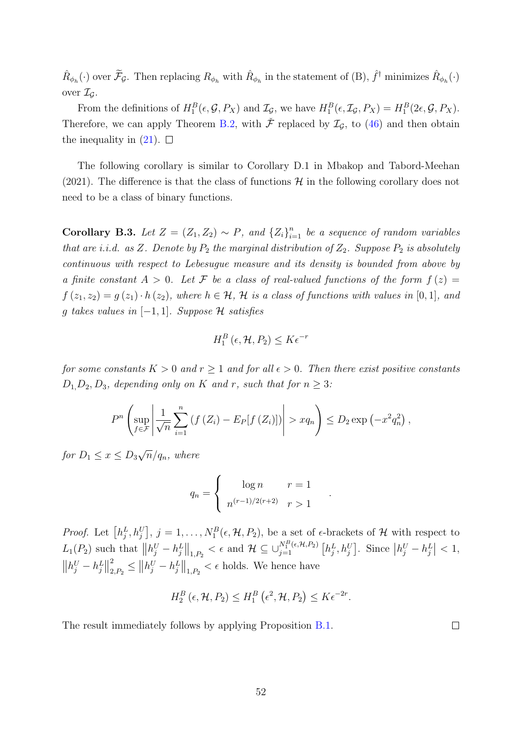$\hat{R}_{\phi_h}(\cdot)$ over $\widetilde{\mathcal{F}}_{\mathcal{G}}$. Then replacing $R_{\phi_h}$ with $\hat{R}_{\phi_h}$ in the statement of (B), $\hat{f}^\dagger$ minimizes $\hat{R}_{\phi_h}(\cdot)$ over $\mathcal{I}_{\mathcal{G}}$.

From the definitions of $H_1^B(\epsilon, \mathcal{G}, P_X)$ and $\mathcal{I}_{\mathcal{G}}$, we have $H_1^B(\epsilon, \mathcal{I}_{\mathcal{G}}, P_X) = H_1^B(2\epsilon, \mathcal{G}, P_X)$. Therefore, we can apply Theorem B.2, with $\check{\mathcal{F}}$ replaced by $\mathcal{I}_{\mathcal{G}}$, to (46) and then obtain the inequality in (21). $\square$

The following corollary is similar to Corollary D.1 in Mbakop and Tabord-Meehan (2021). The difference is that the class of functions $\mathcal{H}$ in the following corollary does not need to be a class of binary functions.

**Corollary B.3.** *Let $Z = (Z_1, Z_2) \sim P$, and $\{Z_i\}_{i=1}^n$ be a sequence of random variables that are i.i.d. as $Z$. Denote by $P_2$ the marginal distribution of $Z_2$. Suppose $P_2$ is absolutely continuous with respect to Lebesugue measure and its density is bounded from above by a finite constant $A > 0$. Let $\mathcal{F}$ be a class of real-valued functions of the form $f(z) = f(z_1, z_2) = g(z_1) \cdot h(z_2)$, where $h \in \mathcal{H}$, $\mathcal{H}$ is a class of functions with values in $[0, 1]$, and $g$ takes values in $[-1, 1]$. Suppose $\mathcal{H}$ satisfies*

$$H_1^B(\epsilon, \mathcal{H}, P_2) \leq K\epsilon^{-r}$$

*for some constants $K > 0$ and $r \geq 1$ and for all $\epsilon > 0$. Then there exist positive constants $D_1, D_2, D_3$, depending only on $K$ and $r$, such that for $n \geq 3$:*

$$P^n\left(\sup_{f\in\mathcal{F}}\left|\frac{1}{\sqrt{n}}\sum_{i=1}^{n}\left(f(Z_i) - E_P[f(Z_i)]\right)\right| > xq_n\right) \leq D_2\exp\left(-x^2q_n^2\right),$$

*for $D_1 \leq x \leq D_3\sqrt{n}/q_n$, where*

$$q_n = \begin{cases} \log n & r = 1 \\ n^{(r-1)/2(r+2)} & r > 1 \end{cases}.$$

*Proof.* Let $\left[h_j^L, h_j^U\right]$, $j = 1, \ldots, N_1^B(\epsilon, \mathcal{H}, P_2)$, be a set of $\epsilon$-brackets of $\mathcal{H}$ with respect to $L_1(P_2)$ such that $\left\|h_j^U - h_j^L\right\|_{1,P_2} < \epsilon$ and $\mathcal{H} \subseteq \cup_{j=1}^{N_1^B(\epsilon,\mathcal{H},P_2)}\left[h_j^L, h_j^U\right]$. Since $\left|h_j^U - h_j^L\right| < 1$, $\left\|h_j^U - h_j^L\right\|_{2,P_2}^2 \leq \left\|h_j^U - h_j^L\right\|_{1,P_2} < \epsilon$ holds. We hence have

$$H_2^B(\epsilon, \mathcal{H}, P_2) \leq H_1^B\left(\epsilon^2, \mathcal{H}, P_2\right) \leq K\epsilon^{-2r}.$$

The result immediately follows by applying Proposition B.1. $\square$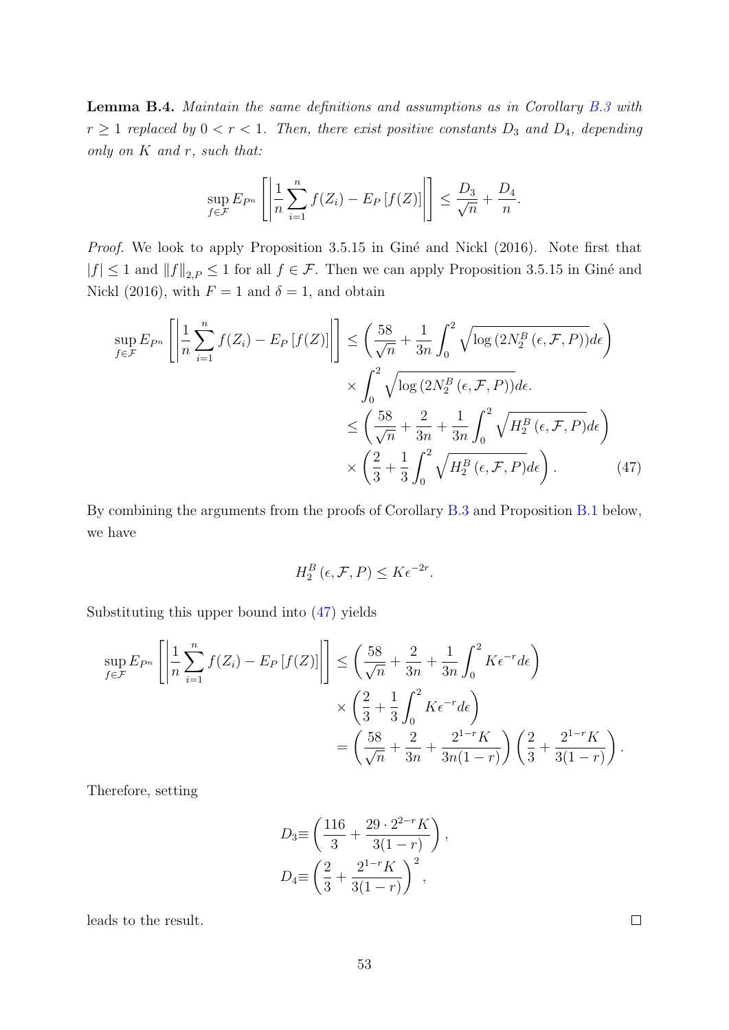**Lemma B.4.** *Maintain the same definitions and assumptions as in Corollary B.3 with $r \geq 1$ replaced by $0 < r < 1$. Then, there exist positive constants $D_3$ and $D_4$, depending only on $K$ and $r$, such that:*

$$\sup_{f\in\mathcal{F}} E_{P^n}\left[\left|\frac{1}{n}\sum_{i=1}^{n} f(Z_i) - E_P\left[f(Z)\right]\right|\right] \leq \frac{D_3}{\sqrt{n}} + \frac{D_4}{n}.$$

*Proof.* We look to apply Proposition 3.5.15 in Giné and Nickl (2016). Note first that $|f| \leq 1$ and $\|f\|_{2,P} \leq 1$ for all $f \in \mathcal{F}$. Then we can apply Proposition 3.5.15 in Giné and Nickl (2016), with $F = 1$ and $\delta = 1$, and obtain

$$\begin{aligned}
\sup_{f\in\mathcal{F}} E_{P^n}\left[\left|\frac{1}{n}\sum_{i=1}^{n} f(Z_i) - E_P\left[f(Z)\right]\right|\right] &\leq \left(\frac{58}{\sqrt{n}} + \frac{1}{3n}\int_0^2 \sqrt{\log\left(2N_2^B\left(\epsilon,\mathcal{F},P\right)\right)}d\epsilon\right) \\
&\quad \times \int_0^2 \sqrt{\log\left(2N_2^B\left(\epsilon,\mathcal{F},P\right)\right)}d\epsilon. \\
&\leq \left(\frac{58}{\sqrt{n}} + \frac{2}{3n} + \frac{1}{3n}\int_0^2 \sqrt{H_2^B\left(\epsilon,\mathcal{F},P\right)}d\epsilon\right) \\
&\quad \times \left(\frac{2}{3} + \frac{1}{3}\int_0^2 \sqrt{H_2^B\left(\epsilon,\mathcal{F},P\right)}d\epsilon\right). \qquad (47)
\end{aligned}$$

By combining the arguments from the proofs of Corollary B.3 and Proposition B.1 below, we have

$$H_2^B\left(\epsilon,\mathcal{F},P\right) \leq K\epsilon^{-2r}.$$

Substituting this upper bound into (47) yields

$$\begin{aligned}
\sup_{f\in\mathcal{F}} E_{P^n}\left[\left|\frac{1}{n}\sum_{i=1}^{n} f(Z_i) - E_P\left[f(Z)\right]\right|\right] &\leq \left(\frac{58}{\sqrt{n}} + \frac{2}{3n} + \frac{1}{3n}\int_0^2 K\epsilon^{-r}d\epsilon\right) \\
&\quad \times \left(\frac{2}{3} + \frac{1}{3}\int_0^2 K\epsilon^{-r}d\epsilon\right) \\
&= \left(\frac{58}{\sqrt{n}} + \frac{2}{3n} + \frac{2^{1-r}K}{3n(1-r)}\right)\left(\frac{2}{3} + \frac{2^{1-r}K}{3(1-r)}\right).
\end{aligned}$$

Therefore, setting

$$\begin{aligned}
D_3 &\equiv \left(\frac{116}{3} + \frac{29\cdot 2^{2-r}K}{3(1-r)}\right), \\
D_4 &\equiv \left(\frac{2}{3} + \frac{2^{1-r}K}{3(1-r)}\right)^2,
\end{aligned}$$

leads to the result. □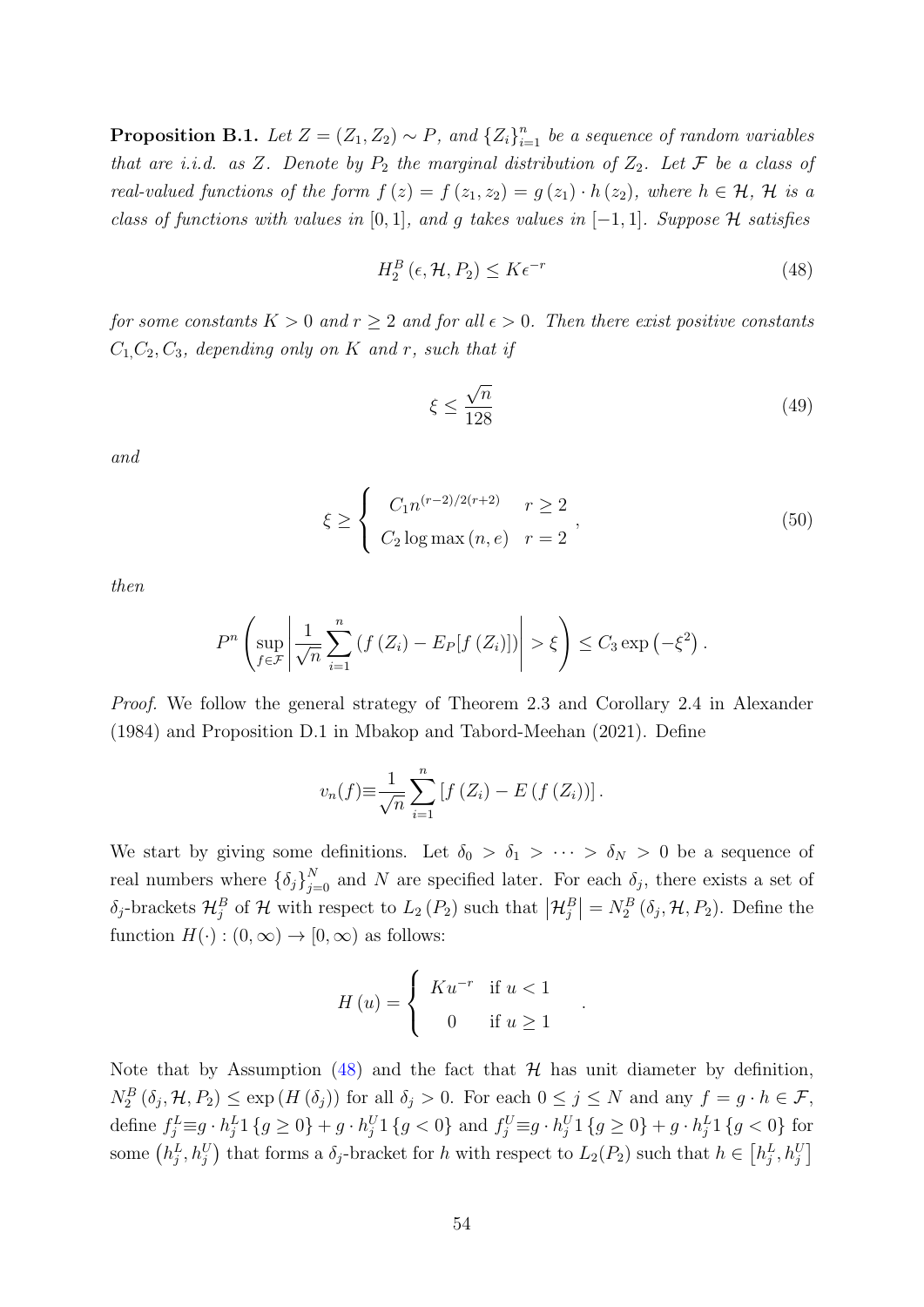**Proposition B.1.** *Let $Z = (Z_1, Z_2) \sim P$, and $\{Z_i\}_{i=1}^n$ be a sequence of random variables that are i.i.d. as $Z$. Denote by $P_2$ the marginal distribution of $Z_2$. Let $\mathcal{F}$ be a class of real-valued functions of the form $f(z) = f(z_1, z_2) = g(z_1) \cdot h(z_2)$, where $h \in \mathcal{H}$, $\mathcal{H}$ is a class of functions with values in $[0, 1]$, and $g$ takes values in $[-1, 1]$. Suppose $\mathcal{H}$ satisfies*

$$H_2^B(\epsilon, \mathcal{H}, P_2) \leq K\epsilon^{-r} \tag{48}$$

*for some constants $K > 0$ and $r \geq 2$ and for all $\epsilon > 0$. Then there exist positive constants $C_1, C_2, C_3$, depending only on $K$ and $r$, such that if*

$$\xi \leq \frac{\sqrt{n}}{128} \tag{49}$$

*and*

$$\xi \geq \begin{cases} C_1 n^{(r-2)/2(r+2)} & r \geq 2 \\ C_2 \log \max(n, e) & r = 2 \end{cases}, \tag{50}$$

*then*

$$P^n\left(\sup_{f\in\mathcal{F}}\left|\frac{1}{\sqrt{n}}\sum_{i=1}^n (f(Z_i) - E_P[f(Z_i)])\right| > \xi\right) \leq C_3 \exp\left(-\xi^2\right).$$

*Proof.* We follow the general strategy of Theorem 2.3 and Corollary 2.4 in Alexander (1984) and Proposition D.1 in Mbakop and Tabord-Meehan (2021). Define

$$v_n(f) \equiv \frac{1}{\sqrt{n}}\sum_{i=1}^n [f(Z_i) - E(f(Z_i))].$$

We start by giving some definitions. Let $\delta_0 > \delta_1 > \cdots > \delta_N > 0$ be a sequence of real numbers where $\{\delta_j\}_{j=0}^N$ and $N$ are specified later. For each $\delta_j$, there exists a set of $\delta_j$-brackets $\mathcal{H}_j^B$ of $\mathcal{H}$ with respect to $L_2(P_2)$ such that $\left|\mathcal{H}_j^B\right| = N_2^B(\delta_j, \mathcal{H}, P_2)$. Define the function $H(\cdot) : (0, \infty) \to [0, \infty)$ as follows:

$$H(u) = \begin{cases} Ku^{-r} & \text{if } u < 1 \\ 0 & \text{if } u \geq 1 \end{cases}.$$

Note that by Assumption (48) and the fact that $\mathcal{H}$ has unit diameter by definition, $N_2^B(\delta_j, \mathcal{H}, P_2) \leq \exp(H(\delta_j))$ for all $\delta_j > 0$. For each $0 \leq j \leq N$ and any $f = g \cdot h \in \mathcal{F}$, define $f_j^L \equiv g \cdot h_j^L 1\{g \geq 0\} + g \cdot h_j^U 1\{g < 0\}$ and $f_j^U \equiv g \cdot h_j^U 1\{g \geq 0\} + g \cdot h_j^L 1\{g < 0\}$ for some $\left(h_j^L, h_j^U\right)$ that forms a $\delta_j$-bracket for $h$ with respect to $L_2(P_2)$ such that $h \in \left[h_j^L, h_j^U\right]$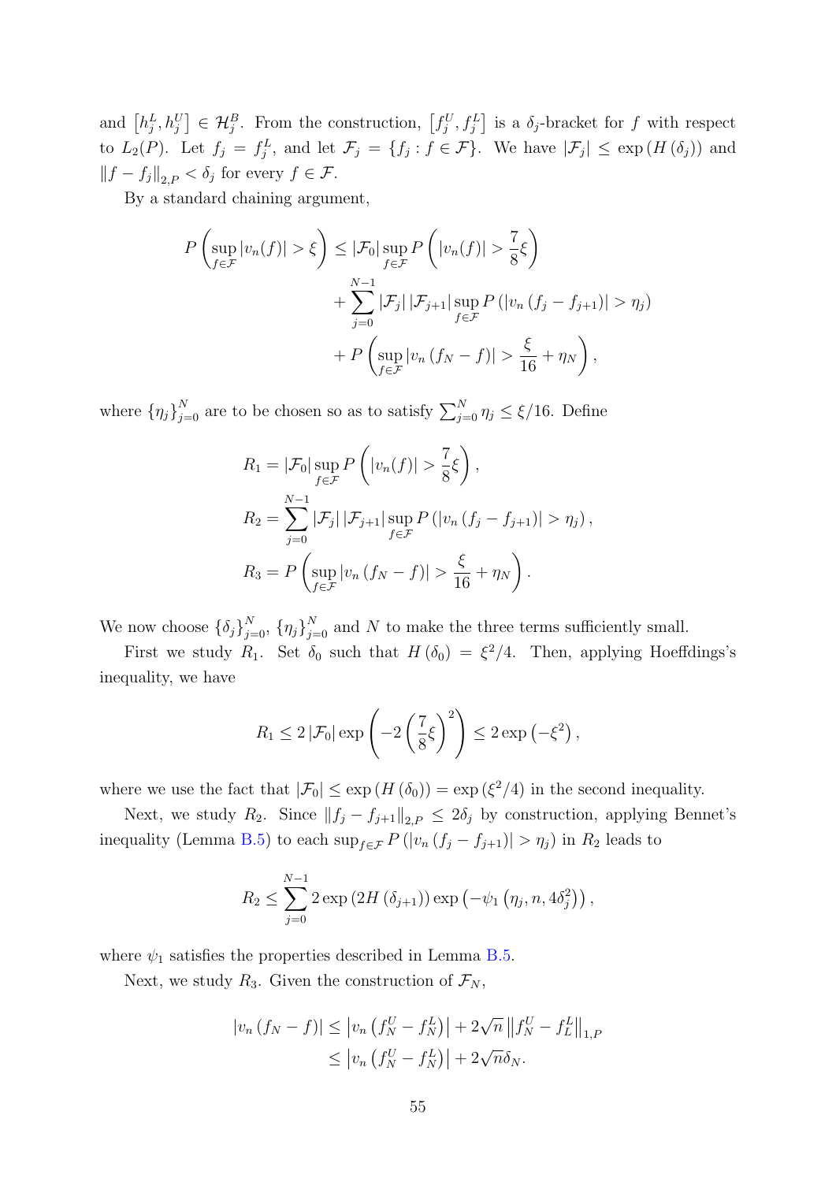and $\left[h_j^L, h_j^U\right] \in \mathcal{H}_j^B$. From the construction, $\left[f_j^U, f_j^L\right]$ is a $\delta_j$-bracket for $f$ with respect to $L_2(P)$. Let $f_j = f_j^L$, and let $\mathcal{F}_j = \{f_j : f \in \mathcal{F}\}$. We have $|\mathcal{F}_j| \leq \exp\left(H\left(\delta_j\right)\right)$ and $\|f - f_j\|_{2,P} < \delta_j$ for every $f \in \mathcal{F}$.

By a standard chaining argument,

$$
\begin{aligned}
P\left(\sup_{f\in\mathcal{F}} |v_n(f)| > \xi\right) \leq\ & |\mathcal{F}_0| \sup_{f\in\mathcal{F}} P\left(|v_n(f)| > \frac{7}{8}\xi\right) \\
&+ \sum_{j=0}^{N-1} |\mathcal{F}_j|\,|\mathcal{F}_{j+1}| \sup_{f\in\mathcal{F}} P\left(|v_n\left(f_j - f_{j+1}\right)| > \eta_j\right) \\
&+ P\left(\sup_{f\in\mathcal{F}} |v_n\left(f_N - f\right)| > \frac{\xi}{16} + \eta_N\right),
\end{aligned}
$$

where $\{\eta_j\}_{j=0}^N$ are to be chosen so as to satisfy $\sum_{j=0}^N \eta_j \leq \xi/16$. Define

$$
\begin{aligned}
R_1 &= |\mathcal{F}_0| \sup_{f\in\mathcal{F}} P\left(|v_n(f)| > \frac{7}{8}\xi\right), \\
R_2 &= \sum_{j=0}^{N-1} |\mathcal{F}_j|\,|\mathcal{F}_{j+1}| \sup_{f\in\mathcal{F}} P\left(|v_n\left(f_j - f_{j+1}\right)| > \eta_j\right), \\
R_3 &= P\left(\sup_{f\in\mathcal{F}} |v_n\left(f_N - f\right)| > \frac{\xi}{16} + \eta_N\right).
\end{aligned}
$$

We now choose $\{\delta_j\}_{j=0}^N$, $\{\eta_j\}_{j=0}^N$ and $N$ to make the three terms sufficiently small.

First we study $R_1$. Set $\delta_0$ such that $H\left(\delta_0\right) = \xi^2/4$. Then, applying Hoeffdings's inequality, we have

$$
R_1 \leq 2\,|\mathcal{F}_0| \exp\left(-2\left(\frac{7}{8}\xi\right)^2\right) \leq 2\exp\left(-\xi^2\right),
$$

where we use the fact that $|\mathcal{F}_0| \leq \exp\left(H\left(\delta_0\right)\right) = \exp\left(\xi^2/4\right)$ in the second inequality.

Next, we study $R_2$. Since $\|f_j - f_{j+1}\|_{2,P} \leq 2\delta_j$ by construction, applying Bennet's inequality (Lemma B.5) to each $\sup_{f\in\mathcal{F}} P\left(|v_n\left(f_j - f_{j+1}\right)| > \eta_j\right)$ in $R_2$ leads to

$$
R_2 \leq \sum_{j=0}^{N-1} 2\exp\left(2H\left(\delta_{j+1}\right)\right)\exp\left(-\psi_1\left(\eta_j, n, 4\delta_j^2\right)\right),
$$

where $\psi_1$ satisfies the properties described in Lemma B.5.

Next, we study $R_3$. Given the construction of $\mathcal{F}_N$,

$$
\begin{aligned}
|v_n\left(f_N - f\right)| &\leq \left|v_n\left(f_N^U - f_N^L\right)\right| + 2\sqrt{n}\left\|f_N^U - f_L^L\right\|_{1,P} \\
&\leq \left|v_n\left(f_N^U - f_N^L\right)\right| + 2\sqrt{n}\delta_N.
\end{aligned}
$$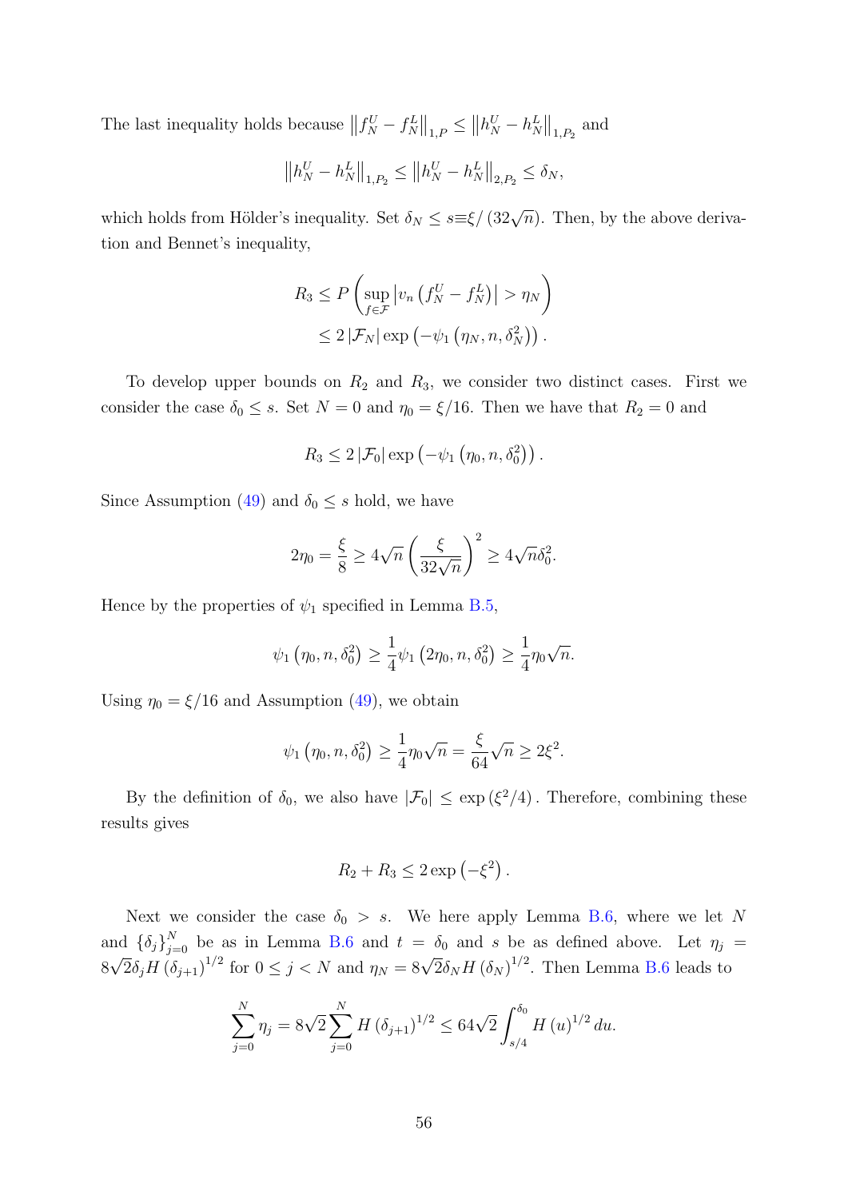The last inequality holds because $\left\|f_N^U - f_N^L\right\|_{1,P} \leq \left\|h_N^U - h_N^L\right\|_{1,P_2}$ and

$$\left\|h_N^U - h_N^L\right\|_{1,P_2} \leq \left\|h_N^U - h_N^L\right\|_{2,P_2} \leq \delta_N,$$

which holds from Hölder's inequality. Set $\delta_N \leq s \equiv \xi / (32\sqrt{n})$. Then, by the above derivation and Bennet's inequality,

$$\begin{aligned}
R_3 &\leq P\left(\sup_{f\in\mathcal{F}} \left|v_n\left(f_N^U - f_N^L\right)\right| > \eta_N\right) \\
&\leq 2\left|\mathcal{F}_N\right| \exp\left(-\psi_1\left(\eta_N, n, \delta_N^2\right)\right).
\end{aligned}$$

To develop upper bounds on $R_2$ and $R_3$, we consider two distinct cases. First we consider the case $\delta_0 \leq s$. Set $N = 0$ and $\eta_0 = \xi/16$. Then we have that $R_2 = 0$ and

$$R_3 \leq 2\left|\mathcal{F}_0\right| \exp\left(-\psi_1\left(\eta_0, n, \delta_0^2\right)\right).$$

Since Assumption (49) and $\delta_0 \leq s$ hold, we have

$$2\eta_0 = \frac{\xi}{8} \geq 4\sqrt{n}\left(\frac{\xi}{32\sqrt{n}}\right)^2 \geq 4\sqrt{n}\delta_0^2.$$

Hence by the properties of $\psi_1$ specified in Lemma B.5,

$$\psi_1\left(\eta_0, n, \delta_0^2\right) \geq \frac{1}{4}\psi_1\left(2\eta_0, n, \delta_0^2\right) \geq \frac{1}{4}\eta_0\sqrt{n}.$$

Using $\eta_0 = \xi/16$ and Assumption (49), we obtain

$$\psi_1\left(\eta_0, n, \delta_0^2\right) \geq \frac{1}{4}\eta_0\sqrt{n} = \frac{\xi}{64}\sqrt{n} \geq 2\xi^2.$$

By the definition of $\delta_0$, we also have $\left|\mathcal{F}_0\right| \leq \exp\left(\xi^2/4\right)$. Therefore, combining these results gives

$$R_2 + R_3 \leq 2\exp\left(-\xi^2\right).$$

Next we consider the case $\delta_0 > s$. We here apply Lemma B.6, where we let $N$ and $\{\delta_j\}_{j=0}^N$ be as in Lemma B.6 and $t = \delta_0$ and $s$ be as defined above. Let $\eta_j = 8\sqrt{2}\delta_j H\left(\delta_{j+1}\right)^{1/2}$ for $0 \leq j < N$ and $\eta_N = 8\sqrt{2}\delta_N H\left(\delta_N\right)^{1/2}$. Then Lemma B.6 leads to

$$\sum_{j=0}^N \eta_j = 8\sqrt{2}\sum_{j=0}^N H\left(\delta_{j+1}\right)^{1/2} \leq 64\sqrt{2}\int_{s/4}^{\delta_0} H\left(u\right)^{1/2} du.$$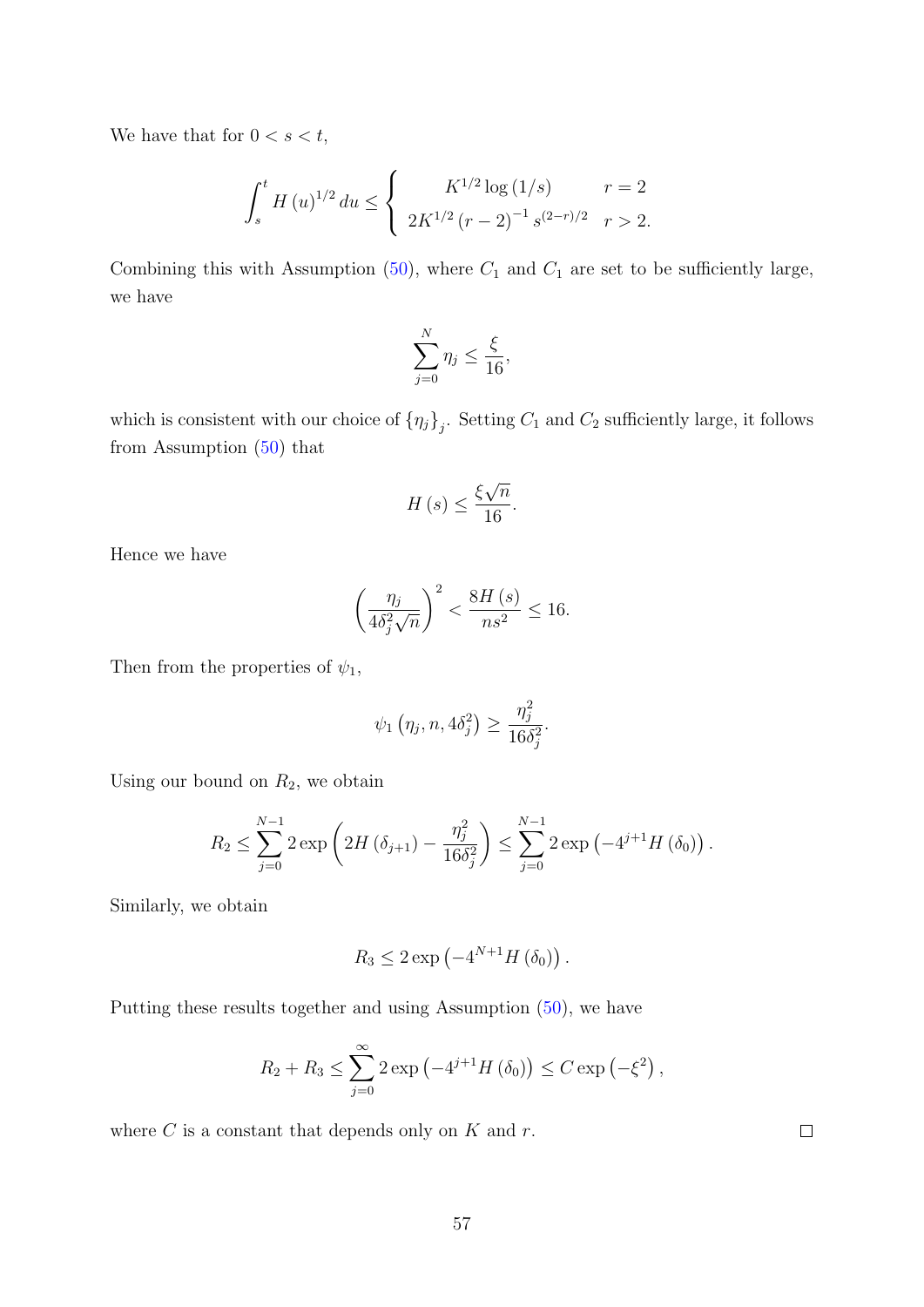We have that for $0 < s < t$,

$$
\int_s^t H(u)^{1/2} \, du \leq \begin{cases} K^{1/2} \log(1/s) & r = 2 \\ 2K^{1/2} (r-2)^{-1} s^{(2-r)/2} & r > 2. \end{cases}
$$

Combining this with Assumption (50), where $C_1$ and $C_1$ are set to be sufficiently large, we have

$$
\sum_{j=0}^{N} \eta_j \leq \frac{\xi}{16},
$$

which is consistent with our choice of $\{\eta_j\}_j$. Setting $C_1$ and $C_2$ sufficiently large, it follows from Assumption (50) that

$$
H(s) \leq \frac{\xi \sqrt{n}}{16}.
$$

Hence we have

$$
\left( \frac{\eta_j}{4\delta_j^2 \sqrt{n}} \right)^2 < \frac{8H(s)}{ns^2} \leq 16.
$$

Then from the properties of $\psi_1$,

$$
\psi_1 \left( \eta_j, n, 4\delta_j^2 \right) \geq \frac{\eta_j^2}{16\delta_j^2}.
$$

Using our bound on $R_2$, we obtain

$$
R_2 \leq \sum_{j=0}^{N-1} 2 \exp \left( 2H(\delta_{j+1}) - \frac{\eta_j^2}{16\delta_j^2} \right) \leq \sum_{j=0}^{N-1} 2 \exp \left( -4^{j+1} H(\delta_0) \right).
$$

Similarly, we obtain

$$
R_3 \leq 2 \exp \left( -4^{N+1} H(\delta_0) \right).
$$

Putting these results together and using Assumption (50), we have

$$
R_2 + R_3 \leq \sum_{j=0}^{\infty} 2 \exp \left( -4^{j+1} H(\delta_0) \right) \leq C \exp \left( -\xi^2 \right),
$$

where $C$ is a constant that depends only on $K$ and $r$. $\square$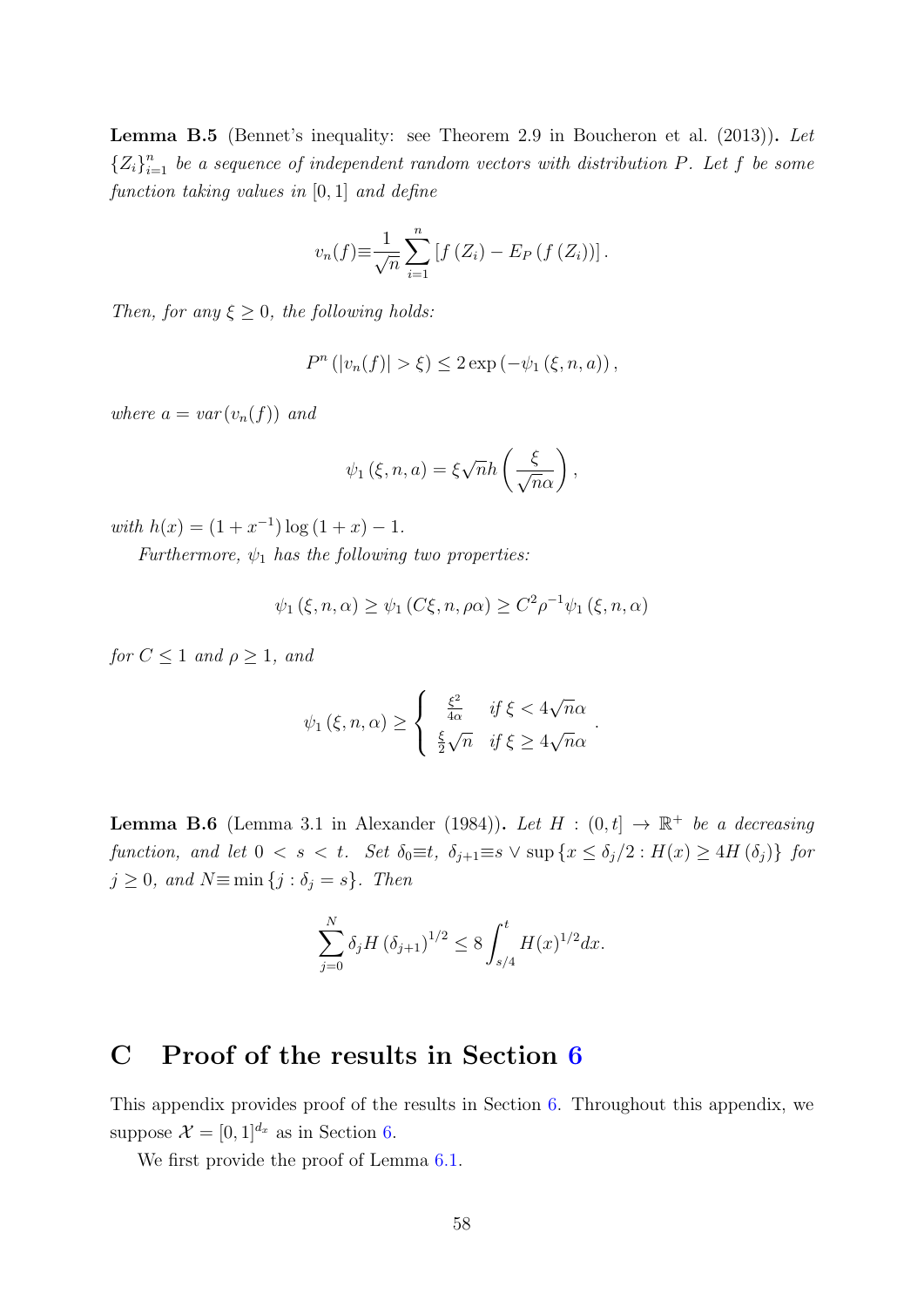**Lemma B.5** (Bennet's inequality: see Theorem 2.9 in Boucheron et al. (2013))**.** *Let $\{Z_i\}_{i=1}^n$ be a sequence of independent random vectors with distribution $P$. Let $f$ be some function taking values in $[0,1]$ and define*

$$v_n(f) \equiv \frac{1}{\sqrt{n}} \sum_{i=1}^{n} \left[ f(Z_i) - E_P(f(Z_i)) \right].$$

*Then, for any $\xi \geq 0$, the following holds:*

$$P^n(|v_n(f)| > \xi) \leq 2 \exp(-\psi_1(\xi, n, a)),$$

*where $a = var(v_n(f))$ and*

$$\psi_1(\xi, n, a) = \xi \sqrt{n} h\left( \frac{\xi}{\sqrt{n}\alpha} \right),$$

*with $h(x) = (1 + x^{-1}) \log(1 + x) - 1$.*

*Furthermore, $\psi_1$ has the following two properties:*

$$\psi_1(\xi, n, \alpha) \geq \psi_1(C\xi, n, \rho\alpha) \geq C^2 \rho^{-1} \psi_1(\xi, n, \alpha)$$

*for $C \leq 1$ and $\rho \geq 1$, and*

$$\psi_1(\xi, n, \alpha) \geq \begin{cases} \frac{\xi^2}{4\alpha} & \text{if } \xi < 4\sqrt{n}\alpha \\ \frac{\xi}{2}\sqrt{n} & \text{if } \xi \geq 4\sqrt{n}\alpha \end{cases}.$$

**Lemma B.6** (Lemma 3.1 in Alexander (1984))**.** *Let $H : (0, t] \to \mathbb{R}^+$ be a decreasing function, and let $0 < s < t$. Set $\delta_0 \equiv t$, $\delta_{j+1} \equiv s \vee \sup\{x \leq \delta_j/2 : H(x) \geq 4H(\delta_j)\}$ for $j \geq 0$, and $N \equiv \min\{j : \delta_j = s\}$. Then*

$$\sum_{j=0}^{N} \delta_j H(\delta_{j+1})^{1/2} \leq 8 \int_{s/4}^{t} H(x)^{1/2} dx.$$

# C Proof of the results in Section 6

This appendix provides proof of the results in Section 6. Throughout this appendix, we suppose $\mathcal{X} = [0,1]^{d_x}$ as in Section 6.

We first provide the proof of Lemma 6.1.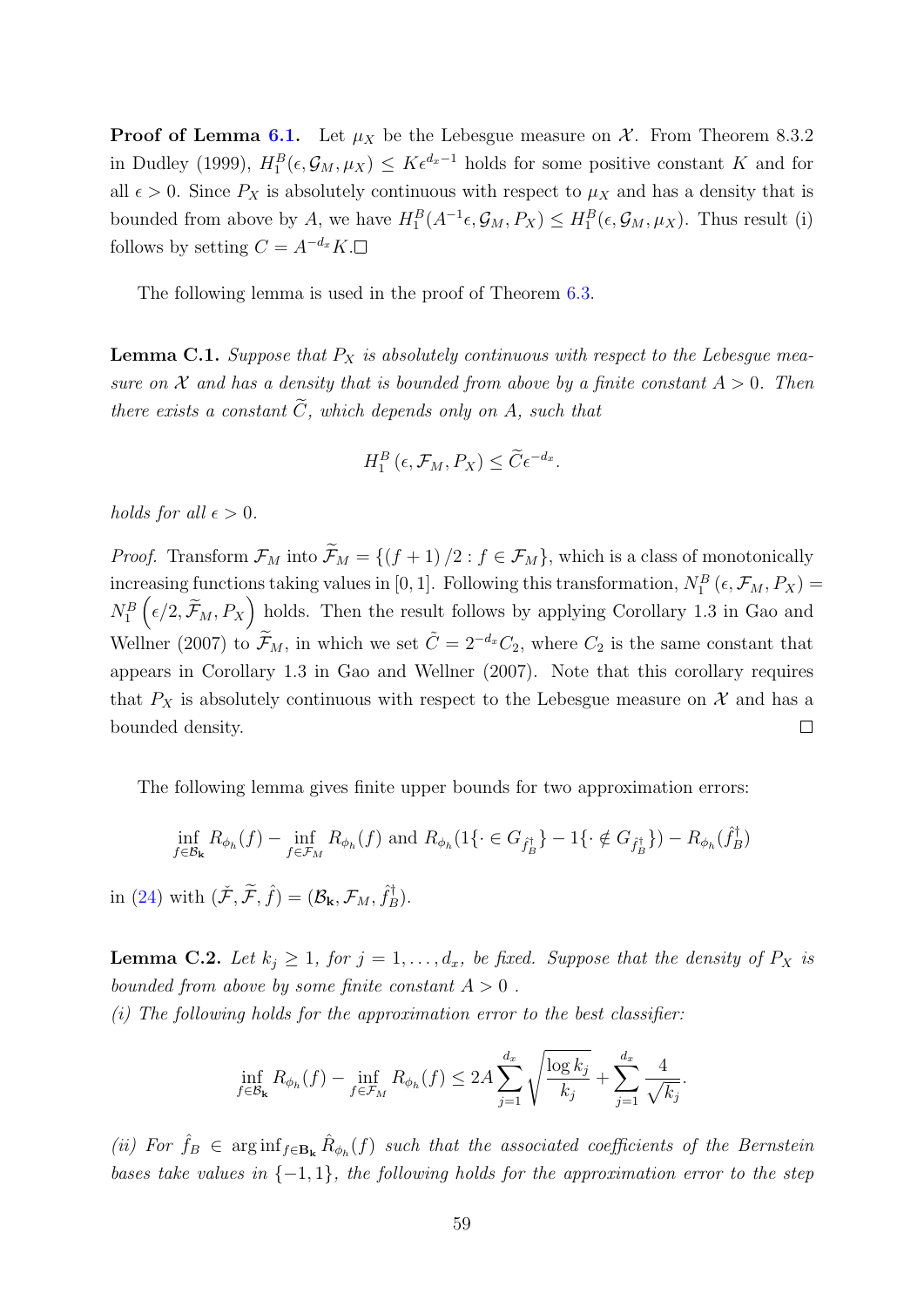**Proof of Lemma 6.1.** Let $\mu_X$ be the Lebesgue measure on $\mathcal{X}$. From Theorem 8.3.2 in Dudley (1999), $H_1^B(\epsilon, \mathcal{G}_M, \mu_X) \leq K\epsilon^{d_x - 1}$ holds for some positive constant $K$ and for all $\epsilon > 0$. Since $P_X$ is absolutely continuous with respect to $\mu_X$ and has a density that is bounded from above by $A$, we have $H_1^B(A^{-1}\epsilon, \mathcal{G}_M, P_X) \leq H_1^B(\epsilon, \mathcal{G}_M, \mu_X)$. Thus result (i) follows by setting $C = A^{-d_x}K$. □

The following lemma is used in the proof of Theorem 6.3.

**Lemma C.1.** *Suppose that $P_X$ is absolutely continuous with respect to the Lebesgue measure on $\mathcal{X}$ and has a density that is bounded from above by a finite constant $A > 0$. Then there exists a constant $\widetilde{C}$, which depends only on $A$, such that*

$$H_1^B\left(\epsilon, \mathcal{F}_M, P_X\right) \leq \widetilde{C}\epsilon^{-d_x}.$$

*holds for all $\epsilon > 0$.*

*Proof.* Transform $\mathcal{F}_M$ into $\widetilde{\mathcal{F}}_M = \{(f+1)/2 : f \in \mathcal{F}_M\}$, which is a class of monotonically increasing functions taking values in $[0,1]$. Following this transformation, $N_1^B\left(\epsilon, \mathcal{F}_M, P_X\right) = N_1^B\left(\epsilon/2, \widetilde{\mathcal{F}}_M, P_X\right)$ holds. Then the result follows by applying Corollary 1.3 in Gao and Wellner (2007) to $\widetilde{\mathcal{F}}_M$, in which we set $\tilde{C} = 2^{-d_x}C_2$, where $C_2$ is the same constant that appears in Corollary 1.3 in Gao and Wellner (2007). Note that this corollary requires that $P_X$ is absolutely continuous with respect to the Lebesgue measure on $\mathcal{X}$ and has a bounded density. □

The following lemma gives finite upper bounds for two approximation errors:

$$\inf_{f \in \mathcal{B}_{\mathbf{k}}} R_{\phi_h}(f) - \inf_{f \in \mathcal{F}_M} R_{\phi_h}(f) \text{ and } R_{\phi_h}(1\{\cdot \in G_{\hat{f}_B^\dagger}\} - 1\{\cdot \notin G_{\hat{f}_B^\dagger}\}) - R_{\phi_h}(\hat{f}_B^\dagger)$$

in (24) with $(\check{\mathcal{F}}, \widetilde{\mathcal{F}}, \hat{f}) = (\mathcal{B}_{\mathbf{k}}, \mathcal{F}_M, \hat{f}_B^\dagger)$.

**Lemma C.2.** *Let $k_j \geq 1$, for $j = 1, \ldots, d_x$, be fixed. Suppose that the density of $P_X$ is bounded from above by some finite constant $A > 0$ .*

*(i) The following holds for the approximation error to the best classifier:*

$$\inf_{f \in \mathcal{B}_{\mathbf{k}}} R_{\phi_h}(f) - \inf_{f \in \mathcal{F}_M} R_{\phi_h}(f) \leq 2A \sum_{j=1}^{d_x} \sqrt{\frac{\log k_j}{k_j}} + \sum_{j=1}^{d_x} \frac{4}{\sqrt{k_j}}.$$

*(ii) For $\hat{f}_B \in \arg\inf_{f \in \mathbf{B}_{\mathbf{k}}} \hat{R}_{\phi_h}(f)$ such that the associated coefficients of the Bernstein bases take values in $\{-1, 1\}$, the following holds for the approximation error to the step*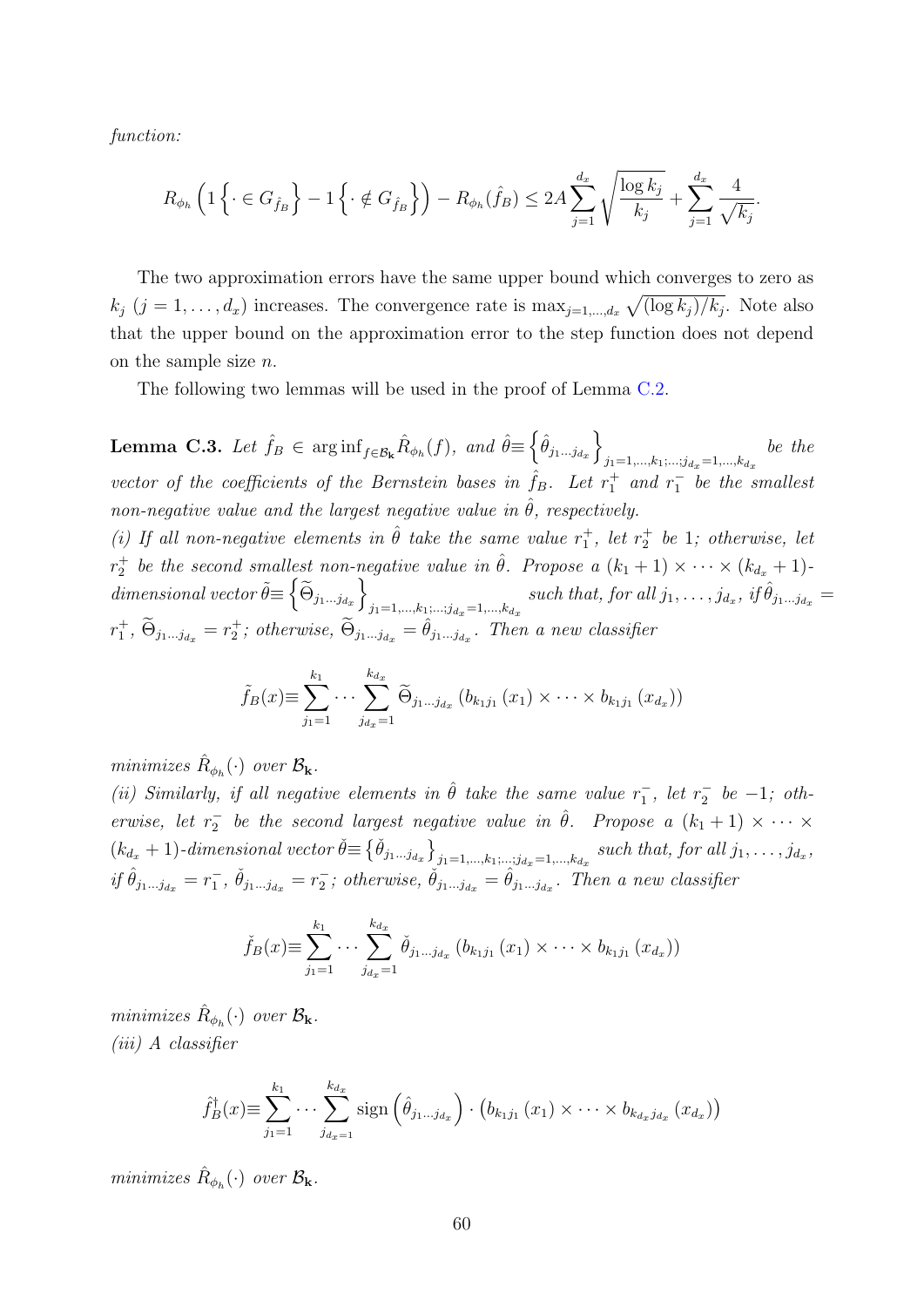*function:*

$$R_{\phi_h}\left(1\left\{\cdot \in G_{\hat{f}_B}\right\} - 1\left\{\cdot \notin G_{\hat{f}_B}\right\}\right) - R_{\phi_h}(\hat{f}_B) \leq 2A\sum_{j=1}^{d_x}\sqrt{\frac{\log k_j}{k_j}} + \sum_{j=1}^{d_x}\frac{4}{\sqrt{k_j}}.$$

The two approximation errors have the same upper bound which converges to zero as $k_j$ $(j = 1, \ldots, d_x)$ increases. The convergence rate is $\max_{j=1,\ldots,d_x}\sqrt{(\log k_j)/k_j}$. Note also that the upper bound on the approximation error to the step function does not depend on the sample size $n$.

The following two lemmas will be used in the proof of Lemma C.2.

**Lemma C.3.** *Let $\hat{f}_B \in \arg\inf_{f\in\mathcal{B}_{\mathbf{k}}}\hat{R}_{\phi_h}(f)$, and $\hat{\theta}\equiv\left\{\hat{\theta}_{j_1\ldots j_{d_x}}\right\}_{j_1=1,\ldots,k_1;\ldots;j_{d_x}=1,\ldots,k_{d_x}}$ be the vector of the coefficients of the Bernstein bases in $\hat{f}_B$. Let $r_1^+$ and $r_1^-$ be the smallest non-negative value and the largest negative value in $\hat{\theta}$, respectively.*

*(i) If all non-negative elements in $\hat{\theta}$ take the same value $r_1^+$, let $r_2^+$ be 1; otherwise, let $r_2^+$ be the second smallest non-negative value in $\hat{\theta}$. Propose a $(k_1+1)\times\cdots\times(k_{d_x}+1)$-dimensional vector $\tilde{\theta}\equiv\left\{\widetilde{\Theta}_{j_1\ldots j_{d_x}}\right\}_{j_1=1,\ldots,k_1;\ldots;j_{d_x}=1,\ldots,k_{d_x}}$ such that, for all $j_1,\ldots,j_{d_x}$, if $\hat{\theta}_{j_1\ldots j_{d_x}} = r_1^+$, $\widetilde{\Theta}_{j_1\ldots j_{d_x}} = r_2^+$; otherwise, $\widetilde{\Theta}_{j_1\ldots j_{d_x}} = \hat{\theta}_{j_1\ldots j_{d_x}}$. Then a new classifier*

$$\tilde{f}_B(x)\equiv\sum_{j_1=1}^{k_1}\cdots\sum_{j_{d_x}=1}^{k_{d_x}}\widetilde{\Theta}_{j_1\ldots j_{d_x}}\left(b_{k_1j_1}(x_1)\times\cdots\times b_{k_1j_1}(x_{d_x})\right)$$

*minimizes $\hat{R}_{\phi_h}(\cdot)$ over $\mathcal{B}_{\mathbf{k}}$.*

*(ii) Similarly, if all negative elements in $\hat{\theta}$ take the same value $r_1^-$, let $r_2^-$ be $-1$; otherwise, let $r_2^-$ be the second largest negative value in $\hat{\theta}$. Propose a $(k_1+1)\times\cdots\times(k_{d_x}+1)$-dimensional vector $\check{\theta}\equiv\left\{\check{\theta}_{j_1\ldots j_{d_x}}\right\}_{j_1=1,\ldots,k_1;\ldots;j_{d_x}=1,\ldots,k_{d_x}}$ such that, for all $j_1,\ldots,j_{d_x}$, if $\hat{\theta}_{j_1\ldots j_{d_x}} = r_1^-$, $\check{\theta}_{j_1\ldots j_{d_x}} = r_2^-$; otherwise, $\check{\theta}_{j_1\ldots j_{d_x}} = \hat{\theta}_{j_1\ldots j_{d_x}}$. Then a new classifier*

$$\check{f}_B(x)\equiv\sum_{j_1=1}^{k_1}\cdots\sum_{j_{d_x}=1}^{k_{d_x}}\check{\theta}_{j_1\ldots j_{d_x}}\left(b_{k_1j_1}(x_1)\times\cdots\times b_{k_1j_1}(x_{d_x})\right)$$

*minimizes $\hat{R}_{\phi_h}(\cdot)$ over $\mathcal{B}_{\mathbf{k}}$.*

*(iii) A classifier*

$$\hat{f}_B^{\dagger}(x)\equiv\sum_{j_1=1}^{k_1}\cdots\sum_{j_{d_x=1}}^{k_{d_x}}\mathrm{sign}\left(\hat{\theta}_{j_1\ldots j_{d_x}}\right)\cdot\left(b_{k_1j_1}(x_1)\times\cdots\times b_{k_{d_x}j_{d_x}}(x_{d_x})\right)$$

*minimizes $\hat{R}_{\phi_h}(\cdot)$ over $\mathcal{B}_{\mathbf{k}}$.*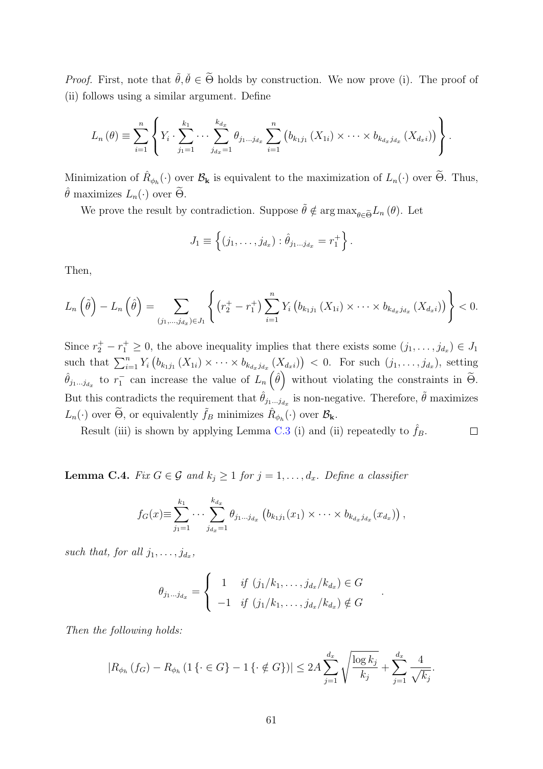*Proof.* First, note that $\tilde{\theta}, \check{\theta} \in \widetilde{\Theta}$ holds by construction. We now prove (i). The proof of (ii) follows using a similar argument. Define

$$L_n(\theta) \equiv \sum_{i=1}^{n} \left\{ Y_i \cdot \sum_{j_1=1}^{k_1} \cdots \sum_{j_{d_x}=1}^{k_{d_x}} \theta_{j_1 \cdots j_{d_x}} \sum_{i=1}^{n} \left( b_{k_1 j_1}(X_{1i}) \times \cdots \times b_{k_{d_x} j_{d_x}}(X_{d_x i}) \right) \right\}.$$

Minimization of $\hat{R}_{\phi_h}(\cdot)$ over $\mathcal{B}_{\mathbf{k}}$ is equivalent to the maximization of $L_n(\cdot)$ over $\widetilde{\Theta}$. Thus, $\hat{\theta}$ maximizes $L_n(\cdot)$ over $\widetilde{\Theta}$.

We prove the result by contradiction. Suppose $\tilde{\theta} \notin \arg\max_{\theta \in \widetilde{\Theta}} L_n(\theta)$. Let

$$J_1 \equiv \left\{ (j_1, \ldots, j_{d_x}) : \hat{\theta}_{j_1 \cdots j_{d_x}} = r_1^+ \right\}.$$

Then,

$$L_n\left(\tilde{\theta}\right) - L_n\left(\hat{\theta}\right) = \sum_{(j_1, \ldots, j_{d_x}) \in J_1} \left\{ \left(r_2^+ - r_1^+\right) \sum_{i=1}^{n} Y_i \left( b_{k_1 j_1}(X_{1i}) \times \cdots \times b_{k_{d_x} j_{d_x}}(X_{d_x i}) \right) \right\} < 0.$$

Since $r_2^+ - r_1^+ \geq 0$, the above inequality implies that there exists some $(j_1, \ldots, j_{d_x}) \in J_1$ such that $\sum_{i=1}^{n} Y_i \left( b_{k_1 j_1}(X_{1i}) \times \cdots \times b_{k_{d_x} j_{d_x}}(X_{d_x i}) \right) < 0$. For such $(j_1, \ldots, j_{d_x})$, setting $\hat{\theta}_{j_1 \cdots j_{d_x}}$ to $r_1^-$ can increase the value of $L_n\left(\hat{\theta}\right)$ without violating the constraints in $\widetilde{\Theta}$. But this contradicts the requirement that $\hat{\theta}_{j_1 \cdots j_{d_x}}$ is non-negative. Therefore, $\tilde{\theta}$ maximizes $L_n(\cdot)$ over $\widetilde{\Theta}$, or equivalently $\tilde{f}_B$ minimizes $\hat{R}_{\phi_h}(\cdot)$ over $\mathcal{B}_{\mathbf{k}}$.

Result (iii) is shown by applying Lemma C.3 (i) and (ii) repeatedly to $\hat{f}_B$. $\square$

**Lemma C.4.** *Fix $G \in \mathcal{G}$ and $k_j \geq 1$ for $j = 1, \ldots, d_x$. Define a classifier*

$$f_G(x) \equiv \sum_{j_1=1}^{k_1} \cdots \sum_{j_{d_x}=1}^{k_{d_x}} \theta_{j_1 \cdots j_{d_x}} \left( b_{k_1 j_1}(x_1) \times \cdots \times b_{k_{d_x} j_{d_x}}(x_{d_x}) \right),$$

*such that, for all $j_1, \ldots, j_{d_x}$,*

$$\theta_{j_1 \cdots j_{d_x}} = \begin{cases} 1 & \text{if } (j_1/k_1, \ldots, j_{d_x}/k_{d_x}) \in G \\ -1 & \text{if } (j_1/k_1, \ldots, j_{d_x}/k_{d_x}) \notin G \end{cases}.$$

*Then the following holds:*

$$\left| R_{\phi_h}(f_G) - R_{\phi_h}\left(1\{\cdot \in G\} - 1\{\cdot \notin G\}\right) \right| \leq 2A \sum_{j=1}^{d_x} \sqrt{\frac{\log k_j}{k_j}} + \sum_{j=1}^{d_x} \frac{4}{\sqrt{k_j}}.$$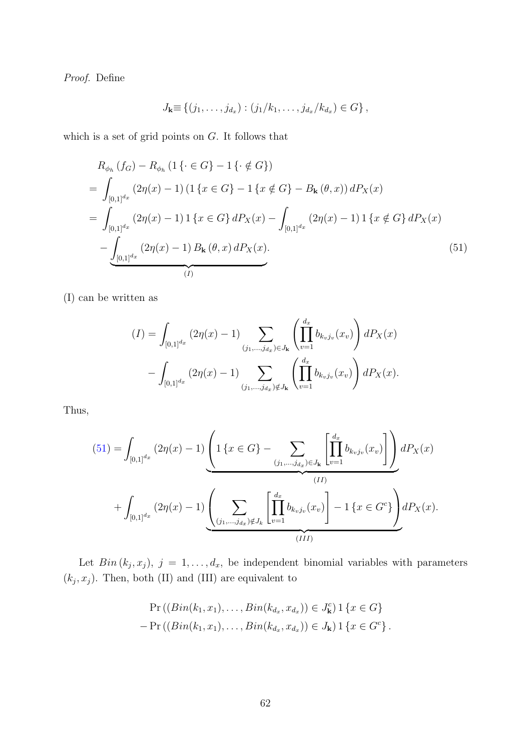*Proof.* Define

$$J_{\mathbf{k}} \equiv \{(j_1, \ldots, j_{d_x}) : (j_1/k_1, \ldots, j_{d_x}/k_{d_x}) \in G\},$$

which is a set of grid points on $G$. It follows that

$$\begin{aligned}
& R_{\phi_h}(f_G) - R_{\phi_h}(1\{\cdot \in G\} - 1\{\cdot \notin G\}) \\
&= \int_{[0,1]^{d_x}} (2\eta(x) - 1)(1\{x \in G\} - 1\{x \notin G\} - B_{\mathbf{k}}(\theta, x))\, dP_X(x) \\
&= \int_{[0,1]^{d_x}} (2\eta(x) - 1) 1\{x \in G\}\, dP_X(x) - \int_{[0,1]^{d_x}} (2\eta(x) - 1) 1\{x \notin G\}\, dP_X(x) \\
&\quad - \underbrace{\int_{[0,1]^{d_x}} (2\eta(x) - 1) B_{\mathbf{k}}(\theta, x)\, dP_X(x)}_{(I)}. \qquad (51)
\end{aligned}$$

(I) can be written as

$$\begin{aligned}
(I) = & \int_{[0,1]^{d_x}} (2\eta(x) - 1) \sum_{(j_1, \ldots, j_{d_x}) \in J_{\mathbf{k}}} \left( \prod_{v=1}^{d_x} b_{k_v j_v}(x_v) \right) dP_X(x) \\
& - \int_{[0,1]^{d_x}} (2\eta(x) - 1) \sum_{(j_1, \ldots, j_{d_x}) \notin J_{\mathbf{k}}} \left( \prod_{v=1}^{d_x} b_{k_v j_v}(x_v) \right) dP_X(x).
\end{aligned}$$

Thus,

$$\begin{aligned}
(51) = & \int_{[0,1]^{d_x}} (2\eta(x) - 1) \underbrace{\left( 1\{x \in G\} - \sum_{(j_1, \ldots, j_{d_x}) \in J_{\mathbf{k}}} \left[ \prod_{v=1}^{d_x} b_{k_v j_v}(x_v) \right] \right)}_{(II)} dP_X(x) \\
& + \int_{[0,1]^{d_x}} (2\eta(x) - 1) \underbrace{\left( \sum_{(j_1, \ldots, j_{d_x}) \notin J_k} \left[ \prod_{v=1}^{d_x} b_{k_v j_v}(x_v) \right] - 1\{x \in G^c\} \right)}_{(III)} dP_X(x).
\end{aligned}$$

Let $Bin(k_j, x_j)$, $j = 1, \ldots, d_x$, be independent binomial variables with parameters $(k_j, x_j)$. Then, both (II) and (III) are equivalent to

$$\begin{aligned}
& \Pr\left((Bin(k_1, x_1), \ldots, Bin(k_{d_x}, x_{d_x})) \in J_{\mathbf{k}}^c\right) 1\{x \in G\} \\
& - \Pr\left((Bin(k_1, x_1), \ldots, Bin(k_{d_x}, x_{d_x})) \in J_{\mathbf{k}}\right) 1\{x \in G^c\}.
\end{aligned}$$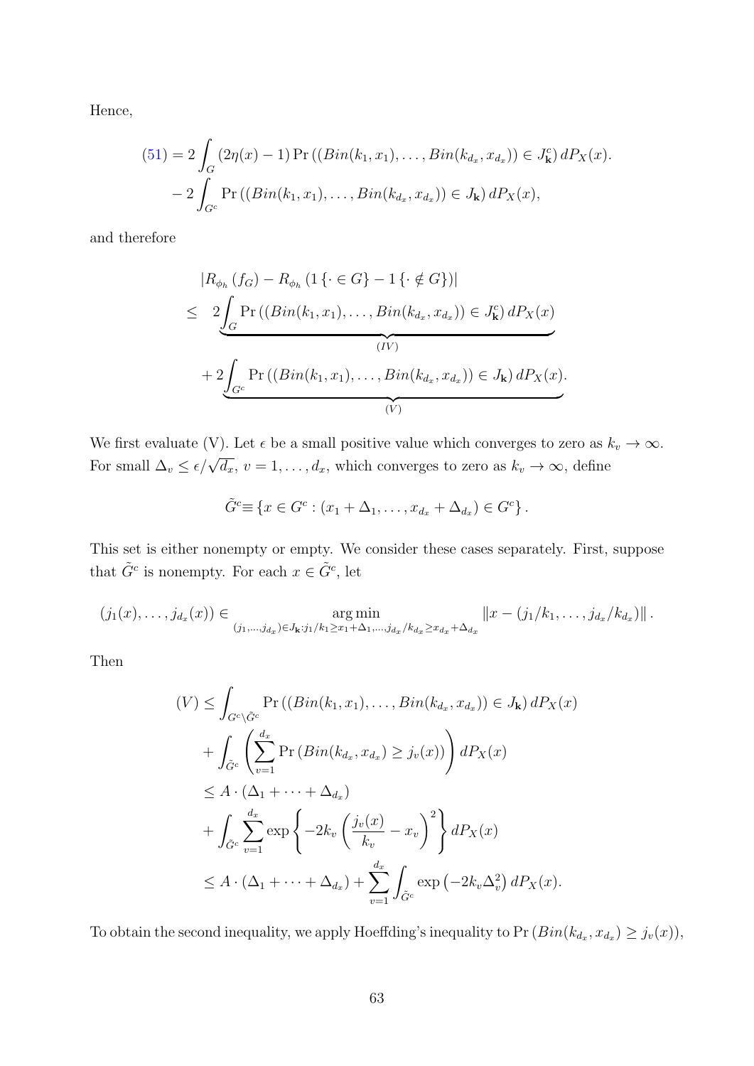Hence,

$$
\begin{aligned}
(51) = 2\int_G (2\eta(x)-1)\Pr\left((Bin(k_1,x_1),\ldots,Bin(k_{d_x},x_{d_x}))\in J_{\mathbf{k}}^c\right)dP_X(x).\\
-2\int_{G^c}\Pr\left((Bin(k_1,x_1),\ldots,Bin(k_{d_x},x_{d_x}))\in J_{\mathbf{k}}\right)dP_X(x),
\end{aligned}
$$

and therefore

$$
\begin{aligned}
&\left|R_{\phi_h}(f_G) - R_{\phi_h}(1\{\cdot\in G\}-1\{\cdot\notin G\})\right|\\
\leq\ & \underbrace{2\int_G \Pr\left((Bin(k_1,x_1),\ldots,Bin(k_{d_x},x_{d_x}))\in J_{\mathbf{k}}^c\right)dP_X(x)}_{(IV)}\\
&+\underbrace{2\int_{G^c}\Pr\left((Bin(k_1,x_1),\ldots,Bin(k_{d_x},x_{d_x}))\in J_{\mathbf{k}}\right)dP_X(x)}_{(V)}.
\end{aligned}
$$

We first evaluate (V). Let $\epsilon$ be a small positive value which converges to zero as $k_v\to\infty$. For small $\Delta_v \leq \epsilon/\sqrt{d_x}$, $v=1,\ldots,d_x$, which converges to zero as $k_v\to\infty$, define

$$
\tilde{G}^c \equiv \left\{x\in G^c : (x_1+\Delta_1,\ldots,x_{d_x}+\Delta_{d_x})\in G^c\right\}.
$$

This set is either nonempty or empty. We consider these cases separately. First, suppose that $\tilde{G}^c$ is nonempty. For each $x\in\tilde{G}^c$, let

$$
(j_1(x),\ldots,j_{d_x}(x)) \in \mathop{\arg\min}_{(j_1,\ldots,j_{d_x})\in J_{\mathbf{k}}: j_1/k_1\geq x_1+\Delta_1,\ldots,j_{d_x}/k_{d_x}\geq x_{d_x}+\Delta_{d_x}} \left\|x-(j_1/k_1,\ldots,j_{d_x}/k_{d_x})\right\|.
$$

Then

$$
\begin{aligned}
(V) &\leq \int_{G^c\setminus\tilde{G}^c}\Pr\left((Bin(k_1,x_1),\ldots,Bin(k_{d_x},x_{d_x}))\in J_{\mathbf{k}}\right)dP_X(x)\\
&\quad+\int_{\tilde{G}^c}\left(\sum_{v=1}^{d_x}\Pr\left(Bin(k_{d_x},x_{d_x})\geq j_v(x)\right)\right)dP_X(x)\\
&\leq A\cdot(\Delta_1+\cdots+\Delta_{d_x})\\
&\quad+\int_{\tilde{G}^c}\sum_{v=1}^{d_x}\exp\left\{-2k_v\left(\frac{j_v(x)}{k_v}-x_v\right)^2\right\}dP_X(x)\\
&\leq A\cdot(\Delta_1+\cdots+\Delta_{d_x}) + \sum_{v=1}^{d_x}\int_{\tilde{G}^c}\exp\left(-2k_v\Delta_v^2\right)dP_X(x).
\end{aligned}
$$

To obtain the second inequality, we apply Hoeffding's inequality to $\Pr\left(Bin(k_{d_x},x_{d_x})\geq j_v(x)\right)$,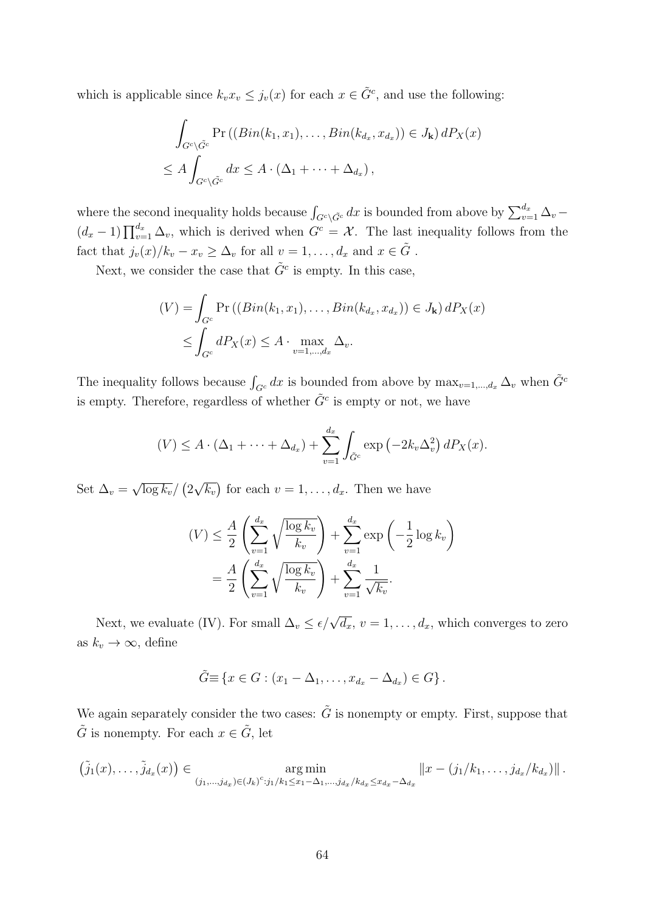which is applicable since $k_v x_v \leq j_v(x)$ for each $x \in \tilde{G}^c$, and use the following:

$$
\begin{aligned}
&\int_{G^c \setminus \tilde{G}^c} \Pr\left((Bin(k_1, x_1), \ldots, Bin(k_{d_x}, x_{d_x})) \in J_{\mathbf{k}}\right) dP_X(x) \\
&\leq A \int_{G^c \setminus \tilde{G}^c} dx \leq A \cdot (\Delta_1 + \cdots + \Delta_{d_x}),
\end{aligned}
$$

where the second inequality holds because $\int_{G^c \setminus \tilde{G}^c} dx$ is bounded from above by $\sum_{v=1}^{d_x} \Delta_v - (d_x - 1)\prod_{v=1}^{d_x} \Delta_v$, which is derived when $G^c = \mathcal{X}$. The last inequality follows from the fact that $j_v(x)/k_v - x_v \geq \Delta_v$ for all $v = 1, \ldots, d_x$ and $x \in \tilde{G}$ .

Next, we consider the case that $\tilde{G}^c$ is empty. In this case,

$$
\begin{aligned}
(V) &= \int_{G^c} \Pr\left((Bin(k_1, x_1), \ldots, Bin(k_{d_x}, x_{d_x})) \in J_{\mathbf{k}}\right) dP_X(x) \\
&\leq \int_{G^c} dP_X(x) \leq A \cdot \max_{v=1,\ldots,d_x} \Delta_v.
\end{aligned}
$$

The inequality follows because $\int_{G^c} dx$ is bounded from above by $\max_{v=1,\ldots,d_x} \Delta_v$ when $\tilde{G}^c$ is empty. Therefore, regardless of whether $\tilde{G}^c$ is empty or not, we have

$$
(V) \leq A \cdot (\Delta_1 + \cdots + \Delta_{d_x}) + \sum_{v=1}^{d_x} \int_{\tilde{G}^c} \exp\left(-2k_v \Delta_v^2\right) dP_X(x).
$$

Set $\Delta_v = \sqrt{\log k_v} / \left(2\sqrt{k_v}\right)$ for each $v = 1, \ldots, d_x$. Then we have

$$
\begin{aligned}
(V) &\leq \frac{A}{2}\left(\sum_{v=1}^{d_x} \sqrt{\frac{\log k_v}{k_v}}\right) + \sum_{v=1}^{d_x} \exp\left(-\frac{1}{2}\log k_v\right) \\
&= \frac{A}{2}\left(\sum_{v=1}^{d_x} \sqrt{\frac{\log k_v}{k_v}}\right) + \sum_{v=1}^{d_x} \frac{1}{\sqrt{k_v}}.
\end{aligned}
$$

Next, we evaluate (IV). For small $\Delta_v \leq \epsilon/\sqrt{d_x}$, $v = 1, \ldots, d_x$, which converges to zero as $k_v \to \infty$, define

$$
\tilde{G} \equiv \left\{x \in G : (x_1 - \Delta_1, \ldots, x_{d_x} - \Delta_{d_x}) \in G\right\}.
$$

We again separately consider the two cases: $\tilde{G}$ is nonempty or empty. First, suppose that $\tilde{G}$ is nonempty. For each $x \in \tilde{G}$, let

$$
\left(\tilde{j}_1(x), \ldots, \tilde{j}_{d_x}(x)\right) \in \underset{(j_1, \ldots, j_{d_x}) \in (J_k)^c : j_1/k_1 \leq x_1 - \Delta_1, \ldots, j_{d_x}/k_{d_x} \leq x_{d_x} - \Delta_{d_x}}{\arg\min} \left\| x - (j_1/k_1, \ldots, j_{d_x}/k_{d_x}) \right\|.
$$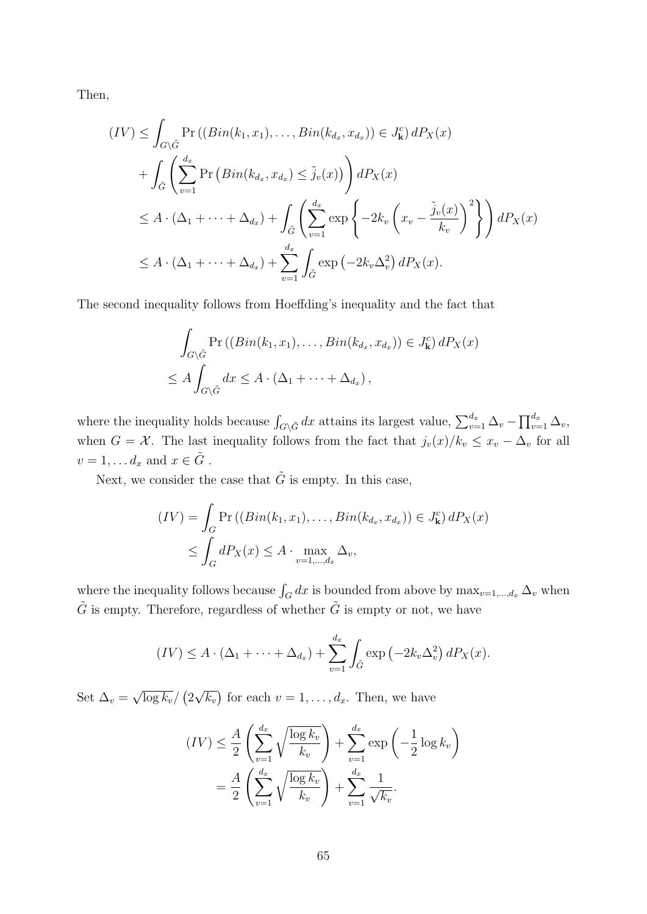Then,

$$
\begin{aligned}
(IV) &\leq \int_{G\setminus\tilde{G}} \Pr\left((Bin(k_1, x_1), \ldots, Bin(k_{d_x}, x_{d_x})) \in J_{\mathbf{k}}^c\right) dP_X(x) \\
&\quad + \int_{\tilde{G}} \left( \sum_{v=1}^{d_x} \Pr\left(Bin(k_{d_x}, x_{d_x}) \leq \tilde{j}_v(x)\right) \right) dP_X(x) \\
&\leq A \cdot (\Delta_1 + \cdots + \Delta_{d_x}) + \int_{\tilde{G}} \left( \sum_{v=1}^{d_x} \exp\left\{ -2k_v \left( x_v - \frac{\tilde{j}_v(x)}{k_v} \right)^2 \right\} \right) dP_X(x) \\
&\leq A \cdot (\Delta_1 + \cdots + \Delta_{d_x}) + \sum_{v=1}^{d_x} \int_{\tilde{G}} \exp\left(-2k_v \Delta_v^2\right) dP_X(x).
\end{aligned}
$$

The second inequality follows from Hoeffding's inequality and the fact that

$$
\begin{aligned}
&\int_{G\setminus\tilde{G}} \Pr\left((Bin(k_1, x_1), \ldots, Bin(k_{d_x}, x_{d_x})) \in J_{\mathbf{k}}^c\right) dP_X(x) \\
&\leq A \int_{G\setminus\tilde{G}} dx \leq A \cdot (\Delta_1 + \cdots + \Delta_{d_x}),
\end{aligned}
$$

where the inequality holds because $\int_{G\setminus\tilde{G}} dx$ attains its largest value, $\sum_{v=1}^{d_x} \Delta_v - \prod_{v=1}^{d_x} \Delta_v$, when $G = \mathcal{X}$. The last inequality follows from the fact that $j_v(x)/k_v \leq x_v - \Delta_v$ for all $v = 1, \ldots d_x$ and $x \in \tilde{G}$ .

Next, we consider the case that $\tilde{G}$ is empty. In this case,

$$
\begin{aligned}
(IV) &= \int_G \Pr\left((Bin(k_1, x_1), \ldots, Bin(k_{d_x}, x_{d_x})) \in J_{\mathbf{k}}^c\right) dP_X(x) \\
&\leq \int_G dP_X(x) \leq A \cdot \max_{v=1,\ldots,d_x} \Delta_v,
\end{aligned}
$$

where the inequality follows because $\int_G dx$ is bounded from above by $\max_{v=1,\ldots,d_x} \Delta_v$ when $\tilde{G}$ is empty. Therefore, regardless of whether $\tilde{G}$ is empty or not, we have

$$
(IV) \leq A \cdot (\Delta_1 + \cdots + \Delta_{d_x}) + \sum_{v=1}^{d_x} \int_{\tilde{G}} \exp\left(-2k_v \Delta_v^2\right) dP_X(x).
$$

Set $\Delta_v = \sqrt{\log k_v} / \left(2\sqrt{k_v}\right)$ for each $v = 1, \ldots, d_x$. Then, we have

$$
\begin{aligned}
(IV) &\leq \frac{A}{2} \left( \sum_{v=1}^{d_x} \sqrt{\frac{\log k_v}{k_v}} \right) + \sum_{v=1}^{d_x} \exp\left(-\frac{1}{2} \log k_v\right) \\
&= \frac{A}{2} \left( \sum_{v=1}^{d_x} \sqrt{\frac{\log k_v}{k_v}} \right) + \sum_{v=1}^{d_x} \frac{1}{\sqrt{k_v}}.
\end{aligned}
$$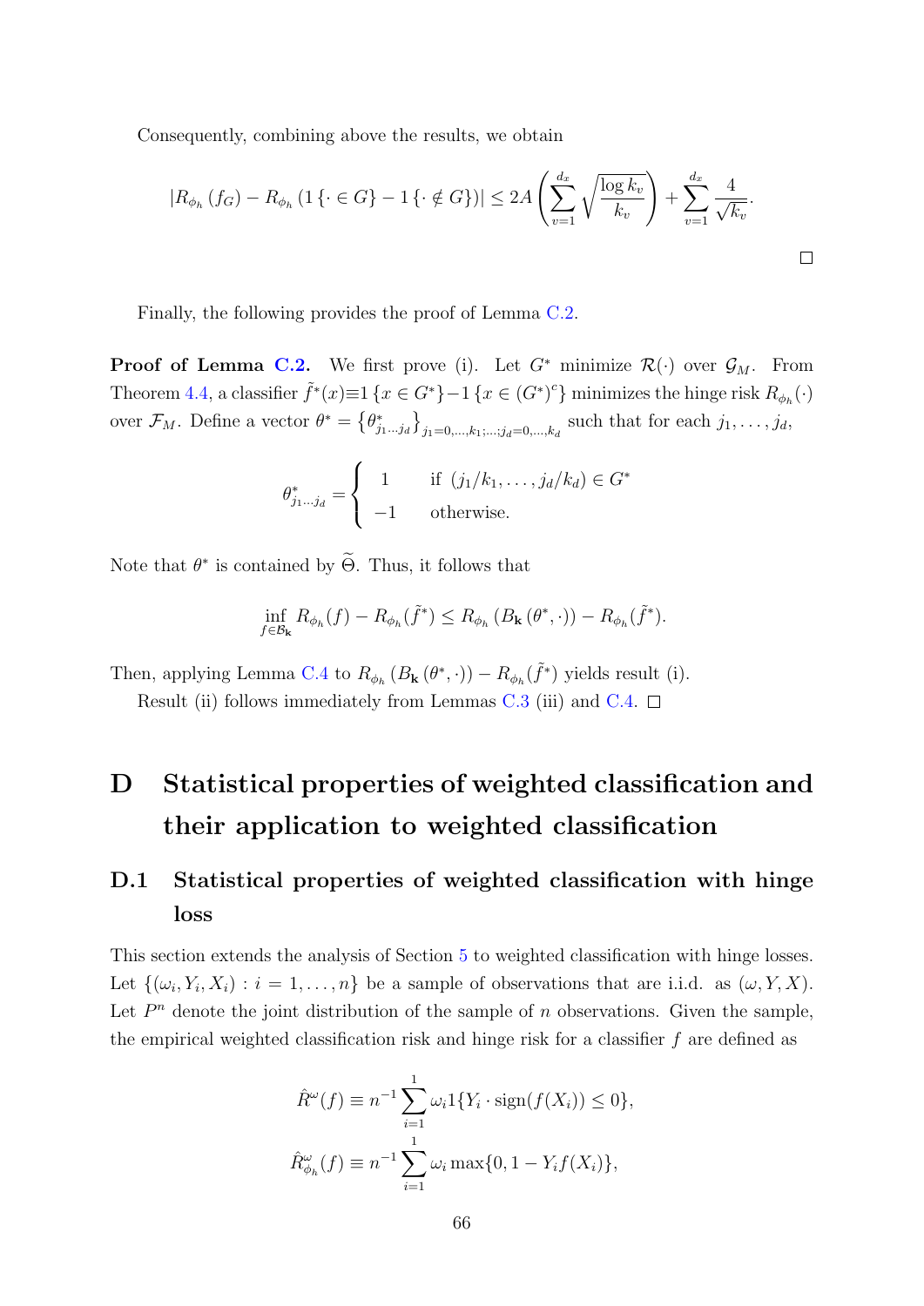Consequently, combining above the results, we obtain

$$\left|R_{\phi_h}\left(f_G\right) - R_{\phi_h}\left(1\{\cdot \in G\} - 1\{\cdot \notin G\}\right)\right| \leq 2A\left(\sum_{v=1}^{d_x}\sqrt{\frac{\log k_v}{k_v}}\right) + \sum_{v=1}^{d_x}\frac{4}{\sqrt{k_v}}.$$

□

Finally, the following provides the proof of Lemma C.2.

**Proof of Lemma C.2.** We first prove (i). Let $G^*$ minimize $\mathcal{R}(\cdot)$ over $\mathcal{G}_M$. From Theorem 4.4, a classifier $\tilde{f}^*(x) \equiv 1\{x \in G^*\} - 1\{x \in (G^*)^c\}$ minimizes the hinge risk $R_{\phi_h}(\cdot)$ over $\mathcal{F}_M$. Define a vector $\theta^* = \left\{\theta^*_{j_1 \cdots j_d}\right\}_{j_1=0,\ldots,k_1;\ldots;j_d=0,\ldots,k_d}$ such that for each $j_1, \ldots, j_d$,

$$\theta^*_{j_1 \cdots j_d} = \begin{cases} 1 & \text{if } (j_1/k_1, \ldots, j_d/k_d) \in G^* \\ -1 & \text{otherwise.} \end{cases}$$

Note that $\theta^*$ is contained by $\widetilde{\Theta}$. Thus, it follows that

$$\inf_{f \in \mathcal{B}_{\mathbf{k}}} R_{\phi_h}(f) - R_{\phi_h}(\tilde{f}^*) \leq R_{\phi_h}\left(B_{\mathbf{k}}\left(\theta^*, \cdot\right)\right) - R_{\phi_h}(\tilde{f}^*).$$

Then, applying Lemma C.4 to $R_{\phi_h}\left(B_{\mathbf{k}}\left(\theta^*, \cdot\right)\right) - R_{\phi_h}(\tilde{f}^*)$ yields result (i).

Result (ii) follows immediately from Lemmas C.3 (iii) and C.4. □

# D Statistical properties of weighted classification and their application to weighted classification

## D.1 Statistical properties of weighted classification with hinge loss

This section extends the analysis of Section 5 to weighted classification with hinge losses. Let $\{(\omega_i, Y_i, X_i) : i = 1, \ldots, n\}$ be a sample of observations that are i.i.d. as $(\omega, Y, X)$. Let $P^n$ denote the joint distribution of the sample of $n$ observations. Given the sample, the empirical weighted classification risk and hinge risk for a classifier $f$ are defined as

$$\hat{R}^{\omega}(f) \equiv n^{-1}\sum_{i=1}^{1}\omega_i 1\{Y_i \cdot \mathrm{sign}(f(X_i)) \leq 0\},$$

$$\hat{R}^{\omega}_{\phi_h}(f) \equiv n^{-1}\sum_{i=1}^{1}\omega_i \max\{0, 1 - Y_i f(X_i)\},$$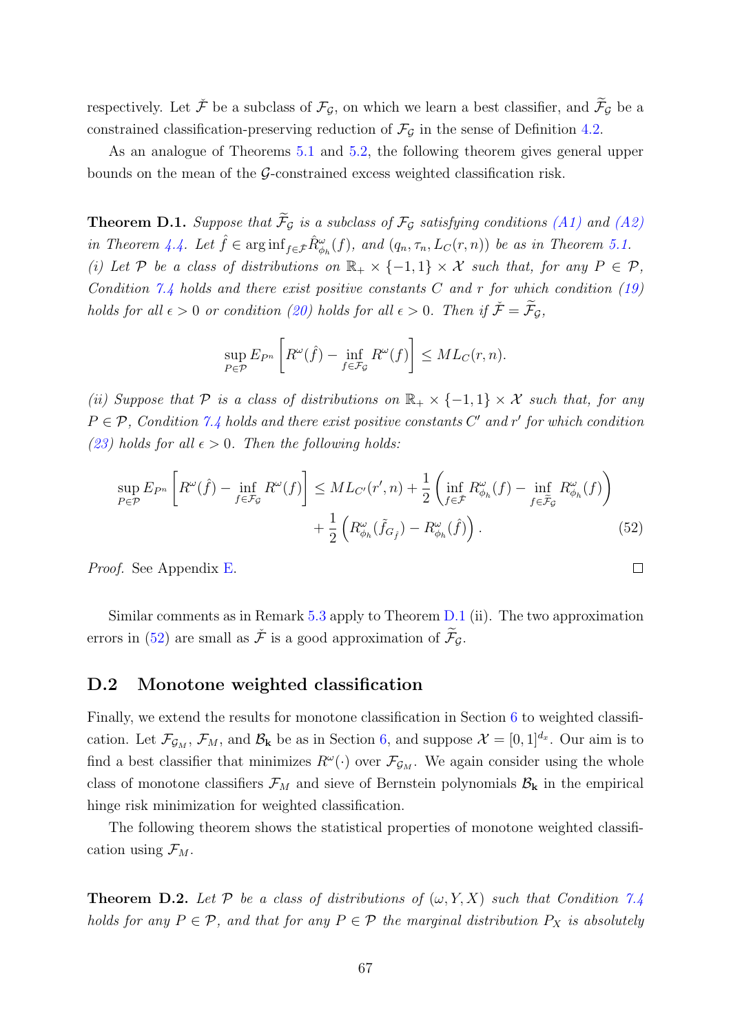respectively. Let $\check{\mathcal{F}}$ be a subclass of $\mathcal{F}_{\mathcal{G}}$, on which we learn a best classifier, and $\widetilde{\mathcal{F}}_{\mathcal{G}}$ be a constrained classification-preserving reduction of $\mathcal{F}_{\mathcal{G}}$ in the sense of Definition 4.2.

As an analogue of Theorems 5.1 and 5.2, the following theorem gives general upper bounds on the mean of the $\mathcal{G}$-constrained excess weighted classification risk.

**Theorem D.1.** *Suppose that $\widetilde{\mathcal{F}}_{\mathcal{G}}$ is a subclass of $\mathcal{F}_{\mathcal{G}}$ satisfying conditions (A1) and (A2) in Theorem 4.4. Let $\hat{f} \in \arg\inf_{f\in\check{\mathcal{F}}} \hat{R}^{\omega}_{\phi_h}(f)$, and $(q_n, \tau_n, L_C(r,n))$ be as in Theorem 5.1.*
*(i) Let $\mathcal{P}$ be a class of distributions on $\mathbb{R}_+ \times \{-1,1\} \times \mathcal{X}$ such that, for any $P \in \mathcal{P}$, Condition 7.4 holds and there exist positive constants $C$ and $r$ for which condition (19) holds for all $\epsilon > 0$ or condition (20) holds for all $\epsilon > 0$. Then if $\check{\mathcal{F}} = \widetilde{\mathcal{F}}_{\mathcal{G}}$,*

$$\sup_{P\in\mathcal{P}} E_{P^n}\left[R^{\omega}(\hat{f}) - \inf_{f\in\mathcal{F}_{\mathcal{G}}} R^{\omega}(f)\right] \leq ML_C(r,n).$$

*(ii) Suppose that $\mathcal{P}$ is a class of distributions on $\mathbb{R}_+ \times \{-1,1\} \times \mathcal{X}$ such that, for any $P \in \mathcal{P}$, Condition 7.4 holds and there exist positive constants $C'$ and $r'$ for which condition (23) holds for all $\epsilon > 0$. Then the following holds:*

$$\sup_{P\in\mathcal{P}} E_{P^n}\left[R^{\omega}(\hat{f}) - \inf_{f\in\mathcal{F}_{\mathcal{G}}} R^{\omega}(f)\right] \leq ML_{C'}(r',n) + \frac{1}{2}\left(\inf_{f\in\check{\mathcal{F}}} R^{\omega}_{\phi_h}(f) - \inf_{f\in\widetilde{\mathcal{F}}_{\mathcal{G}}} R^{\omega}_{\phi_h}(f)\right) + \frac{1}{2}\left(R^{\omega}_{\phi_h}(\tilde{f}_{G_{\hat{f}}}) - R^{\omega}_{\phi_h}(\hat{f})\right). \tag{52}$$

*Proof.* See Appendix E. □

Similar comments as in Remark 5.3 apply to Theorem D.1 (ii). The two approximation errors in (52) are small as $\check{\mathcal{F}}$ is a good approximation of $\widetilde{\mathcal{F}}_{\mathcal{G}}$.

## D.2 Monotone weighted classification

Finally, we extend the results for monotone classification in Section 6 to weighted classification. Let $\mathcal{F}_{\mathcal{G}_M}$, $\mathcal{F}_M$, and $\mathcal{B}_{\mathbf{k}}$ be as in Section 6, and suppose $\mathcal{X} = [0,1]^{d_x}$. Our aim is to find a best classifier that minimizes $R^{\omega}(\cdot)$ over $\mathcal{F}_{\mathcal{G}_M}$. We again consider using the whole class of monotone classifiers $\mathcal{F}_M$ and sieve of Bernstein polynomials $\mathcal{B}_{\mathbf{k}}$ in the empirical hinge risk minimization for weighted classification.

The following theorem shows the statistical properties of monotone weighted classification using $\mathcal{F}_M$.

**Theorem D.2.** *Let $\mathcal{P}$ be a class of distributions of $(\omega, Y, X)$ such that Condition 7.4 holds for any $P \in \mathcal{P}$, and that for any $P \in \mathcal{P}$ the marginal distribution $P_X$ is absolutely*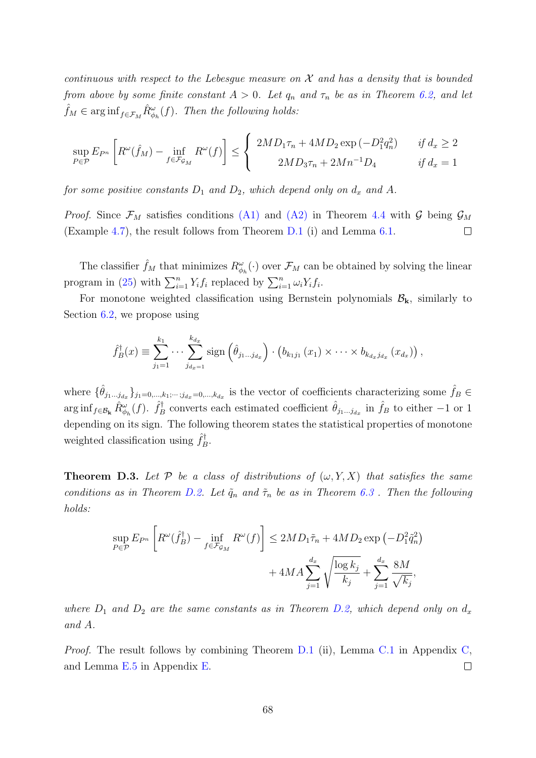*continuous with respect to the Lebesgue measure on $\mathcal{X}$ and has a density that is bounded from above by some finite constant $A > 0$. Let $q_n$ and $\tau_n$ be as in Theorem 6.2, and let $\hat{f}_M \in \arg\inf_{f\in\mathcal{F}_M} \hat{R}^{\omega}_{\phi_h}(f)$. Then the following holds:*

$$\sup_{P\in\mathcal{P}} E_{P^n}\left[R^{\omega}(\hat{f}_M) - \inf_{f\in\mathcal{F}_{\mathcal{G}_M}} R^{\omega}(f)\right] \leq \begin{cases} 2MD_1\tau_n + 4MD_2\exp\left(-D_1^2 q_n^2\right) & \text{if } d_x \geq 2 \\ 2MD_3\tau_n + 2Mn^{-1}D_4 & \text{if } d_x = 1 \end{cases}$$

*for some positive constants $D_1$ and $D_2$, which depend only on $d_x$ and $A$.*

*Proof.* Since $\mathcal{F}_M$ satisfies conditions (A1) and (A2) in Theorem 4.4 with $\mathcal{G}$ being $\mathcal{G}_M$ (Example 4.7), the result follows from Theorem D.1 (i) and Lemma 6.1. ◻

The classifier $\hat{f}_M$ that minimizes $R^{\omega}_{\phi_h}(\cdot)$ over $\mathcal{F}_M$ can be obtained by solving the linear program in (25) with $\sum_{i=1}^n Y_i f_i$ replaced by $\sum_{i=1}^n \omega_i Y_i f_i$.

For monotone weighted classification using Bernstein polynomials $\mathcal{B}_{\mathbf{k}}$, similarly to Section 6.2, we propose using

$$\hat{f}_B^{\dagger}(x) \equiv \sum_{j_1=1}^{k_1} \cdots \sum_{j_{d_x}=1}^{k_{d_x}} \operatorname{sign}\left(\hat{\theta}_{j_1\ldots j_{d_x}}\right) \cdot \left(b_{k_1 j_1}(x_1) \times \cdots \times b_{k_{d_x} j_{d_x}}(x_{d_x})\right),$$

where $\{\hat{\theta}_{j_1\ldots j_{d_x}}\}_{j_1=0,\ldots,k_1;\cdots;j_{d_x}=0,\ldots,k_{d_x}}$ is the vector of coefficients characterizing some $\hat{f}_B \in \arg\inf_{f\in\mathcal{B}_{\mathbf{k}}} \hat{R}^{\omega}_{\phi_h}(f)$. $\hat{f}_B^{\dagger}$ converts each estimated coefficient $\hat{\theta}_{j_1\ldots j_{d_x}}$ in $\hat{f}_B$ to either $-1$ or $1$ depending on its sign. The following theorem states the statistical properties of monotone weighted classification using $\hat{f}_B^{\dagger}$.

**Theorem D.3.** *Let $\mathcal{P}$ be a class of distributions of $(\omega, Y, X)$ that satisfies the same conditions as in Theorem D.2. Let $\tilde{q}_n$ and $\tilde{\tau}_n$ be as in Theorem 6.3 . Then the following holds:*

$$\sup_{P\in\mathcal{P}} E_{P^n}\left[R^{\omega}(\hat{f}_B^{\dagger}) - \inf_{f\in\mathcal{F}_{\mathcal{G}_M}} R^{\omega}(f)\right] \leq 2MD_1\tilde{\tau}_n + 4MD_2\exp\left(-D_1^2\tilde{q}_n^2\right) + 4MA\sum_{j=1}^{d_x}\sqrt{\frac{\log k_j}{k_j}} + \sum_{j=1}^{d_x}\frac{8M}{\sqrt{k_j}},$$

*where $D_1$ and $D_2$ are the same constants as in Theorem D.2, which depend only on $d_x$ and $A$.*

*Proof.* The result follows by combining Theorem D.1 (ii), Lemma C.1 in Appendix C, and Lemma E.5 in Appendix E. ◻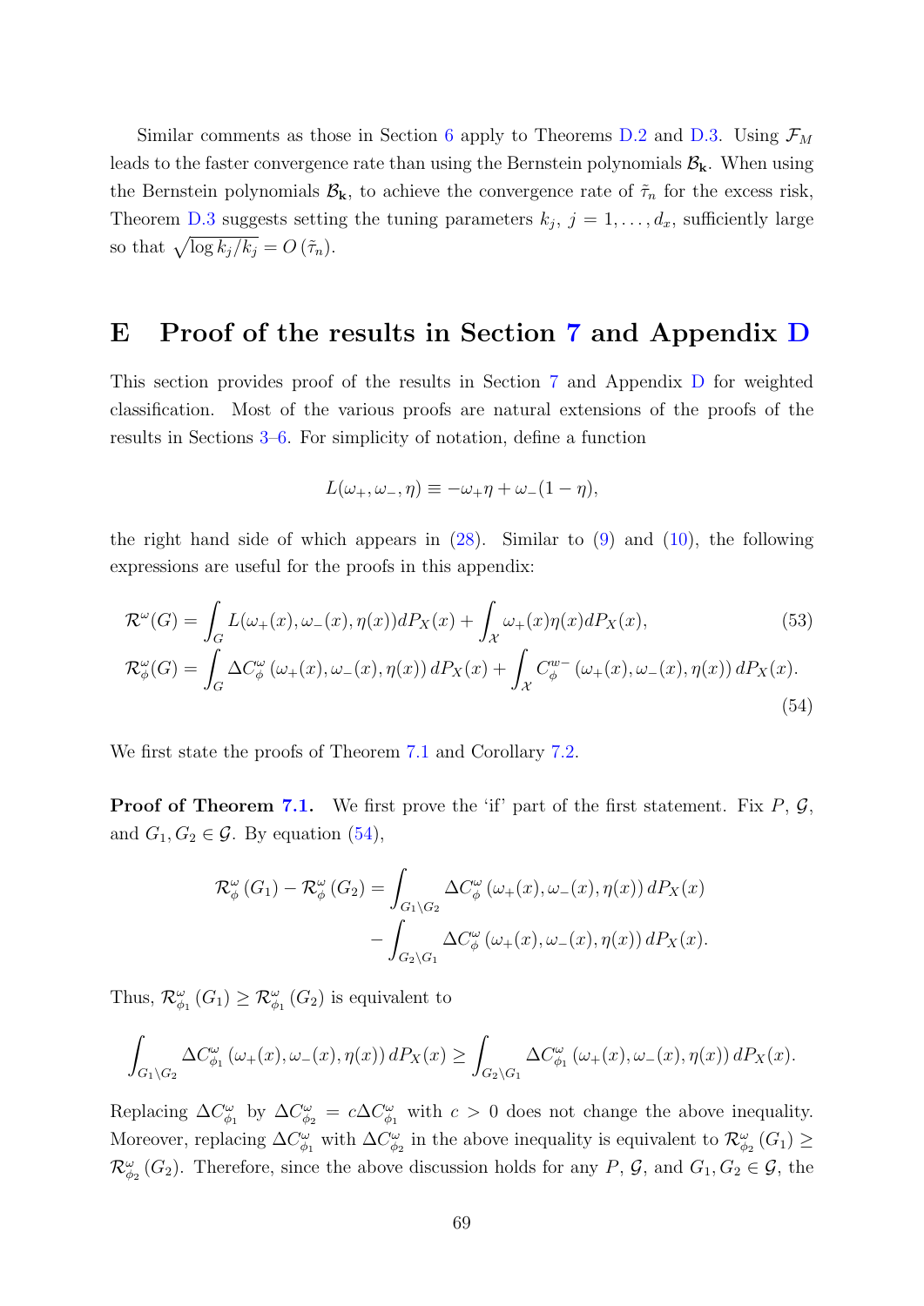Similar comments as those in Section 6 apply to Theorems D.2 and D.3. Using $\mathcal{F}_M$ leads to the faster convergence rate than using the Bernstein polynomials $\mathcal{B}_{\mathbf{k}}$. When using the Bernstein polynomials $\mathcal{B}_{\mathbf{k}}$, to achieve the convergence rate of $\tilde{\tau}_n$ for the excess risk, Theorem D.3 suggests setting the tuning parameters $k_j$, $j = 1, \ldots, d_x$, sufficiently large so that $\sqrt{\log k_j / k_j} = O(\tilde{\tau}_n)$.

# E Proof of the results in Section 7 and Appendix D

This section provides proof of the results in Section 7 and Appendix D for weighted classification. Most of the various proofs are natural extensions of the proofs of the results in Sections 3–6. For simplicity of notation, define a function

$$L(\omega_+, \omega_-, \eta) \equiv -\omega_+ \eta + \omega_-(1 - \eta),$$

the right hand side of which appears in (28). Similar to (9) and (10), the following expressions are useful for the proofs in this appendix:

$$\mathcal{R}^{\omega}(G) = \int_G L(\omega_+(x), \omega_-(x), \eta(x)) dP_X(x) + \int_{\mathcal{X}} \omega_+(x)\eta(x) dP_X(x), \tag{53}$$

$$\mathcal{R}^{\omega}_{\phi}(G) = \int_G \Delta C^{\omega}_{\phi}\left(\omega_+(x), \omega_-(x), \eta(x)\right) dP_X(x) + \int_{\mathcal{X}} C^{w-}_{\phi}\left(\omega_+(x), \omega_-(x), \eta(x)\right) dP_X(x). \tag{54}$$

We first state the proofs of Theorem 7.1 and Corollary 7.2.

**Proof of Theorem 7.1.** We first prove the 'if' part of the first statement. Fix $P$, $\mathcal{G}$, and $G_1, G_2 \in \mathcal{G}$. By equation (54),

$$\begin{aligned}\mathcal{R}^{\omega}_{\phi}(G_1) - \mathcal{R}^{\omega}_{\phi}(G_2) = &\int_{G_1 \setminus G_2} \Delta C^{\omega}_{\phi}\left(\omega_+(x), \omega_-(x), \eta(x)\right) dP_X(x) \\ &- \int_{G_2 \setminus G_1} \Delta C^{\omega}_{\phi}\left(\omega_+(x), \omega_-(x), \eta(x)\right) dP_X(x).\end{aligned}$$

Thus, $\mathcal{R}^{\omega}_{\phi_1}(G_1) \geq \mathcal{R}^{\omega}_{\phi_1}(G_2)$ is equivalent to

$$\int_{G_1 \setminus G_2} \Delta C^{\omega}_{\phi_1}\left(\omega_+(x), \omega_-(x), \eta(x)\right) dP_X(x) \geq \int_{G_2 \setminus G_1} \Delta C^{\omega}_{\phi_1}\left(\omega_+(x), \omega_-(x), \eta(x)\right) dP_X(x).$$

Replacing $\Delta C^{\omega}_{\phi_1}$ by $\Delta C^{\omega}_{\phi_2} = c \Delta C^{\omega}_{\phi_1}$ with $c > 0$ does not change the above inequality. Moreover, replacing $\Delta C^{\omega}_{\phi_1}$ with $\Delta C^{\omega}_{\phi_2}$ in the above inequality is equivalent to $\mathcal{R}^{\omega}_{\phi_2}(G_1) \geq \mathcal{R}^{\omega}_{\phi_2}(G_2)$. Therefore, since the above discussion holds for any $P$, $\mathcal{G}$, and $G_1, G_2 \in \mathcal{G}$, the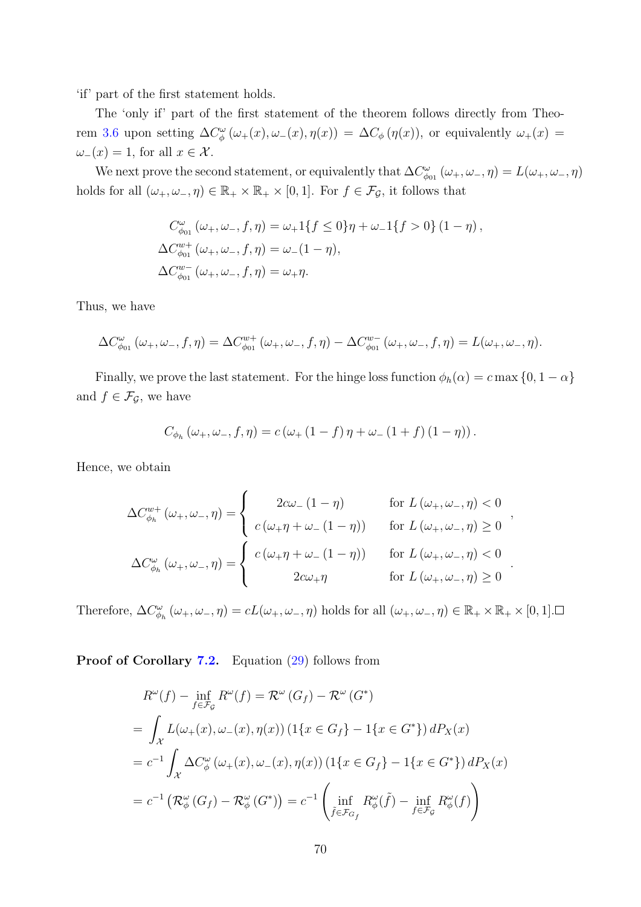'if' part of the first statement holds.

The 'only if' part of the first statement of the theorem follows directly from Theorem 3.6 upon setting $\Delta C^{\omega}_{\phi}(\omega_+(x), \omega_-(x), \eta(x)) = \Delta C_{\phi}(\eta(x))$, or equivalently $\omega_+(x) = \omega_-(x) = 1$, for all $x \in \mathcal{X}$.

We next prove the second statement, or equivalently that $\Delta C^{\omega}_{\phi_{01}}(\omega_+, \omega_-, \eta) = L(\omega_+, \omega_-, \eta)$ holds for all $(\omega_+, \omega_-, \eta) \in \mathbb{R}_+ \times \mathbb{R}_+ \times [0,1]$. For $f \in \mathcal{F}_{\mathcal{G}}$, it follows that

$$
\begin{aligned}
C^{\omega}_{\phi_{01}}(\omega_+, \omega_-, f, \eta) &= \omega_+ 1\{f \leq 0\}\eta + \omega_- 1\{f > 0\}(1-\eta), \\
\Delta C^{w+}_{\phi_{01}}(\omega_+, \omega_-, f, \eta) &= \omega_-(1-\eta), \\
\Delta C^{w-}_{\phi_{01}}(\omega_+, \omega_-, f, \eta) &= \omega_+ \eta.
\end{aligned}
$$

Thus, we have

$$
\Delta C^{\omega}_{\phi_{01}}(\omega_+, \omega_-, f, \eta) = \Delta C^{w+}_{\phi_{01}}(\omega_+, \omega_-, f, \eta) - \Delta C^{w-}_{\phi_{01}}(\omega_+, \omega_-, f, \eta) = L(\omega_+, \omega_-, \eta).
$$

Finally, we prove the last statement. For the hinge loss function $\phi_h(\alpha) = c\max\{0, 1-\alpha\}$ and $f \in \mathcal{F}_{\mathcal{G}}$, we have

$$
C_{\phi_h}(\omega_+, \omega_-, f, \eta) = c\left(\omega_+(1-f)\eta + \omega_-(1+f)(1-\eta)\right).
$$

Hence, we obtain

$$
\Delta C^{w+}_{\phi_h}(\omega_+, \omega_-, \eta) = \begin{cases} 2c\omega_-(1-\eta) & \text{for } L(\omega_+, \omega_-, \eta) < 0 \\ c(\omega_+\eta + \omega_-(1-\eta)) & \text{for } L(\omega_+, \omega_-, \eta) \geq 0 \end{cases},
$$

$$
\Delta C^{\omega}_{\phi_h}(\omega_+, \omega_-, \eta) = \begin{cases} c(\omega_+\eta + \omega_-(1-\eta)) & \text{for } L(\omega_+, \omega_-, \eta) < 0 \\ 2c\omega_+\eta & \text{for } L(\omega_+, \omega_-, \eta) \geq 0 \end{cases}.
$$

Therefore, $\Delta C^{\omega}_{\phi_h}(\omega_+, \omega_-, \eta) = cL(\omega_+, \omega_-, \eta)$ holds for all $(\omega_+, \omega_-, \eta) \in \mathbb{R}_+ \times \mathbb{R}_+ \times [0,1]$.□

**Proof of Corollary 7.2.** Equation (29) follows from

$$
\begin{aligned}
& R^{\omega}(f) - \inf_{f \in \mathcal{F}_{\mathcal{G}}} R^{\omega}(f) = \mathcal{R}^{\omega}(G_f) - \mathcal{R}^{\omega}(G^*) \\
&= \int_{\mathcal{X}} L(\omega_+(x), \omega_-(x), \eta(x))\left(1\{x \in G_f\} - 1\{x \in G^*\}\right) dP_X(x) \\
&= c^{-1} \int_{\mathcal{X}} \Delta C^{\omega}_{\phi}(\omega_+(x), \omega_-(x), \eta(x))\left(1\{x \in G_f\} - 1\{x \in G^*\}\right) dP_X(x) \\
&= c^{-1}\left(\mathcal{R}^{\omega}_{\phi}(G_f) - \mathcal{R}^{\omega}_{\phi}(G^*)\right) = c^{-1}\left(\inf_{\tilde{f} \in \mathcal{F}_{G_f}} R^{\omega}_{\phi}(\tilde{f}) - \inf_{f \in \mathcal{F}_{\mathcal{G}}} R^{\omega}_{\phi}(f)\right)
\end{aligned}
$$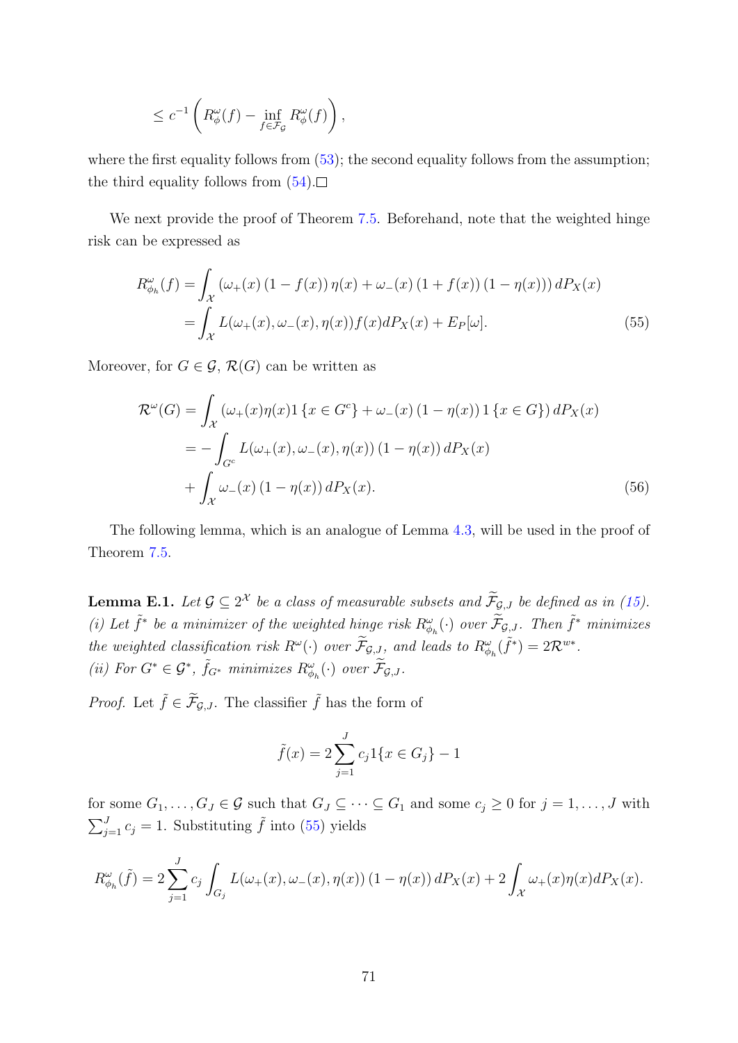$$\leq c^{-1}\left(R_{\phi}^{\omega}(f)-\inf_{f\in\mathcal{F}_{\mathcal{G}}}R_{\phi}^{\omega}(f)\right),$$

where the first equality follows from (53); the second equality follows from the assumption; the third equality follows from (54).□

We next provide the proof of Theorem 7.5. Beforehand, note that the weighted hinge risk can be expressed as

$$\begin{aligned}R_{\phi_h}^{\omega}(f) &= \int_{\mathcal{X}}\left(\omega_+(x)\left(1-f(x)\right)\eta(x)+\omega_-(x)\left(1+f(x)\right)\left(1-\eta(x)\right)\right)dP_X(x)\\ &= \int_{\mathcal{X}} L(\omega_+(x),\omega_-(x),\eta(x))f(x)dP_X(x)+E_P[\omega]. \end{aligned}\tag{55}$$

Moreover, for $G\in\mathcal{G}$, $\mathcal{R}(G)$ can be written as

$$\begin{aligned}\mathcal{R}^{\omega}(G) &= \int_{\mathcal{X}}\left(\omega_+(x)\eta(x)1\left\{x\in G^c\right\}+\omega_-(x)\left(1-\eta(x)\right)1\left\{x\in G\right\}\right)dP_X(x)\\ &= -\int_{G^c} L(\omega_+(x),\omega_-(x),\eta(x))\left(1-\eta(x)\right)dP_X(x)\\ &\quad+\int_{\mathcal{X}}\omega_-(x)\left(1-\eta(x)\right)dP_X(x). \end{aligned}\tag{56}$$

The following lemma, which is an analogue of Lemma 4.3, will be used in the proof of Theorem 7.5.

**Lemma E.1.** *Let $\mathcal{G}\subseteq 2^{\mathcal{X}}$ be a class of measurable subsets and $\widetilde{\mathcal{F}}_{\mathcal{G},J}$ be defined as in (15).*
*(i) Let $\tilde{f}^*$ be a minimizer of the weighted hinge risk $R_{\phi_h}^{\omega}(\cdot)$ over $\widetilde{\mathcal{F}}_{\mathcal{G},J}$. Then $\tilde{f}^*$ minimizes the weighted classification risk $R^{\omega}(\cdot)$ over $\widetilde{\mathcal{F}}_{\mathcal{G},J}$, and leads to $R_{\phi_h}^{\omega}(\tilde{f}^*)=2\mathcal{R}^{w*}$.*
*(ii) For $G^*\in\mathcal{G}^*$, $\tilde{f}_{G^*}$ minimizes $R_{\phi_h}^{\omega}(\cdot)$ over $\widetilde{\mathcal{F}}_{\mathcal{G},J}$.*

*Proof.* Let $\tilde{f}\in\widetilde{\mathcal{F}}_{\mathcal{G},J}$. The classifier $\tilde{f}$ has the form of

$$\tilde{f}(x)=2\sum_{j=1}^{J}c_j1\{x\in G_j\}-1$$

for some $G_1,\ldots,G_J\in\mathcal{G}$ such that $G_J\subseteq\cdots\subseteq G_1$ and some $c_j\geq 0$ for $j=1,\ldots,J$ with $\sum_{j=1}^{J}c_j=1$. Substituting $\tilde{f}$ into (55) yields

$$R_{\phi_h}^{\omega}(\tilde{f})=2\sum_{j=1}^{J}c_j\int_{G_j}L(\omega_+(x),\omega_-(x),\eta(x))\left(1-\eta(x)\right)dP_X(x)+2\int_{\mathcal{X}}\omega_+(x)\eta(x)dP_X(x).$$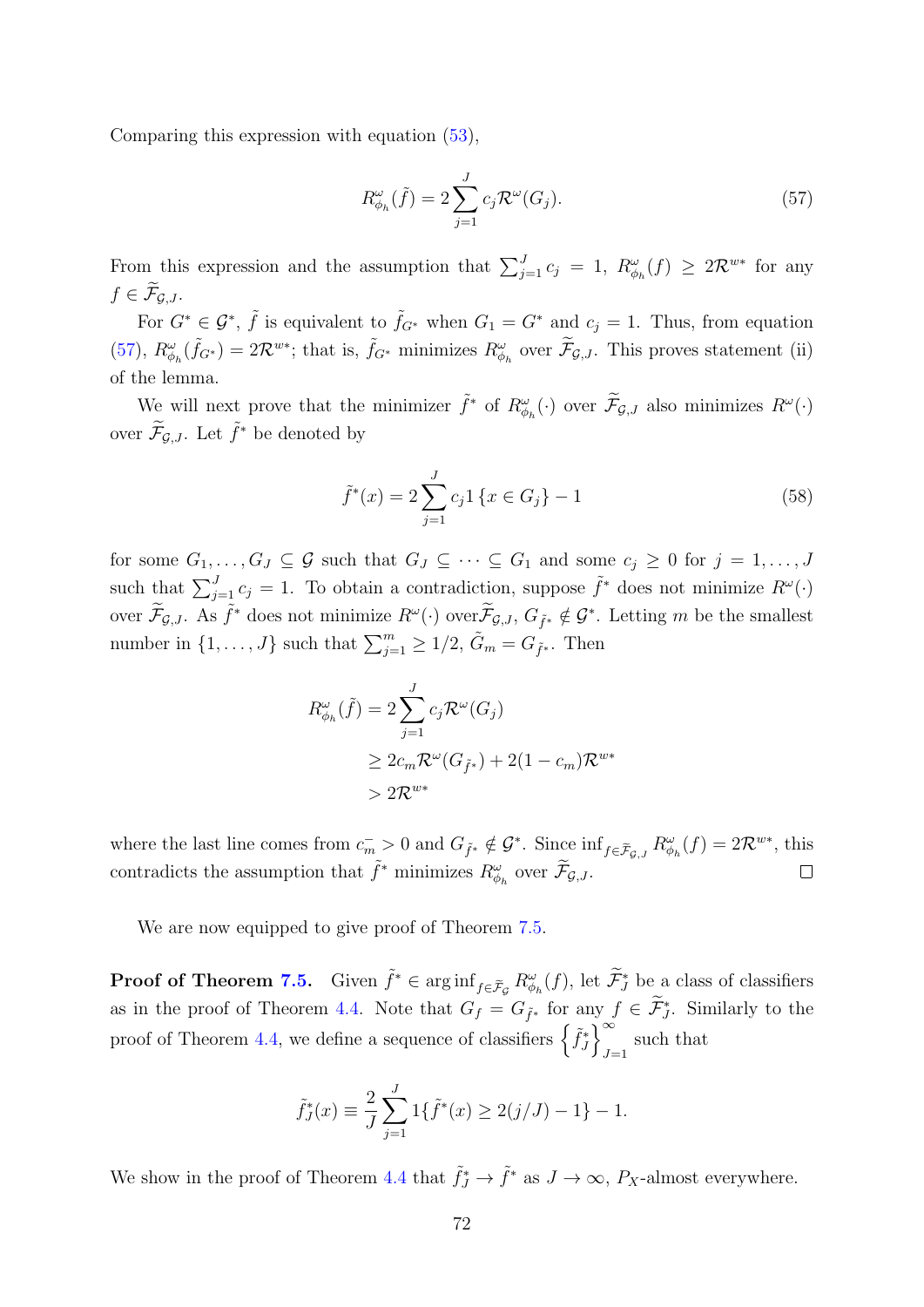Comparing this expression with equation (53),

$$R^{\omega}_{\phi_h}(\tilde{f}) = 2\sum_{j=1}^{J} c_j \mathcal{R}^{\omega}(G_j). \tag{57}$$

From this expression and the assumption that $\sum_{j=1}^{J} c_j = 1$, $R^{\omega}_{\phi_h}(f) \geq 2\mathcal{R}^{w*}$ for any $f \in \widetilde{\mathcal{F}}_{\mathcal{G},J}$.

For $G^* \in \mathcal{G}^*$, $\tilde{f}$ is equivalent to $\tilde{f}_{G^*}$ when $G_1 = G^*$ and $c_j = 1$. Thus, from equation (57), $R^{\omega}_{\phi_h}(\tilde{f}_{G^*}) = 2\mathcal{R}^{w*}$; that is, $\tilde{f}_{G^*}$ minimizes $R^{\omega}_{\phi_h}$ over $\widetilde{\mathcal{F}}_{\mathcal{G},J}$. This proves statement (ii) of the lemma.

We will next prove that the minimizer $\tilde{f}^*$ of $R^{\omega}_{\phi_h}(\cdot)$ over $\widetilde{\mathcal{F}}_{\mathcal{G},J}$ also minimizes $R^{\omega}(\cdot)$ over $\widetilde{\mathcal{F}}_{\mathcal{G},J}$. Let $\tilde{f}^*$ be denoted by

$$\tilde{f}^*(x) = 2\sum_{j=1}^{J} c_j 1\{x \in G_j\} - 1 \tag{58}$$

for some $G_1, \ldots, G_J \subseteq \mathcal{G}$ such that $G_J \subseteq \cdots \subseteq G_1$ and some $c_j \geq 0$ for $j = 1, \ldots, J$ such that $\sum_{j=1}^{J} c_j = 1$. To obtain a contradiction, suppose $\tilde{f}^*$ does not minimize $R^{\omega}(\cdot)$ over $\widetilde{\mathcal{F}}_{\mathcal{G},J}$. As $\tilde{f}^*$ does not minimize $R^{\omega}(\cdot)$ over$\widetilde{\mathcal{F}}_{\mathcal{G},J}$, $G_{\tilde{f}^*} \notin \mathcal{G}^*$. Letting $m$ be the smallest number in $\{1, \ldots, J\}$ such that $\sum_{j=1}^{m} \geq 1/2$, $\tilde{G}_m = G_{\tilde{f}^*}$. Then

$$\begin{aligned}
R^{\omega}_{\phi_h}(\tilde{f}) &= 2\sum_{j=1}^{J} c_j \mathcal{R}^{\omega}(G_j) \\
&\geq 2c_m \mathcal{R}^{\omega}(G_{\tilde{f}^*}) + 2(1-c_m)\mathcal{R}^{w*} \\
&> 2\mathcal{R}^{w*}
\end{aligned}$$

where the last line comes from $c_m^- > 0$ and $G_{\tilde{f}^*} \notin \mathcal{G}^*$. Since $\inf_{f \in \widetilde{\mathcal{F}}_{\mathcal{G},J}} R^{\omega}_{\phi_h}(f) = 2\mathcal{R}^{w*}$, this contradicts the assumption that $\tilde{f}^*$ minimizes $R^{\omega}_{\phi_h}$ over $\widetilde{\mathcal{F}}_{\mathcal{G},J}$. □

We are now equipped to give proof of Theorem 7.5.

**Proof of Theorem 7.5.** Given $\tilde{f}^* \in \arg\inf_{f \in \widetilde{\mathcal{F}}_{\mathcal{G}}} R^{\omega}_{\phi_h}(f)$, let $\widetilde{\mathcal{F}}^*_J$ be a class of classifiers as in the proof of Theorem 4.4. Note that $G_f = G_{\tilde{f}^*}$ for any $f \in \widetilde{\mathcal{F}}^*_J$. Similarly to the proof of Theorem 4.4, we define a sequence of classifiers $\left\{\tilde{f}^*_J\right\}_{J=1}^{\infty}$ such that

$$\tilde{f}^*_J(x) \equiv \frac{2}{J}\sum_{j=1}^{J} 1\{\tilde{f}^*(x) \geq 2(j/J) - 1\} - 1.$$

We show in the proof of Theorem 4.4 that $\tilde{f}^*_J \to \tilde{f}^*$ as $J \to \infty$, $P_X$-almost everywhere.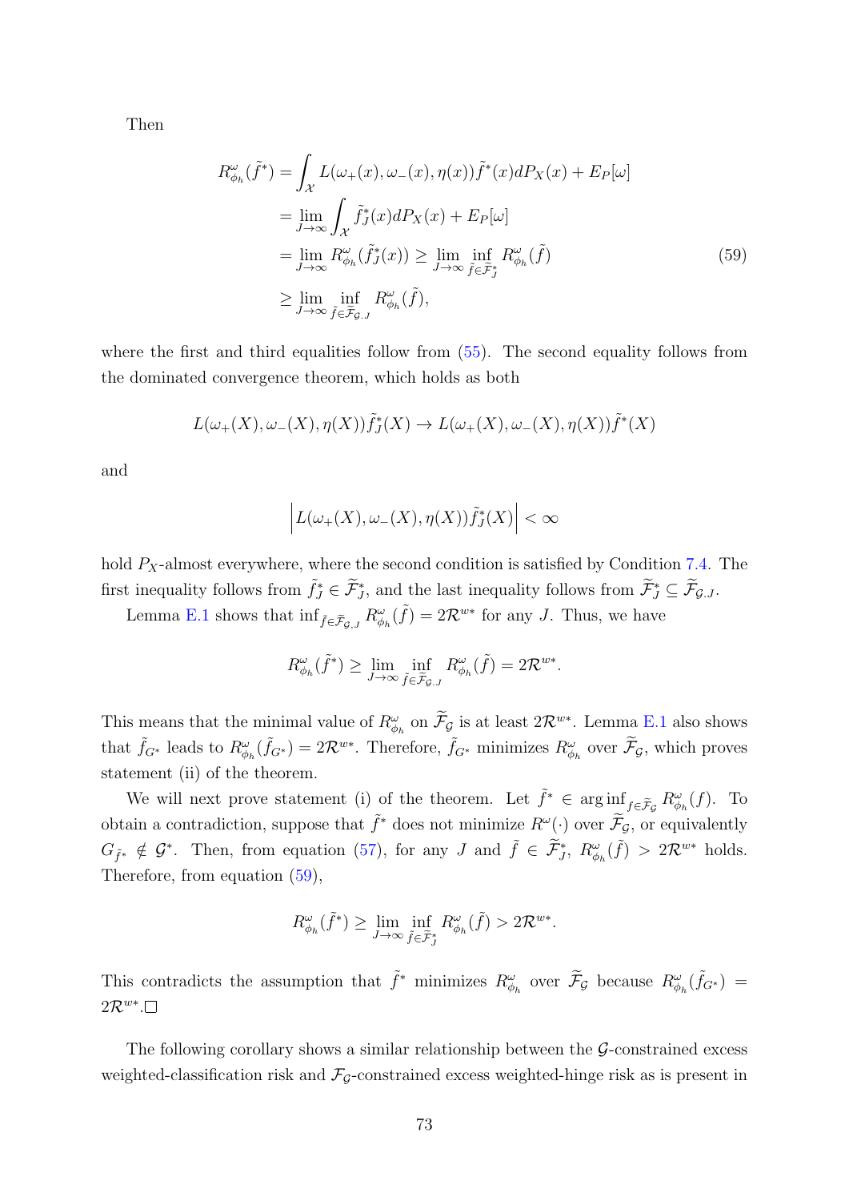Then

$$
\begin{aligned}
R^{\omega}_{\phi_h}(\tilde{f}^*) &= \int_{\mathcal{X}} L(\omega_+(x), \omega_-(x), \eta(x))\tilde{f}^*(x) dP_X(x) + E_P[\omega] \\
&= \lim_{J\to\infty} \int_{\mathcal{X}} \tilde{f}^*_J(x) dP_X(x) + E_P[\omega] \\
&= \lim_{J\to\infty} R^{\omega}_{\phi_h}(\tilde{f}^*_J(x)) \geq \lim_{J\to\infty} \inf_{\tilde{f}\in\widetilde{\mathcal{F}}^*_J} R^{\omega}_{\phi_h}(\tilde{f}) \\
&\geq \lim_{J\to\infty} \inf_{\tilde{f}\in\widetilde{\mathcal{F}}_{\mathcal{G}.J}} R^{\omega}_{\phi_h}(\tilde{f}),
\end{aligned}
\tag{59}
$$

where the first and third equalities follow from (55). The second equality follows from the dominated convergence theorem, which holds as both

$$
L(\omega_+(X), \omega_-(X), \eta(X))\tilde{f}^*_J(X) \to L(\omega_+(X), \omega_-(X), \eta(X))\tilde{f}^*(X)
$$

and

$$
\left| L(\omega_+(X), \omega_-(X), \eta(X))\tilde{f}^*_J(X) \right| < \infty
$$

hold $P_X$-almost everywhere, where the second condition is satisfied by Condition 7.4. The first inequality follows from $\tilde{f}^*_J \in \widetilde{\mathcal{F}}^*_J$, and the last inequality follows from $\widetilde{\mathcal{F}}^*_J \subseteq \widetilde{\mathcal{F}}_{\mathcal{G}.J}$.

Lemma E.1 shows that $\inf_{\tilde{f}\in\widetilde{\mathcal{F}}_{\mathcal{G},J}} R^{\omega}_{\phi_h}(\tilde{f}) = 2\mathcal{R}^{w*}$ for any $J$. Thus, we have

$$
R^{\omega}_{\phi_h}(\tilde{f}^*) \geq \lim_{J\to\infty} \inf_{\tilde{f}\in\widetilde{\mathcal{F}}_{\mathcal{G}.J}} R^{\omega}_{\phi_h}(\tilde{f}) = 2\mathcal{R}^{w*}.
$$

This means that the minimal value of $R^{\omega}_{\phi_h}$ on $\widetilde{\mathcal{F}}_{\mathcal{G}}$ is at least $2\mathcal{R}^{w*}$. Lemma E.1 also shows that $\tilde{f}_{G^*}$ leads to $R^{\omega}_{\phi_h}(\tilde{f}_{G^*}) = 2\mathcal{R}^{w*}$. Therefore, $\tilde{f}_{G^*}$ minimizes $R^{\omega}_{\phi_h}$ over $\widetilde{\mathcal{F}}_{\mathcal{G}}$, which proves statement (ii) of the theorem.

We will next prove statement (i) of the theorem. Let $\tilde{f}^* \in \arg\inf_{f\in\widetilde{\mathcal{F}}_{\mathcal{G}}} R^{\omega}_{\phi_h}(f)$. To obtain a contradiction, suppose that $\tilde{f}^*$ does not minimize $R^{\omega}(\cdot)$ over $\widetilde{\mathcal{F}}_{\mathcal{G}}$, or equivalently $G_{\tilde{f}^*} \notin \mathcal{G}^*$. Then, from equation (57), for any $J$ and $\tilde{f} \in \widetilde{\mathcal{F}}^*_J$, $R^{\omega}_{\phi_h}(\tilde{f}) > 2\mathcal{R}^{w*}$ holds. Therefore, from equation (59),

$$
R^{\omega}_{\phi_h}(\tilde{f}^*) \geq \lim_{J\to\infty} \inf_{\tilde{f}\in\widetilde{\mathcal{F}}^*_J} R^{\omega}_{\phi_h}(\tilde{f}) > 2\mathcal{R}^{w*}.
$$

This contradicts the assumption that $\tilde{f}^*$ minimizes $R^{\omega}_{\phi_h}$ over $\widetilde{\mathcal{F}}_{\mathcal{G}}$ because $R^{\omega}_{\phi_h}(\tilde{f}_{G^*}) = 2\mathcal{R}^{w*}$. $\square$

The following corollary shows a similar relationship between the $\mathcal{G}$-constrained excess weighted-classification risk and $\mathcal{F}_{\mathcal{G}}$-constrained excess weighted-hinge risk as is present in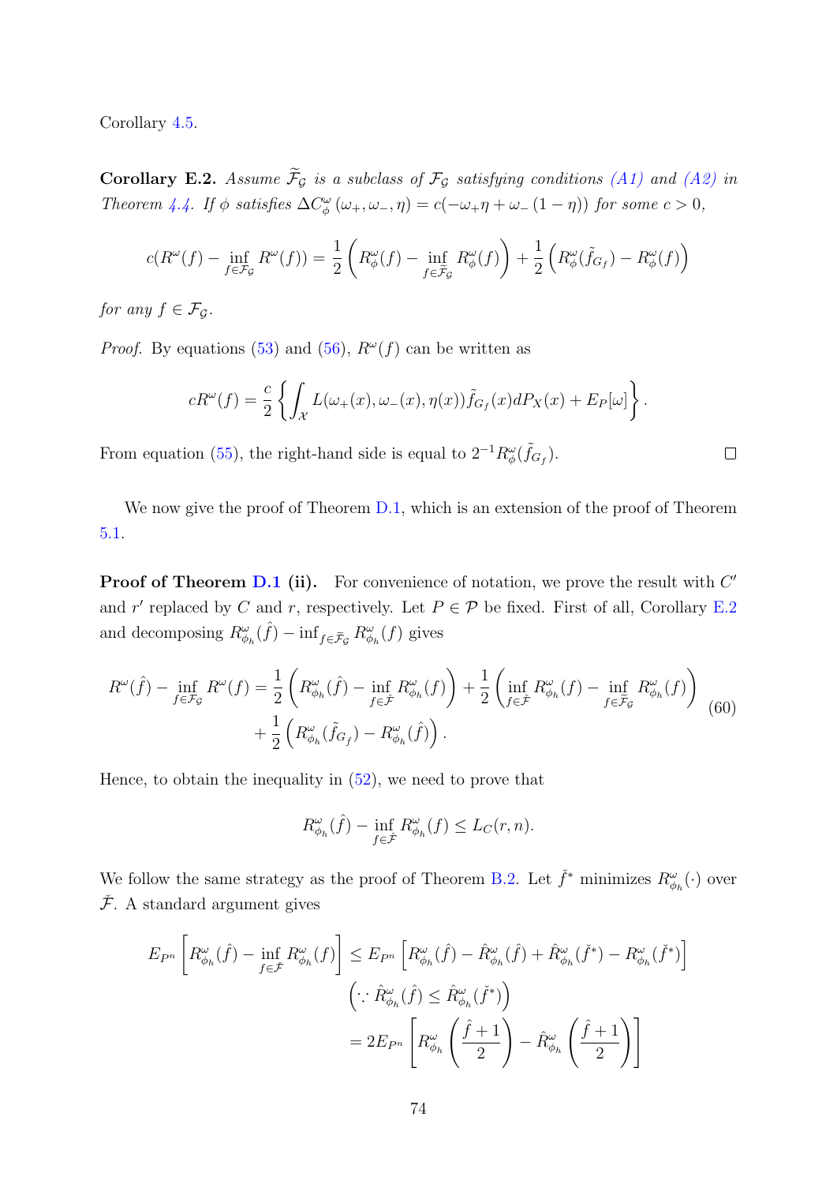Corollary 4.5.

**Corollary E.2.** *Assume $\widetilde{\mathcal{F}}_{\mathcal{G}}$ is a subclass of $\mathcal{F}_{\mathcal{G}}$ satisfying conditions (A1) and (A2) in Theorem 4.4. If $\phi$ satisfies $\Delta C^{\omega}_{\phi}(\omega_+, \omega_-, \eta) = c(-\omega_+\eta + \omega_-(1-\eta))$ for some $c > 0$,*

$$c(R^{\omega}(f) - \inf_{f\in\mathcal{F}_{\mathcal{G}}} R^{\omega}(f)) = \frac{1}{2}\left(R^{\omega}_{\phi}(f) - \inf_{f\in\widetilde{\mathcal{F}}_{\mathcal{G}}} R^{\omega}_{\phi}(f)\right) + \frac{1}{2}\left(R^{\omega}_{\phi}(\tilde{f}_{G_f}) - R^{\omega}_{\phi}(f)\right)$$

*for any $f \in \mathcal{F}_{\mathcal{G}}$.*

*Proof.* By equations (53) and (56), $R^{\omega}(f)$ can be written as

$$cR^{\omega}(f) = \frac{c}{2}\left\{\int_{\mathcal{X}} L(\omega_+(x), \omega_-(x), \eta(x))\tilde{f}_{G_f}(x)dP_X(x) + E_P[\omega]\right\}.$$

From equation (55), the right-hand side is equal to $2^{-1}R^{\omega}_{\phi}(\tilde{f}_{G_f})$. $\square$

We now give the proof of Theorem D.1, which is an extension of the proof of Theorem 5.1.

**Proof of Theorem D.1 (ii).** For convenience of notation, we prove the result with $C'$ and $r'$ replaced by $C$ and $r$, respectively. Let $P \in \mathcal{P}$ be fixed. First of all, Corollary E.2 and decomposing $R^{\omega}_{\phi_h}(\hat{f}) - \inf_{f\in\widetilde{\mathcal{F}}_{\mathcal{G}}} R^{\omega}_{\phi_h}(f)$ gives

$$\begin{aligned}R^{\omega}(\hat{f}) - \inf_{f\in\mathcal{F}_{\mathcal{G}}} R^{\omega}(f) = &\frac{1}{2}\left(R^{\omega}_{\phi_h}(\hat{f}) - \inf_{f\in\check{\mathcal{F}}} R^{\omega}_{\phi_h}(f)\right) + \frac{1}{2}\left(\inf_{f\in\check{\mathcal{F}}} R^{\omega}_{\phi_h}(f) - \inf_{f\in\widetilde{\mathcal{F}}_{\mathcal{G}}} R^{\omega}_{\phi_h}(f)\right) \\ &+ \frac{1}{2}\left(R^{\omega}_{\phi_h}(\tilde{f}_{G_f}) - R^{\omega}_{\phi_h}(\hat{f})\right).\end{aligned} \tag{60}$$

Hence, to obtain the inequality in (52), we need to prove that

$$R^{\omega}_{\phi_h}(\hat{f}) - \inf_{f\in\check{\mathcal{F}}} R^{\omega}_{\phi_h}(f) \le L_C(r, n).$$

We follow the same strategy as the proof of Theorem B.2. Let $\check{f}^*$ minimizes $R^{\omega}_{\phi_h}(\cdot)$ over $\check{\mathcal{F}}$. A standard argument gives

$$\begin{aligned}E_{P^n}\left[R^{\omega}_{\phi_h}(\hat{f}) - \inf_{f\in\check{\mathcal{F}}} R^{\omega}_{\phi_h}(f)\right] &\le E_{P^n}\left[R^{\omega}_{\phi_h}(\hat{f}) - \hat{R}^{\omega}_{\phi_h}(\hat{f}) + \hat{R}^{\omega}_{\phi_h}(\check{f}^*) - R^{\omega}_{\phi_h}(\check{f}^*)\right] \\ &\quad \left(\because \hat{R}^{\omega}_{\phi_h}(\hat{f}) \le \hat{R}^{\omega}_{\phi_h}(\check{f}^*)\right) \\ &= 2E_{P^n}\left[R^{\omega}_{\phi_h}\left(\frac{\hat{f}+1}{2}\right) - \hat{R}^{\omega}_{\phi_h}\left(\frac{\hat{f}+1}{2}\right)\right]\end{aligned}$$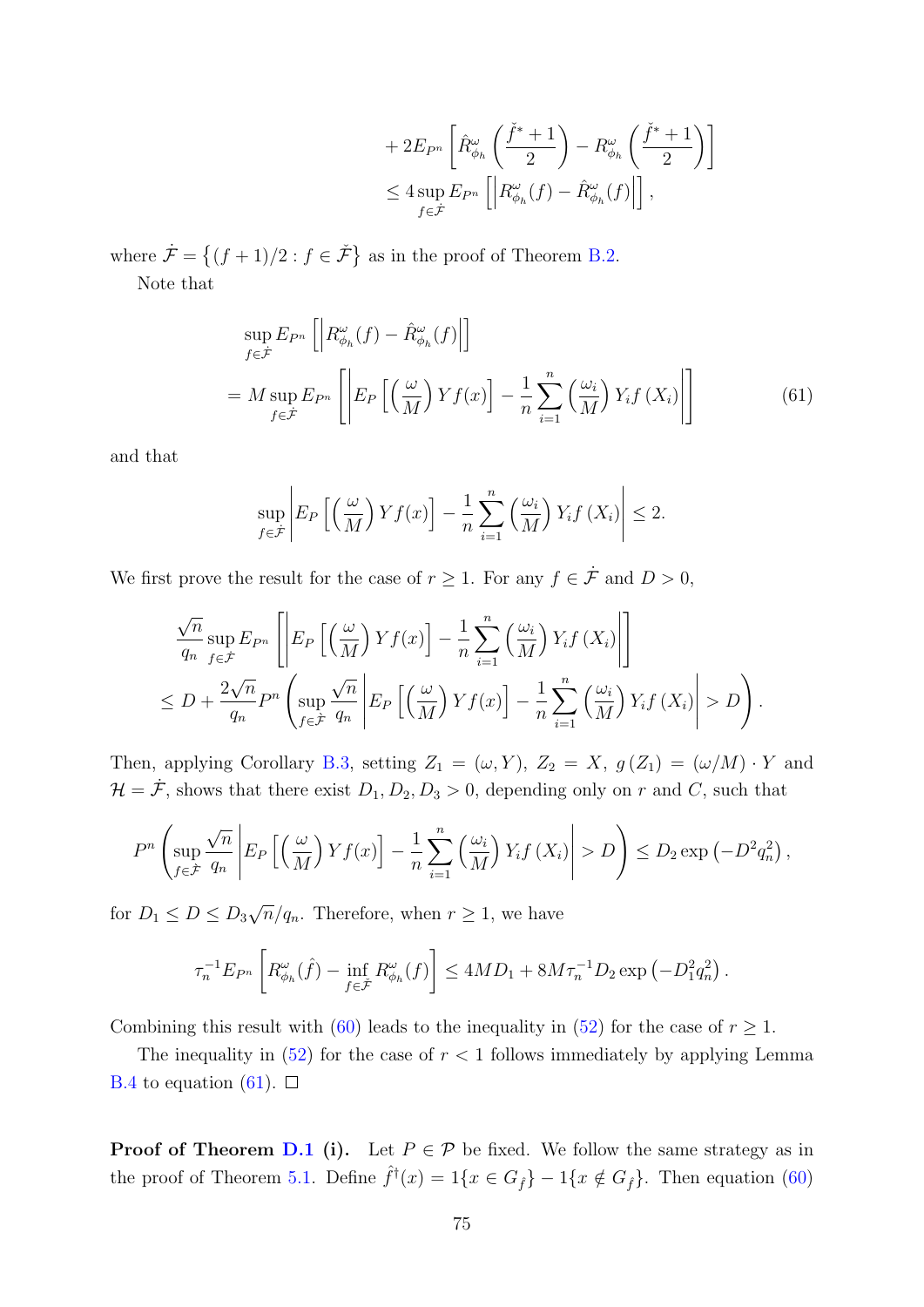$$
\begin{aligned}
&+ 2E_{P^n}\left[\hat{R}^{\omega}_{\phi_h}\left(\frac{\check{f}^*+1}{2}\right) - R^{\omega}_{\phi_h}\left(\frac{\check{f}^*+1}{2}\right)\right] \\
&\leq 4 \sup_{f\in\dot{\mathcal{F}}} E_{P^n}\left[\left|R^{\omega}_{\phi_h}(f) - \hat{R}^{\omega}_{\phi_h}(f)\right|\right],
\end{aligned}
$$

where $\dot{\mathcal{F}} = \{(f+1)/2 : f \in \check{\mathcal{F}}\}$ as in the proof of Theorem B.2.

Note that

$$
\begin{aligned}
&\sup_{f\in\dot{\mathcal{F}}} E_{P^n}\left[\left|R^{\omega}_{\phi_h}(f) - \hat{R}^{\omega}_{\phi_h}(f)\right|\right] \\
&= M \sup_{f\in\dot{\mathcal{F}}} E_{P^n}\left[\left|E_P\left[\left(\frac{\omega}{M}\right) Y f(x)\right] - \frac{1}{n}\sum_{i=1}^{n}\left(\frac{\omega_i}{M}\right) Y_i f\left(X_i\right)\right|\right] \qquad (61)
\end{aligned}
$$

and that

$$
\sup_{f\in\dot{\mathcal{F}}}\left|E_P\left[\left(\frac{\omega}{M}\right) Y f(x)\right] - \frac{1}{n}\sum_{i=1}^{n}\left(\frac{\omega_i}{M}\right) Y_i f\left(X_i\right)\right| \leq 2.
$$

We first prove the result for the case of $r \geq 1$. For any $f \in \dot{\mathcal{F}}$ and $D > 0$,

$$
\begin{aligned}
&\frac{\sqrt{n}}{q_n}\sup_{f\in\dot{\mathcal{F}}} E_{P^n}\left[\left|E_P\left[\left(\frac{\omega}{M}\right) Y f(x)\right] - \frac{1}{n}\sum_{i=1}^{n}\left(\frac{\omega_i}{M}\right) Y_i f\left(X_i\right)\right|\right] \\
&\leq D + \frac{2\sqrt{n}}{q_n} P^n\left(\sup_{f\in\dot{\mathcal{F}}}\frac{\sqrt{n}}{q_n}\left|E_P\left[\left(\frac{\omega}{M}\right) Y f(x)\right] - \frac{1}{n}\sum_{i=1}^{n}\left(\frac{\omega_i}{M}\right) Y_i f\left(X_i\right)\right| > D\right).
\end{aligned}
$$

Then, applying Corollary B.3, setting $Z_1 = (\omega, Y)$, $Z_2 = X$, $g(Z_1) = (\omega/M)\cdot Y$ and $\mathcal{H} = \dot{\mathcal{F}}$, shows that there exist $D_1, D_2, D_3 > 0$, depending only on $r$ and $C$, such that

$$
P^n\left(\sup_{f\in\dot{\mathcal{F}}}\frac{\sqrt{n}}{q_n}\left|E_P\left[\left(\frac{\omega}{M}\right) Y f(x)\right] - \frac{1}{n}\sum_{i=1}^{n}\left(\frac{\omega_i}{M}\right) Y_i f\left(X_i\right)\right| > D\right) \leq D_2 \exp\left(-D^2 q_n^2\right),
$$

for $D_1 \leq D \leq D_3\sqrt{n}/q_n$. Therefore, when $r \geq 1$, we have

$$
\tau_n^{-1} E_{P^n}\left[R^{\omega}_{\phi_h}(\hat{f}) - \inf_{f\in\check{\mathcal{F}}} R^{\omega}_{\phi_h}(f)\right] \leq 4MD_1 + 8M\tau_n^{-1} D_2 \exp\left(-D_1^2 q_n^2\right).
$$

Combining this result with (60) leads to the inequality in (52) for the case of $r \geq 1$.

The inequality in (52) for the case of $r < 1$ follows immediately by applying Lemma B.4 to equation (61). $\square$

**Proof of Theorem D.1 (i).** Let $P \in \mathcal{P}$ be fixed. We follow the same strategy as in the proof of Theorem 5.1. Define $\hat{f}^{\dagger}(x) = 1\{x \in G_{\hat{f}}\} - 1\{x \notin G_{\hat{f}}\}$. Then equation (60)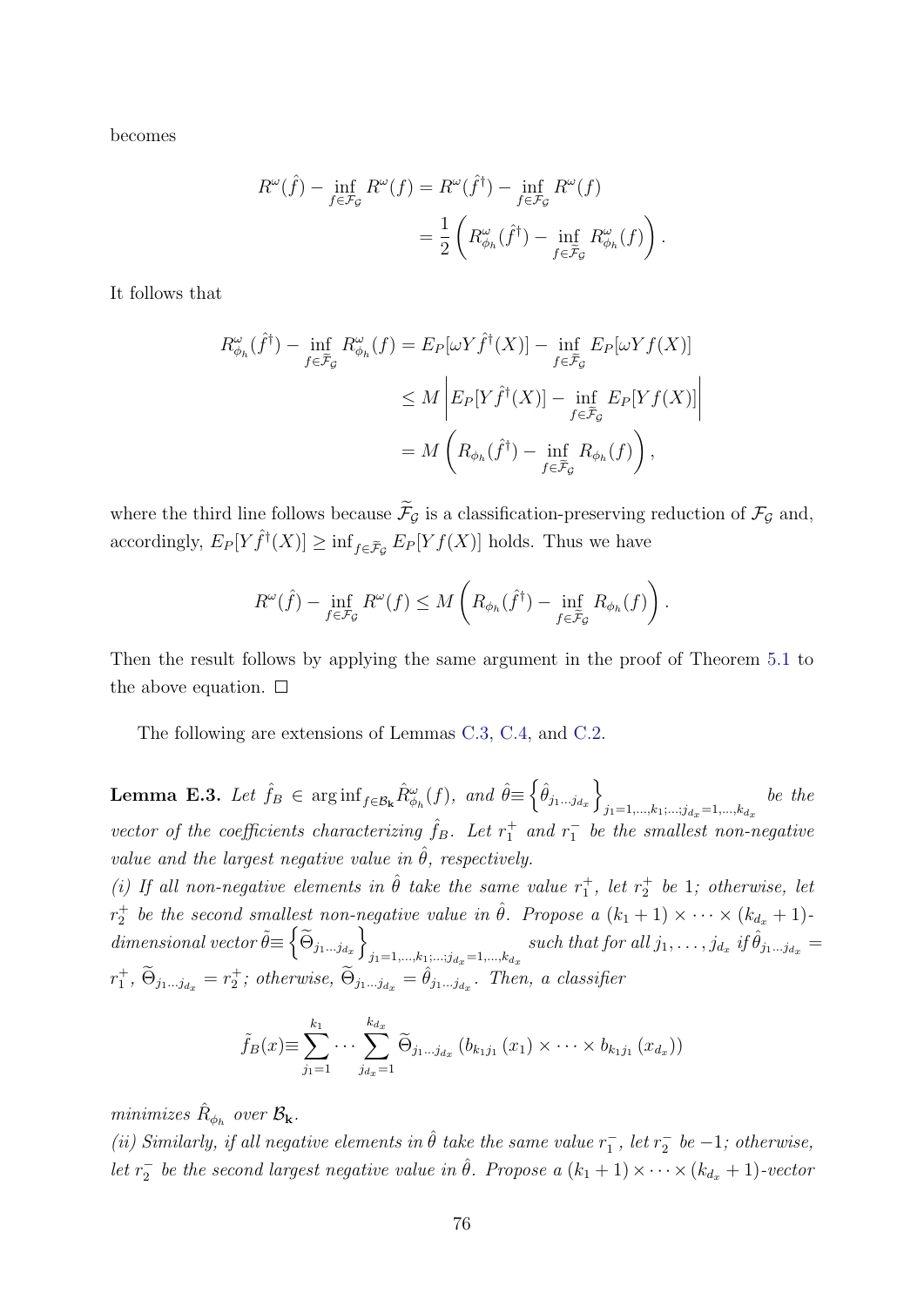becomes

$$
\begin{aligned}
R^{\omega}(\hat{f}) - \inf_{f\in\mathcal{F}_{\mathcal{G}}} R^{\omega}(f) &= R^{\omega}(\hat{f}^{\dagger}) - \inf_{f\in\mathcal{F}_{\mathcal{G}}} R^{\omega}(f) \\
&= \frac{1}{2}\left(R^{\omega}_{\phi_h}(\hat{f}^{\dagger}) - \inf_{f\in\widetilde{\mathcal{F}}_{\mathcal{G}}} R^{\omega}_{\phi_h}(f)\right).
\end{aligned}
$$

It follows that

$$
\begin{aligned}
R^{\omega}_{\phi_h}(\hat{f}^{\dagger}) - \inf_{f\in\widetilde{\mathcal{F}}_{\mathcal{G}}} R^{\omega}_{\phi_h}(f) &= E_P[\omega Y \hat{f}^{\dagger}(X)] - \inf_{f\in\widetilde{\mathcal{F}}_{\mathcal{G}}} E_P[\omega Y f(X)] \\
&\leq M\left|E_P[Y\hat{f}^{\dagger}(X)] - \inf_{f\in\widetilde{\mathcal{F}}_{\mathcal{G}}} E_P[Yf(X)]\right| \\
&= M\left(R_{\phi_h}(\hat{f}^{\dagger}) - \inf_{f\in\widetilde{\mathcal{F}}_{\mathcal{G}}} R_{\phi_h}(f)\right),
\end{aligned}
$$

where the third line follows because $\widetilde{\mathcal{F}}_{\mathcal{G}}$ is a classification-preserving reduction of $\mathcal{F}_{\mathcal{G}}$ and, accordingly, $E_P[Y\hat{f}^{\dagger}(X)] \geq \inf_{f\in\widetilde{\mathcal{F}}_{\mathcal{G}}} E_P[Yf(X)]$ holds. Thus we have

$$
R^{\omega}(\hat{f}) - \inf_{f\in\mathcal{F}_{\mathcal{G}}} R^{\omega}(f) \leq M\left(R_{\phi_h}(\hat{f}^{\dagger}) - \inf_{f\in\widetilde{\mathcal{F}}_{\mathcal{G}}} R_{\phi_h}(f)\right).
$$

Then the result follows by applying the same argument in the proof of Theorem 5.1 to the above equation. □

The following are extensions of Lemmas C.3, C.4, and C.2.

**Lemma E.3.** *Let $\hat{f}_B \in \arg\inf_{f\in\mathcal{B}_{\mathbf{k}}} \hat{R}^{\omega}_{\phi_h}(f)$, and $\hat{\theta}\equiv\left\{\hat{\theta}_{j_1\cdots j_{d_x}}\right\}_{j_1=1,\ldots,k_1;\ldots;j_{d_x}=1,\ldots,k_{d_x}}$ be the vector of the coefficients characterizing $\hat{f}_B$. Let $r_1^+$ and $r_1^-$ be the smallest non-negative value and the largest negative value in $\hat{\theta}$, respectively.*

*(i) If all non-negative elements in $\hat{\theta}$ take the same value $r_1^+$, let $r_2^+$ be 1; otherwise, let $r_2^+$ be the second smallest non-negative value in $\hat{\theta}$. Propose a $(k_1+1)\times\cdots\times(k_{d_x}+1)$-dimensional vector $\tilde{\theta}\equiv\left\{\widetilde{\Theta}_{j_1\cdots j_{d_x}}\right\}_{j_1=1,\ldots,k_1;\ldots;j_{d_x}=1,\ldots,k_{d_x}}$ such that for all $j_1,\ldots,j_{d_x}$ if $\hat{\theta}_{j_1\cdots j_{d_x}} = r_1^+$, $\widetilde{\Theta}_{j_1\cdots j_{d_x}} = r_2^+$; otherwise, $\widetilde{\Theta}_{j_1\cdots j_{d_x}} = \hat{\theta}_{j_1\cdots j_{d_x}}$. Then, a classifier*

$$
\tilde{f}_B(x)\equiv\sum_{j_1=1}^{k_1}\cdots\sum_{j_{d_x}=1}^{k_{d_x}}\widetilde{\Theta}_{j_1\cdots j_{d_x}}\left(b_{k_1 j_1}(x_1)\times\cdots\times b_{k_1 j_1}(x_{d_x})\right)
$$

*minimizes $\hat{R}_{\phi_h}$ over $\mathcal{B}_{\mathbf{k}}$.*

*(ii) Similarly, if all negative elements in $\hat{\theta}$ take the same value $r_1^-$, let $r_2^-$ be $-1$; otherwise, let $r_2^-$ be the second largest negative value in $\hat{\theta}$. Propose a $(k_1+1)\times\cdots\times(k_{d_x}+1)$-vector*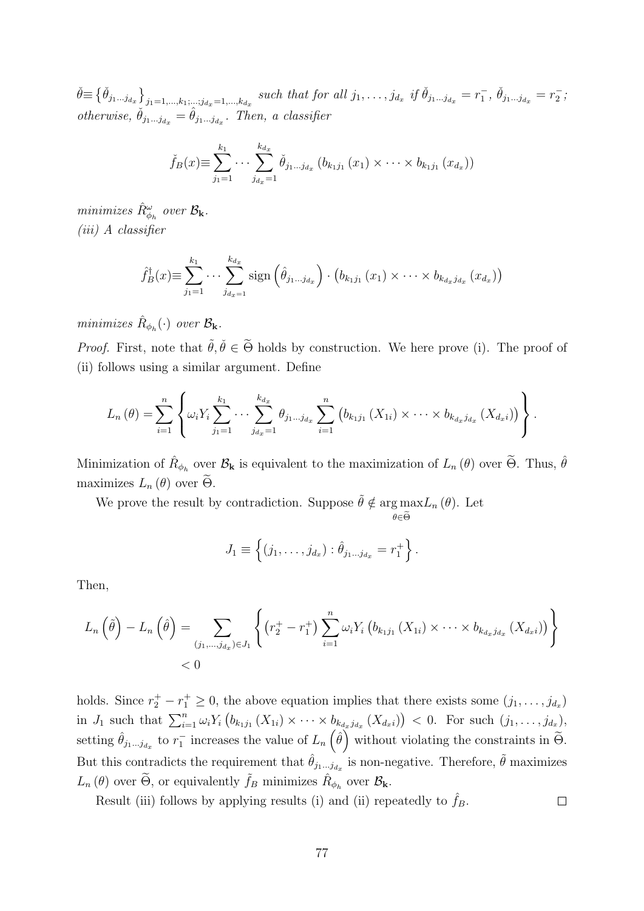$\check{\theta} \equiv \left\{ \check{\theta}_{j_1 \dots j_{d_x}} \right\}_{j_1 = 1, \dots, k_1; \dots; j_{d_x} = 1, \dots, k_{d_x}}$ *such that for all* $j_1, \dots, j_{d_x}$ *if* $\check{\theta}_{j_1 \dots j_{d_x}} = r_1^-$, $\check{\theta}_{j_1 \dots j_{d_x}} = r_2^-$; *otherwise,* $\check{\theta}_{j_1 \dots j_{d_x}} = \hat{\theta}_{j_1 \dots j_{d_x}}$. *Then, a classifier*

$$\check{f}_B(x) \equiv \sum_{j_1=1}^{k_1} \cdots \sum_{j_{d_x}=1}^{k_{d_x}} \check{\theta}_{j_1 \dots j_{d_x}} \left( b_{k_1 j_1}(x_1) \times \cdots \times b_{k_1 j_1}(x_{d_x}) \right)$$

*minimizes* $\hat{R}^{\omega}_{\phi_h}$ *over* $\mathcal{B}_{\mathbf{k}}$.

*(iii) A classifier*

$$\hat{f}^{\dagger}_B(x) \equiv \sum_{j_1=1}^{k_1} \cdots \sum_{j_{d_x=1}}^{k_{d_x}} \operatorname{sign}\left( \hat{\theta}_{j_1 \dots j_{d_x}} \right) \cdot \left( b_{k_1 j_1}(x_1) \times \cdots \times b_{k_{d_x} j_{d_x}}(x_{d_x}) \right)$$

*minimizes* $\hat{R}_{\phi_h}(\cdot)$ *over* $\mathcal{B}_{\mathbf{k}}$.

*Proof.* First, note that $\tilde{\theta}, \check{\theta} \in \widetilde{\Theta}$ holds by construction. We here prove (i). The proof of (ii) follows using a similar argument. Define

$$L_n(\theta) = \sum_{i=1}^{n} \left\{ \omega_i Y_i \sum_{j_1=1}^{k_1} \cdots \sum_{j_{d_x}=1}^{k_{d_x}} \theta_{j_1 \dots j_{d_x}} \sum_{i=1}^{n} \left( b_{k_1 j_1}(X_{1i}) \times \cdots \times b_{k_{d_x} j_{d_x}}(X_{d_x i}) \right) \right\}.$$

Minimization of $\hat{R}_{\phi_h}$ over $\mathcal{B}_{\mathbf{k}}$ is equivalent to the maximization of $L_n(\theta)$ over $\widetilde{\Theta}$. Thus, $\hat{\theta}$ maximizes $L_n(\theta)$ over $\widetilde{\Theta}$.

We prove the result by contradiction. Suppose $\tilde{\theta} \notin \underset{\theta \in \widetilde{\Theta}}{\arg\max} L_n(\theta)$. Let

$$J_1 \equiv \left\{ (j_1, \dots, j_{d_x}) : \hat{\theta}_{j_1 \dots j_{d_x}} = r_1^+ \right\}.$$

Then,

$$\begin{aligned} L_n\left(\tilde{\theta}\right) - L_n\left(\hat{\theta}\right) &= \sum_{(j_1, \dots, j_{d_x}) \in J_1} \left\{ \left( r_2^+ - r_1^+ \right) \sum_{i=1}^{n} \omega_i Y_i \left( b_{k_1 j_1}(X_{1i}) \times \cdots \times b_{k_{d_x} j_{d_x}}(X_{d_x i}) \right) \right\} \\ &< 0 \end{aligned}$$

holds. Since $r_2^+ - r_1^+ \geq 0$, the above equation implies that there exists some $(j_1, \dots, j_{d_x})$ in $J_1$ such that $\sum_{i=1}^{n} \omega_i Y_i \left( b_{k_1 j_1}(X_{1i}) \times \cdots \times b_{k_{d_x} j_{d_x}}(X_{d_x i}) \right) < 0$. For such $(j_1, \dots, j_{d_x})$, setting $\hat{\theta}_{j_1 \dots j_{d_x}}$ to $r_1^-$ increases the value of $L_n\left(\hat{\theta}\right)$ without violating the constraints in $\widetilde{\Theta}$. But this contradicts the requirement that $\hat{\theta}_{j_1 \dots j_{d_x}}$ is non-negative. Therefore, $\tilde{\theta}$ maximizes $L_n(\theta)$ over $\widetilde{\Theta}$, or equivalently $\tilde{f}_B$ minimizes $\hat{R}_{\phi_h}$ over $\mathcal{B}_{\mathbf{k}}$.

Result (iii) follows by applying results (i) and (ii) repeatedly to $\hat{f}_B$. $\square$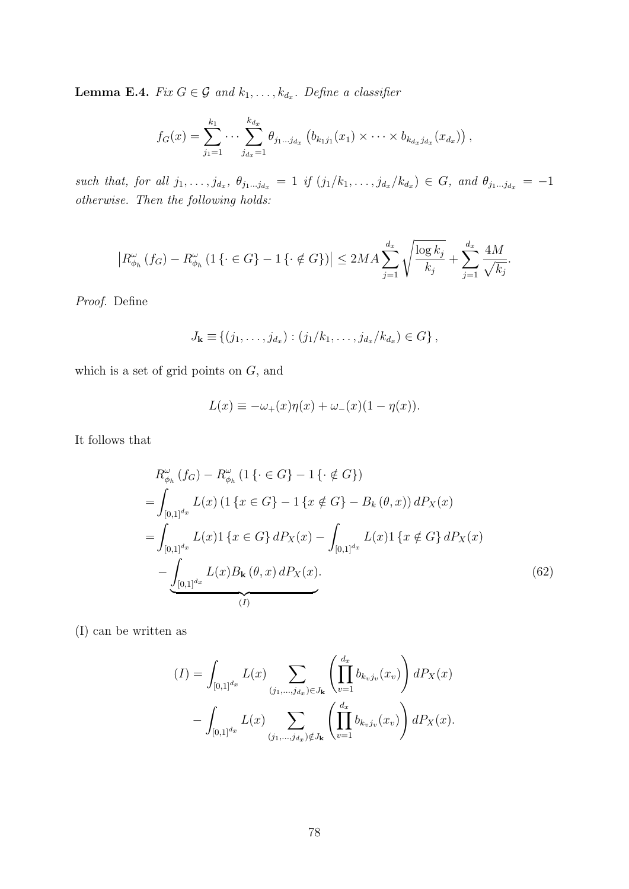**Lemma E.4.** *Fix $G \in \mathcal{G}$ and $k_1, \ldots, k_{d_x}$. Define a classifier*

$$
f_G(x) = \sum_{j_1=1}^{k_1} \cdots \sum_{j_{d_x}=1}^{k_{d_x}} \theta_{j_1 \ldots j_{d_x}} \left( b_{k_1 j_1}(x_1) \times \cdots \times b_{k_{d_x} j_{d_x}}(x_{d_x}) \right),
$$

*such that, for all $j_1, \ldots, j_{d_x}$, $\theta_{j_1 \ldots j_{d_x}} = 1$ if $(j_1/k_1, \ldots, j_{d_x}/k_{d_x}) \in G$, and $\theta_{j_1 \ldots j_{d_x}} = -1$ otherwise. Then the following holds:*

$$
\left| R^{\omega}_{\phi_h}\left(f_G\right) - R^{\omega}_{\phi_h}\left(1\left\{\cdot \in G\right\} - 1\left\{\cdot \notin G\right\}\right)\right| \leq 2MA \sum_{j=1}^{d_x} \sqrt{\frac{\log k_j}{k_j}} + \sum_{j=1}^{d_x} \frac{4M}{\sqrt{k_j}}.
$$

*Proof.* Define

$$
J_{\mathbf{k}} \equiv \left\{ (j_1, \ldots, j_{d_x}) : (j_1/k_1, \ldots, j_{d_x}/k_{d_x}) \in G \right\},
$$

which is a set of grid points on $G$, and

$$
L(x) \equiv -\omega_+(x)\eta(x) + \omega_-(x)(1 - \eta(x)).
$$

It follows that

$$
\begin{aligned}
& R^{\omega}_{\phi_h}\left(f_G\right) - R^{\omega}_{\phi_h}\left(1\left\{\cdot \in G\right\} - 1\left\{\cdot \notin G\right\}\right) \\
=& \int_{[0,1]^{d_x}} L(x) \left(1\left\{x \in G\right\} - 1\left\{x \notin G\right\} - B_k\left(\theta, x\right)\right) dP_X(x) \\
=& \int_{[0,1]^{d_x}} L(x) 1\left\{x \in G\right\} dP_X(x) - \int_{[0,1]^{d_x}} L(x) 1\left\{x \notin G\right\} dP_X(x) \\
& - \underbrace{\int_{[0,1]^{d_x}} L(x) B_{\mathbf{k}}\left(\theta, x\right) dP_X(x)}_{(I)}.
\end{aligned} \tag{62}
$$

(I) can be written as

$$
\begin{aligned}
(I) =& \int_{[0,1]^{d_x}} L(x) \sum_{(j_1, \ldots, j_{d_x}) \in J_{\mathbf{k}}} \left( \prod_{v=1}^{d_x} b_{k_v j_v}(x_v) \right) dP_X(x) \\
& - \int_{[0,1]^{d_x}} L(x) \sum_{(j_1, \ldots, j_{d_x}) \notin J_{\mathbf{k}}} \left( \prod_{v=1}^{d_x} b_{k_v j_v}(x_v) \right) dP_X(x).
\end{aligned}
$$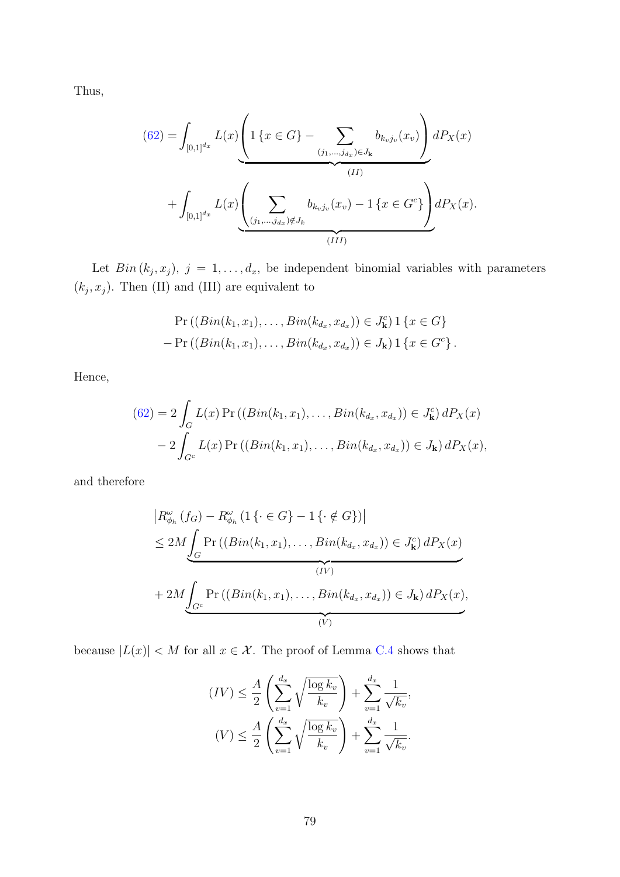Thus,

$$
(62) = \int_{[0,1]^{d_x}} L(x) \underbrace{\left( 1\{x \in G\} - \sum_{(j_1,\ldots,j_{d_x}) \in J_{\mathbf{k}}} b_{k_v j_v}(x_v) \right)}_{(II)} dP_X(x)
$$

$$
+ \int_{[0,1]^{d_x}} L(x) \underbrace{\left( \sum_{(j_1,\ldots,j_{d_x}) \notin J_k} b_{k_v j_v}(x_v) - 1\{x \in G^c\} \right)}_{(III)} dP_X(x).
$$

Let $Bin(k_j, x_j)$, $j = 1, \ldots, d_x$, be independent binomial variables with parameters $(k_j, x_j)$. Then (II) and (III) are equivalent to

$$
\Pr\left((Bin(k_1, x_1), \ldots, Bin(k_{d_x}, x_{d_x})) \in J_{\mathbf{k}}^c\right) 1\{x \in G\}
$$
$$
- \Pr\left((Bin(k_1, x_1), \ldots, Bin(k_{d_x}, x_{d_x})) \in J_{\mathbf{k}}\right) 1\{x \in G^c\}.
$$

Hence,

$$
(62) = 2\int_G L(x) \Pr\left((Bin(k_1, x_1), \ldots, Bin(k_{d_x}, x_{d_x})) \in J_{\mathbf{k}}^c\right) dP_X(x)
$$
$$
- 2\int_{G^c} L(x) \Pr\left((Bin(k_1, x_1), \ldots, Bin(k_{d_x}, x_{d_x})) \in J_{\mathbf{k}}\right) dP_X(x),
$$

and therefore

$$
\left| R^{\omega}_{\phi_h}(f_G) - R^{\omega}_{\phi_h}(1\{\cdot \in G\} - 1\{\cdot \notin G\}) \right|
$$
$$
\leq 2M \underbrace{\int_G \Pr\left((Bin(k_1, x_1), \ldots, Bin(k_{d_x}, x_{d_x})) \in J_{\mathbf{k}}^c\right) dP_X(x)}_{(IV)}
$$
$$
+ 2M \underbrace{\int_{G^c} \Pr\left((Bin(k_1, x_1), \ldots, Bin(k_{d_x}, x_{d_x})) \in J_{\mathbf{k}}\right) dP_X(x)}_{(V)},
$$

because $|L(x)| < M$ for all $x \in \mathcal{X}$. The proof of Lemma C.4 shows that

$$
(IV) \leq \frac{A}{2}\left(\sum_{v=1}^{d_x} \sqrt{\frac{\log k_v}{k_v}}\right) + \sum_{v=1}^{d_x} \frac{1}{\sqrt{k_v}},
$$
$$
(V) \leq \frac{A}{2}\left(\sum_{v=1}^{d_x} \sqrt{\frac{\log k_v}{k_v}}\right) + \sum_{v=1}^{d_x} \frac{1}{\sqrt{k_v}}.
$$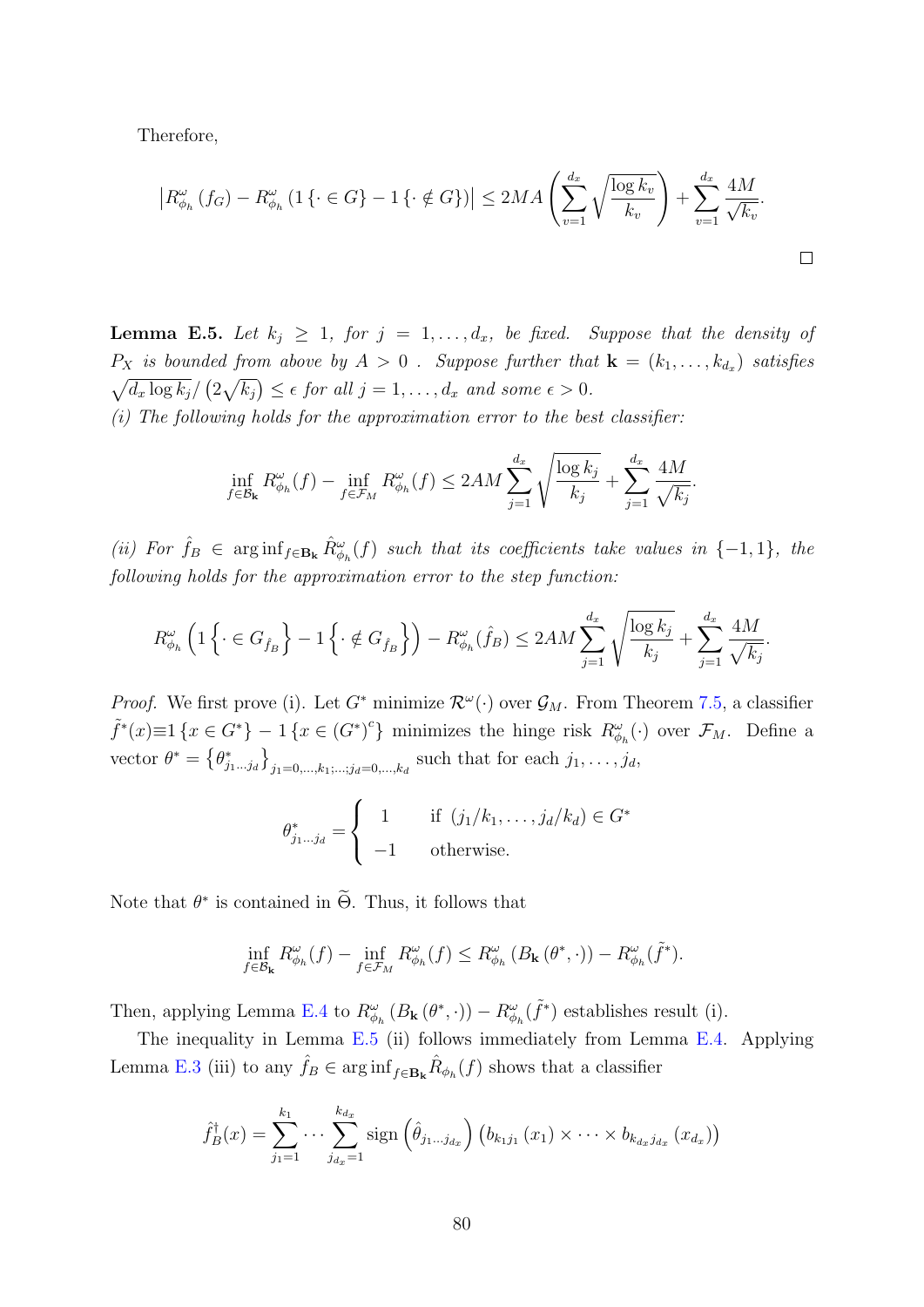Therefore,

$$\left|R^{\omega}_{\phi_h}(f_G) - R^{\omega}_{\phi_h}\left(1\{\cdot \in G\} - 1\{\cdot \notin G\}\right)\right| \leq 2MA\left(\sum_{v=1}^{d_x}\sqrt{\frac{\log k_v}{k_v}}\right) + \sum_{v=1}^{d_x}\frac{4M}{\sqrt{k_v}}.$$

□

**Lemma E.5.** *Let $k_j \geq 1$, for $j = 1, \ldots, d_x$, be fixed. Suppose that the density of $P_X$ is bounded from above by $A > 0$ . Suppose further that $\mathbf{k} = (k_1, \ldots, k_{d_x})$ satisfies $\sqrt{d_x \log k_j}/\left(2\sqrt{k_j}\right) \leq \epsilon$ for all $j = 1, \ldots, d_x$ and some $\epsilon > 0$.*

*(i) The following holds for the approximation error to the best classifier:*

$$\inf_{f\in\mathcal{B}_{\mathbf{k}}} R^{\omega}_{\phi_h}(f) - \inf_{f\in\mathcal{F}_M} R^{\omega}_{\phi_h}(f) \leq 2AM\sum_{j=1}^{d_x}\sqrt{\frac{\log k_j}{k_j}} + \sum_{j=1}^{d_x}\frac{4M}{\sqrt{k_j}}.$$

*(ii) For $\hat{f}_B \in \arg\inf_{f\in\mathbf{B}_{\mathbf{k}}} \hat{R}^{\omega}_{\phi_h}(f)$ such that its coefficients take values in $\{-1, 1\}$, the following holds for the approximation error to the step function:*

$$R^{\omega}_{\phi_h}\left(1\left\{\cdot \in G_{\hat{f}_B}\right\} - 1\left\{\cdot \notin G_{\hat{f}_B}\right\}\right) - R^{\omega}_{\phi_h}(\hat{f}_B) \leq 2AM\sum_{j=1}^{d_x}\sqrt{\frac{\log k_j}{k_j}} + \sum_{j=1}^{d_x}\frac{4M}{\sqrt{k_j}}.$$

*Proof.* We first prove (i). Let $G^*$ minimize $\mathcal{R}^{\omega}(\cdot)$ over $\mathcal{G}_M$. From Theorem 7.5, a classifier $\tilde{f}^*(x) \equiv 1\{x \in G^*\} - 1\{x \in (G^*)^c\}$ minimizes the hinge risk $R^{\omega}_{\phi_h}(\cdot)$ over $\mathcal{F}_M$. Define a vector $\theta^* = \left\{\theta^*_{j_1\ldots j_d}\right\}_{j_1=0,\ldots,k_1;\ldots;j_d=0,\ldots,k_d}$ such that for each $j_1, \ldots, j_d$,

$$\theta^*_{j_1\ldots j_d} = \begin{cases} 1 & \text{if } (j_1/k_1, \ldots, j_d/k_d) \in G^* \\ -1 & \text{otherwise.} \end{cases}$$

Note that $\theta^*$ is contained in $\widetilde{\Theta}$. Thus, it follows that

$$\inf_{f\in\mathcal{B}_{\mathbf{k}}} R^{\omega}_{\phi_h}(f) - \inf_{f\in\mathcal{F}_M} R^{\omega}_{\phi_h}(f) \leq R^{\omega}_{\phi_h}\left(B_{\mathbf{k}}(\theta^*, \cdot)\right) - R^{\omega}_{\phi_h}(\tilde{f}^*).$$

Then, applying Lemma E.4 to $R^{\omega}_{\phi_h}\left(B_{\mathbf{k}}(\theta^*, \cdot)\right) - R^{\omega}_{\phi_h}(\tilde{f}^*)$ establishes result (i).

The inequality in Lemma E.5 (ii) follows immediately from Lemma E.4. Applying Lemma E.3 (iii) to any $\hat{f}_B \in \arg\inf_{f\in\mathbf{B}_{\mathbf{k}}} \hat{R}_{\phi_h}(f)$ shows that a classifier

$$\hat{f}^{\dagger}_B(x) = \sum_{j_1=1}^{k_1}\cdots\sum_{j_{d_x}=1}^{k_{d_x}} \operatorname{sign}\left(\hat{\theta}_{j_1\ldots j_{d_x}}\right)\left(b_{k_1 j_1}(x_1) \times \cdots \times b_{k_{d_x} j_{d_x}}(x_{d_x})\right)$$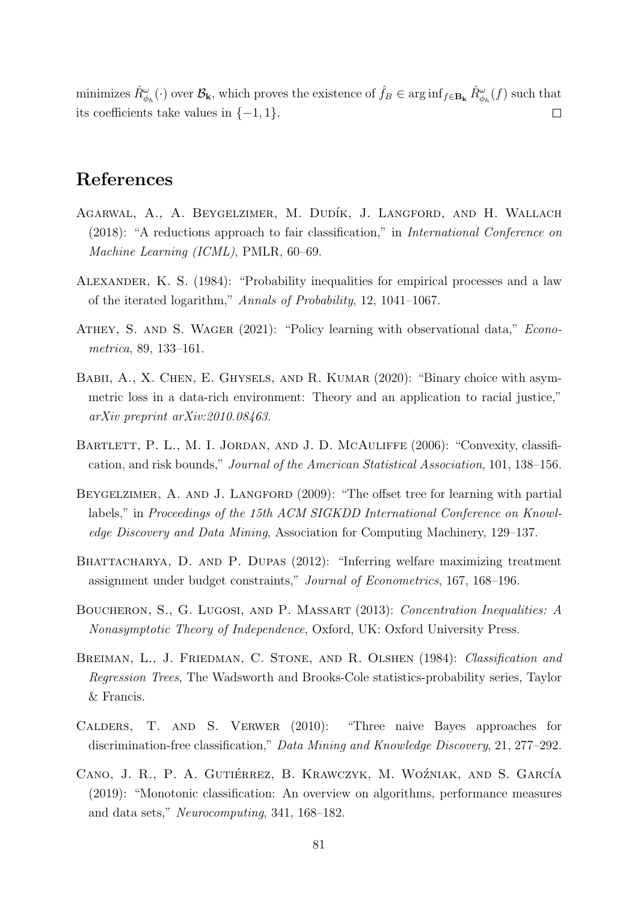minimizes $\hat{R}^{\omega}_{\phi_h}(\cdot)$ over $\mathcal{B}_{\mathbf{k}}$, which proves the existence of $\hat{f}_B \in \arg\inf_{f \in \mathbf{B_k}} \hat{R}^{\omega}_{\phi_h}(f)$ such that its coefficients take values in $\{-1, 1\}$. $\square$

# References

Agarwal, A., A. Beygelzimer, M. Dudík, J. Langford, and H. Wallach (2018): "A reductions approach to fair classification," in *International Conference on Machine Learning (ICML)*, PMLR, 60–69.

Alexander, K. S. (1984): "Probability inequalities for empirical processes and a law of the iterated logarithm," *Annals of Probability*, 12, 1041–1067.

Athey, S. and S. Wager (2021): "Policy learning with observational data," *Econometrica*, 89, 133–161.

Babii, A., X. Chen, E. Ghysels, and R. Kumar (2020): "Binary choice with asymmetric loss in a data-rich environment: Theory and an application to racial justice," *arXiv preprint arXiv:2010.08463*.

Bartlett, P. L., M. I. Jordan, and J. D. McAuliffe (2006): "Convexity, classification, and risk bounds," *Journal of the American Statistical Association*, 101, 138–156.

Beygelzimer, A. and J. Langford (2009): "The offset tree for learning with partial labels," in *Proceedings of the 15th ACM SIGKDD International Conference on Knowledge Discovery and Data Mining*, Association for Computing Machinery, 129–137.

Bhattacharya, D. and P. Dupas (2012): "Inferring welfare maximizing treatment assignment under budget constraints," *Journal of Econometrics*, 167, 168–196.

Boucheron, S., G. Lugosi, and P. Massart (2013): *Concentration Inequalities: A Nonasymptotic Theory of Independence*, Oxford, UK: Oxford University Press.

Breiman, L., J. Friedman, C. Stone, and R. Olshen (1984): *Classification and Regression Trees*, The Wadsworth and Brooks-Cole statistics-probability series, Taylor & Francis.

Calders, T. and S. Verwer (2010): "Three naive Bayes approaches for discrimination-free classification," *Data Mining and Knowledge Discovery*, 21, 277–292.

Cano, J. R., P. A. Gutiérrez, B. Krawczyk, M. Woźniak, and S. García (2019): "Monotonic classification: An overview on algorithms, performance measures and data sets," *Neurocomputing*, 341, 168–182.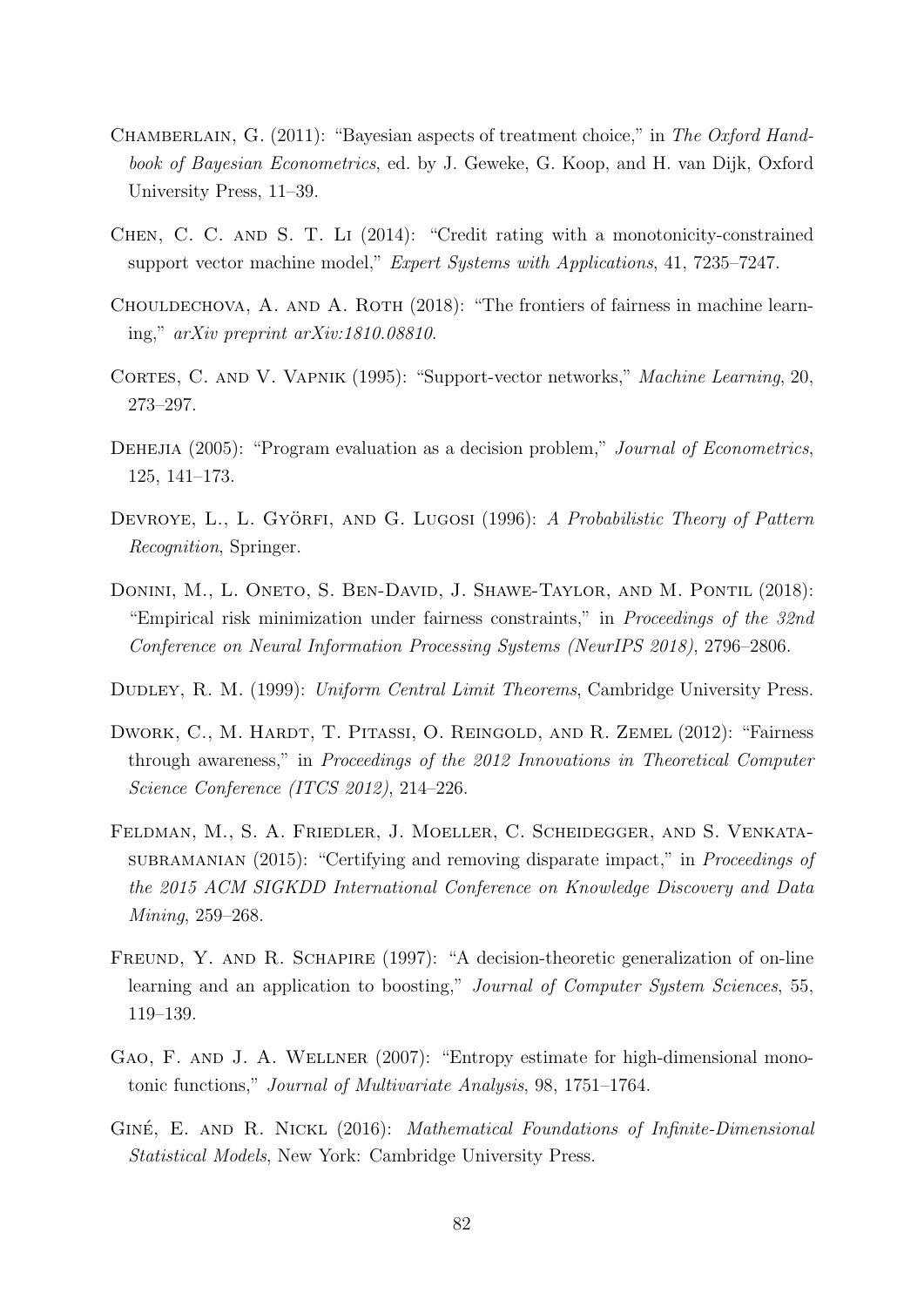Chamberlain, G. (2011): "Bayesian aspects of treatment choice," in *The Oxford Handbook of Bayesian Econometrics*, ed. by J. Geweke, G. Koop, and H. van Dijk, Oxford University Press, 11–39.

Chen, C. C. and S. T. Li (2014): "Credit rating with a monotonicity-constrained support vector machine model," *Expert Systems with Applications*, 41, 7235–7247.

Chouldechova, A. and A. Roth (2018): "The frontiers of fairness in machine learning," *arXiv preprint arXiv:1810.08810*.

Cortes, C. and V. Vapnik (1995): "Support-vector networks," *Machine Learning*, 20, 273–297.

Dehejia (2005): "Program evaluation as a decision problem," *Journal of Econometrics*, 125, 141–173.

Devroye, L., L. Györfi, and G. Lugosi (1996): *A Probabilistic Theory of Pattern Recognition*, Springer.

Donini, M., L. Oneto, S. Ben-David, J. Shawe-Taylor, and M. Pontil (2018): "Empirical risk minimization under fairness constraints," in *Proceedings of the 32nd Conference on Neural Information Processing Systems (NeurIPS 2018)*, 2796–2806.

Dudley, R. M. (1999): *Uniform Central Limit Theorems*, Cambridge University Press.

Dwork, C., M. Hardt, T. Pitassi, O. Reingold, and R. Zemel (2012): "Fairness through awareness," in *Proceedings of the 2012 Innovations in Theoretical Computer Science Conference (ITCS 2012)*, 214–226.

Feldman, M., S. A. Friedler, J. Moeller, C. Scheidegger, and S. Venkatasubramanian (2015): "Certifying and removing disparate impact," in *Proceedings of the 2015 ACM SIGKDD International Conference on Knowledge Discovery and Data Mining*, 259–268.

Freund, Y. and R. Schapire (1997): "A decision-theoretic generalization of on-line learning and an application to boosting," *Journal of Computer System Sciences*, 55, 119–139.

Gao, F. and J. A. Wellner (2007): "Entropy estimate for high-dimensional monotonic functions," *Journal of Multivariate Analysis*, 98, 1751–1764.

Giné, E. and R. Nickl (2016): *Mathematical Foundations of Infinite-Dimensional Statistical Models*, New York: Cambridge University Press.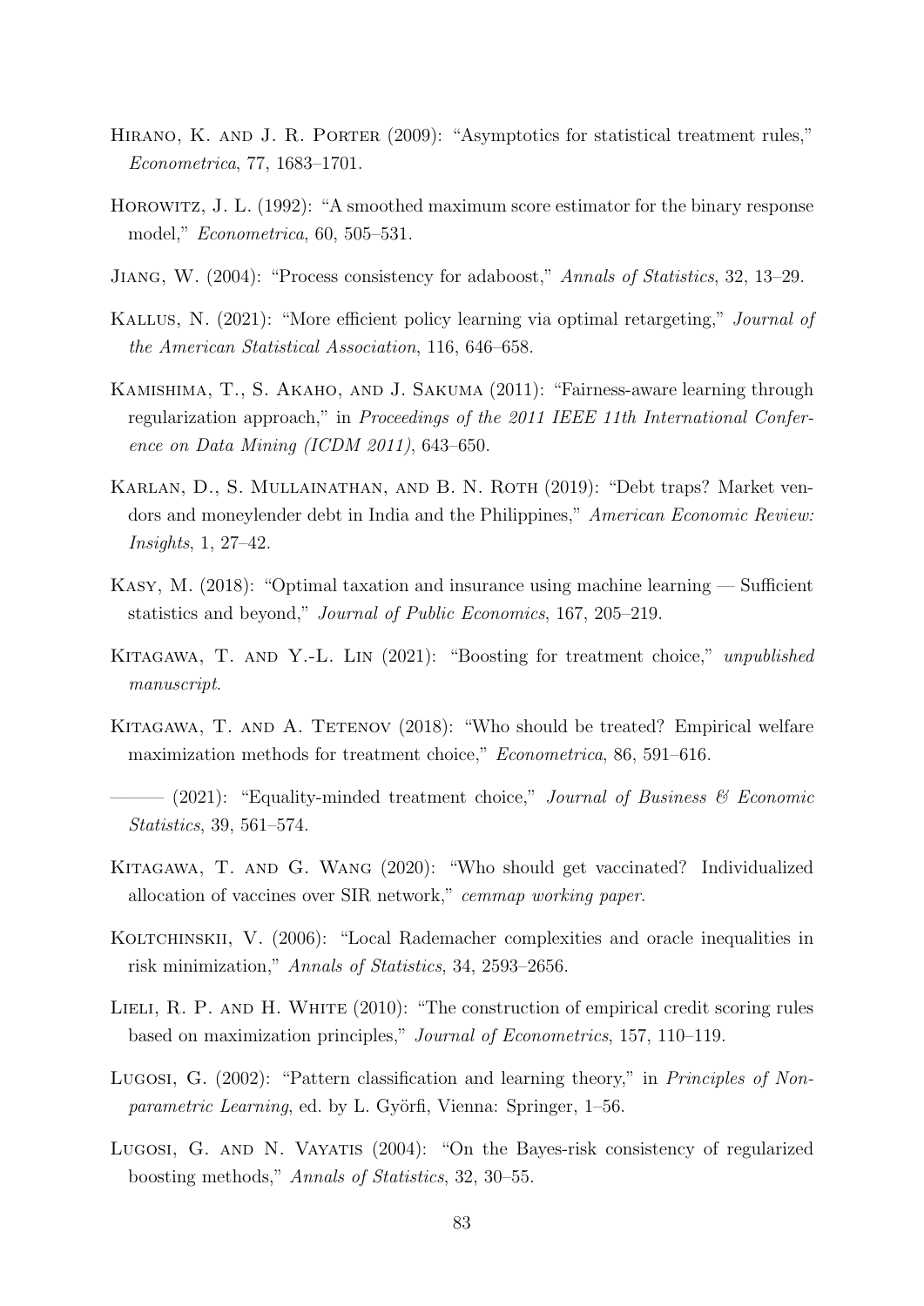Hirano, K. and J. R. Porter (2009): "Asymptotics for statistical treatment rules," *Econometrica*, 77, 1683–1701.

Horowitz, J. L. (1992): "A smoothed maximum score estimator for the binary response model," *Econometrica*, 60, 505–531.

Jiang, W. (2004): "Process consistency for adaboost," *Annals of Statistics*, 32, 13–29.

Kallus, N. (2021): "More efficient policy learning via optimal retargeting," *Journal of the American Statistical Association*, 116, 646–658.

Kamishima, T., S. Akaho, and J. Sakuma (2011): "Fairness-aware learning through regularization approach," in *Proceedings of the 2011 IEEE 11th International Conference on Data Mining (ICDM 2011)*, 643–650.

Karlan, D., S. Mullainathan, and B. N. Roth (2019): "Debt traps? Market vendors and moneylender debt in India and the Philippines," *American Economic Review: Insights*, 1, 27–42.

Kasy, M. (2018): "Optimal taxation and insurance using machine learning — Sufficient statistics and beyond," *Journal of Public Economics*, 167, 205–219.

Kitagawa, T. and Y.-L. Lin (2021): "Boosting for treatment choice," *unpublished manuscript*.

Kitagawa, T. and A. Tetenov (2018): "Who should be treated? Empirical welfare maximization methods for treatment choice," *Econometrica*, 86, 591–616.

——— (2021): "Equality-minded treatment choice," *Journal of Business & Economic Statistics*, 39, 561–574.

Kitagawa, T. and G. Wang (2020): "Who should get vaccinated? Individualized allocation of vaccines over SIR network," *cemmap working paper*.

Koltchinskii, V. (2006): "Local Rademacher complexities and oracle inequalities in risk minimization," *Annals of Statistics*, 34, 2593–2656.

Lieli, R. P. and H. White (2010): "The construction of empirical credit scoring rules based on maximization principles," *Journal of Econometrics*, 157, 110–119.

Lugosi, G. (2002): "Pattern classification and learning theory," in *Principles of Nonparametric Learning*, ed. by L. Györfi, Vienna: Springer, 1–56.

Lugosi, G. and N. Vayatis (2004): "On the Bayes-risk consistency of regularized boosting methods," *Annals of Statistics*, 32, 30–55.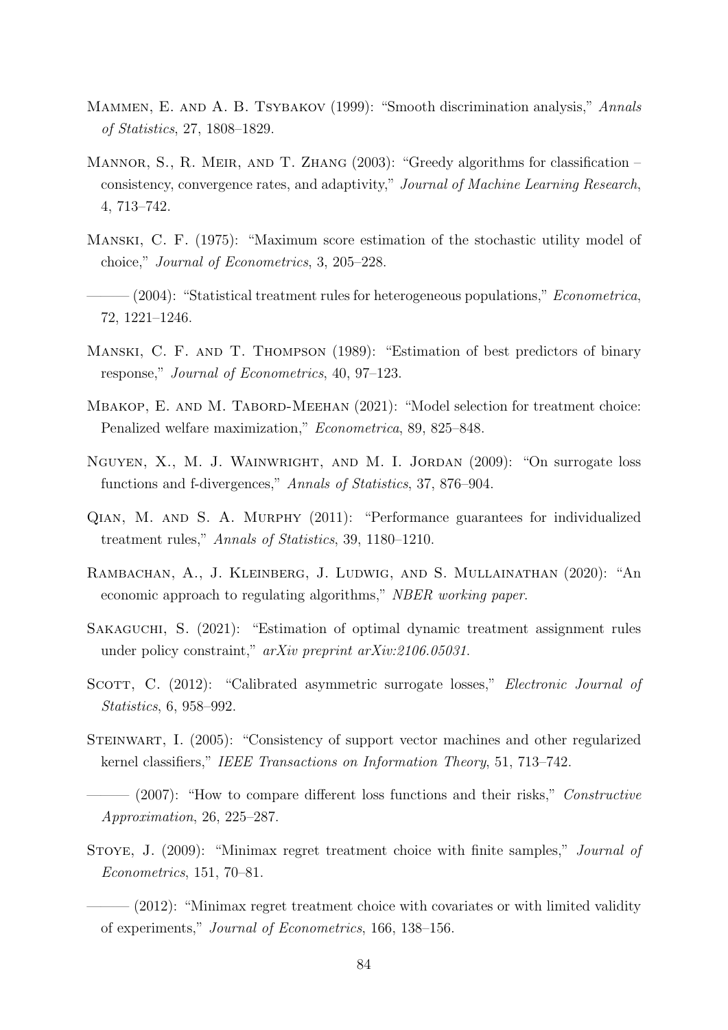Mammen, E. and A. B. Tsybakov (1999): "Smooth discrimination analysis," *Annals of Statistics*, 27, 1808–1829.

Mannor, S., R. Meir, and T. Zhang (2003): "Greedy algorithms for classification – consistency, convergence rates, and adaptivity," *Journal of Machine Learning Research*, 4, 713–742.

Manski, C. F. (1975): "Maximum score estimation of the stochastic utility model of choice," *Journal of Econometrics*, 3, 205–228.

——— (2004): "Statistical treatment rules for heterogeneous populations," *Econometrica*, 72, 1221–1246.

Manski, C. F. and T. Thompson (1989): "Estimation of best predictors of binary response," *Journal of Econometrics*, 40, 97–123.

Mbakop, E. and M. Tabord-Meehan (2021): "Model selection for treatment choice: Penalized welfare maximization," *Econometrica*, 89, 825–848.

Nguyen, X., M. J. Wainwright, and M. I. Jordan (2009): "On surrogate loss functions and f-divergences," *Annals of Statistics*, 37, 876–904.

Qian, M. and S. A. Murphy (2011): "Performance guarantees for individualized treatment rules," *Annals of Statistics*, 39, 1180–1210.

Rambachan, A., J. Kleinberg, J. Ludwig, and S. Mullainathan (2020): "An economic approach to regulating algorithms," *NBER working paper*.

Sakaguchi, S. (2021): "Estimation of optimal dynamic treatment assignment rules under policy constraint," *arXiv preprint arXiv:2106.05031*.

Scott, C. (2012): "Calibrated asymmetric surrogate losses," *Electronic Journal of Statistics*, 6, 958–992.

Steinwart, I. (2005): "Consistency of support vector machines and other regularized kernel classifiers," *IEEE Transactions on Information Theory*, 51, 713–742.

——— (2007): "How to compare different loss functions and their risks," *Constructive Approximation*, 26, 225–287.

Stoye, J. (2009): "Minimax regret treatment choice with finite samples," *Journal of Econometrics*, 151, 70–81.

——— (2012): "Minimax regret treatment choice with covariates or with limited validity of experiments," *Journal of Econometrics*, 166, 138–156.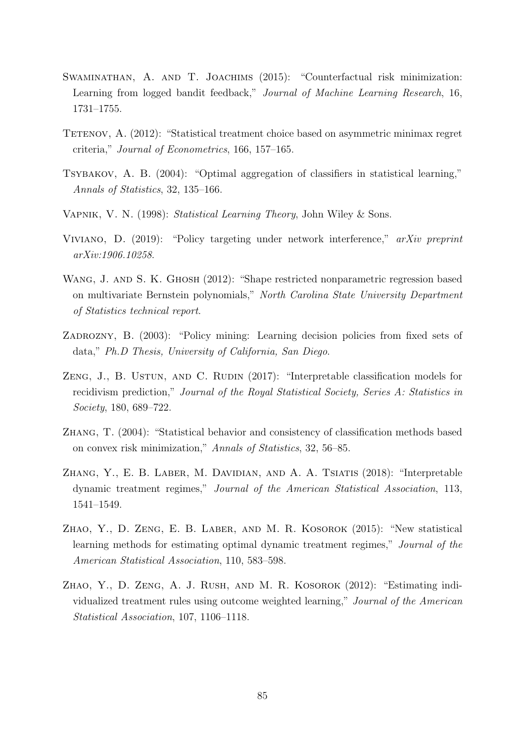Swaminathan, A. and T. Joachims (2015): "Counterfactual risk minimization: Learning from logged bandit feedback," *Journal of Machine Learning Research*, 16, 1731–1755.

Tetenov, A. (2012): "Statistical treatment choice based on asymmetric minimax regret criteria," *Journal of Econometrics*, 166, 157–165.

Tsybakov, A. B. (2004): "Optimal aggregation of classifiers in statistical learning," *Annals of Statistics*, 32, 135–166.

Vapnik, V. N. (1998): *Statistical Learning Theory*, John Wiley & Sons.

Viviano, D. (2019): "Policy targeting under network interference," *arXiv preprint arXiv:1906.10258*.

Wang, J. and S. K. Ghosh (2012): "Shape restricted nonparametric regression based on multivariate Bernstein polynomials," *North Carolina State University Department of Statistics technical report*.

Zadrozny, B. (2003): "Policy mining: Learning decision policies from fixed sets of data," *Ph.D Thesis, University of California, San Diego*.

Zeng, J., B. Ustun, and C. Rudin (2017): "Interpretable classification models for recidivism prediction," *Journal of the Royal Statistical Society, Series A: Statistics in Society*, 180, 689–722.

Zhang, T. (2004): "Statistical behavior and consistency of classification methods based on convex risk minimization," *Annals of Statistics*, 32, 56–85.

Zhang, Y., E. B. Laber, M. Davidian, and A. A. Tsiatis (2018): "Interpretable dynamic treatment regimes," *Journal of the American Statistical Association*, 113, 1541–1549.

Zhao, Y., D. Zeng, E. B. Laber, and M. R. Kosorok (2015): "New statistical learning methods for estimating optimal dynamic treatment regimes," *Journal of the American Statistical Association*, 110, 583–598.

Zhao, Y., D. Zeng, A. J. Rush, and M. R. Kosorok (2012): "Estimating individualized treatment rules using outcome weighted learning," *Journal of the American Statistical Association*, 107, 1106–1118.